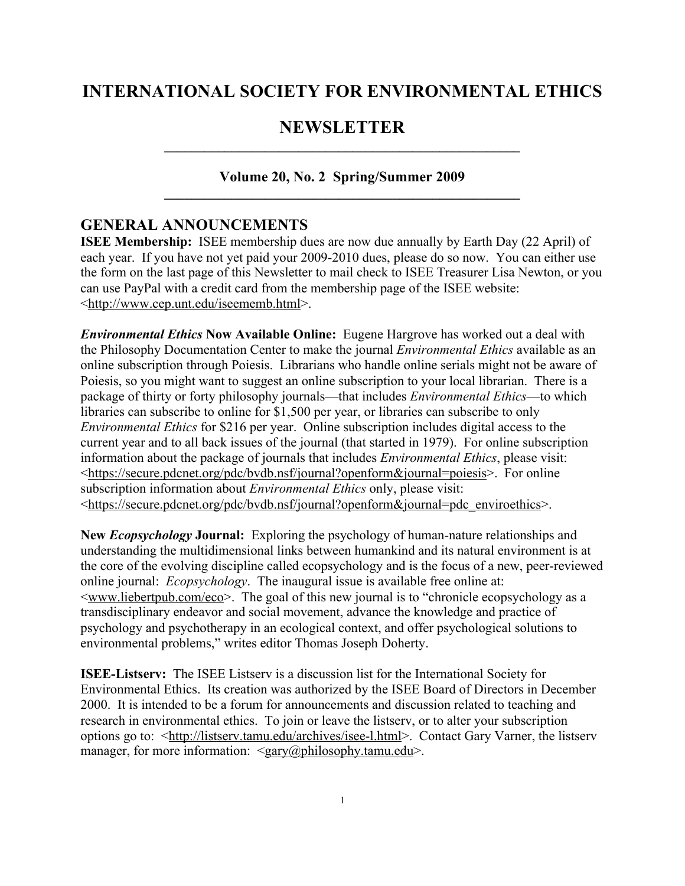# INTERNATIONAL SOCIETY FOR ENVIRONMENTAL ETHICS

# NEWSLETTER

---

### Volume 20, No. 2 Spring/Summer 2009

---

## GENERAL ANNOUNCEMENTS

**ISEE Membership:** ISEE membership dues are now due annually by Earth Day (22 April) of each year. If you have not yet paid your 2009-2010 dues, please do so now. You can either use the form on the last page of this Newsletter to mail check to ISEE Treasurer Lisa Newton, or you can use PayPal with a credit card from the membership page of the ISEE website: <http://www.cep.unt.edu/iseememb.html>.

***Environmental Ethics* Now Available Online:** Eugene Hargrove has worked out a deal with the Philosophy Documentation Center to make the journal *Environmental Ethics* available as an online subscription through Poiesis. Librarians who handle online serials might not be aware of Poiesis, so you might want to suggest an online subscription to your local librarian. There is a package of thirty or forty philosophy journals—that includes *Environmental Ethics*—to which libraries can subscribe to online for $1,500 per year, or libraries can subscribe to only *Environmental Ethics* for $216 per year. Online subscription includes digital access to the current year and to all back issues of the journal (that started in 1979). For online subscription information about the package of journals that includes *Environmental Ethics*, please visit: <https://secure.pdcnet.org/pdc/bvdb.nsf/journal?openform&journal=poiesis>. For online subscription information about *Environmental Ethics* only, please visit: <https://secure.pdcnet.org/pdc/bvdb.nsf/journal?openform&journal=pdc_enviroethics>.

**New *Ecopsychology* Journal:** Exploring the psychology of human-nature relationships and understanding the multidimensional links between humankind and its natural environment is at the core of the evolving discipline called ecopsychology and is the focus of a new, peer-reviewed online journal: *Ecopsychology*. The inaugural issue is available free online at: <www.liebertpub.com/eco>. The goal of this new journal is to "chronicle ecopsychology as a transdisciplinary endeavor and social movement, advance the knowledge and practice of psychology and psychotherapy in an ecological context, and offer psychological solutions to environmental problems," writes editor Thomas Joseph Doherty.

**ISEE-Listserv:** The ISEE Listserv is a discussion list for the International Society for Environmental Ethics. Its creation was authorized by the ISEE Board of Directors in December 2000. It is intended to be a forum for announcements and discussion related to teaching and research in environmental ethics. To join or leave the listserv, or to alter your subscription options go to: <http://listserv.tamu.edu/archives/isee-l.html>. Contact Gary Varner, the listserv manager, for more information: <gary@philosophy.tamu.edu>.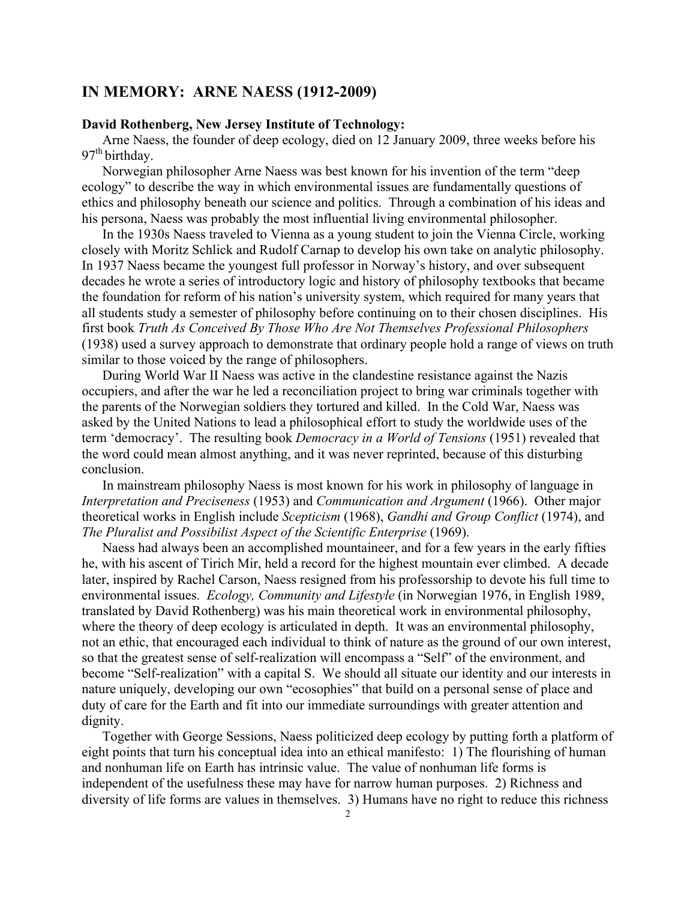## IN MEMORY: ARNE NAESS (1912-2009)

**David Rothenberg, New Jersey Institute of Technology:**

Arne Naess, the founder of deep ecology, died on 12 January 2009, three weeks before his 97th birthday.

Norwegian philosopher Arne Naess was best known for his invention of the term "deep ecology" to describe the way in which environmental issues are fundamentally questions of ethics and philosophy beneath our science and politics. Through a combination of his ideas and his persona, Naess was probably the most influential living environmental philosopher.

In the 1930s Naess traveled to Vienna as a young student to join the Vienna Circle, working closely with Moritz Schlick and Rudolf Carnap to develop his own take on analytic philosophy. In 1937 Naess became the youngest full professor in Norway's history, and over subsequent decades he wrote a series of introductory logic and history of philosophy textbooks that became the foundation for reform of his nation's university system, which required for many years that all students study a semester of philosophy before continuing on to their chosen disciplines. His first book *Truth As Conceived By Those Who Are Not Themselves Professional Philosophers* (1938) used a survey approach to demonstrate that ordinary people hold a range of views on truth similar to those voiced by the range of philosophers.

During World War II Naess was active in the clandestine resistance against the Nazis occupiers, and after the war he led a reconciliation project to bring war criminals together with the parents of the Norwegian soldiers they tortured and killed. In the Cold War, Naess was asked by the United Nations to lead a philosophical effort to study the worldwide uses of the term 'democracy'. The resulting book *Democracy in a World of Tensions* (1951) revealed that the word could mean almost anything, and it was never reprinted, because of this disturbing conclusion.

In mainstream philosophy Naess is most known for his work in philosophy of language in *Interpretation and Preciseness* (1953) and *Communication and Argument* (1966). Other major theoretical works in English include *Scepticism* (1968), *Gandhi and Group Conflict* (1974), and *The Pluralist and Possibilist Aspect of the Scientific Enterprise* (1969).

Naess had always been an accomplished mountaineer, and for a few years in the early fifties he, with his ascent of Tirich Mir, held a record for the highest mountain ever climbed. A decade later, inspired by Rachel Carson, Naess resigned from his professorship to devote his full time to environmental issues. *Ecology, Community and Lifestyle* (in Norwegian 1976, in English 1989, translated by David Rothenberg) was his main theoretical work in environmental philosophy, where the theory of deep ecology is articulated in depth. It was an environmental philosophy, not an ethic, that encouraged each individual to think of nature as the ground of our own interest, so that the greatest sense of self-realization will encompass a "Self" of the environment, and become "Self-realization" with a capital S. We should all situate our identity and our interests in nature uniquely, developing our own "ecosophies" that build on a personal sense of place and duty of care for the Earth and fit into our immediate surroundings with greater attention and dignity.

Together with George Sessions, Naess politicized deep ecology by putting forth a platform of eight points that turn his conceptual idea into an ethical manifesto: 1) The flourishing of human and nonhuman life on Earth has intrinsic value. The value of nonhuman life forms is independent of the usefulness these may have for narrow human purposes. 2) Richness and diversity of life forms are values in themselves. 3) Humans have no right to reduce this richness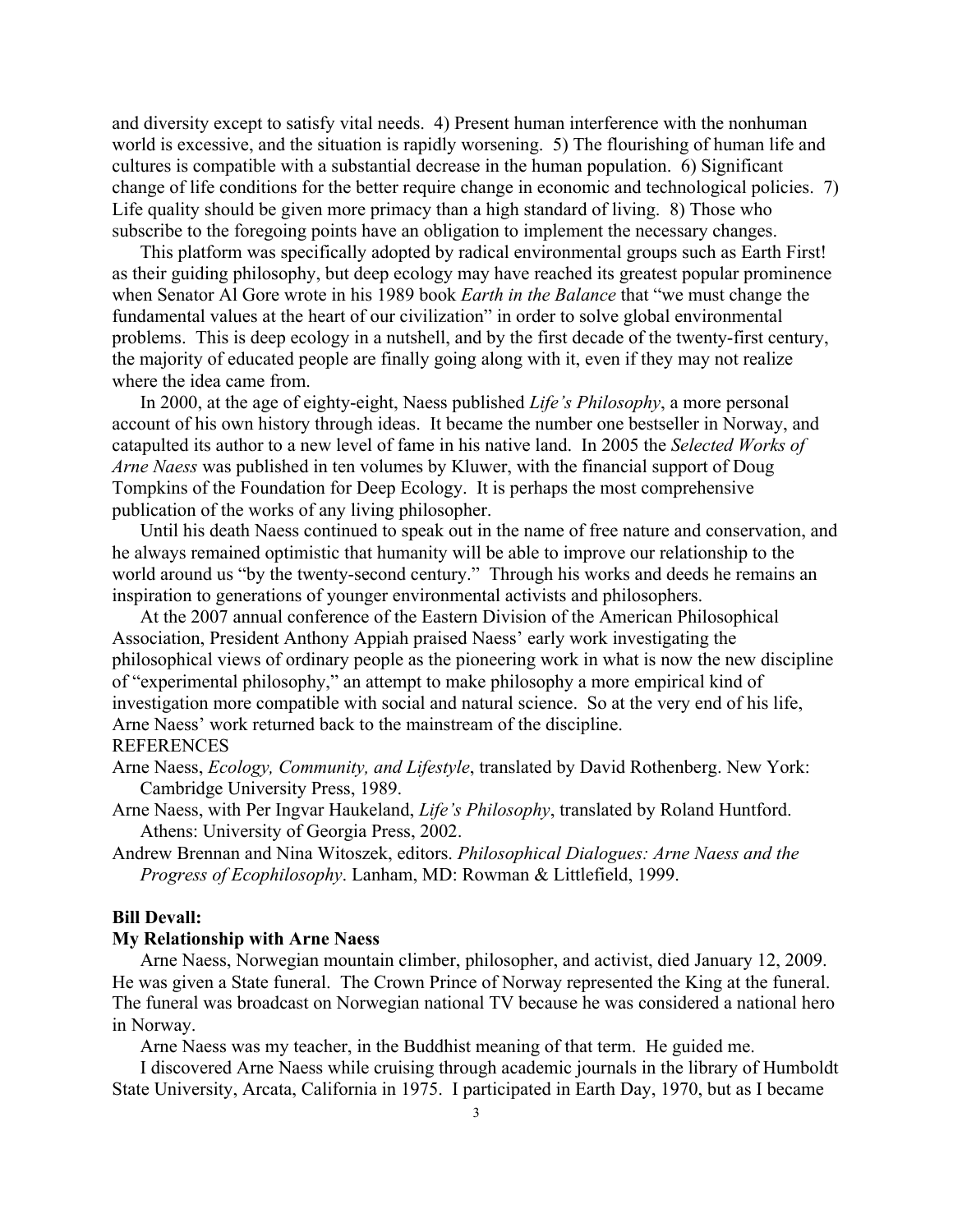and diversity except to satisfy vital needs. 4) Present human interference with the nonhuman world is excessive, and the situation is rapidly worsening. 5) The flourishing of human life and cultures is compatible with a substantial decrease in the human population. 6) Significant change of life conditions for the better require change in economic and technological policies. 7) Life quality should be given more primacy than a high standard of living. 8) Those who subscribe to the foregoing points have an obligation to implement the necessary changes.

This platform was specifically adopted by radical environmental groups such as Earth First! as their guiding philosophy, but deep ecology may have reached its greatest popular prominence when Senator Al Gore wrote in his 1989 book *Earth in the Balance* that "we must change the fundamental values at the heart of our civilization" in order to solve global environmental problems. This is deep ecology in a nutshell, and by the first decade of the twenty-first century, the majority of educated people are finally going along with it, even if they may not realize where the idea came from.

In 2000, at the age of eighty-eight, Naess published *Life's Philosophy*, a more personal account of his own history through ideas. It became the number one bestseller in Norway, and catapulted its author to a new level of fame in his native land. In 2005 the *Selected Works of Arne Naess* was published in ten volumes by Kluwer, with the financial support of Doug Tompkins of the Foundation for Deep Ecology. It is perhaps the most comprehensive publication of the works of any living philosopher.

Until his death Naess continued to speak out in the name of free nature and conservation, and he always remained optimistic that humanity will be able to improve our relationship to the world around us "by the twenty-second century." Through his works and deeds he remains an inspiration to generations of younger environmental activists and philosophers.

At the 2007 annual conference of the Eastern Division of the American Philosophical Association, President Anthony Appiah praised Naess' early work investigating the philosophical views of ordinary people as the pioneering work in what is now the new discipline of "experimental philosophy," an attempt to make philosophy a more empirical kind of investigation more compatible with social and natural science. So at the very end of his life, Arne Naess' work returned back to the mainstream of the discipline.

REFERENCES

Arne Naess, *Ecology, Community, and Lifestyle*, translated by David Rothenberg. New York: Cambridge University Press, 1989.

Arne Naess, with Per Ingvar Haukeland, *Life's Philosophy*, translated by Roland Huntford. Athens: University of Georgia Press, 2002.

Andrew Brennan and Nina Witoszek, editors. *Philosophical Dialogues: Arne Naess and the Progress of Ecophilosophy*. Lanham, MD: Rowman & Littlefield, 1999.

**Bill Devall:**

**My Relationship with Arne Naess**

Arne Naess, Norwegian mountain climber, philosopher, and activist, died January 12, 2009. He was given a State funeral. The Crown Prince of Norway represented the King at the funeral. The funeral was broadcast on Norwegian national TV because he was considered a national hero in Norway.

Arne Naess was my teacher, in the Buddhist meaning of that term. He guided me.

I discovered Arne Naess while cruising through academic journals in the library of Humboldt State University, Arcata, California in 1975. I participated in Earth Day, 1970, but as I became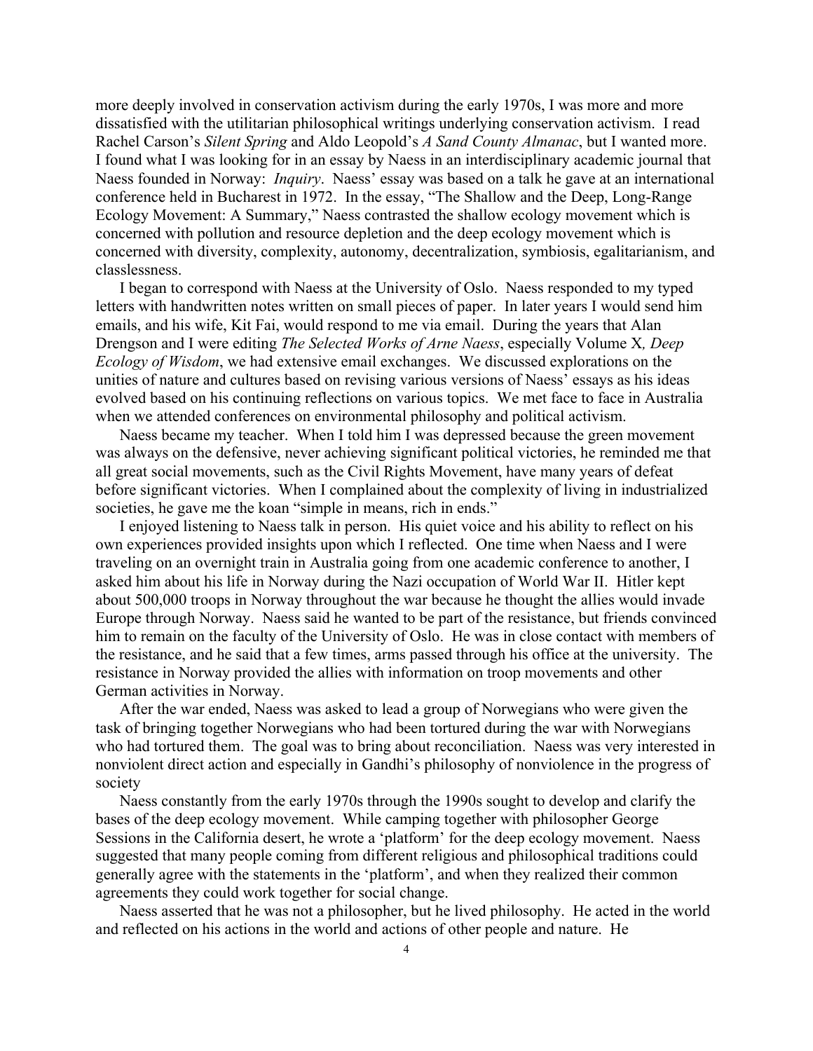more deeply involved in conservation activism during the early 1970s, I was more and more dissatisfied with the utilitarian philosophical writings underlying conservation activism. I read Rachel Carson's *Silent Spring* and Aldo Leopold's *A Sand County Almanac*, but I wanted more. I found what I was looking for in an essay by Naess in an interdisciplinary academic journal that Naess founded in Norway: *Inquiry*. Naess' essay was based on a talk he gave at an international conference held in Bucharest in 1972. In the essay, "The Shallow and the Deep, Long-Range Ecology Movement: A Summary," Naess contrasted the shallow ecology movement which is concerned with pollution and resource depletion and the deep ecology movement which is concerned with diversity, complexity, autonomy, decentralization, symbiosis, egalitarianism, and classlessness.

I began to correspond with Naess at the University of Oslo. Naess responded to my typed letters with handwritten notes written on small pieces of paper. In later years I would send him emails, and his wife, Kit Fai, would respond to me via email. During the years that Alan Drengson and I were editing *The Selected Works of Arne Naess*, especially Volume X*, Deep Ecology of Wisdom*, we had extensive email exchanges. We discussed explorations on the unities of nature and cultures based on revising various versions of Naess' essays as his ideas evolved based on his continuing reflections on various topics. We met face to face in Australia when we attended conferences on environmental philosophy and political activism.

Naess became my teacher. When I told him I was depressed because the green movement was always on the defensive, never achieving significant political victories, he reminded me that all great social movements, such as the Civil Rights Movement, have many years of defeat before significant victories. When I complained about the complexity of living in industrialized societies, he gave me the koan "simple in means, rich in ends."

I enjoyed listening to Naess talk in person. His quiet voice and his ability to reflect on his own experiences provided insights upon which I reflected. One time when Naess and I were traveling on an overnight train in Australia going from one academic conference to another, I asked him about his life in Norway during the Nazi occupation of World War II. Hitler kept about 500,000 troops in Norway throughout the war because he thought the allies would invade Europe through Norway. Naess said he wanted to be part of the resistance, but friends convinced him to remain on the faculty of the University of Oslo. He was in close contact with members of the resistance, and he said that a few times, arms passed through his office at the university. The resistance in Norway provided the allies with information on troop movements and other German activities in Norway.

After the war ended, Naess was asked to lead a group of Norwegians who were given the task of bringing together Norwegians who had been tortured during the war with Norwegians who had tortured them. The goal was to bring about reconciliation. Naess was very interested in nonviolent direct action and especially in Gandhi's philosophy of nonviolence in the progress of society

Naess constantly from the early 1970s through the 1990s sought to develop and clarify the bases of the deep ecology movement. While camping together with philosopher George Sessions in the California desert, he wrote a 'platform' for the deep ecology movement. Naess suggested that many people coming from different religious and philosophical traditions could generally agree with the statements in the 'platform', and when they realized their common agreements they could work together for social change.

Naess asserted that he was not a philosopher, but he lived philosophy. He acted in the world and reflected on his actions in the world and actions of other people and nature. He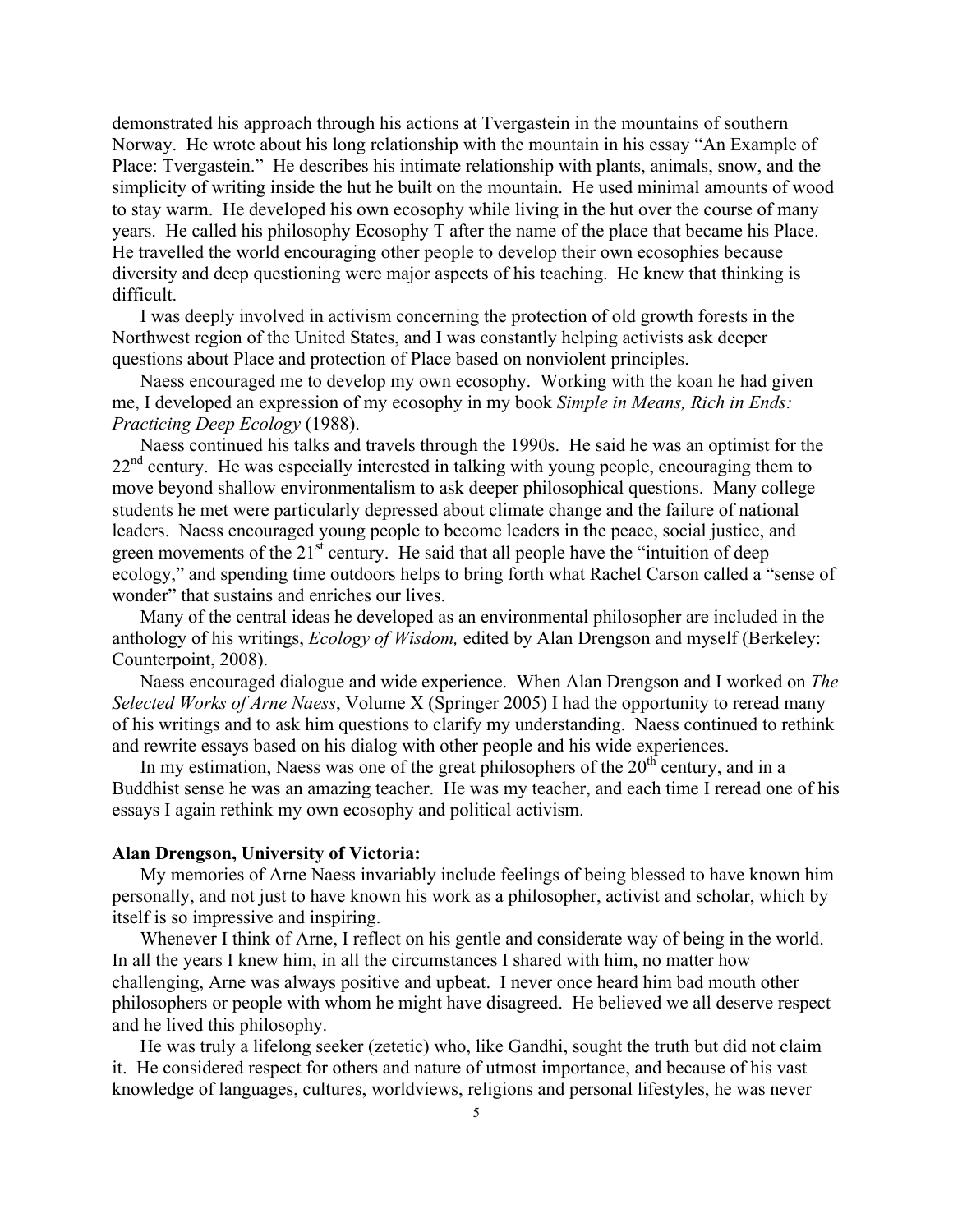demonstrated his approach through his actions at Tvergastein in the mountains of southern Norway. He wrote about his long relationship with the mountain in his essay "An Example of Place: Tvergastein." He describes his intimate relationship with plants, animals, snow, and the simplicity of writing inside the hut he built on the mountain. He used minimal amounts of wood to stay warm. He developed his own ecosophy while living in the hut over the course of many years. He called his philosophy Ecosophy T after the name of the place that became his Place. He travelled the world encouraging other people to develop their own ecosophies because diversity and deep questioning were major aspects of his teaching. He knew that thinking is difficult.

I was deeply involved in activism concerning the protection of old growth forests in the Northwest region of the United States, and I was constantly helping activists ask deeper questions about Place and protection of Place based on nonviolent principles.

Naess encouraged me to develop my own ecosophy. Working with the koan he had given me, I developed an expression of my ecosophy in my book *Simple in Means, Rich in Ends: Practicing Deep Ecology* (1988).

Naess continued his talks and travels through the 1990s. He said he was an optimist for the 22nd century. He was especially interested in talking with young people, encouraging them to move beyond shallow environmentalism to ask deeper philosophical questions. Many college students he met were particularly depressed about climate change and the failure of national leaders. Naess encouraged young people to become leaders in the peace, social justice, and green movements of the 21st century. He said that all people have the "intuition of deep ecology," and spending time outdoors helps to bring forth what Rachel Carson called a "sense of wonder" that sustains and enriches our lives.

Many of the central ideas he developed as an environmental philosopher are included in the anthology of his writings, *Ecology of Wisdom,* edited by Alan Drengson and myself (Berkeley: Counterpoint, 2008).

Naess encouraged dialogue and wide experience. When Alan Drengson and I worked on *The Selected Works of Arne Naess*, Volume X (Springer 2005) I had the opportunity to reread many of his writings and to ask him questions to clarify my understanding. Naess continued to rethink and rewrite essays based on his dialog with other people and his wide experiences.

In my estimation, Naess was one of the great philosophers of the 20th century, and in a Buddhist sense he was an amazing teacher. He was my teacher, and each time I reread one of his essays I again rethink my own ecosophy and political activism.

**Alan Drengson, University of Victoria:**

My memories of Arne Naess invariably include feelings of being blessed to have known him personally, and not just to have known his work as a philosopher, activist and scholar, which by itself is so impressive and inspiring.

Whenever I think of Arne, I reflect on his gentle and considerate way of being in the world. In all the years I knew him, in all the circumstances I shared with him, no matter how challenging, Arne was always positive and upbeat. I never once heard him bad mouth other philosophers or people with whom he might have disagreed. He believed we all deserve respect and he lived this philosophy.

He was truly a lifelong seeker (zetetic) who, like Gandhi, sought the truth but did not claim it. He considered respect for others and nature of utmost importance, and because of his vast knowledge of languages, cultures, worldviews, religions and personal lifestyles, he was never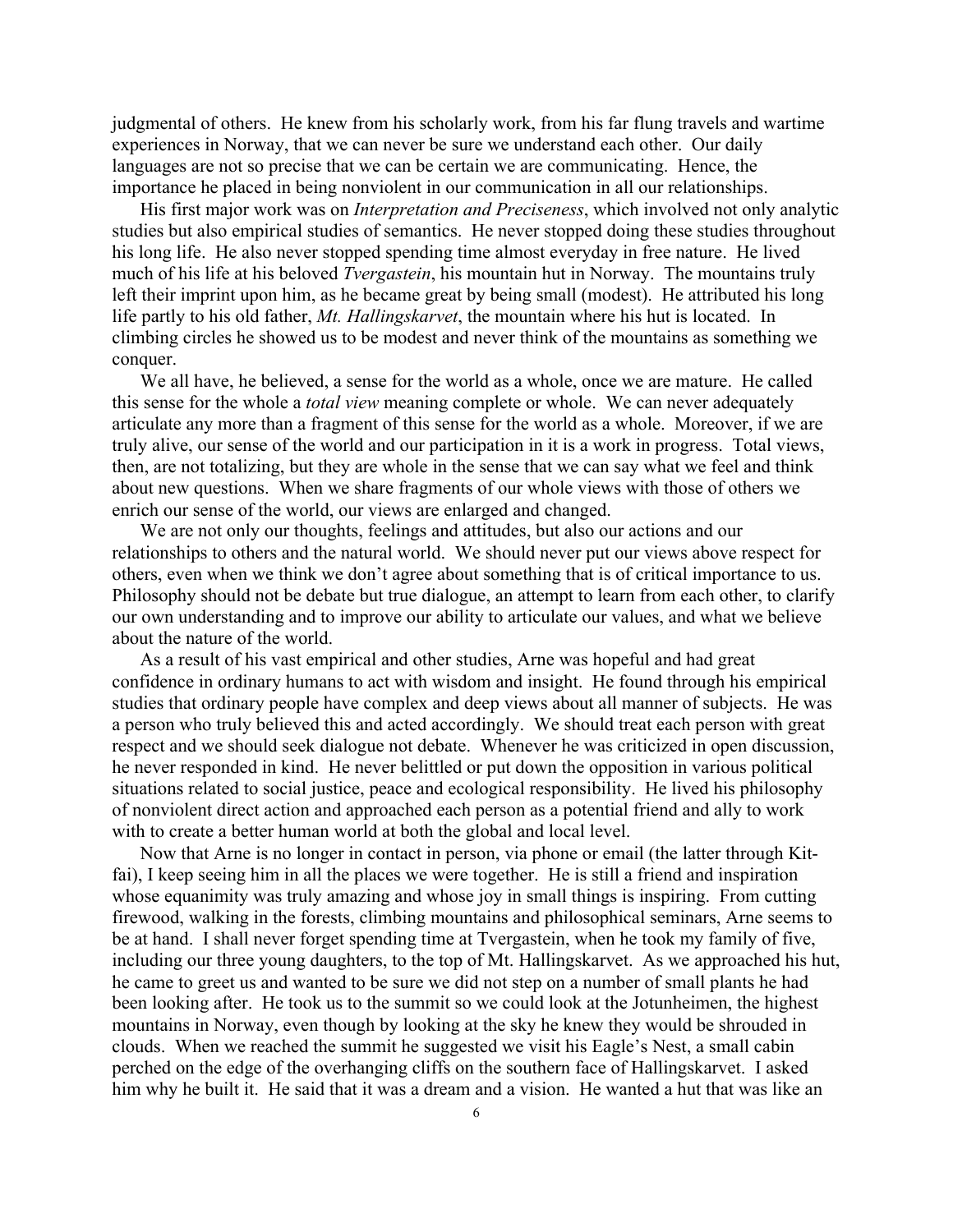judgmental of others. He knew from his scholarly work, from his far flung travels and wartime experiences in Norway, that we can never be sure we understand each other. Our daily languages are not so precise that we can be certain we are communicating. Hence, the importance he placed in being nonviolent in our communication in all our relationships.

His first major work was on *Interpretation and Preciseness*, which involved not only analytic studies but also empirical studies of semantics. He never stopped doing these studies throughout his long life. He also never stopped spending time almost everyday in free nature. He lived much of his life at his beloved *Tvergastein*, his mountain hut in Norway. The mountains truly left their imprint upon him, as he became great by being small (modest). He attributed his long life partly to his old father, *Mt. Hallingskarvet*, the mountain where his hut is located. In climbing circles he showed us to be modest and never think of the mountains as something we conquer.

We all have, he believed, a sense for the world as a whole, once we are mature. He called this sense for the whole a *total view* meaning complete or whole. We can never adequately articulate any more than a fragment of this sense for the world as a whole. Moreover, if we are truly alive, our sense of the world and our participation in it is a work in progress. Total views, then, are not totalizing, but they are whole in the sense that we can say what we feel and think about new questions. When we share fragments of our whole views with those of others we enrich our sense of the world, our views are enlarged and changed.

We are not only our thoughts, feelings and attitudes, but also our actions and our relationships to others and the natural world. We should never put our views above respect for others, even when we think we don't agree about something that is of critical importance to us. Philosophy should not be debate but true dialogue, an attempt to learn from each other, to clarify our own understanding and to improve our ability to articulate our values, and what we believe about the nature of the world.

As a result of his vast empirical and other studies, Arne was hopeful and had great confidence in ordinary humans to act with wisdom and insight. He found through his empirical studies that ordinary people have complex and deep views about all manner of subjects. He was a person who truly believed this and acted accordingly. We should treat each person with great respect and we should seek dialogue not debate. Whenever he was criticized in open discussion, he never responded in kind. He never belittled or put down the opposition in various political situations related to social justice, peace and ecological responsibility. He lived his philosophy of nonviolent direct action and approached each person as a potential friend and ally to work with to create a better human world at both the global and local level.

Now that Arne is no longer in contact in person, via phone or email (the latter through Kit-fai), I keep seeing him in all the places we were together. He is still a friend and inspiration whose equanimity was truly amazing and whose joy in small things is inspiring. From cutting firewood, walking in the forests, climbing mountains and philosophical seminars, Arne seems to be at hand. I shall never forget spending time at Tvergastein, when he took my family of five, including our three young daughters, to the top of Mt. Hallingskarvet. As we approached his hut, he came to greet us and wanted to be sure we did not step on a number of small plants he had been looking after. He took us to the summit so we could look at the Jotunheimen, the highest mountains in Norway, even though by looking at the sky he knew they would be shrouded in clouds. When we reached the summit he suggested we visit his Eagle's Nest, a small cabin perched on the edge of the overhanging cliffs on the southern face of Hallingskarvet. I asked him why he built it. He said that it was a dream and a vision. He wanted a hut that was like an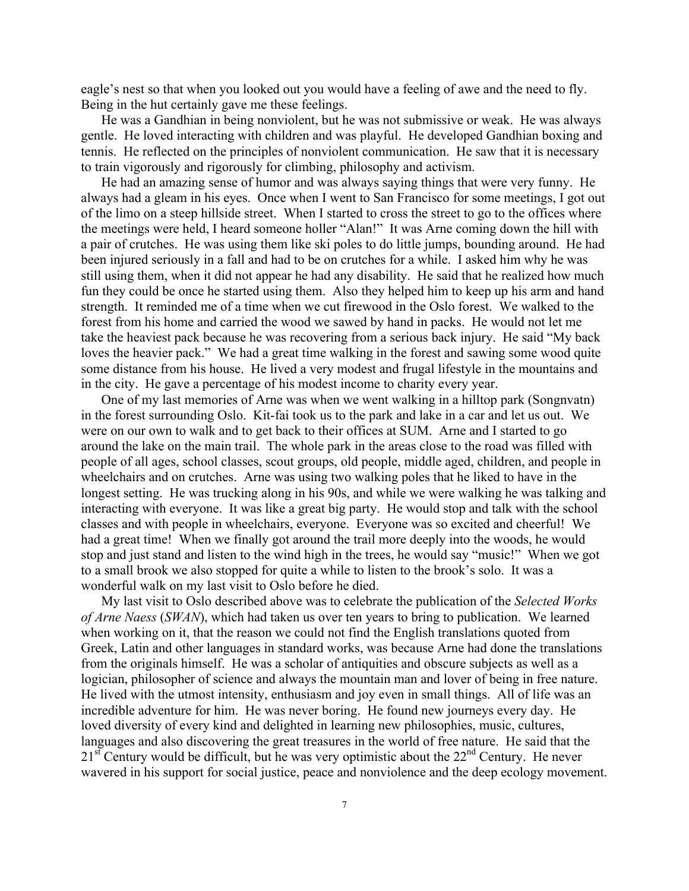eagle's nest so that when you looked out you would have a feeling of awe and the need to fly. Being in the hut certainly gave me these feelings.

He was a Gandhian in being nonviolent, but he was not submissive or weak. He was always gentle. He loved interacting with children and was playful. He developed Gandhian boxing and tennis. He reflected on the principles of nonviolent communication. He saw that it is necessary to train vigorously and rigorously for climbing, philosophy and activism.

He had an amazing sense of humor and was always saying things that were very funny. He always had a gleam in his eyes. Once when I went to San Francisco for some meetings, I got out of the limo on a steep hillside street. When I started to cross the street to go to the offices where the meetings were held, I heard someone holler "Alan!" It was Arne coming down the hill with a pair of crutches. He was using them like ski poles to do little jumps, bounding around. He had been injured seriously in a fall and had to be on crutches for a while. I asked him why he was still using them, when it did not appear he had any disability. He said that he realized how much fun they could be once he started using them. Also they helped him to keep up his arm and hand strength. It reminded me of a time when we cut firewood in the Oslo forest. We walked to the forest from his home and carried the wood we sawed by hand in packs. He would not let me take the heaviest pack because he was recovering from a serious back injury. He said "My back loves the heavier pack." We had a great time walking in the forest and sawing some wood quite some distance from his house. He lived a very modest and frugal lifestyle in the mountains and in the city. He gave a percentage of his modest income to charity every year.

One of my last memories of Arne was when we went walking in a hilltop park (Songnvatn) in the forest surrounding Oslo. Kit-fai took us to the park and lake in a car and let us out. We were on our own to walk and to get back to their offices at SUM. Arne and I started to go around the lake on the main trail. The whole park in the areas close to the road was filled with people of all ages, school classes, scout groups, old people, middle aged, children, and people in wheelchairs and on crutches. Arne was using two walking poles that he liked to have in the longest setting. He was trucking along in his 90s, and while we were walking he was talking and interacting with everyone. It was like a great big party. He would stop and talk with the school classes and with people in wheelchairs, everyone. Everyone was so excited and cheerful! We had a great time! When we finally got around the trail more deeply into the woods, he would stop and just stand and listen to the wind high in the trees, he would say "music!" When we got to a small brook we also stopped for quite a while to listen to the brook's solo. It was a wonderful walk on my last visit to Oslo before he died.

My last visit to Oslo described above was to celebrate the publication of the *Selected Works of Arne Naess* (*SWAN*), which had taken us over ten years to bring to publication. We learned when working on it, that the reason we could not find the English translations quoted from Greek, Latin and other languages in standard works, was because Arne had done the translations from the originals himself. He was a scholar of antiquities and obscure subjects as well as a logician, philosopher of science and always the mountain man and lover of being in free nature. He lived with the utmost intensity, enthusiasm and joy even in small things. All of life was an incredible adventure for him. He was never boring. He found new journeys every day. He loved diversity of every kind and delighted in learning new philosophies, music, cultures, languages and also discovering the great treasures in the world of free nature. He said that the 21st Century would be difficult, but he was very optimistic about the 22nd Century. He never wavered in his support for social justice, peace and nonviolence and the deep ecology movement.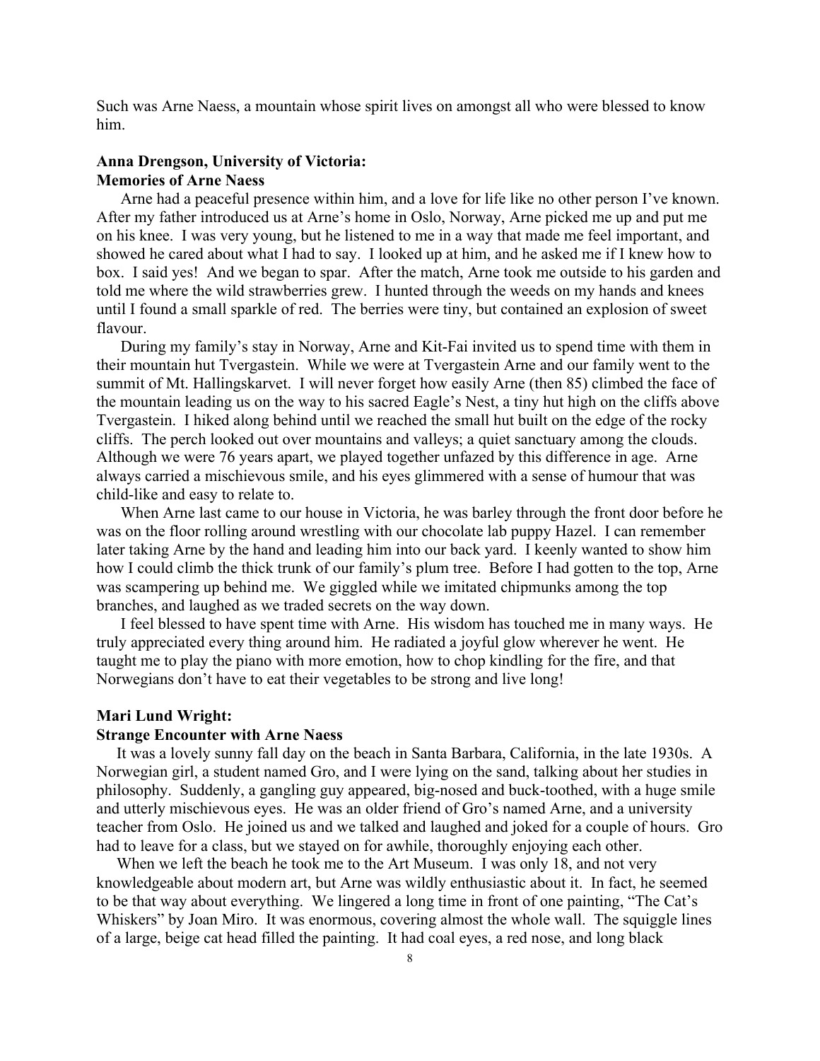Such was Arne Naess, a mountain whose spirit lives on amongst all who were blessed to know him.

**Anna Drengson, University of Victoria:**
**Memories of Arne Naess**

Arne had a peaceful presence within him, and a love for life like no other person I've known. After my father introduced us at Arne's home in Oslo, Norway, Arne picked me up and put me on his knee. I was very young, but he listened to me in a way that made me feel important, and showed he cared about what I had to say. I looked up at him, and he asked me if I knew how to box. I said yes! And we began to spar. After the match, Arne took me outside to his garden and told me where the wild strawberries grew. I hunted through the weeds on my hands and knees until I found a small sparkle of red. The berries were tiny, but contained an explosion of sweet flavour.

During my family's stay in Norway, Arne and Kit-Fai invited us to spend time with them in their mountain hut Tvergastein. While we were at Tvergastein Arne and our family went to the summit of Mt. Hallingskarvet. I will never forget how easily Arne (then 85) climbed the face of the mountain leading us on the way to his sacred Eagle's Nest, a tiny hut high on the cliffs above Tvergastein. I hiked along behind until we reached the small hut built on the edge of the rocky cliffs. The perch looked out over mountains and valleys; a quiet sanctuary among the clouds. Although we were 76 years apart, we played together unfazed by this difference in age. Arne always carried a mischievous smile, and his eyes glimmered with a sense of humour that was child-like and easy to relate to.

When Arne last came to our house in Victoria, he was barley through the front door before he was on the floor rolling around wrestling with our chocolate lab puppy Hazel. I can remember later taking Arne by the hand and leading him into our back yard. I keenly wanted to show him how I could climb the thick trunk of our family's plum tree. Before I had gotten to the top, Arne was scampering up behind me. We giggled while we imitated chipmunks among the top branches, and laughed as we traded secrets on the way down.

I feel blessed to have spent time with Arne. His wisdom has touched me in many ways. He truly appreciated every thing around him. He radiated a joyful glow wherever he went. He taught me to play the piano with more emotion, how to chop kindling for the fire, and that Norwegians don't have to eat their vegetables to be strong and live long!

**Mari Lund Wright:**
**Strange Encounter with Arne Naess**

It was a lovely sunny fall day on the beach in Santa Barbara, California, in the late 1930s. A Norwegian girl, a student named Gro, and I were lying on the sand, talking about her studies in philosophy. Suddenly, a gangling guy appeared, big-nosed and buck-toothed, with a huge smile and utterly mischievous eyes. He was an older friend of Gro's named Arne, and a university teacher from Oslo. He joined us and we talked and laughed and joked for a couple of hours. Gro had to leave for a class, but we stayed on for awhile, thoroughly enjoying each other.

When we left the beach he took me to the Art Museum. I was only 18, and not very knowledgeable about modern art, but Arne was wildly enthusiastic about it. In fact, he seemed to be that way about everything. We lingered a long time in front of one painting, "The Cat's Whiskers" by Joan Miro. It was enormous, covering almost the whole wall. The squiggle lines of a large, beige cat head filled the painting. It had coal eyes, a red nose, and long black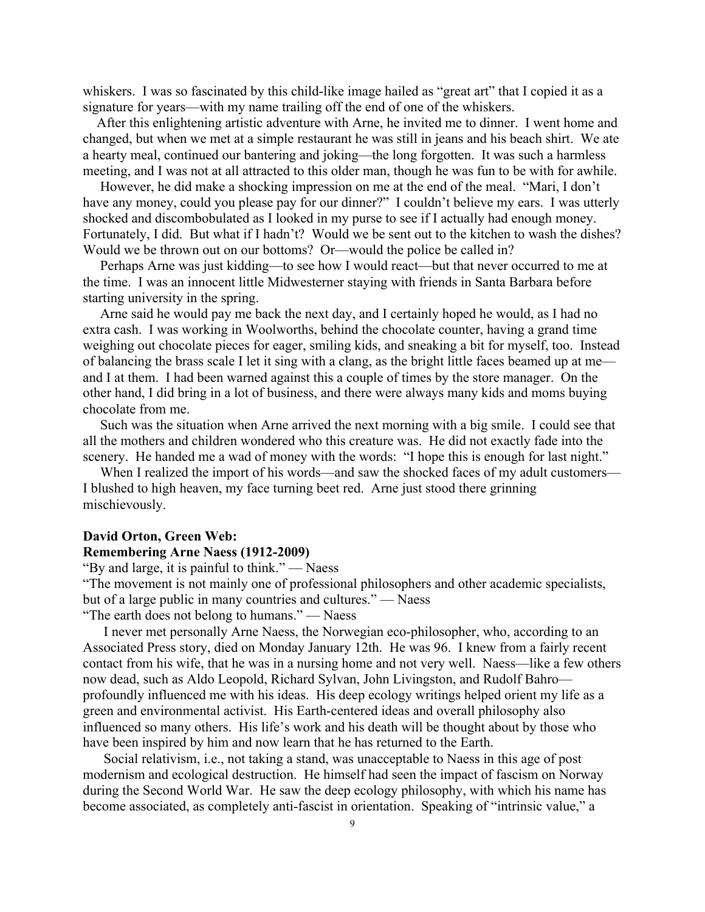whiskers. I was so fascinated by this child-like image hailed as "great art" that I copied it as a signature for years—with my name trailing off the end of one of the whiskers.

After this enlightening artistic adventure with Arne, he invited me to dinner. I went home and changed, but when we met at a simple restaurant he was still in jeans and his beach shirt. We ate a hearty meal, continued our bantering and joking—the long forgotten. It was such a harmless meeting, and I was not at all attracted to this older man, though he was fun to be with for awhile.

However, he did make a shocking impression on me at the end of the meal. "Mari, I don't have any money, could you please pay for our dinner?" I couldn't believe my ears. I was utterly shocked and discombobulated as I looked in my purse to see if I actually had enough money. Fortunately, I did. But what if I hadn't? Would we be sent out to the kitchen to wash the dishes? Would we be thrown out on our bottoms? Or—would the police be called in?

Perhaps Arne was just kidding—to see how I would react—but that never occurred to me at the time. I was an innocent little Midwesterner staying with friends in Santa Barbara before starting university in the spring.

Arne said he would pay me back the next day, and I certainly hoped he would, as I had no extra cash. I was working in Woolworths, behind the chocolate counter, having a grand time weighing out chocolate pieces for eager, smiling kids, and sneaking a bit for myself, too. Instead of balancing the brass scale I let it sing with a clang, as the bright little faces beamed up at me—and I at them. I had been warned against this a couple of times by the store manager. On the other hand, I did bring in a lot of business, and there were always many kids and moms buying chocolate from me.

Such was the situation when Arne arrived the next morning with a big smile. I could see that all the mothers and children wondered who this creature was. He did not exactly fade into the scenery. He handed me a wad of money with the words: "I hope this is enough for last night."

When I realized the import of his words—and saw the shocked faces of my adult customers—I blushed to high heaven, my face turning beet red. Arne just stood there grinning mischievously.

**David Orton, Green Web:**
**Remembering Arne Naess (1912-2009)**

"By and large, it is painful to think." — Naess

"The movement is not mainly one of professional philosophers and other academic specialists, but of a large public in many countries and cultures." — Naess

"The earth does not belong to humans." — Naess

I never met personally Arne Naess, the Norwegian eco-philosopher, who, according to an Associated Press story, died on Monday January 12th. He was 96. I knew from a fairly recent contact from his wife, that he was in a nursing home and not very well. Naess—like a few others now dead, such as Aldo Leopold, Richard Sylvan, John Livingston, and Rudolf Bahro—profoundly influenced me with his ideas. His deep ecology writings helped orient my life as a green and environmental activist. His Earth-centered ideas and overall philosophy also influenced so many others. His life's work and his death will be thought about by those who have been inspired by him and now learn that he has returned to the Earth.

Social relativism, i.e., not taking a stand, was unacceptable to Naess in this age of post modernism and ecological destruction. He himself had seen the impact of fascism on Norway during the Second World War. He saw the deep ecology philosophy, with which his name has become associated, as completely anti-fascist in orientation. Speaking of "intrinsic value," a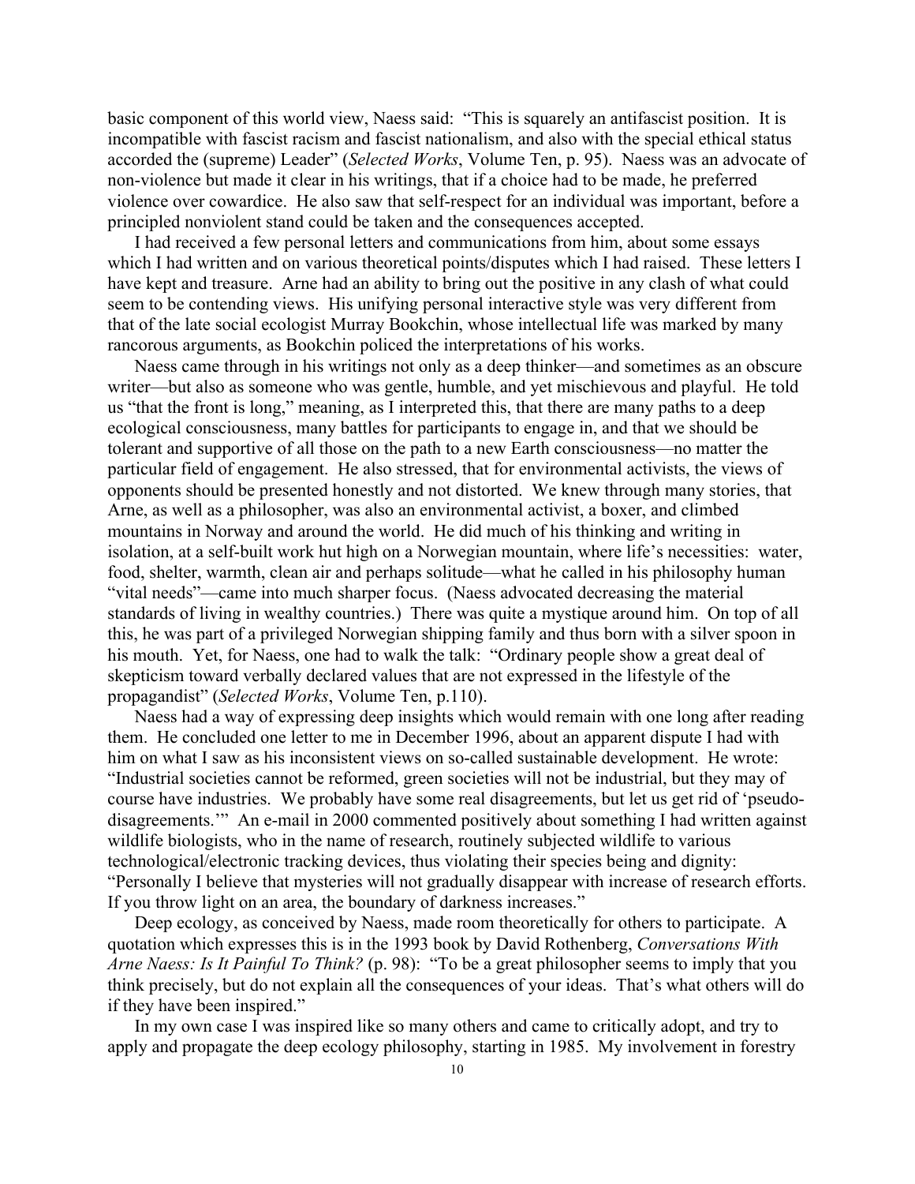basic component of this world view, Naess said: "This is squarely an antifascist position. It is incompatible with fascist racism and fascist nationalism, and also with the special ethical status accorded the (supreme) Leader" (*Selected Works*, Volume Ten, p. 95). Naess was an advocate of non-violence but made it clear in his writings, that if a choice had to be made, he preferred violence over cowardice. He also saw that self-respect for an individual was important, before a principled nonviolent stand could be taken and the consequences accepted.

I had received a few personal letters and communications from him, about some essays which I had written and on various theoretical points/disputes which I had raised. These letters I have kept and treasure. Arne had an ability to bring out the positive in any clash of what could seem to be contending views. His unifying personal interactive style was very different from that of the late social ecologist Murray Bookchin, whose intellectual life was marked by many rancorous arguments, as Bookchin policed the interpretations of his works.

Naess came through in his writings not only as a deep thinker—and sometimes as an obscure writer—but also as someone who was gentle, humble, and yet mischievous and playful. He told us "that the front is long," meaning, as I interpreted this, that there are many paths to a deep ecological consciousness, many battles for participants to engage in, and that we should be tolerant and supportive of all those on the path to a new Earth consciousness—no matter the particular field of engagement. He also stressed, that for environmental activists, the views of opponents should be presented honestly and not distorted. We knew through many stories, that Arne, as well as a philosopher, was also an environmental activist, a boxer, and climbed mountains in Norway and around the world. He did much of his thinking and writing in isolation, at a self-built work hut high on a Norwegian mountain, where life's necessities: water, food, shelter, warmth, clean air and perhaps solitude—what he called in his philosophy human "vital needs"—came into much sharper focus. (Naess advocated decreasing the material standards of living in wealthy countries.) There was quite a mystique around him. On top of all this, he was part of a privileged Norwegian shipping family and thus born with a silver spoon in his mouth. Yet, for Naess, one had to walk the talk: "Ordinary people show a great deal of skepticism toward verbally declared values that are not expressed in the lifestyle of the propagandist" (*Selected Works*, Volume Ten, p.110).

Naess had a way of expressing deep insights which would remain with one long after reading them. He concluded one letter to me in December 1996, about an apparent dispute I had with him on what I saw as his inconsistent views on so-called sustainable development. He wrote: "Industrial societies cannot be reformed, green societies will not be industrial, but they may of course have industries. We probably have some real disagreements, but let us get rid of 'pseudo-disagreements.'" An e-mail in 2000 commented positively about something I had written against wildlife biologists, who in the name of research, routinely subjected wildlife to various technological/electronic tracking devices, thus violating their species being and dignity: "Personally I believe that mysteries will not gradually disappear with increase of research efforts. If you throw light on an area, the boundary of darkness increases."

Deep ecology, as conceived by Naess, made room theoretically for others to participate. A quotation which expresses this is in the 1993 book by David Rothenberg, *Conversations With Arne Naess: Is It Painful To Think?* (p. 98): "To be a great philosopher seems to imply that you think precisely, but do not explain all the consequences of your ideas. That's what others will do if they have been inspired."

In my own case I was inspired like so many others and came to critically adopt, and try to apply and propagate the deep ecology philosophy, starting in 1985. My involvement in forestry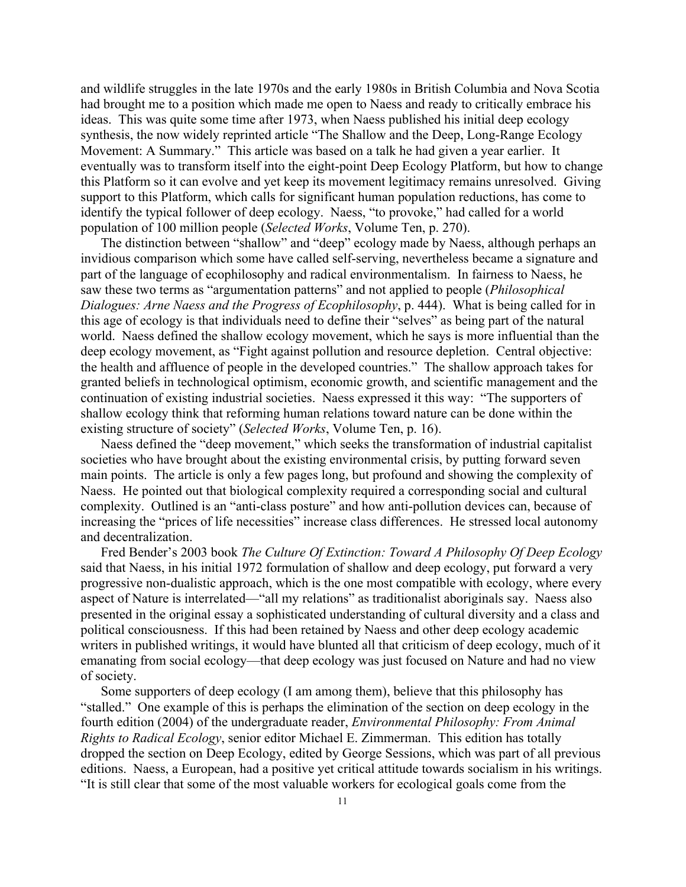and wildlife struggles in the late 1970s and the early 1980s in British Columbia and Nova Scotia had brought me to a position which made me open to Naess and ready to critically embrace his ideas. This was quite some time after 1973, when Naess published his initial deep ecology synthesis, the now widely reprinted article "The Shallow and the Deep, Long-Range Ecology Movement: A Summary." This article was based on a talk he had given a year earlier. It eventually was to transform itself into the eight-point Deep Ecology Platform, but how to change this Platform so it can evolve and yet keep its movement legitimacy remains unresolved. Giving support to this Platform, which calls for significant human population reductions, has come to identify the typical follower of deep ecology. Naess, "to provoke," had called for a world population of 100 million people (*Selected Works*, Volume Ten, p. 270).

The distinction between "shallow" and "deep" ecology made by Naess, although perhaps an invidious comparison which some have called self-serving, nevertheless became a signature and part of the language of ecophilosophy and radical environmentalism. In fairness to Naess, he saw these two terms as "argumentation patterns" and not applied to people (*Philosophical Dialogues: Arne Naess and the Progress of Ecophilosophy*, p. 444). What is being called for in this age of ecology is that individuals need to define their "selves" as being part of the natural world. Naess defined the shallow ecology movement, which he says is more influential than the deep ecology movement, as "Fight against pollution and resource depletion. Central objective: the health and affluence of people in the developed countries." The shallow approach takes for granted beliefs in technological optimism, economic growth, and scientific management and the continuation of existing industrial societies. Naess expressed it this way: "The supporters of shallow ecology think that reforming human relations toward nature can be done within the existing structure of society" (*Selected Works*, Volume Ten, p. 16).

Naess defined the "deep movement," which seeks the transformation of industrial capitalist societies who have brought about the existing environmental crisis, by putting forward seven main points. The article is only a few pages long, but profound and showing the complexity of Naess. He pointed out that biological complexity required a corresponding social and cultural complexity. Outlined is an "anti-class posture" and how anti-pollution devices can, because of increasing the "prices of life necessities" increase class differences. He stressed local autonomy and decentralization.

Fred Bender's 2003 book *The Culture Of Extinction: Toward A Philosophy Of Deep Ecology* said that Naess, in his initial 1972 formulation of shallow and deep ecology, put forward a very progressive non-dualistic approach, which is the one most compatible with ecology, where every aspect of Nature is interrelated—"all my relations" as traditionalist aboriginals say. Naess also presented in the original essay a sophisticated understanding of cultural diversity and a class and political consciousness. If this had been retained by Naess and other deep ecology academic writers in published writings, it would have blunted all that criticism of deep ecology, much of it emanating from social ecology—that deep ecology was just focused on Nature and had no view of society.

Some supporters of deep ecology (I am among them), believe that this philosophy has "stalled." One example of this is perhaps the elimination of the section on deep ecology in the fourth edition (2004) of the undergraduate reader, *Environmental Philosophy: From Animal Rights to Radical Ecology*, senior editor Michael E. Zimmerman. This edition has totally dropped the section on Deep Ecology, edited by George Sessions, which was part of all previous editions. Naess, a European, had a positive yet critical attitude towards socialism in his writings. "It is still clear that some of the most valuable workers for ecological goals come from the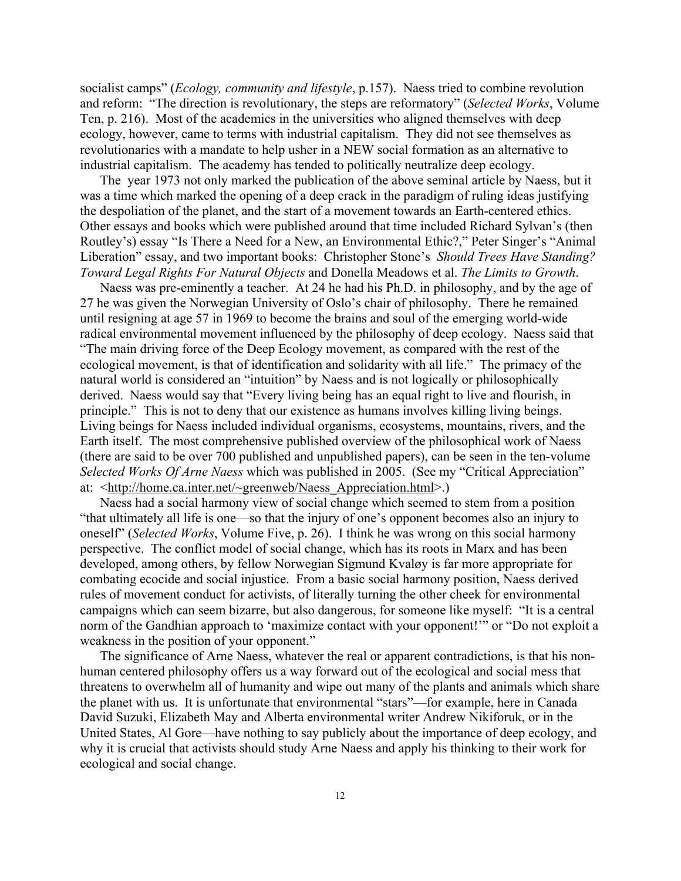socialist camps" (*Ecology, community and lifestyle*, p.157). Naess tried to combine revolution and reform: "The direction is revolutionary, the steps are reformatory" (*Selected Works*, Volume Ten, p. 216). Most of the academics in the universities who aligned themselves with deep ecology, however, came to terms with industrial capitalism. They did not see themselves as revolutionaries with a mandate to help usher in a NEW social formation as an alternative to industrial capitalism. The academy has tended to politically neutralize deep ecology.

The year 1973 not only marked the publication of the above seminal article by Naess, but it was a time which marked the opening of a deep crack in the paradigm of ruling ideas justifying the despoliation of the planet, and the start of a movement towards an Earth-centered ethics. Other essays and books which were published around that time included Richard Sylvan's (then Routley's) essay "Is There a Need for a New, an Environmental Ethic?," Peter Singer's "Animal Liberation" essay, and two important books: Christopher Stone's *Should Trees Have Standing? Toward Legal Rights For Natural Objects* and Donella Meadows et al. *The Limits to Growth*.

Naess was pre-eminently a teacher. At 24 he had his Ph.D. in philosophy, and by the age of 27 he was given the Norwegian University of Oslo's chair of philosophy. There he remained until resigning at age 57 in 1969 to become the brains and soul of the emerging world-wide radical environmental movement influenced by the philosophy of deep ecology. Naess said that "The main driving force of the Deep Ecology movement, as compared with the rest of the ecological movement, is that of identification and solidarity with all life." The primacy of the natural world is considered an "intuition" by Naess and is not logically or philosophically derived. Naess would say that "Every living being has an equal right to live and flourish, in principle." This is not to deny that our existence as humans involves killing living beings. Living beings for Naess included individual organisms, ecosystems, mountains, rivers, and the Earth itself. The most comprehensive published overview of the philosophical work of Naess (there are said to be over 700 published and unpublished papers), can be seen in the ten-volume *Selected Works Of Arne Naess* which was published in 2005. (See my "Critical Appreciation" at: <http://home.ca.inter.net/~greenweb/Naess_Appreciation.html>.)

Naess had a social harmony view of social change which seemed to stem from a position "that ultimately all life is one—so that the injury of one's opponent becomes also an injury to oneself" (*Selected Works*, Volume Five, p. 26). I think he was wrong on this social harmony perspective. The conflict model of social change, which has its roots in Marx and has been developed, among others, by fellow Norwegian Sigmund Kvaløy is far more appropriate for combating ecocide and social injustice. From a basic social harmony position, Naess derived rules of movement conduct for activists, of literally turning the other cheek for environmental campaigns which can seem bizarre, but also dangerous, for someone like myself: "It is a central norm of the Gandhian approach to 'maximize contact with your opponent!'" or "Do not exploit a weakness in the position of your opponent."

The significance of Arne Naess, whatever the real or apparent contradictions, is that his non-human centered philosophy offers us a way forward out of the ecological and social mess that threatens to overwhelm all of humanity and wipe out many of the plants and animals which share the planet with us. It is unfortunate that environmental "stars"—for example, here in Canada David Suzuki, Elizabeth May and Alberta environmental writer Andrew Nikiforuk, or in the United States, Al Gore—have nothing to say publicly about the importance of deep ecology, and why it is crucial that activists should study Arne Naess and apply his thinking to their work for ecological and social change.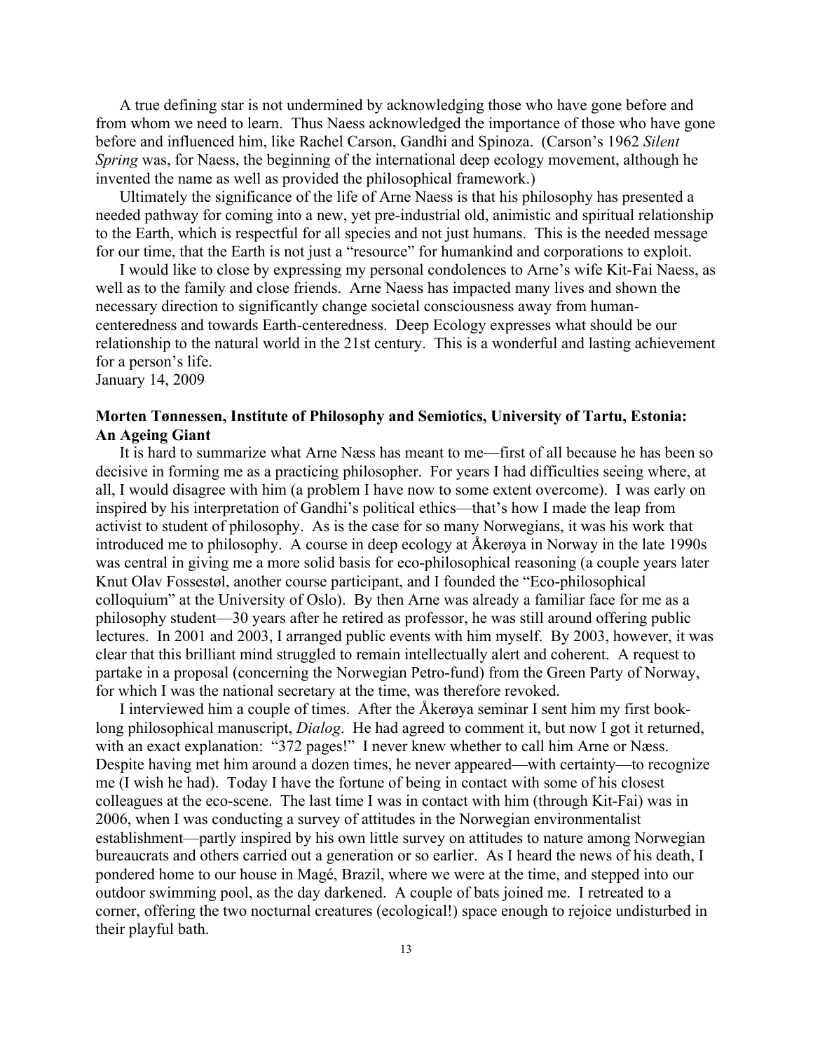A true defining star is not undermined by acknowledging those who have gone before and from whom we need to learn. Thus Naess acknowledged the importance of those who have gone before and influenced him, like Rachel Carson, Gandhi and Spinoza. (Carson's 1962 *Silent Spring* was, for Naess, the beginning of the international deep ecology movement, although he invented the name as well as provided the philosophical framework.)

Ultimately the significance of the life of Arne Naess is that his philosophy has presented a needed pathway for coming into a new, yet pre-industrial old, animistic and spiritual relationship to the Earth, which is respectful for all species and not just humans. This is the needed message for our time, that the Earth is not just a "resource" for humankind and corporations to exploit.

I would like to close by expressing my personal condolences to Arne's wife Kit-Fai Naess, as well as to the family and close friends. Arne Naess has impacted many lives and shown the necessary direction to significantly change societal consciousness away from human-centeredness and towards Earth-centeredness. Deep Ecology expresses what should be our relationship to the natural world in the 21st century. This is a wonderful and lasting achievement for a person's life.
January 14, 2009

**Morten Tønnessen, Institute of Philosophy and Semiotics, University of Tartu, Estonia: An Ageing Giant**

It is hard to summarize what Arne Næss has meant to me—first of all because he has been so decisive in forming me as a practicing philosopher. For years I had difficulties seeing where, at all, I would disagree with him (a problem I have now to some extent overcome). I was early on inspired by his interpretation of Gandhi's political ethics—that's how I made the leap from activist to student of philosophy. As is the case for so many Norwegians, it was his work that introduced me to philosophy. A course in deep ecology at Åkerøya in Norway in the late 1990s was central in giving me a more solid basis for eco-philosophical reasoning (a couple years later Knut Olav Fossestøl, another course participant, and I founded the "Eco-philosophical colloquium" at the University of Oslo). By then Arne was already a familiar face for me as a philosophy student—30 years after he retired as professor, he was still around offering public lectures. In 2001 and 2003, I arranged public events with him myself. By 2003, however, it was clear that this brilliant mind struggled to remain intellectually alert and coherent. A request to partake in a proposal (concerning the Norwegian Petro-fund) from the Green Party of Norway, for which I was the national secretary at the time, was therefore revoked.

I interviewed him a couple of times. After the Åkerøya seminar I sent him my first book-long philosophical manuscript, *Dialog*. He had agreed to comment it, but now I got it returned, with an exact explanation: "372 pages!" I never knew whether to call him Arne or Næss. Despite having met him around a dozen times, he never appeared—with certainty—to recognize me (I wish he had). Today I have the fortune of being in contact with some of his closest colleagues at the eco-scene. The last time I was in contact with him (through Kit-Fai) was in 2006, when I was conducting a survey of attitudes in the Norwegian environmentalist establishment—partly inspired by his own little survey on attitudes to nature among Norwegian bureaucrats and others carried out a generation or so earlier. As I heard the news of his death, I pondered home to our house in Magé, Brazil, where we were at the time, and stepped into our outdoor swimming pool, as the day darkened. A couple of bats joined me. I retreated to a corner, offering the two nocturnal creatures (ecological!) space enough to rejoice undisturbed in their playful bath.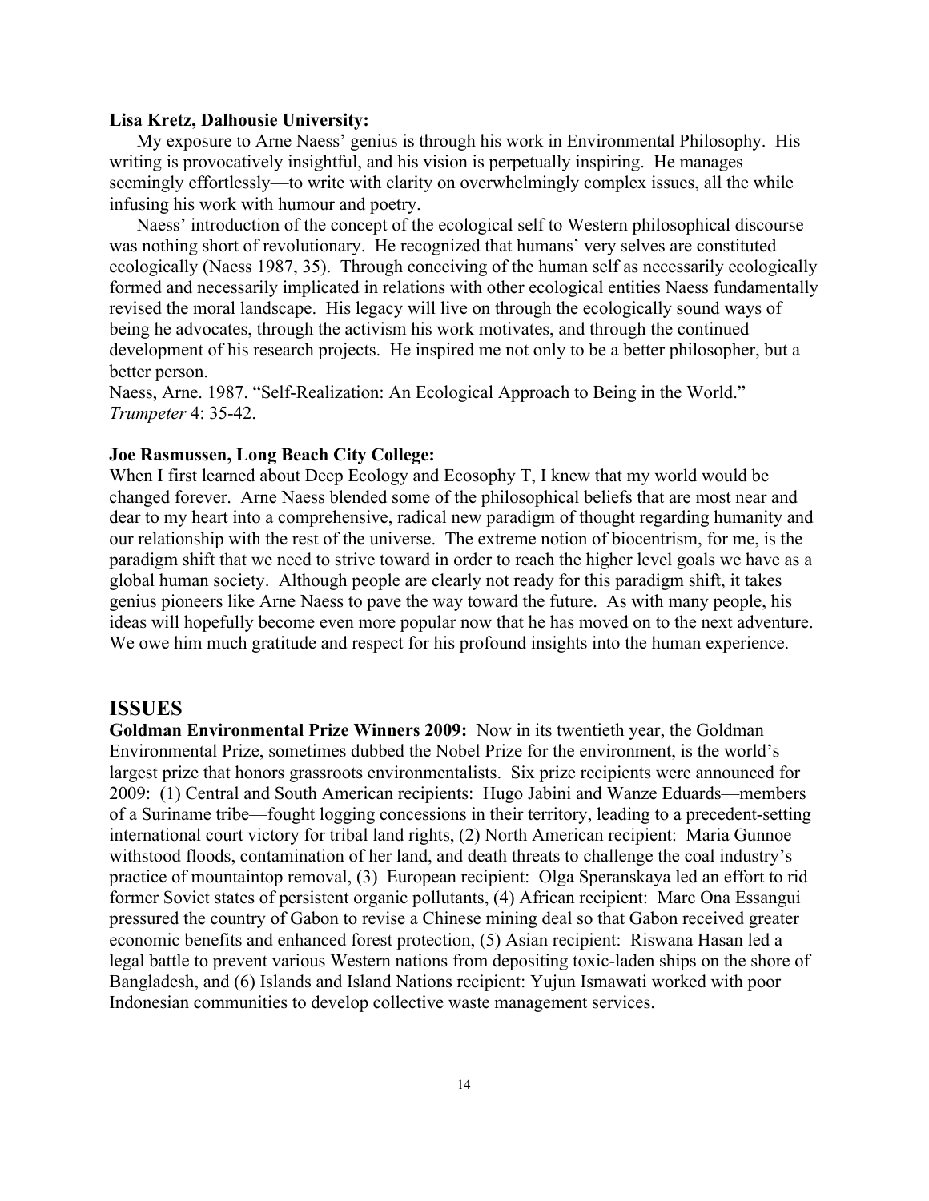**Lisa Kretz, Dalhousie University:**

My exposure to Arne Naess' genius is through his work in Environmental Philosophy. His writing is provocatively insightful, and his vision is perpetually inspiring. He manages—seemingly effortlessly—to write with clarity on overwhelmingly complex issues, all the while infusing his work with humour and poetry.

Naess' introduction of the concept of the ecological self to Western philosophical discourse was nothing short of revolutionary. He recognized that humans' very selves are constituted ecologically (Naess 1987, 35). Through conceiving of the human self as necessarily ecologically formed and necessarily implicated in relations with other ecological entities Naess fundamentally revised the moral landscape. His legacy will live on through the ecologically sound ways of being he advocates, through the activism his work motivates, and through the continued development of his research projects. He inspired me not only to be a better philosopher, but a better person.

Naess, Arne. 1987. "Self-Realization: An Ecological Approach to Being in the World." *Trumpeter* 4: 35-42.

**Joe Rasmussen, Long Beach City College:**

When I first learned about Deep Ecology and Ecosophy T, I knew that my world would be changed forever. Arne Naess blended some of the philosophical beliefs that are most near and dear to my heart into a comprehensive, radical new paradigm of thought regarding humanity and our relationship with the rest of the universe. The extreme notion of biocentrism, for me, is the paradigm shift that we need to strive toward in order to reach the higher level goals we have as a global human society. Although people are clearly not ready for this paradigm shift, it takes genius pioneers like Arne Naess to pave the way toward the future. As with many people, his ideas will hopefully become even more popular now that he has moved on to the next adventure. We owe him much gratitude and respect for his profound insights into the human experience.

## ISSUES

**Goldman Environmental Prize Winners 2009:** Now in its twentieth year, the Goldman Environmental Prize, sometimes dubbed the Nobel Prize for the environment, is the world's largest prize that honors grassroots environmentalists. Six prize recipients were announced for 2009: (1) Central and South American recipients: Hugo Jabini and Wanze Eduards—members of a Suriname tribe—fought logging concessions in their territory, leading to a precedent-setting international court victory for tribal land rights, (2) North American recipient: Maria Gunnoe withstood floods, contamination of her land, and death threats to challenge the coal industry's practice of mountaintop removal, (3) European recipient: Olga Speranskaya led an effort to rid former Soviet states of persistent organic pollutants, (4) African recipient: Marc Ona Essangui pressured the country of Gabon to revise a Chinese mining deal so that Gabon received greater economic benefits and enhanced forest protection, (5) Asian recipient: Riswana Hasan led a legal battle to prevent various Western nations from depositing toxic-laden ships on the shore of Bangladesh, and (6) Islands and Island Nations recipient: Yujun Ismawati worked with poor Indonesian communities to develop collective waste management services.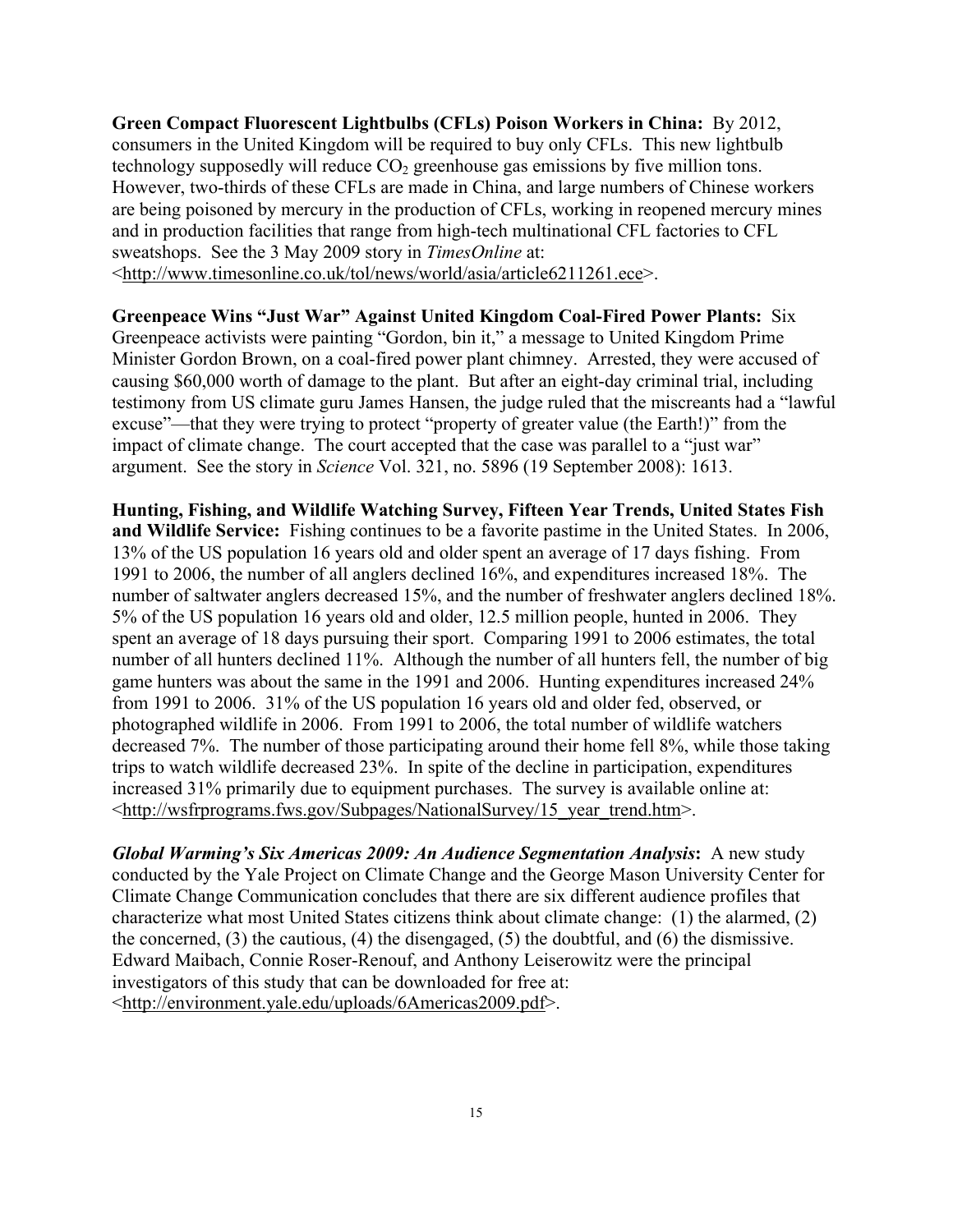**Green Compact Fluorescent Lightbulbs (CFLs) Poison Workers in China:** By 2012, consumers in the United Kingdom will be required to buy only CFLs. This new lightbulb technology supposedly will reduce $CO_2$ greenhouse gas emissions by five million tons. However, two-thirds of these CFLs are made in China, and large numbers of Chinese workers are being poisoned by mercury in the production of CFLs, working in reopened mercury mines and in production facilities that range from high-tech multinational CFL factories to CFL sweatshops. See the 3 May 2009 story in *TimesOnline* at: <http://www.timesonline.co.uk/tol/news/world/asia/article6211261.ece>.

**Greenpeace Wins "Just War" Against United Kingdom Coal-Fired Power Plants:** Six Greenpeace activists were painting "Gordon, bin it," a message to United Kingdom Prime Minister Gordon Brown, on a coal-fired power plant chimney. Arrested, they were accused of causing $60,000 worth of damage to the plant. But after an eight-day criminal trial, including testimony from US climate guru James Hansen, the judge ruled that the miscreants had a "lawful excuse"—that they were trying to protect "property of greater value (the Earth!)" from the impact of climate change. The court accepted that the case was parallel to a "just war" argument. See the story in *Science* Vol. 321, no. 5896 (19 September 2008): 1613.

**Hunting, Fishing, and Wildlife Watching Survey, Fifteen Year Trends, United States Fish and Wildlife Service:** Fishing continues to be a favorite pastime in the United States. In 2006, 13% of the US population 16 years old and older spent an average of 17 days fishing. From 1991 to 2006, the number of all anglers declined 16%, and expenditures increased 18%. The number of saltwater anglers decreased 15%, and the number of freshwater anglers declined 18%. 5% of the US population 16 years old and older, 12.5 million people, hunted in 2006. They spent an average of 18 days pursuing their sport. Comparing 1991 to 2006 estimates, the total number of all hunters declined 11%. Although the number of all hunters fell, the number of big game hunters was about the same in the 1991 and 2006. Hunting expenditures increased 24% from 1991 to 2006. 31% of the US population 16 years old and older fed, observed, or photographed wildlife in 2006. From 1991 to 2006, the total number of wildlife watchers decreased 7%. The number of those participating around their home fell 8%, while those taking trips to watch wildlife decreased 23%. In spite of the decline in participation, expenditures increased 31% primarily due to equipment purchases. The survey is available online at: <http://wsfrprograms.fws.gov/Subpages/NationalSurvey/15_year_trend.htm>.

***Global Warming's Six Americas 2009: An Audience Segmentation Analysis*:** A new study conducted by the Yale Project on Climate Change and the George Mason University Center for Climate Change Communication concludes that there are six different audience profiles that characterize what most United States citizens think about climate change: (1) the alarmed, (2) the concerned, (3) the cautious, (4) the disengaged, (5) the doubtful, and (6) the dismissive. Edward Maibach, Connie Roser-Renouf, and Anthony Leiserowitz were the principal investigators of this study that can be downloaded for free at: <http://environment.yale.edu/uploads/6Americas2009.pdf>.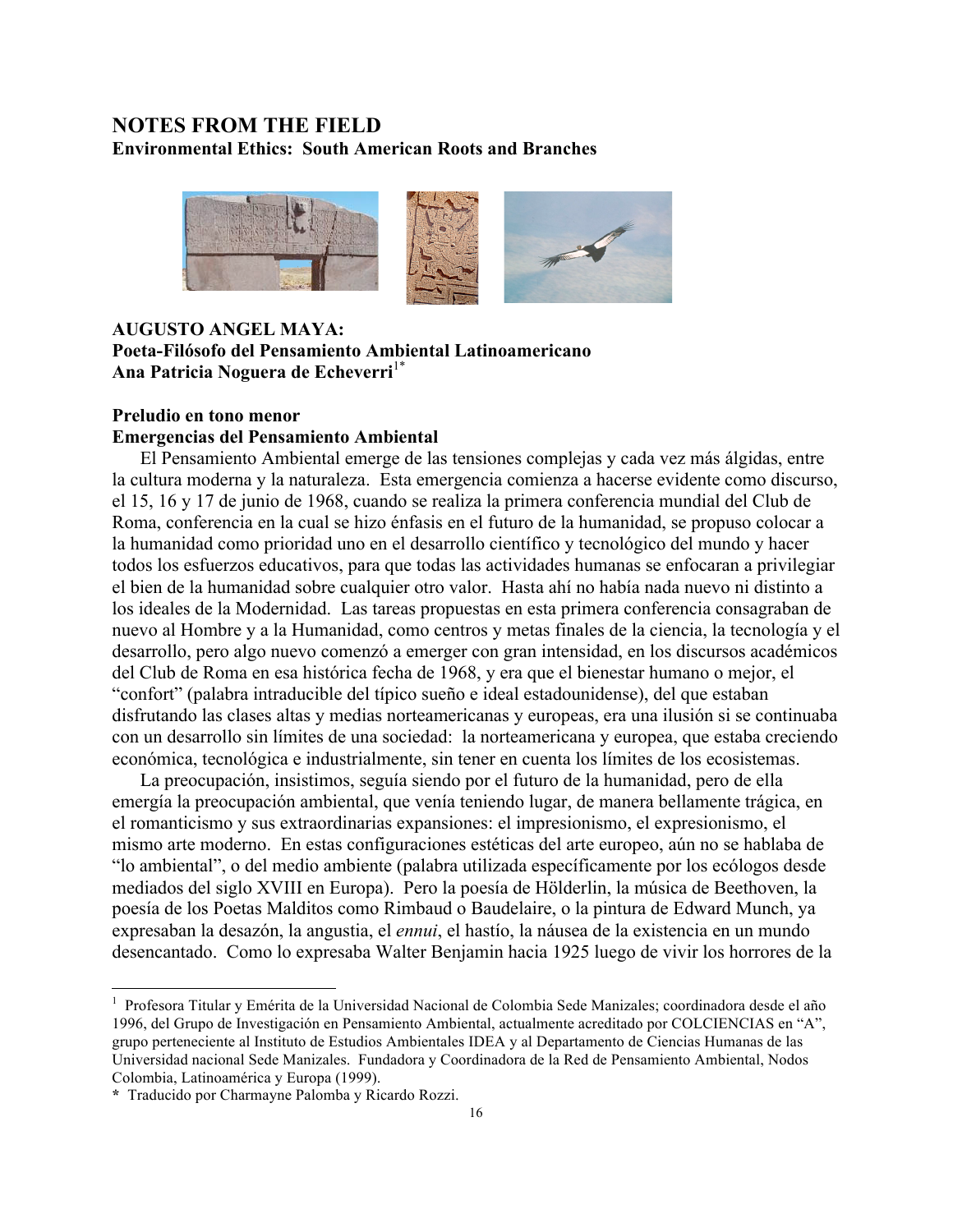## NOTES FROM THE FIELD

**Environmental Ethics: South American Roots and Branches**

### AUGUSTO ANGEL MAYA:
### Poeta-Filósofo del Pensamiento Ambiental Latinoamericano

**Ana Patricia Noguera de Echeverri**[1*]

**Preludio en tono menor**

**Emergencias del Pensamiento Ambiental**

El Pensamiento Ambiental emerge de las tensiones complejas y cada vez más álgidas, entre la cultura moderna y la naturaleza. Esta emergencia comienza a hacerse evidente como discurso, el 15, 16 y 17 de junio de 1968, cuando se realiza la primera conferencia mundial del Club de Roma, conferencia en la cual se hizo énfasis en el futuro de la humanidad, se propuso colocar a la humanidad como prioridad uno en el desarrollo científico y tecnológico del mundo y hacer todos los esfuerzos educativos, para que todas las actividades humanas se enfocaran a privilegiar el bien de la humanidad sobre cualquier otro valor. Hasta ahí no había nada nuevo ni distinto a los ideales de la Modernidad. Las tareas propuestas en esta primera conferencia consagraban de nuevo al Hombre y a la Humanidad, como centros y metas finales de la ciencia, la tecnología y el desarrollo, pero algo nuevo comenzó a emerger con gran intensidad, en los discursos académicos del Club de Roma en esa histórica fecha de 1968, y era que el bienestar humano o mejor, el "confort" (palabra intraducible del típico sueño e ideal estadounidense), del que estaban disfrutando las clases altas y medias norteamericanas y europeas, era una ilusión si se continuaba con un desarrollo sin límites de una sociedad: la norteamericana y europea, que estaba creciendo económica, tecnológica e industrialmente, sin tener en cuenta los límites de los ecosistemas.

La preocupación, insistimos, seguía siendo por el futuro de la humanidad, pero de ella emergía la preocupación ambiental, que venía teniendo lugar, de manera bellamente trágica, en el romanticismo y sus extraordinarias expansiones: el impresionismo, el expresionismo, el mismo arte moderno. En estas configuraciones estéticas del arte europeo, aún no se hablaba de "lo ambiental", o del medio ambiente (palabra utilizada específicamente por los ecólogos desde mediados del siglo XVIII en Europa). Pero la poesía de Hölderlin, la música de Beethoven, la poesía de los Poetas Malditos como Rimbaud o Baudelaire, o la pintura de Edward Munch, ya expresaban la desazón, la angustia, el *ennui*, el hastío, la náusea de la existencia en un mundo desencantado. Como lo expresaba Walter Benjamin hacia 1925 luego de vivir los horrores de la

---

[1] Profesora Titular y Emérita de la Universidad Nacional de Colombia Sede Manizales; coordinadora desde el año 1996, del Grupo de Investigación en Pensamiento Ambiental, actualmente acreditado por COLCIENCIAS en "A", grupo perteneciente al Instituto de Estudios Ambientales IDEA y al Departamento de Ciencias Humanas de las Universidad nacional Sede Manizales. Fundadora y Coordinadora de la Red de Pensamiento Ambiental, Nodos Colombia, Latinoamérica y Europa (1999).

[*] Traducido por Charmayne Palomba y Ricardo Rozzi.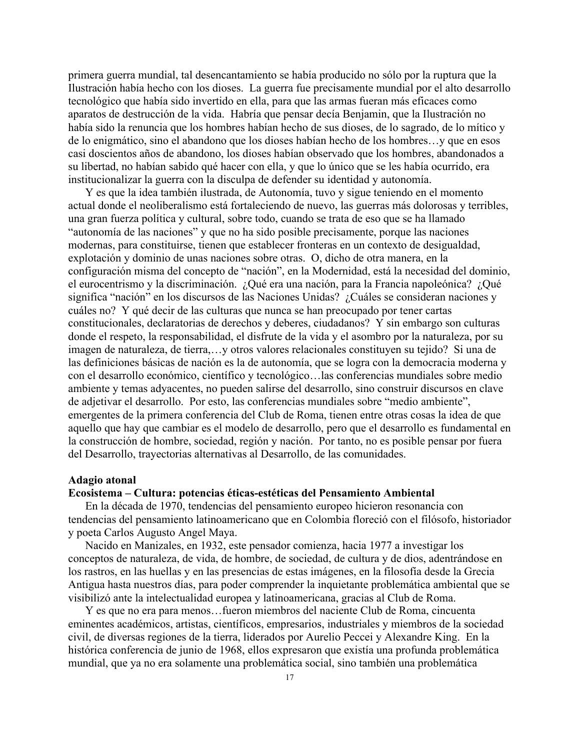primera guerra mundial, tal desencantamiento se había producido no sólo por la ruptura que la Ilustración había hecho con los dioses. La guerra fue precisamente mundial por el alto desarrollo tecnológico que había sido invertido en ella, para que las armas fueran más eficaces como aparatos de destrucción de la vida. Habría que pensar decía Benjamin, que la Ilustración no había sido la renuncia que los hombres habían hecho de sus dioses, de lo sagrado, de lo mítico y de lo enigmático, sino el abandono que los dioses habían hecho de los hombres…y que en esos casi doscientos años de abandono, los dioses habían observado que los hombres, abandonados a su libertad, no habían sabido qué hacer con ella, y que lo único que se les había ocurrido, era institucionalizar la guerra con la disculpa de defender su identidad y autonomía.

Y es que la idea también ilustrada, de Autonomía, tuvo y sigue teniendo en el momento actual donde el neoliberalismo está fortaleciendo de nuevo, las guerras más dolorosas y terribles, una gran fuerza política y cultural, sobre todo, cuando se trata de eso que se ha llamado "autonomía de las naciones" y que no ha sido posible precisamente, porque las naciones modernas, para constituirse, tienen que establecer fronteras en un contexto de desigualdad, explotación y dominio de unas naciones sobre otras. O, dicho de otra manera, en la configuración misma del concepto de "nación", en la Modernidad, está la necesidad del dominio, el eurocentrismo y la discriminación. ¿Qué era una nación, para la Francia napoleónica? ¿Qué significa "nación" en los discursos de las Naciones Unidas? ¿Cuáles se consideran naciones y cuáles no? Y qué decir de las culturas que nunca se han preocupado por tener cartas constitucionales, declaratorias de derechos y deberes, ciudadanos? Y sin embargo son culturas donde el respeto, la responsabilidad, el disfrute de la vida y el asombro por la naturaleza, por su imagen de naturaleza, de tierra,…y otros valores relacionales constituyen su tejido? Si una de las definiciones básicas de nación es la de autonomía, que se logra con la democracia moderna y con el desarrollo económico, científico y tecnológico…las conferencias mundiales sobre medio ambiente y temas adyacentes, no pueden salirse del desarrollo, sino construir discursos en clave de adjetivar el desarrollo. Por esto, las conferencias mundiales sobre "medio ambiente", emergentes de la primera conferencia del Club de Roma, tienen entre otras cosas la idea de que aquello que hay que cambiar es el modelo de desarrollo, pero que el desarrollo es fundamental en la construcción de hombre, sociedad, región y nación. Por tanto, no es posible pensar por fuera del Desarrollo, trayectorias alternativas al Desarrollo, de las comunidades.

**Adagio atonal**

**Ecosistema – Cultura: potencias éticas-estéticas del Pensamiento Ambiental**

En la década de 1970, tendencias del pensamiento europeo hicieron resonancia con tendencias del pensamiento latinoamericano que en Colombia floreció con el filósofo, historiador y poeta Carlos Augusto Angel Maya.

Nacido en Manizales, en 1932, este pensador comienza, hacia 1977 a investigar los conceptos de naturaleza, de vida, de hombre, de sociedad, de cultura y de dios, adentrándose en los rastros, en las huellas y en las presencias de estas imágenes, en la filosofía desde la Grecia Antigua hasta nuestros días, para poder comprender la inquietante problemática ambiental que se visibilizó ante la intelectualidad europea y latinoamericana, gracias al Club de Roma.

Y es que no era para menos…fueron miembros del naciente Club de Roma, cincuenta eminentes académicos, artistas, científicos, empresarios, industriales y miembros de la sociedad civil, de diversas regiones de la tierra, liderados por Aurelio Peccei y Alexandre King. En la histórica conferencia de junio de 1968, ellos expresaron que existía una profunda problemática mundial, que ya no era solamente una problemática social, sino también una problemática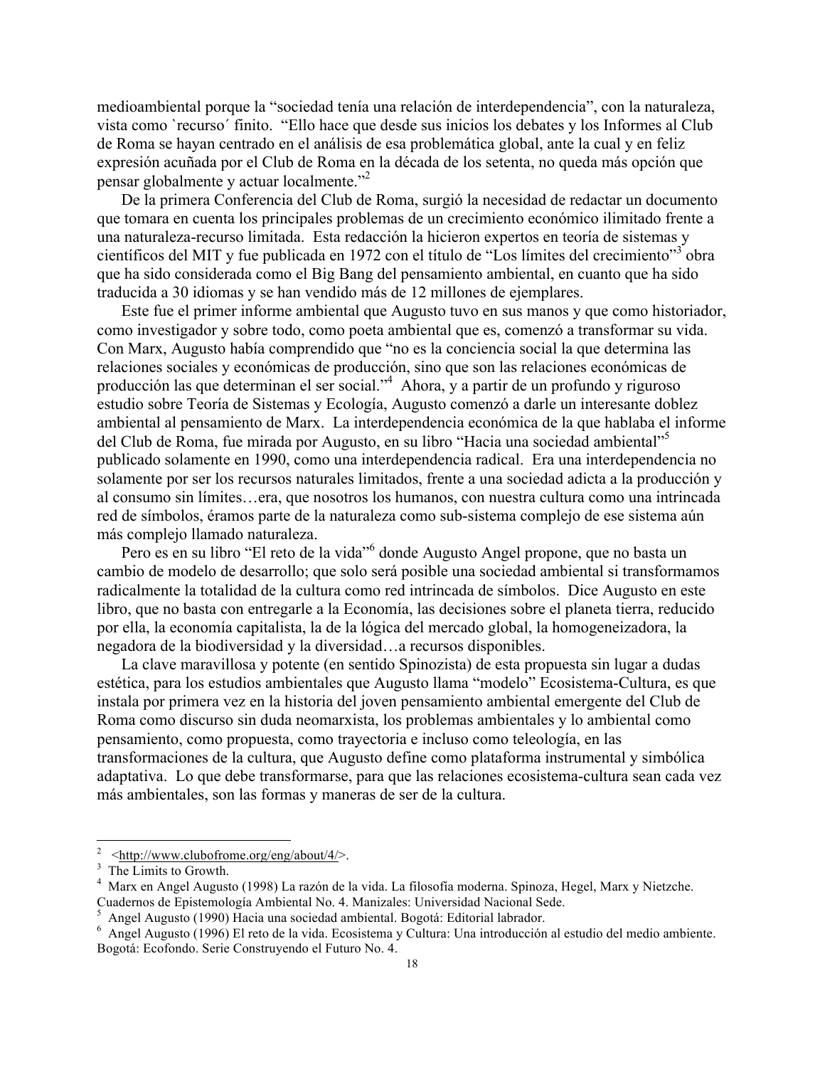medioambiental porque la "sociedad tenía una relación de interdependencia", con la naturaleza, vista como `recurso´ finito. "Ello hace que desde sus inicios los debates y los Informes al Club de Roma se hayan centrado en el análisis de esa problemática global, ante la cual y en feliz expresión acuñada por el Club de Roma en la década de los setenta, no queda más opción que pensar globalmente y actuar localmente."[2]

De la primera Conferencia del Club de Roma, surgió la necesidad de redactar un documento que tomara en cuenta los principales problemas de un crecimiento económico ilimitado frente a una naturaleza-recurso limitada. Esta redacción la hicieron expertos en teoría de sistemas y científicos del MIT y fue publicada en 1972 con el título de "Los límites del crecimiento"[3] obra que ha sido considerada como el Big Bang del pensamiento ambiental, en cuanto que ha sido traducida a 30 idiomas y se han vendido más de 12 millones de ejemplares.

Este fue el primer informe ambiental que Augusto tuvo en sus manos y que como historiador, como investigador y sobre todo, como poeta ambiental que es, comenzó a transformar su vida. Con Marx, Augusto había comprendido que "no es la conciencia social la que determina las relaciones sociales y económicas de producción, sino que son las relaciones económicas de producción las que determinan el ser social."[4] Ahora, y a partir de un profundo y riguroso estudio sobre Teoría de Sistemas y Ecología, Augusto comenzó a darle un interesante doblez ambiental al pensamiento de Marx. La interdependencia económica de la que hablaba el informe del Club de Roma, fue mirada por Augusto, en su libro "Hacia una sociedad ambiental"[5] publicado solamente en 1990, como una interdependencia radical. Era una interdependencia no solamente por ser los recursos naturales limitados, frente a una sociedad adicta a la producción y al consumo sin límites…era, que nosotros los humanos, con nuestra cultura como una intrincada red de símbolos, éramos parte de la naturaleza como sub-sistema complejo de ese sistema aún más complejo llamado naturaleza.

Pero es en su libro "El reto de la vida"[6] donde Augusto Angel propone, que no basta un cambio de modelo de desarrollo; que solo será posible una sociedad ambiental si transformamos radicalmente la totalidad de la cultura como red intrincada de símbolos. Dice Augusto en este libro, que no basta con entregarle a la Economía, las decisiones sobre el planeta tierra, reducido por ella, la economía capitalista, la de la lógica del mercado global, la homogeneizadora, la negadora de la biodiversidad y la diversidad…a recursos disponibles.

La clave maravillosa y potente (en sentido Spinozista) de esta propuesta sin lugar a dudas estética, para los estudios ambientales que Augusto llama "modelo" Ecosistema-Cultura, es que instala por primera vez en la historia del joven pensamiento ambiental emergente del Club de Roma como discurso sin duda neomarxista, los problemas ambientales y lo ambiental como pensamiento, como propuesta, como trayectoria e incluso como teleología, en las transformaciones de la cultura, que Augusto define como plataforma instrumental y simbólica adaptativa. Lo que debe transformarse, para que las relaciones ecosistema-cultura sean cada vez más ambientales, son las formas y maneras de ser de la cultura.

---

[2] <http://www.clubofrome.org/eng/about/4/>.

[3] The Limits to Growth.

[4] Marx en Angel Augusto (1998) La razón de la vida. La filosofía moderna. Spinoza, Hegel, Marx y Nietzche. Cuadernos de Epistemología Ambiental No. 4. Manizales: Universidad Nacional Sede.

[5] Angel Augusto (1990) Hacia una sociedad ambiental. Bogotá: Editorial labrador.

[6] Angel Augusto (1996) El reto de la vida. Ecosistema y Cultura: Una introducción al estudio del medio ambiente. Bogotá: Ecofondo. Serie Construyendo el Futuro No. 4.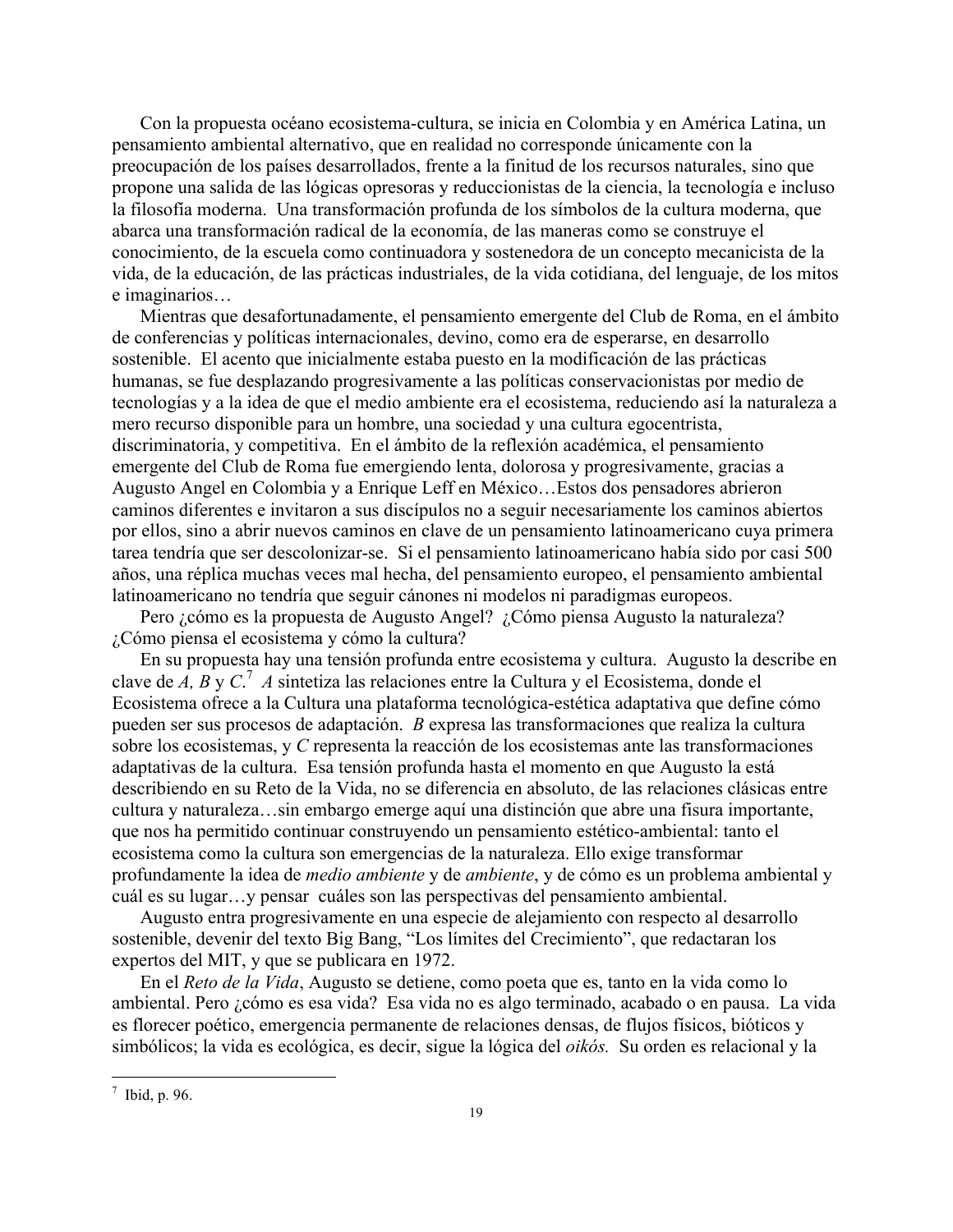Con la propuesta océano ecosistema-cultura, se inicia en Colombia y en América Latina, un pensamiento ambiental alternativo, que en realidad no corresponde únicamente con la preocupación de los países desarrollados, frente a la finitud de los recursos naturales, sino que propone una salida de las lógicas opresoras y reduccionistas de la ciencia, la tecnología e incluso la filosofía moderna. Una transformación profunda de los símbolos de la cultura moderna, que abarca una transformación radical de la economía, de las maneras como se construye el conocimiento, de la escuela como continuadora y sostenedora de un concepto mecanicista de la vida, de la educación, de las prácticas industriales, de la vida cotidiana, del lenguaje, de los mitos e imaginarios…

Mientras que desafortunadamente, el pensamiento emergente del Club de Roma, en el ámbito de conferencias y políticas internacionales, devino, como era de esperarse, en desarrollo sostenible. El acento que inicialmente estaba puesto en la modificación de las prácticas humanas, se fue desplazando progresivamente a las políticas conservacionistas por medio de tecnologías y a la idea de que el medio ambiente era el ecosistema, reduciendo así la naturaleza a mero recurso disponible para un hombre, una sociedad y una cultura egocentrista, discriminatoria, y competitiva. En el ámbito de la reflexión académica, el pensamiento emergente del Club de Roma fue emergiendo lenta, dolorosa y progresivamente, gracias a Augusto Angel en Colombia y a Enrique Leff en México…Estos dos pensadores abrieron caminos diferentes e invitaron a sus discípulos no a seguir necesariamente los caminos abiertos por ellos, sino a abrir nuevos caminos en clave de un pensamiento latinoamericano cuya primera tarea tendría que ser descolonizar-se. Si el pensamiento latinoamericano había sido por casi 500 años, una réplica muchas veces mal hecha, del pensamiento europeo, el pensamiento ambiental latinoamericano no tendría que seguir cánones ni modelos ni paradigmas europeos.

Pero ¿cómo es la propuesta de Augusto Angel? ¿Cómo piensa Augusto la naturaleza? ¿Cómo piensa el ecosistema y cómo la cultura?

En su propuesta hay una tensión profunda entre ecosistema y cultura. Augusto la describe en clave de *A, B* y *C*.[7] *A* sintetiza las relaciones entre la Cultura y el Ecosistema, donde el Ecosistema ofrece a la Cultura una plataforma tecnológica-estética adaptativa que define cómo pueden ser sus procesos de adaptación. *B* expresa las transformaciones que realiza la cultura sobre los ecosistemas, y *C* representa la reacción de los ecosistemas ante las transformaciones adaptativas de la cultura. Esa tensión profunda hasta el momento en que Augusto la está describiendo en su Reto de la Vida, no se diferencia en absoluto, de las relaciones clásicas entre cultura y naturaleza…sin embargo emerge aquí una distinción que abre una fisura importante, que nos ha permitido continuar construyendo un pensamiento estético-ambiental: tanto el ecosistema como la cultura son emergencias de la naturaleza. Ello exige transformar profundamente la idea de *medio ambiente* y de *ambiente*, y de cómo es un problema ambiental y cuál es su lugar…y pensar cuáles son las perspectivas del pensamiento ambiental.

Augusto entra progresivamente en una especie de alejamiento con respecto al desarrollo sostenible, devenir del texto Big Bang, "Los límites del Crecimiento", que redactaran los expertos del MIT, y que se publicara en 1972.

En el *Reto de la Vida*, Augusto se detiene, como poeta que es, tanto en la vida como lo ambiental. Pero ¿cómo es esa vida? Esa vida no es algo terminado, acabado o en pausa. La vida es florecer poético, emergencia permanente de relaciones densas, de flujos físicos, bióticos y simbólicos; la vida es ecológica, es decir, sigue la lógica del *oikós.* Su orden es relacional y la

---

[7] Ibid, p. 96.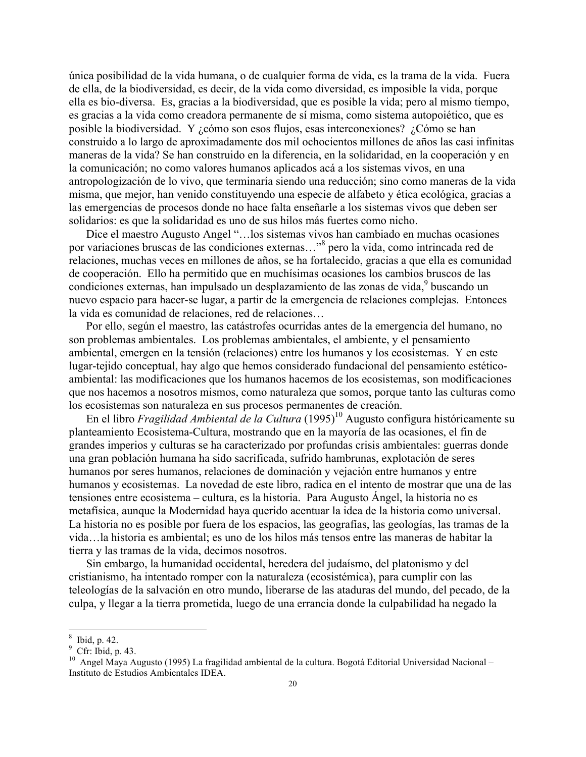única posibilidad de la vida humana, o de cualquier forma de vida, es la trama de la vida. Fuera de ella, de la biodiversidad, es decir, de la vida como diversidad, es imposible la vida, porque ella es bio-diversa. Es, gracias a la biodiversidad, que es posible la vida; pero al mismo tiempo, es gracias a la vida como creadora permanente de sí misma, como sistema autopoiético, que es posible la biodiversidad. Y ¿cómo son esos flujos, esas interconexiones? ¿Cómo se han construido a lo largo de aproximadamente dos mil ochocientos millones de años las casi infinitas maneras de la vida? Se han construido en la diferencia, en la solidaridad, en la cooperación y en la comunicación; no como valores humanos aplicados acá a los sistemas vivos, en una antropologización de lo vivo, que terminaría siendo una reducción; sino como maneras de la vida misma, que mejor, han venido constituyendo una especie de alfabeto y ética ecológica, gracias a las emergencias de procesos donde no hace falta enseñarle a los sistemas vivos que deben ser solidarios: es que la solidaridad es uno de sus hilos más fuertes como nicho.

Dice el maestro Augusto Angel "…los sistemas vivos han cambiado en muchas ocasiones por variaciones bruscas de las condiciones externas…"[8] pero la vida, como intrincada red de relaciones, muchas veces en millones de años, se ha fortalecido, gracias a que ella es comunidad de cooperación. Ello ha permitido que en muchísimas ocasiones los cambios bruscos de las condiciones externas, han impulsado un desplazamiento de las zonas de vida,[9] buscando un nuevo espacio para hacer-se lugar, a partir de la emergencia de relaciones complejas. Entonces la vida es comunidad de relaciones, red de relaciones…

Por ello, según el maestro, las catástrofes ocurridas antes de la emergencia del humano, no son problemas ambientales. Los problemas ambientales, el ambiente, y el pensamiento ambiental, emergen en la tensión (relaciones) entre los humanos y los ecosistemas. Y en este lugar-tejido conceptual, hay algo que hemos considerado fundacional del pensamiento estético-ambiental: las modificaciones que los humanos hacemos de los ecosistemas, son modificaciones que nos hacemos a nosotros mismos, como naturaleza que somos, porque tanto las culturas como los ecosistemas son naturaleza en sus procesos permanentes de creación.

En el libro *Fragilidad Ambiental de la Cultura* (1995)[10] Augusto configura históricamente su planteamiento Ecosistema-Cultura, mostrando que en la mayoría de las ocasiones, el fin de grandes imperios y culturas se ha caracterizado por profundas crisis ambientales: guerras donde una gran población humana ha sido sacrificada, sufrido hambrunas, explotación de seres humanos por seres humanos, relaciones de dominación y vejación entre humanos y entre humanos y ecosistemas. La novedad de este libro, radica en el intento de mostrar que una de las tensiones entre ecosistema – cultura, es la historia. Para Augusto Ángel, la historia no es metafísica, aunque la Modernidad haya querido acentuar la idea de la historia como universal. La historia no es posible por fuera de los espacios, las geografías, las geologías, las tramas de la vida…la historia es ambiental; es uno de los hilos más tensos entre las maneras de habitar la tierra y las tramas de la vida, decimos nosotros.

Sin embargo, la humanidad occidental, heredera del judaísmo, del platonismo y del cristianismo, ha intentado romper con la naturaleza (ecosistémica), para cumplir con las teleologías de la salvación en otro mundo, liberarse de las ataduras del mundo, del pecado, de la culpa, y llegar a la tierra prometida, luego de una errancia donde la culpabilidad ha negado la

---

[8] Ibid, p. 42.

[9] Cfr: Ibid, p. 43.

[10] Angel Maya Augusto (1995) La fragilidad ambiental de la cultura. Bogotá Editorial Universidad Nacional – Instituto de Estudios Ambientales IDEA.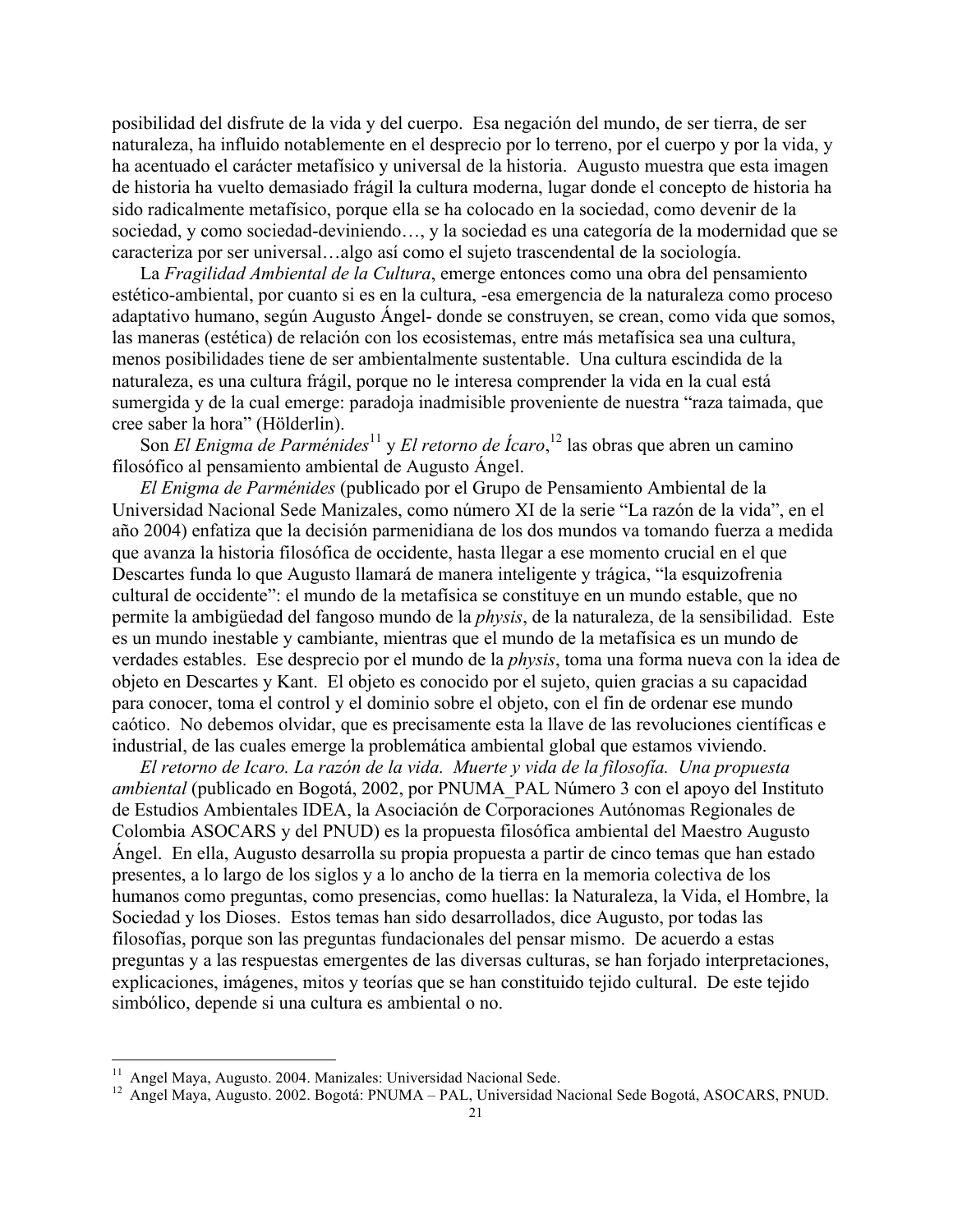posibilidad del disfrute de la vida y del cuerpo. Esa negación del mundo, de ser tierra, de ser naturaleza, ha influido notablemente en el desprecio por lo terreno, por el cuerpo y por la vida, y ha acentuado el carácter metafísico y universal de la historia. Augusto muestra que esta imagen de historia ha vuelto demasiado frágil la cultura moderna, lugar donde el concepto de historia ha sido radicalmente metafísico, porque ella se ha colocado en la sociedad, como devenir de la sociedad, y como sociedad-deviniendo…, y la sociedad es una categoría de la modernidad que se caracteriza por ser universal…algo así como el sujeto trascendental de la sociología.

La *Fragilidad Ambiental de la Cultura*, emerge entonces como una obra del pensamiento estético-ambiental, por cuanto si es en la cultura, -esa emergencia de la naturaleza como proceso adaptativo humano, según Augusto Ángel- donde se construyen, se crean, como vida que somos, las maneras (estética) de relación con los ecosistemas, entre más metafísica sea una cultura, menos posibilidades tiene de ser ambientalmente sustentable. Una cultura escindida de la naturaleza, es una cultura frágil, porque no le interesa comprender la vida en la cual está sumergida y de la cual emerge: paradoja inadmisible proveniente de nuestra "raza taimada, que cree saber la hora" (Hölderlin).

Son *El Enigma de Parménides*[11] y *El retorno de Ícaro*,[12] las obras que abren un camino filosófico al pensamiento ambiental de Augusto Ángel.

*El Enigma de Parménides* (publicado por el Grupo de Pensamiento Ambiental de la Universidad Nacional Sede Manizales, como número XI de la serie "La razón de la vida", en el año 2004) enfatiza que la decisión parmenidiana de los dos mundos va tomando fuerza a medida que avanza la historia filosófica de occidente, hasta llegar a ese momento crucial en el que Descartes funda lo que Augusto llamará de manera inteligente y trágica, "la esquizofrenia cultural de occidente": el mundo de la metafísica se constituye en un mundo estable, que no permite la ambigüedad del fangoso mundo de la *physis*, de la naturaleza, de la sensibilidad. Este es un mundo inestable y cambiante, mientras que el mundo de la metafísica es un mundo de verdades estables. Ese desprecio por el mundo de la *physis*, toma una forma nueva con la idea de objeto en Descartes y Kant. El objeto es conocido por el sujeto, quien gracias a su capacidad para conocer, toma el control y el dominio sobre el objeto, con el fin de ordenar ese mundo caótico. No debemos olvidar, que es precisamente esta la llave de las revoluciones científicas e industrial, de las cuales emerge la problemática ambiental global que estamos viviendo.

*El retorno de Icaro. La razón de la vida. Muerte y vida de la filosofía. Una propuesta ambiental* (publicado en Bogotá, 2002, por PNUMA_PAL Número 3 con el apoyo del Instituto de Estudios Ambientales IDEA, la Asociación de Corporaciones Autónomas Regionales de Colombia ASOCARS y del PNUD) es la propuesta filosófica ambiental del Maestro Augusto Ángel. En ella, Augusto desarrolla su propia propuesta a partir de cinco temas que han estado presentes, a lo largo de los siglos y a lo ancho de la tierra en la memoria colectiva de los humanos como preguntas, como presencias, como huellas: la Naturaleza, la Vida, el Hombre, la Sociedad y los Dioses. Estos temas han sido desarrollados, dice Augusto, por todas las filosofías, porque son las preguntas fundacionales del pensar mismo. De acuerdo a estas preguntas y a las respuestas emergentes de las diversas culturas, se han forjado interpretaciones, explicaciones, imágenes, mitos y teorías que se han constituido tejido cultural. De este tejido simbólico, depende si una cultura es ambiental o no.

---

[11] Angel Maya, Augusto. 2004. Manizales: Universidad Nacional Sede.

[12] Angel Maya, Augusto. 2002. Bogotá: PNUMA – PAL, Universidad Nacional Sede Bogotá, ASOCARS, PNUD.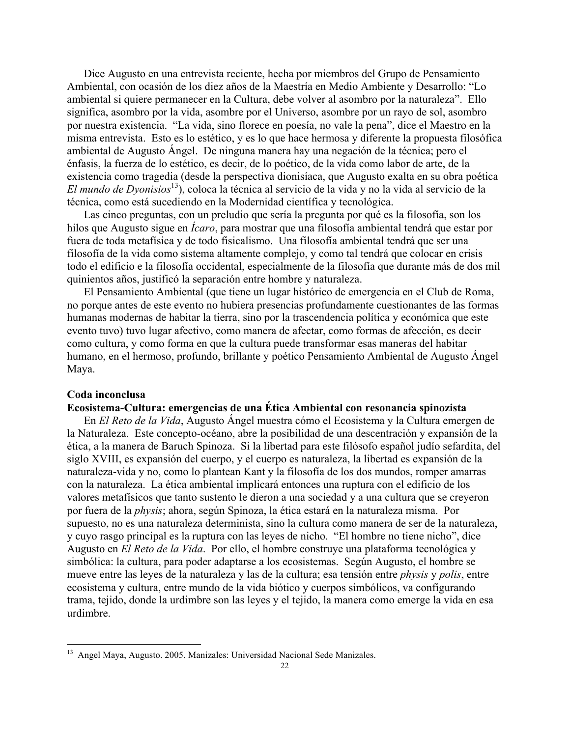Dice Augusto en una entrevista reciente, hecha por miembros del Grupo de Pensamiento Ambiental, con ocasión de los diez años de la Maestría en Medio Ambiente y Desarrollo: "Lo ambiental si quiere permanecer en la Cultura, debe volver al asombro por la naturaleza". Ello significa, asombro por la vida, asombre por el Universo, asombre por un rayo de sol, asombro por nuestra existencia. "La vida, sino florece en poesía, no vale la pena", dice el Maestro en la misma entrevista. Esto es lo estético, y es lo que hace hermosa y diferente la propuesta filosófica ambiental de Augusto Ángel. De ninguna manera hay una negación de la técnica; pero el énfasis, la fuerza de lo estético, es decir, de lo poético, de la vida como labor de arte, de la existencia como tragedia (desde la perspectiva dionisíaca, que Augusto exalta en su obra poética *El mundo de Dyonisios*[13]), coloca la técnica al servicio de la vida y no la vida al servicio de la técnica, como está sucediendo en la Modernidad científica y tecnológica.

Las cinco preguntas, con un preludio que sería la pregunta por qué es la filosofía, son los hilos que Augusto sigue en *Ícaro*, para mostrar que una filosofía ambiental tendrá que estar por fuera de toda metafísica y de todo fisicalismo. Una filosofía ambiental tendrá que ser una filosofía de la vida como sistema altamente complejo, y como tal tendrá que colocar en crisis todo el edificio e la filosofía occidental, especialmente de la filosofía que durante más de dos mil quinientos años, justificó la separación entre hombre y naturaleza.

El Pensamiento Ambiental (que tiene un lugar histórico de emergencia en el Club de Roma, no porque antes de este evento no hubiera presencias profundamente cuestionantes de las formas humanas modernas de habitar la tierra, sino por la trascendencia política y económica que este evento tuvo) tuvo lugar afectivo, como manera de afectar, como formas de afección, es decir como cultura, y como forma en que la cultura puede transformar esas maneras del habitar humano, en el hermoso, profundo, brillante y poético Pensamiento Ambiental de Augusto Ángel Maya.

**Coda inconclusa**

**Ecosistema-Cultura: emergencias de una Ética Ambiental con resonancia spinozista**

En *El Reto de la Vida*, Augusto Ángel muestra cómo el Ecosistema y la Cultura emergen de la Naturaleza. Este concepto-océano, abre la posibilidad de una descentración y expansión de la ética, a la manera de Baruch Spinoza. Si la libertad para este filósofo español judío sefardita, del siglo XVIII, es expansión del cuerpo, y el cuerpo es naturaleza, la libertad es expansión de la naturaleza-vida y no, como lo plantean Kant y la filosofía de los dos mundos, romper amarras con la naturaleza. La ética ambiental implicará entonces una ruptura con el edificio de los valores metafísicos que tanto sustento le dieron a una sociedad y a una cultura que se creyeron por fuera de la *physis*; ahora, según Spinoza, la ética estará en la naturaleza misma. Por supuesto, no es una naturaleza determinista, sino la cultura como manera de ser de la naturaleza, y cuyo rasgo principal es la ruptura con las leyes de nicho. "El hombre no tiene nicho", dice Augusto en *El Reto de la Vida*. Por ello, el hombre construye una plataforma tecnológica y simbólica: la cultura, para poder adaptarse a los ecosistemas. Según Augusto, el hombre se mueve entre las leyes de la naturaleza y las de la cultura; esa tensión entre *physis* y *polis*, entre ecosistema y cultura, entre mundo de la vida biótico y cuerpos simbólicos, va configurando trama, tejido, donde la urdimbre son las leyes y el tejido, la manera como emerge la vida en esa urdimbre.

---

[13] Angel Maya, Augusto. 2005. Manizales: Universidad Nacional Sede Manizales.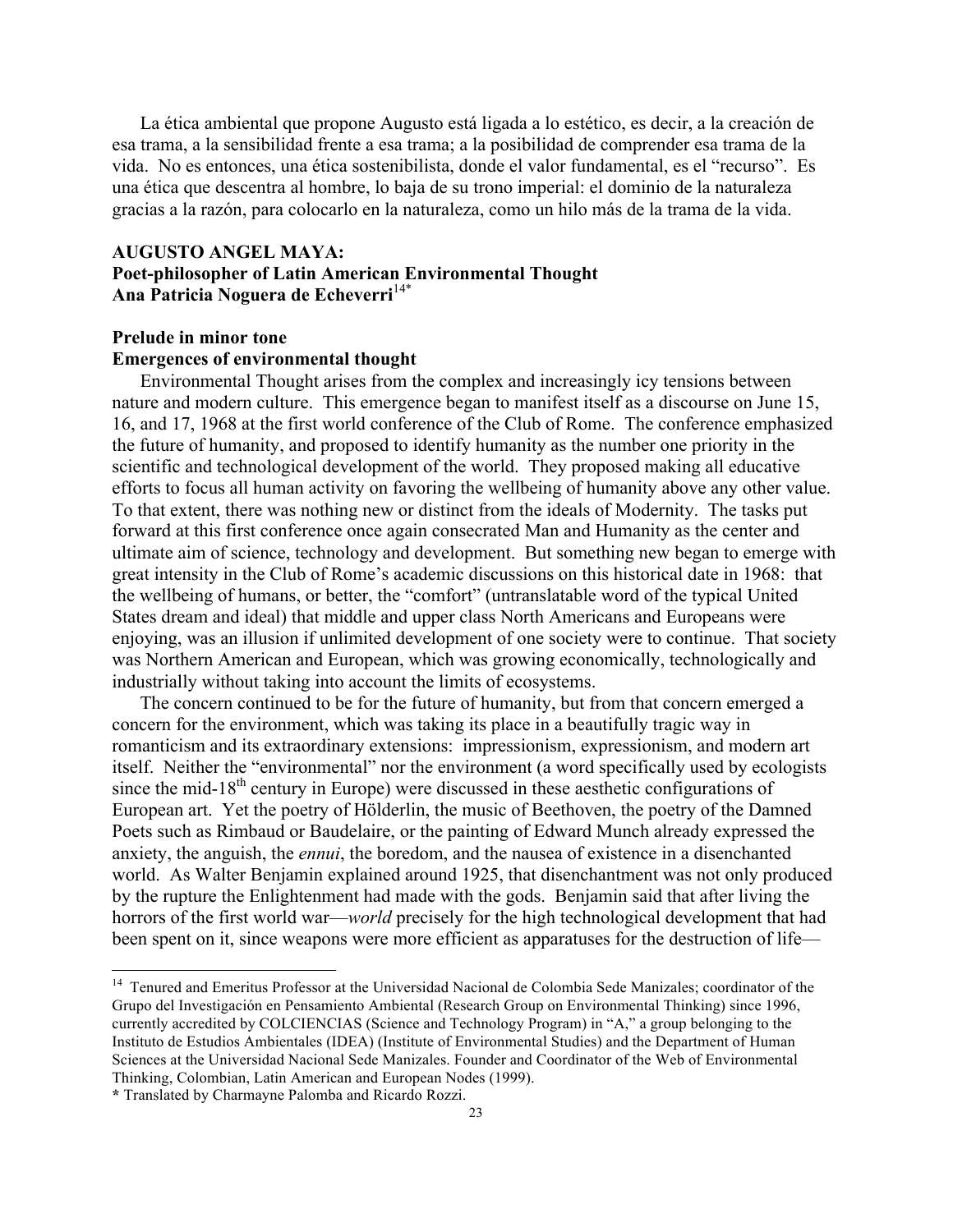La ética ambiental que propone Augusto está ligada a lo estético, es decir, a la creación de esa trama, a la sensibilidad frente a esa trama; a la posibilidad de comprender esa trama de la vida. No es entonces, una ética sostenibilista, donde el valor fundamental, es el "recurso". Es una ética que descentra al hombre, lo baja de su trono imperial: el dominio de la naturaleza gracias a la razón, para colocarlo en la naturaleza, como un hilo más de la trama de la vida.

## AUGUSTO ANGEL MAYA: Poet-philosopher of Latin American Environmental Thought

**Ana Patricia Noguera de Echeverri**[14*]

### Prelude in minor tone

### Emergences of environmental thought

Environmental Thought arises from the complex and increasingly icy tensions between nature and modern culture. This emergence began to manifest itself as a discourse on June 15, 16, and 17, 1968 at the first world conference of the Club of Rome. The conference emphasized the future of humanity, and proposed to identify humanity as the number one priority in the scientific and technological development of the world. They proposed making all educative efforts to focus all human activity on favoring the wellbeing of humanity above any other value. To that extent, there was nothing new or distinct from the ideals of Modernity. The tasks put forward at this first conference once again consecrated Man and Humanity as the center and ultimate aim of science, technology and development. But something new began to emerge with great intensity in the Club of Rome's academic discussions on this historical date in 1968: that the wellbeing of humans, or better, the "comfort" (untranslatable word of the typical United States dream and ideal) that middle and upper class North Americans and Europeans were enjoying, was an illusion if unlimited development of one society were to continue. That society was Northern American and European, which was growing economically, technologically and industrially without taking into account the limits of ecosystems.

The concern continued to be for the future of humanity, but from that concern emerged a concern for the environment, which was taking its place in a beautifully tragic way in romanticism and its extraordinary extensions: impressionism, expressionism, and modern art itself. Neither the "environmental" nor the environment (a word specifically used by ecologists since the mid-18th century in Europe) were discussed in these aesthetic configurations of European art. Yet the poetry of Hölderlin, the music of Beethoven, the poetry of the Damned Poets such as Rimbaud or Baudelaire, or the painting of Edward Munch already expressed the anxiety, the anguish, the *ennui*, the boredom, and the nausea of existence in a disenchanted world. As Walter Benjamin explained around 1925, that disenchantment was not only produced by the rupture the Enlightenment had made with the gods. Benjamin said that after living the horrors of the first world war—*world* precisely for the high technological development that had been spent on it, since weapons were more efficient as apparatuses for the destruction of life—

---

[14] Tenured and Emeritus Professor at the Universidad Nacional de Colombia Sede Manizales; coordinator of the Grupo del Investigación en Pensamiento Ambiental (Research Group on Environmental Thinking) since 1996, currently accredited by COLCIENCIAS (Science and Technology Program) in "A," a group belonging to the Instituto de Estudios Ambientales (IDEA) (Institute of Environmental Studies) and the Department of Human Sciences at the Universidad Nacional Sede Manizales. Founder and Coordinator of the Web of Environmental Thinking, Colombian, Latin American and European Nodes (1999).

\* Translated by Charmayne Palomba and Ricardo Rozzi.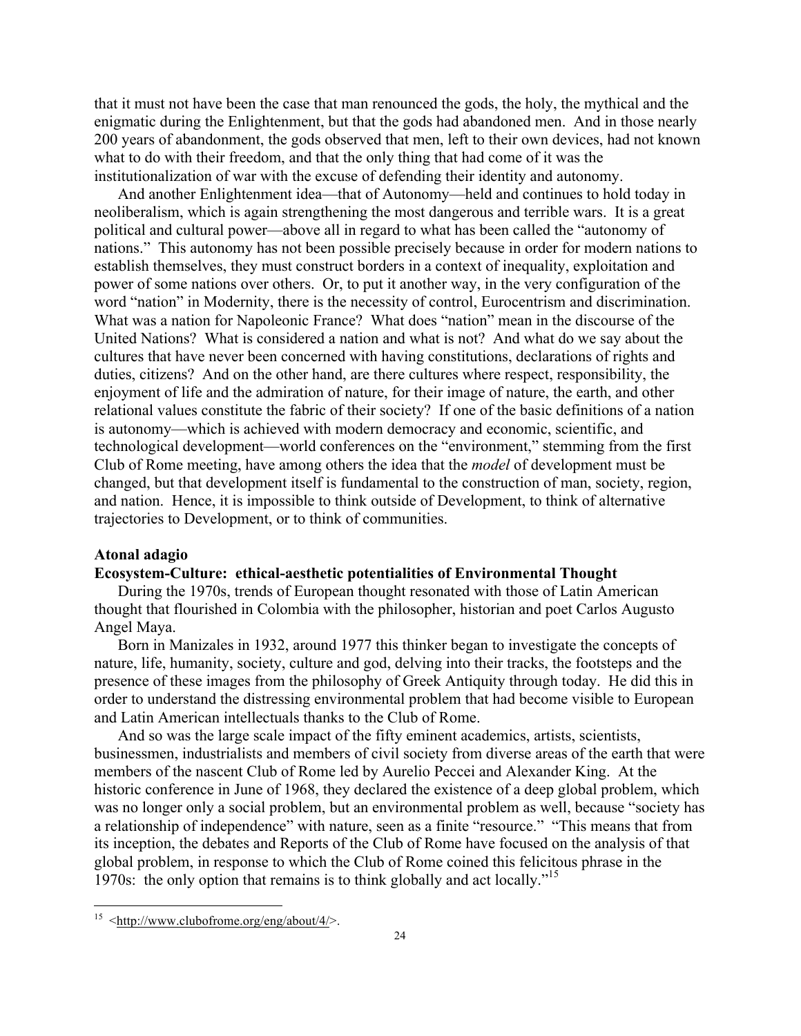that it must not have been the case that man renounced the gods, the holy, the mythical and the enigmatic during the Enlightenment, but that the gods had abandoned men. And in those nearly 200 years of abandonment, the gods observed that men, left to their own devices, had not known what to do with their freedom, and that the only thing that had come of it was the institutionalization of war with the excuse of defending their identity and autonomy.

And another Enlightenment idea—that of Autonomy—held and continues to hold today in neoliberalism, which is again strengthening the most dangerous and terrible wars. It is a great political and cultural power—above all in regard to what has been called the "autonomy of nations." This autonomy has not been possible precisely because in order for modern nations to establish themselves, they must construct borders in a context of inequality, exploitation and power of some nations over others. Or, to put it another way, in the very configuration of the word "nation" in Modernity, there is the necessity of control, Eurocentrism and discrimination. What was a nation for Napoleonic France? What does "nation" mean in the discourse of the United Nations? What is considered a nation and what is not? And what do we say about the cultures that have never been concerned with having constitutions, declarations of rights and duties, citizens? And on the other hand, are there cultures where respect, responsibility, the enjoyment of life and the admiration of nature, for their image of nature, the earth, and other relational values constitute the fabric of their society? If one of the basic definitions of a nation is autonomy—which is achieved with modern democracy and economic, scientific, and technological development—world conferences on the "environment," stemming from the first Club of Rome meeting, have among others the idea that the *model* of development must be changed, but that development itself is fundamental to the construction of man, society, region, and nation. Hence, it is impossible to think outside of Development, to think of alternative trajectories to Development, or to think of communities.

**Atonal adagio**

**Ecosystem-Culture: ethical-aesthetic potentialities of Environmental Thought**

During the 1970s, trends of European thought resonated with those of Latin American thought that flourished in Colombia with the philosopher, historian and poet Carlos Augusto Angel Maya.

Born in Manizales in 1932, around 1977 this thinker began to investigate the concepts of nature, life, humanity, society, culture and god, delving into their tracks, the footsteps and the presence of these images from the philosophy of Greek Antiquity through today. He did this in order to understand the distressing environmental problem that had become visible to European and Latin American intellectuals thanks to the Club of Rome.

And so was the large scale impact of the fifty eminent academics, artists, scientists, businessmen, industrialists and members of civil society from diverse areas of the earth that were members of the nascent Club of Rome led by Aurelio Peccei and Alexander King. At the historic conference in June of 1968, they declared the existence of a deep global problem, which was no longer only a social problem, but an environmental problem as well, because "society has a relationship of independence" with nature, seen as a finite "resource." "This means that from its inception, the debates and Reports of the Club of Rome have focused on the analysis of that global problem, in response to which the Club of Rome coined this felicitous phrase in the 1970s: the only option that remains is to think globally and act locally."[15]

---

[15] <http://www.clubofrome.org/eng/about/4/>.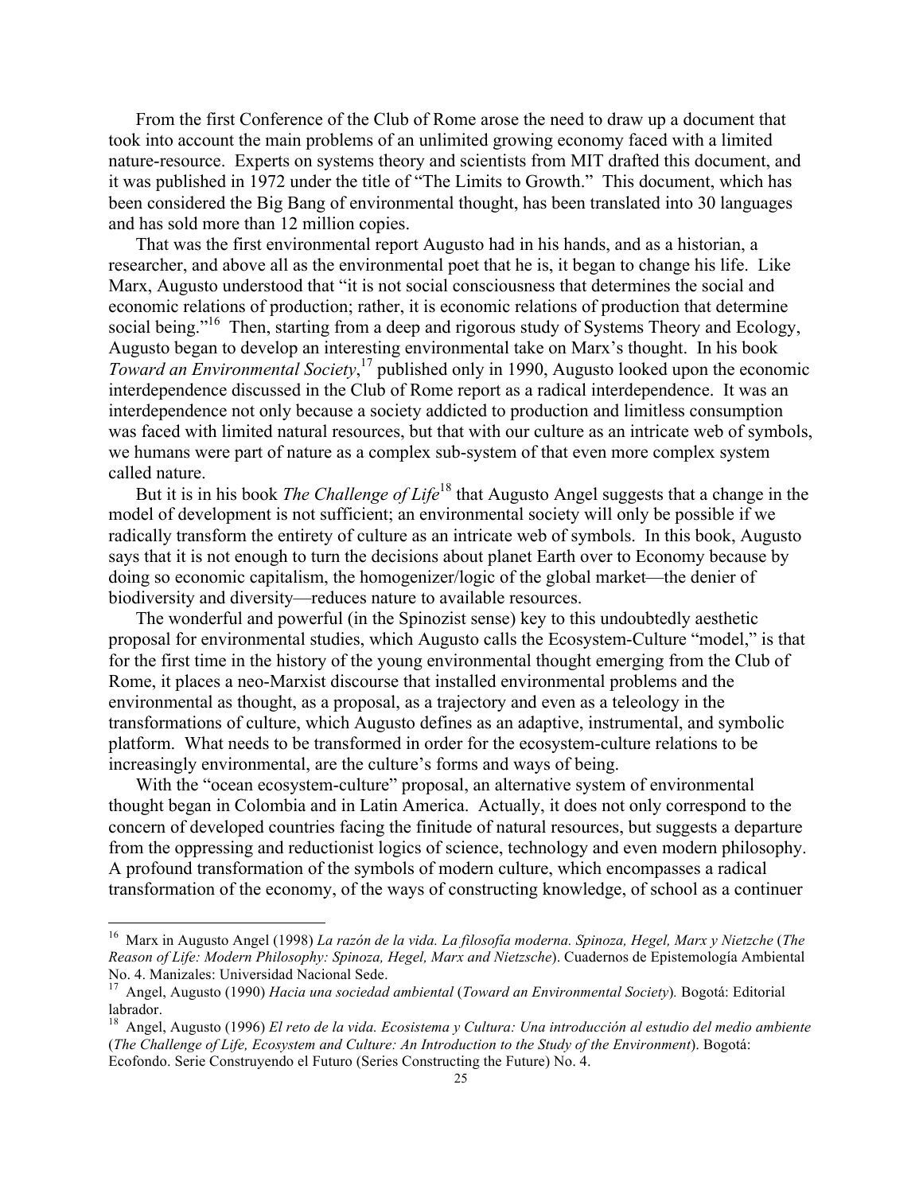From the first Conference of the Club of Rome arose the need to draw up a document that took into account the main problems of an unlimited growing economy faced with a limited nature-resource. Experts on systems theory and scientists from MIT drafted this document, and it was published in 1972 under the title of "The Limits to Growth." This document, which has been considered the Big Bang of environmental thought, has been translated into 30 languages and has sold more than 12 million copies.

That was the first environmental report Augusto had in his hands, and as a historian, a researcher, and above all as the environmental poet that he is, it began to change his life. Like Marx, Augusto understood that "it is not social consciousness that determines the social and economic relations of production; rather, it is economic relations of production that determine social being."[16] Then, starting from a deep and rigorous study of Systems Theory and Ecology, Augusto began to develop an interesting environmental take on Marx's thought. In his book *Toward an Environmental Society*,[17] published only in 1990, Augusto looked upon the economic interdependence discussed in the Club of Rome report as a radical interdependence. It was an interdependence not only because a society addicted to production and limitless consumption was faced with limited natural resources, but that with our culture as an intricate web of symbols, we humans were part of nature as a complex sub-system of that even more complex system called nature.

But it is in his book *The Challenge of Life*[18] that Augusto Angel suggests that a change in the model of development is not sufficient; an environmental society will only be possible if we radically transform the entirety of culture as an intricate web of symbols. In this book, Augusto says that it is not enough to turn the decisions about planet Earth over to Economy because by doing so economic capitalism, the homogenizer/logic of the global market—the denier of biodiversity and diversity—reduces nature to available resources.

The wonderful and powerful (in the Spinozist sense) key to this undoubtedly aesthetic proposal for environmental studies, which Augusto calls the Ecosystem-Culture "model," is that for the first time in the history of the young environmental thought emerging from the Club of Rome, it places a neo-Marxist discourse that installed environmental problems and the environmental as thought, as a proposal, as a trajectory and even as a teleology in the transformations of culture, which Augusto defines as an adaptive, instrumental, and symbolic platform. What needs to be transformed in order for the ecosystem-culture relations to be increasingly environmental, are the culture's forms and ways of being.

With the "ocean ecosystem-culture" proposal, an alternative system of environmental thought began in Colombia and in Latin America. Actually, it does not only correspond to the concern of developed countries facing the finitude of natural resources, but suggests a departure from the oppressing and reductionist logics of science, technology and even modern philosophy. A profound transformation of the symbols of modern culture, which encompasses a radical transformation of the economy, of the ways of constructing knowledge, of school as a continuer

---

[16] Marx in Augusto Angel (1998) *La razón de la vida. La filosofía moderna. Spinoza, Hegel, Marx y Nietzche* (*The Reason of Life: Modern Philosophy: Spinoza, Hegel, Marx and Nietzsche*). Cuadernos de Epistemología Ambiental No. 4. Manizales: Universidad Nacional Sede.

[17] Angel, Augusto (1990) *Hacia una sociedad ambiental* (*Toward an Environmental Society*). Bogotá: Editorial labrador.

[18] Angel, Augusto (1996) *El reto de la vida. Ecosistema y Cultura: Una introducción al estudio del medio ambiente* (*The Challenge of Life, Ecosystem and Culture: An Introduction to the Study of the Environment*). Bogotá: Ecofondo. Serie Construyendo el Futuro (Series Constructing the Future) No. 4.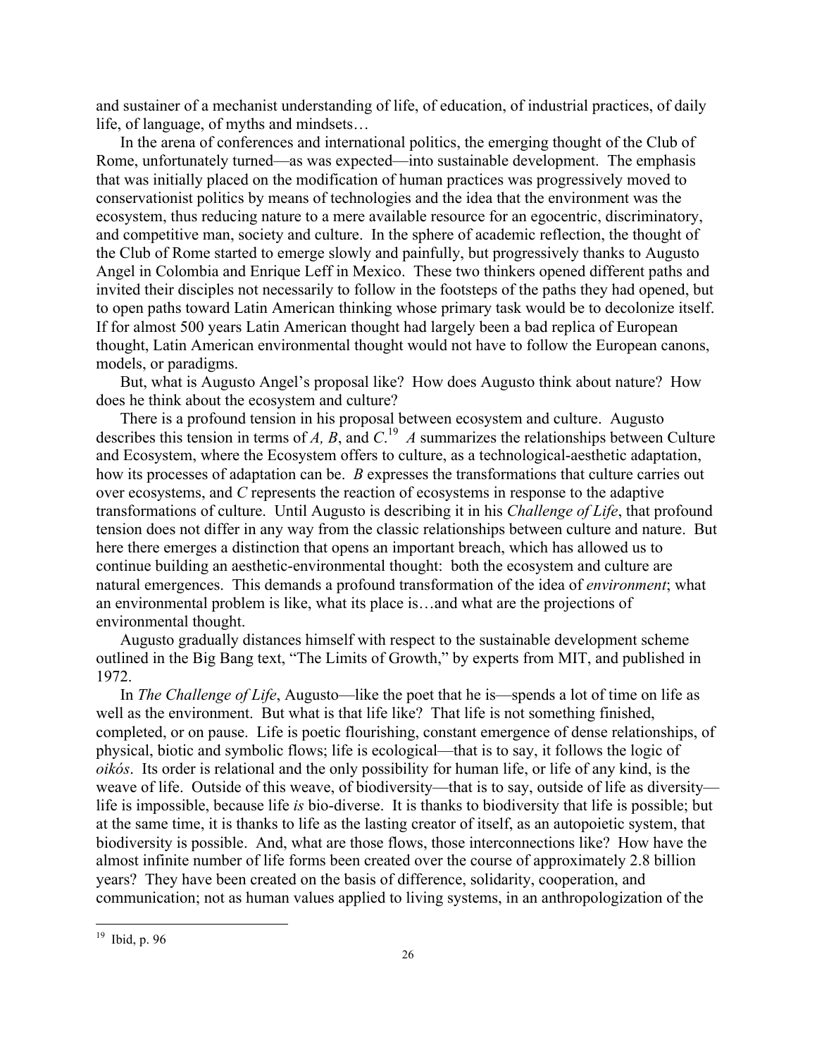and sustainer of a mechanist understanding of life, of education, of industrial practices, of daily life, of language, of myths and mindsets…

In the arena of conferences and international politics, the emerging thought of the Club of Rome, unfortunately turned—as was expected—into sustainable development. The emphasis that was initially placed on the modification of human practices was progressively moved to conservationist politics by means of technologies and the idea that the environment was the ecosystem, thus reducing nature to a mere available resource for an egocentric, discriminatory, and competitive man, society and culture. In the sphere of academic reflection, the thought of the Club of Rome started to emerge slowly and painfully, but progressively thanks to Augusto Angel in Colombia and Enrique Leff in Mexico. These two thinkers opened different paths and invited their disciples not necessarily to follow in the footsteps of the paths they had opened, but to open paths toward Latin American thinking whose primary task would be to decolonize itself. If for almost 500 years Latin American thought had largely been a bad replica of European thought, Latin American environmental thought would not have to follow the European canons, models, or paradigms.

But, what is Augusto Angel's proposal like? How does Augusto think about nature? How does he think about the ecosystem and culture?

There is a profound tension in his proposal between ecosystem and culture. Augusto describes this tension in terms of *A, B*, and *C*.[19] *A* summarizes the relationships between Culture and Ecosystem, where the Ecosystem offers to culture, as a technological-aesthetic adaptation, how its processes of adaptation can be. *B* expresses the transformations that culture carries out over ecosystems, and *C* represents the reaction of ecosystems in response to the adaptive transformations of culture. Until Augusto is describing it in his *Challenge of Life*, that profound tension does not differ in any way from the classic relationships between culture and nature. But here there emerges a distinction that opens an important breach, which has allowed us to continue building an aesthetic-environmental thought: both the ecosystem and culture are natural emergences. This demands a profound transformation of the idea of *environment*; what an environmental problem is like, what its place is…and what are the projections of environmental thought.

Augusto gradually distances himself with respect to the sustainable development scheme outlined in the Big Bang text, "The Limits of Growth," by experts from MIT, and published in 1972.

In *The Challenge of Life*, Augusto—like the poet that he is—spends a lot of time on life as well as the environment. But what is that life like? That life is not something finished, completed, or on pause. Life is poetic flourishing, constant emergence of dense relationships, of physical, biotic and symbolic flows; life is ecological—that is to say, it follows the logic of *oikós*. Its order is relational and the only possibility for human life, or life of any kind, is the weave of life. Outside of this weave, of biodiversity—that is to say, outside of life as diversity—life is impossible, because life *is* bio-diverse. It is thanks to biodiversity that life is possible; but at the same time, it is thanks to life as the lasting creator of itself, as an autopoietic system, that biodiversity is possible. And, what are those flows, those interconnections like? How have the almost infinite number of life forms been created over the course of approximately 2.8 billion years? They have been created on the basis of difference, solidarity, cooperation, and communication; not as human values applied to living systems, in an anthropologization of the

[19] Ibid, p. 96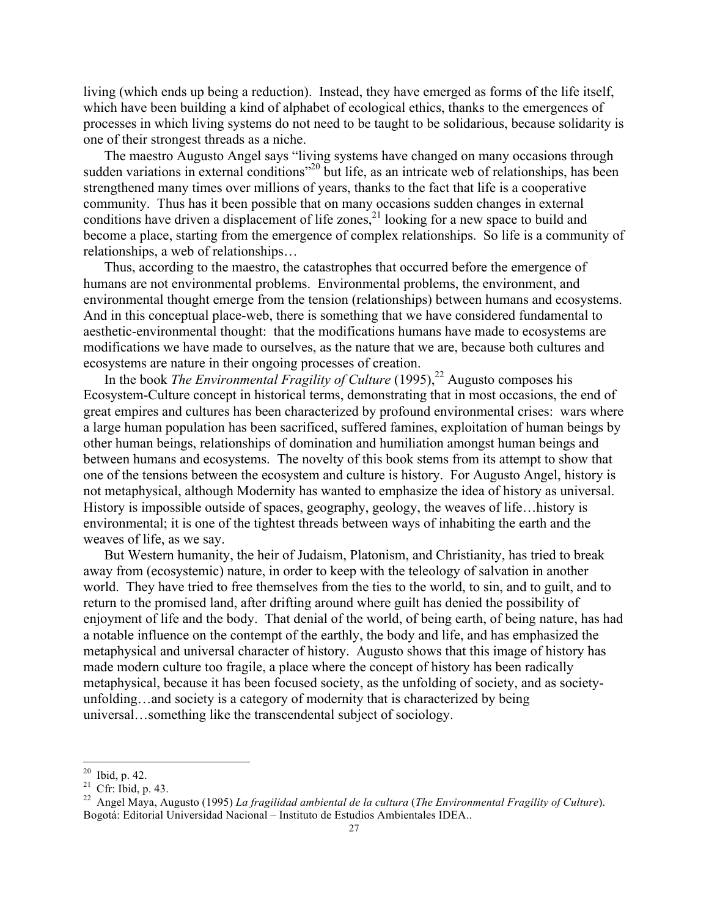living (which ends up being a reduction). Instead, they have emerged as forms of the life itself, which have been building a kind of alphabet of ecological ethics, thanks to the emergences of processes in which living systems do not need to be taught to be solidarious, because solidarity is one of their strongest threads as a niche.

The maestro Augusto Angel says "living systems have changed on many occasions through sudden variations in external conditions"[20] but life, as an intricate web of relationships, has been strengthened many times over millions of years, thanks to the fact that life is a cooperative community. Thus has it been possible that on many occasions sudden changes in external conditions have driven a displacement of life zones,[21] looking for a new space to build and become a place, starting from the emergence of complex relationships. So life is a community of relationships, a web of relationships…

Thus, according to the maestro, the catastrophes that occurred before the emergence of humans are not environmental problems. Environmental problems, the environment, and environmental thought emerge from the tension (relationships) between humans and ecosystems. And in this conceptual place-web, there is something that we have considered fundamental to aesthetic-environmental thought: that the modifications humans have made to ecosystems are modifications we have made to ourselves, as the nature that we are, because both cultures and ecosystems are nature in their ongoing processes of creation.

In the book *The Environmental Fragility of Culture* (1995),[22] Augusto composes his Ecosystem-Culture concept in historical terms, demonstrating that in most occasions, the end of great empires and cultures has been characterized by profound environmental crises: wars where a large human population has been sacrificed, suffered famines, exploitation of human beings by other human beings, relationships of domination and humiliation amongst human beings and between humans and ecosystems. The novelty of this book stems from its attempt to show that one of the tensions between the ecosystem and culture is history. For Augusto Angel, history is not metaphysical, although Modernity has wanted to emphasize the idea of history as universal. History is impossible outside of spaces, geography, geology, the weaves of life…history is environmental; it is one of the tightest threads between ways of inhabiting the earth and the weaves of life, as we say.

But Western humanity, the heir of Judaism, Platonism, and Christianity, has tried to break away from (ecosystemic) nature, in order to keep with the teleology of salvation in another world. They have tried to free themselves from the ties to the world, to sin, and to guilt, and to return to the promised land, after drifting around where guilt has denied the possibility of enjoyment of life and the body. That denial of the world, of being earth, of being nature, has had a notable influence on the contempt of the earthly, the body and life, and has emphasized the metaphysical and universal character of history. Augusto shows that this image of history has made modern culture too fragile, a place where the concept of history has been radically metaphysical, because it has been focused society, as the unfolding of society, and as society-unfolding…and society is a category of modernity that is characterized by being universal…something like the transcendental subject of sociology.

---

[20] Ibid, p. 42.

[21] Cfr: Ibid, p. 43.

[22] Angel Maya, Augusto (1995) *La fragilidad ambiental de la cultura* (*The Environmental Fragility of Culture*). Bogotá: Editorial Universidad Nacional – Instituto de Estudios Ambientales IDEA..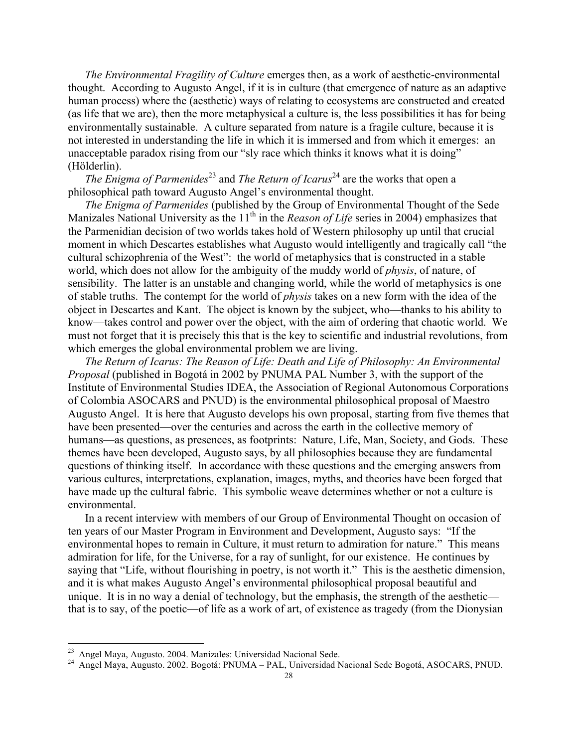*The Environmental Fragility of Culture* emerges then, as a work of aesthetic-environmental thought. According to Augusto Angel, if it is in culture (that emergence of nature as an adaptive human process) where the (aesthetic) ways of relating to ecosystems are constructed and created (as life that we are), then the more metaphysical a culture is, the less possibilities it has for being environmentally sustainable. A culture separated from nature is a fragile culture, because it is not interested in understanding the life in which it is immersed and from which it emerges: an unacceptable paradox rising from our "sly race which thinks it knows what it is doing" (Hölderlin).

*The Enigma of Parmenides*[23] and *The Return of Icarus*[24] are the works that open a philosophical path toward Augusto Angel's environmental thought.

*The Enigma of Parmenides* (published by the Group of Environmental Thought of the Sede Manizales National University as the 11th in the *Reason of Life* series in 2004) emphasizes that the Parmenidian decision of two worlds takes hold of Western philosophy up until that crucial moment in which Descartes establishes what Augusto would intelligently and tragically call "the cultural schizophrenia of the West": the world of metaphysics that is constructed in a stable world, which does not allow for the ambiguity of the muddy world of *physis*, of nature, of sensibility. The latter is an unstable and changing world, while the world of metaphysics is one of stable truths. The contempt for the world of *physis* takes on a new form with the idea of the object in Descartes and Kant. The object is known by the subject, who—thanks to his ability to know—takes control and power over the object, with the aim of ordering that chaotic world. We must not forget that it is precisely this that is the key to scientific and industrial revolutions, from which emerges the global environmental problem we are living.

*The Return of Icarus: The Reason of Life: Death and Life of Philosophy: An Environmental Proposal* (published in Bogotá in 2002 by PNUMA PAL Number 3, with the support of the Institute of Environmental Studies IDEA, the Association of Regional Autonomous Corporations of Colombia ASOCARS and PNUD) is the environmental philosophical proposal of Maestro Augusto Angel. It is here that Augusto develops his own proposal, starting from five themes that have been presented—over the centuries and across the earth in the collective memory of humans—as questions, as presences, as footprints: Nature, Life, Man, Society, and Gods. These themes have been developed, Augusto says, by all philosophies because they are fundamental questions of thinking itself. In accordance with these questions and the emerging answers from various cultures, interpretations, explanation, images, myths, and theories have been forged that have made up the cultural fabric. This symbolic weave determines whether or not a culture is environmental.

In a recent interview with members of our Group of Environmental Thought on occasion of ten years of our Master Program in Environment and Development, Augusto says: "If the environmental hopes to remain in Culture, it must return to admiration for nature." This means admiration for life, for the Universe, for a ray of sunlight, for our existence. He continues by saying that "Life, without flourishing in poetry, is not worth it." This is the aesthetic dimension, and it is what makes Augusto Angel's environmental philosophical proposal beautiful and unique. It is in no way a denial of technology, but the emphasis, the strength of the aesthetic—that is to say, of the poetic—of life as a work of art, of existence as tragedy (from the Dionysian

---

[23] Angel Maya, Augusto. 2004. Manizales: Universidad Nacional Sede.

[24] Angel Maya, Augusto. 2002. Bogotá: PNUMA – PAL, Universidad Nacional Sede Bogotá, ASOCARS, PNUD.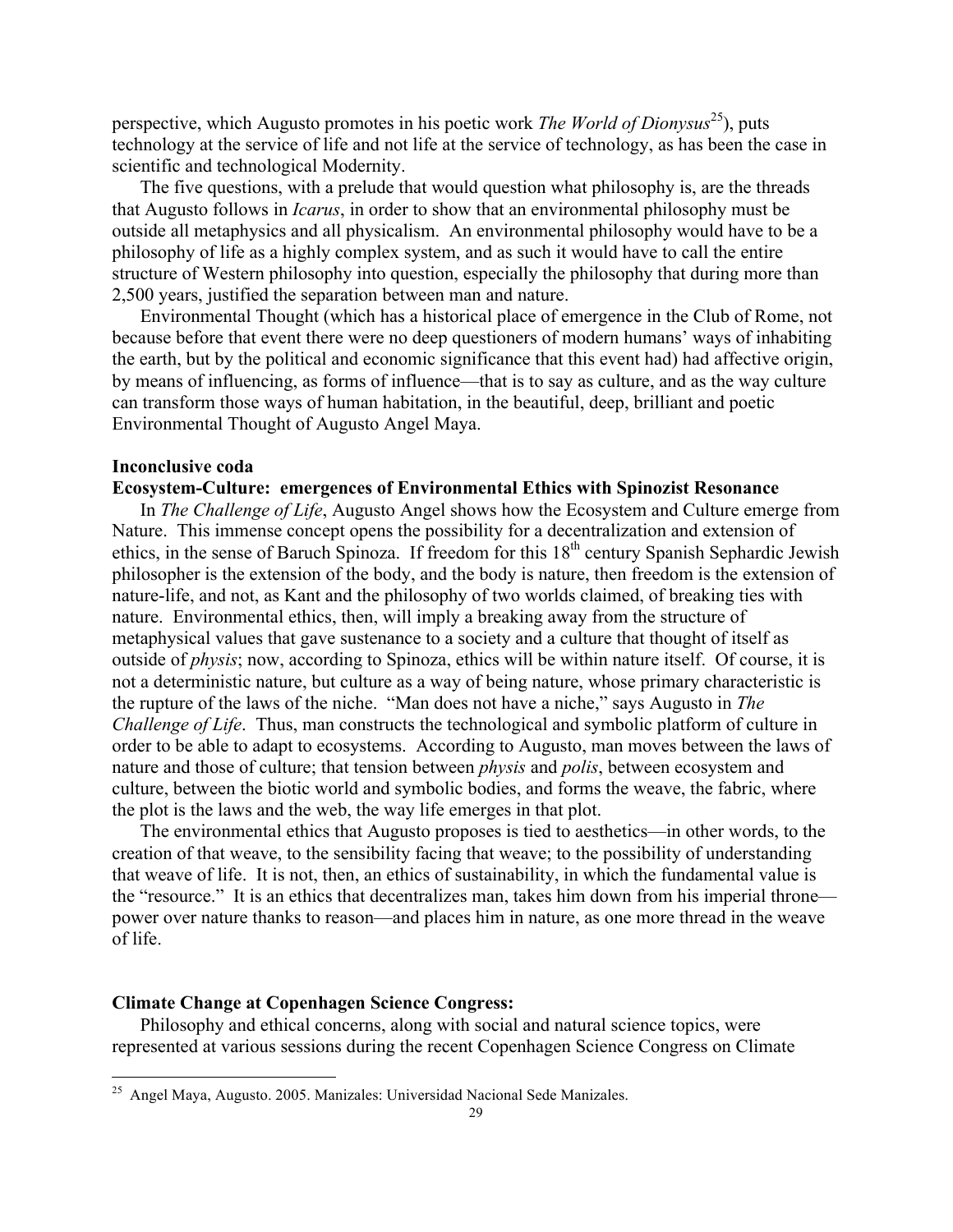perspective, which Augusto promotes in his poetic work *The World of Dionysus*[25]), puts technology at the service of life and not life at the service of technology, as has been the case in scientific and technological Modernity.

The five questions, with a prelude that would question what philosophy is, are the threads that Augusto follows in *Icarus*, in order to show that an environmental philosophy must be outside all metaphysics and all physicalism. An environmental philosophy would have to be a philosophy of life as a highly complex system, and as such it would have to call the entire structure of Western philosophy into question, especially the philosophy that during more than 2,500 years, justified the separation between man and nature.

Environmental Thought (which has a historical place of emergence in the Club of Rome, not because before that event there were no deep questioners of modern humans' ways of inhabiting the earth, but by the political and economic significance that this event had) had affective origin, by means of influencing, as forms of influence—that is to say as culture, and as the way culture can transform those ways of human habitation, in the beautiful, deep, brilliant and poetic Environmental Thought of Augusto Angel Maya.

**Inconclusive coda**

**Ecosystem-Culture: emergences of Environmental Ethics with Spinozist Resonance**

In *The Challenge of Life*, Augusto Angel shows how the Ecosystem and Culture emerge from Nature. This immense concept opens the possibility for a decentralization and extension of ethics, in the sense of Baruch Spinoza. If freedom for this 18th century Spanish Sephardic Jewish philosopher is the extension of the body, and the body is nature, then freedom is the extension of nature-life, and not, as Kant and the philosophy of two worlds claimed, of breaking ties with nature. Environmental ethics, then, will imply a breaking away from the structure of metaphysical values that gave sustenance to a society and a culture that thought of itself as outside of *physis*; now, according to Spinoza, ethics will be within nature itself. Of course, it is not a deterministic nature, but culture as a way of being nature, whose primary characteristic is the rupture of the laws of the niche. "Man does not have a niche," says Augusto in *The Challenge of Life*. Thus, man constructs the technological and symbolic platform of culture in order to be able to adapt to ecosystems. According to Augusto, man moves between the laws of nature and those of culture; that tension between *physis* and *polis*, between ecosystem and culture, between the biotic world and symbolic bodies, and forms the weave, the fabric, where the plot is the laws and the web, the way life emerges in that plot.

The environmental ethics that Augusto proposes is tied to aesthetics—in other words, to the creation of that weave, to the sensibility facing that weave; to the possibility of understanding that weave of life. It is not, then, an ethics of sustainability, in which the fundamental value is the "resource." It is an ethics that decentralizes man, takes him down from his imperial throne—power over nature thanks to reason—and places him in nature, as one more thread in the weave of life.

**Climate Change at Copenhagen Science Congress:**

Philosophy and ethical concerns, along with social and natural science topics, were represented at various sessions during the recent Copenhagen Science Congress on Climate

---

[25] Angel Maya, Augusto. 2005. Manizales: Universidad Nacional Sede Manizales.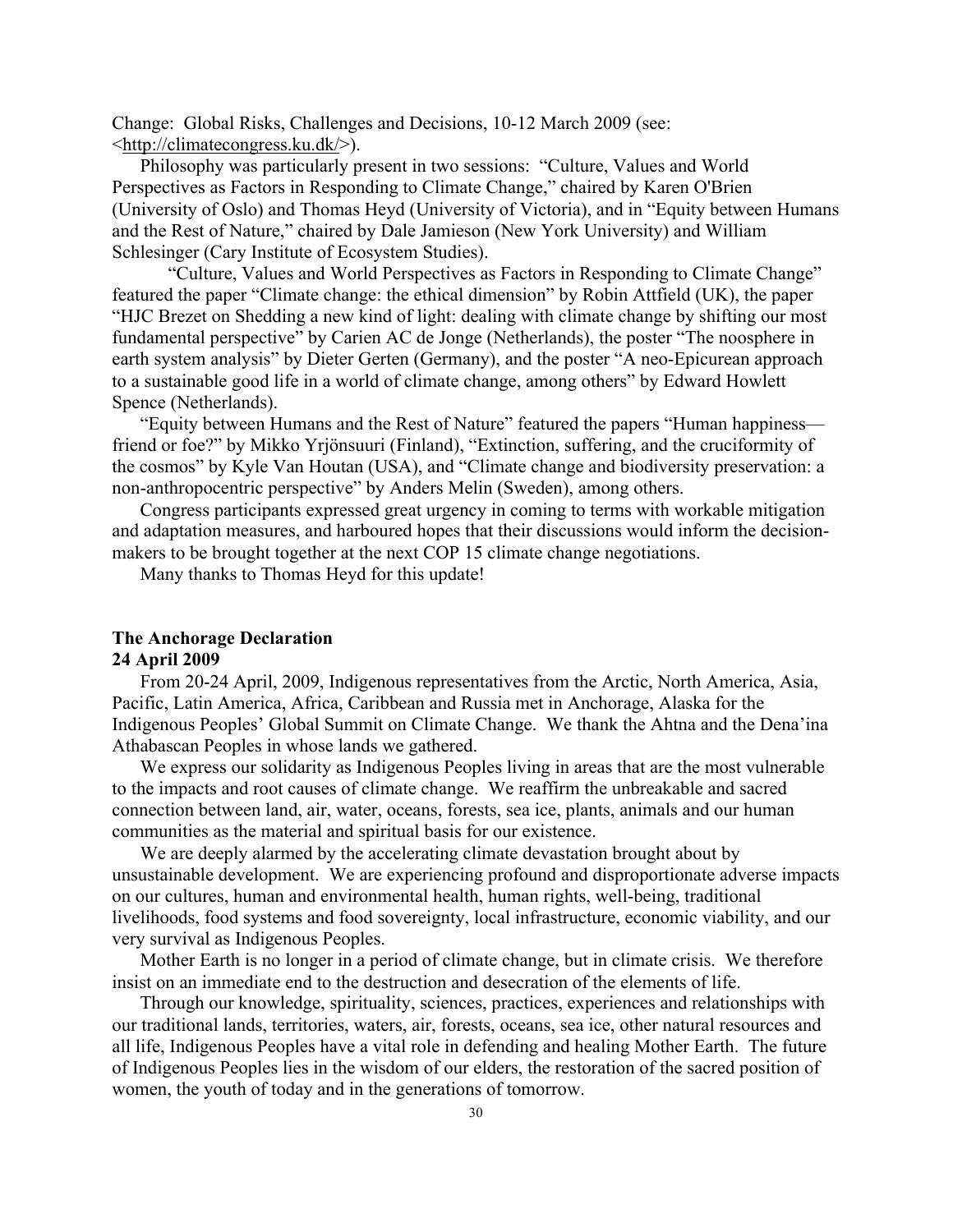Change: Global Risks, Challenges and Decisions, 10-12 March 2009 (see: <http://climatecongress.ku.dk/>).

Philosophy was particularly present in two sessions: "Culture, Values and World Perspectives as Factors in Responding to Climate Change," chaired by Karen O'Brien (University of Oslo) and Thomas Heyd (University of Victoria), and in "Equity between Humans and the Rest of Nature," chaired by Dale Jamieson (New York University) and William Schlesinger (Cary Institute of Ecosystem Studies).

"Culture, Values and World Perspectives as Factors in Responding to Climate Change" featured the paper "Climate change: the ethical dimension" by Robin Attfield (UK), the paper "HJC Brezet on Shedding a new kind of light: dealing with climate change by shifting our most fundamental perspective" by Carien AC de Jonge (Netherlands), the poster "The noosphere in earth system analysis" by Dieter Gerten (Germany), and the poster "A neo-Epicurean approach to a sustainable good life in a world of climate change, among others" by Edward Howlett Spence (Netherlands).

"Equity between Humans and the Rest of Nature" featured the papers "Human happiness—friend or foe?" by Mikko Yrjönsuuri (Finland), "Extinction, suffering, and the cruciformity of the cosmos" by Kyle Van Houtan (USA), and "Climate change and biodiversity preservation: a non-anthropocentric perspective" by Anders Melin (Sweden), among others.

Congress participants expressed great urgency in coming to terms with workable mitigation and adaptation measures, and harboured hopes that their discussions would inform the decision-makers to be brought together at the next COP 15 climate change negotiations.

Many thanks to Thomas Heyd for this update!

**The Anchorage Declaration**
**24 April 2009**

From 20-24 April, 2009, Indigenous representatives from the Arctic, North America, Asia, Pacific, Latin America, Africa, Caribbean and Russia met in Anchorage, Alaska for the Indigenous Peoples' Global Summit on Climate Change. We thank the Ahtna and the Dena'ina Athabascan Peoples in whose lands we gathered.

We express our solidarity as Indigenous Peoples living in areas that are the most vulnerable to the impacts and root causes of climate change. We reaffirm the unbreakable and sacred connection between land, air, water, oceans, forests, sea ice, plants, animals and our human communities as the material and spiritual basis for our existence.

We are deeply alarmed by the accelerating climate devastation brought about by unsustainable development. We are experiencing profound and disproportionate adverse impacts on our cultures, human and environmental health, human rights, well-being, traditional livelihoods, food systems and food sovereignty, local infrastructure, economic viability, and our very survival as Indigenous Peoples.

Mother Earth is no longer in a period of climate change, but in climate crisis. We therefore insist on an immediate end to the destruction and desecration of the elements of life.

Through our knowledge, spirituality, sciences, practices, experiences and relationships with our traditional lands, territories, waters, air, forests, oceans, sea ice, other natural resources and all life, Indigenous Peoples have a vital role in defending and healing Mother Earth. The future of Indigenous Peoples lies in the wisdom of our elders, the restoration of the sacred position of women, the youth of today and in the generations of tomorrow.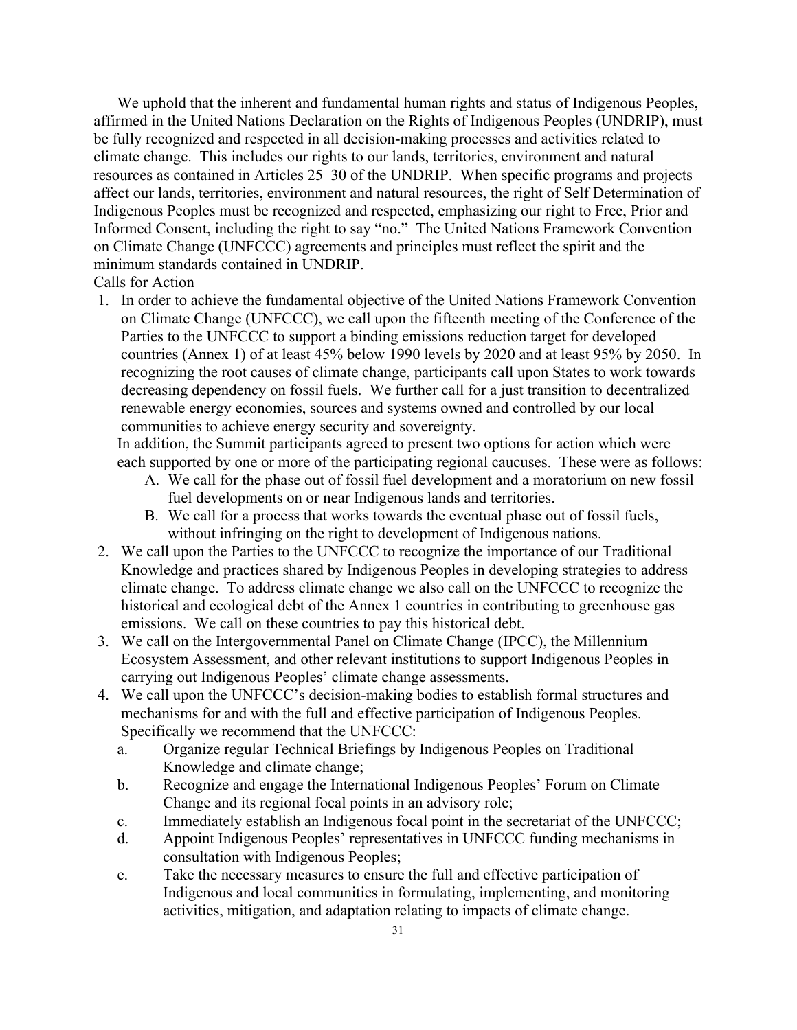We uphold that the inherent and fundamental human rights and status of Indigenous Peoples, affirmed in the United Nations Declaration on the Rights of Indigenous Peoples (UNDRIP), must be fully recognized and respected in all decision-making processes and activities related to climate change. This includes our rights to our lands, territories, environment and natural resources as contained in Articles 25–30 of the UNDRIP. When specific programs and projects affect our lands, territories, environment and natural resources, the right of Self Determination of Indigenous Peoples must be recognized and respected, emphasizing our right to Free, Prior and Informed Consent, including the right to say "no." The United Nations Framework Convention on Climate Change (UNFCCC) agreements and principles must reflect the spirit and the minimum standards contained in UNDRIP.

Calls for Action

1. In order to achieve the fundamental objective of the United Nations Framework Convention on Climate Change (UNFCCC), we call upon the fifteenth meeting of the Conference of the Parties to the UNFCCC to support a binding emissions reduction target for developed countries (Annex 1) of at least 45% below 1990 levels by 2020 and at least 95% by 2050. In recognizing the root causes of climate change, participants call upon States to work towards decreasing dependency on fossil fuels. We further call for a just transition to decentralized renewable energy economies, sources and systems owned and controlled by our local communities to achieve energy security and sovereignty.

   In addition, the Summit participants agreed to present two options for action which were each supported by one or more of the participating regional caucuses. These were as follows:

   A. We call for the phase out of fossil fuel development and a moratorium on new fossil fuel developments on or near Indigenous lands and territories.
   B. We call for a process that works towards the eventual phase out of fossil fuels, without infringing on the right to development of Indigenous nations.

2. We call upon the Parties to the UNFCCC to recognize the importance of our Traditional Knowledge and practices shared by Indigenous Peoples in developing strategies to address climate change. To address climate change we also call on the UNFCCC to recognize the historical and ecological debt of the Annex 1 countries in contributing to greenhouse gas emissions. We call on these countries to pay this historical debt.
3. We call on the Intergovernmental Panel on Climate Change (IPCC), the Millennium Ecosystem Assessment, and other relevant institutions to support Indigenous Peoples in carrying out Indigenous Peoples' climate change assessments.
4. We call upon the UNFCCC's decision-making bodies to establish formal structures and mechanisms for and with the full and effective participation of Indigenous Peoples. Specifically we recommend that the UNFCCC:
   a. Organize regular Technical Briefings by Indigenous Peoples on Traditional Knowledge and climate change;
   b. Recognize and engage the International Indigenous Peoples' Forum on Climate Change and its regional focal points in an advisory role;
   c. Immediately establish an Indigenous focal point in the secretariat of the UNFCCC;
   d. Appoint Indigenous Peoples' representatives in UNFCCC funding mechanisms in consultation with Indigenous Peoples;
   e. Take the necessary measures to ensure the full and effective participation of Indigenous and local communities in formulating, implementing, and monitoring activities, mitigation, and adaptation relating to impacts of climate change.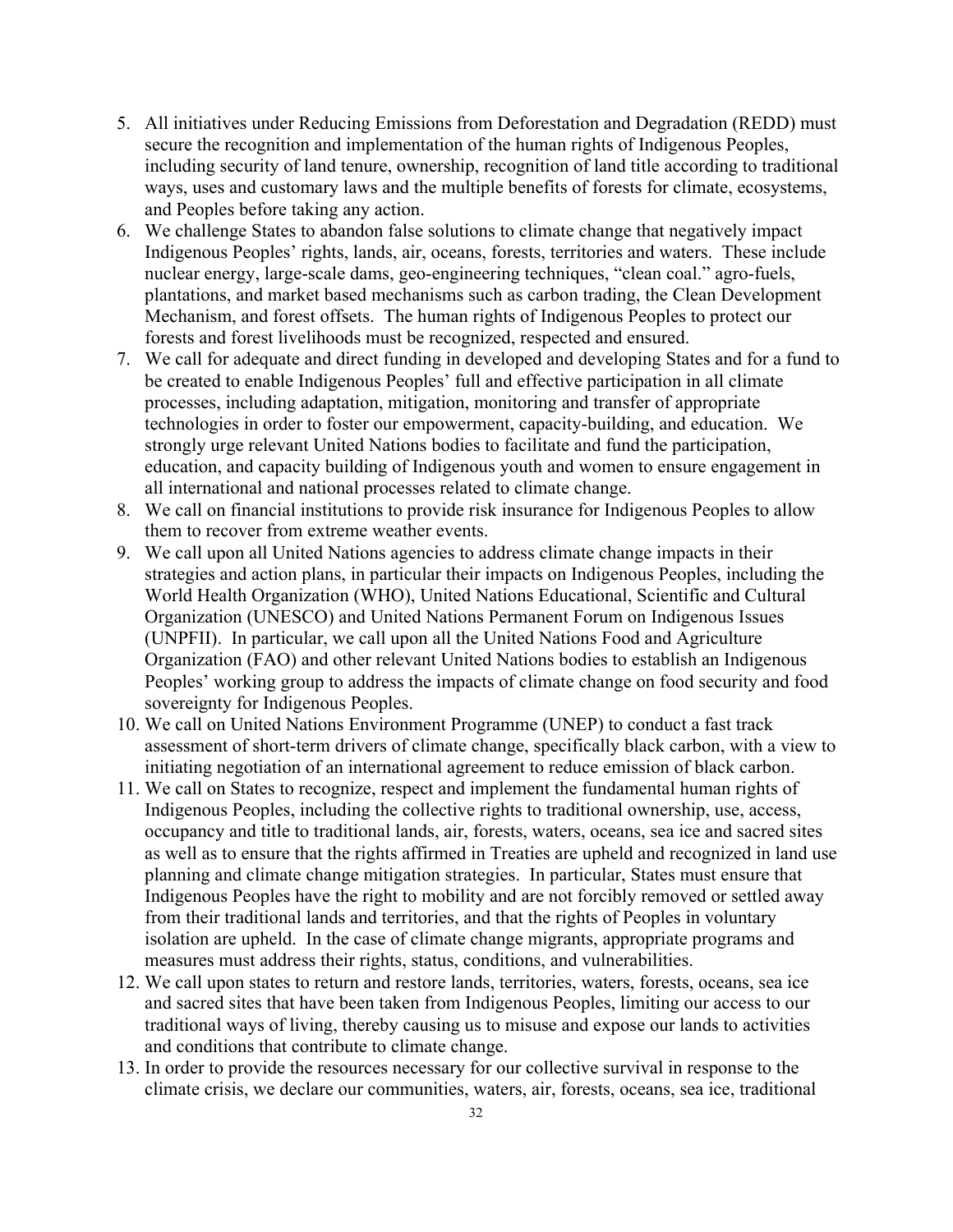5. All initiatives under Reducing Emissions from Deforestation and Degradation (REDD) must secure the recognition and implementation of the human rights of Indigenous Peoples, including security of land tenure, ownership, recognition of land title according to traditional ways, uses and customary laws and the multiple benefits of forests for climate, ecosystems, and Peoples before taking any action.
6. We challenge States to abandon false solutions to climate change that negatively impact Indigenous Peoples' rights, lands, air, oceans, forests, territories and waters. These include nuclear energy, large-scale dams, geo-engineering techniques, "clean coal." agro-fuels, plantations, and market based mechanisms such as carbon trading, the Clean Development Mechanism, and forest offsets. The human rights of Indigenous Peoples to protect our forests and forest livelihoods must be recognized, respected and ensured.
7. We call for adequate and direct funding in developed and developing States and for a fund to be created to enable Indigenous Peoples' full and effective participation in all climate processes, including adaptation, mitigation, monitoring and transfer of appropriate technologies in order to foster our empowerment, capacity-building, and education. We strongly urge relevant United Nations bodies to facilitate and fund the participation, education, and capacity building of Indigenous youth and women to ensure engagement in all international and national processes related to climate change.
8. We call on financial institutions to provide risk insurance for Indigenous Peoples to allow them to recover from extreme weather events.
9. We call upon all United Nations agencies to address climate change impacts in their strategies and action plans, in particular their impacts on Indigenous Peoples, including the World Health Organization (WHO), United Nations Educational, Scientific and Cultural Organization (UNESCO) and United Nations Permanent Forum on Indigenous Issues (UNPFII). In particular, we call upon all the United Nations Food and Agriculture Organization (FAO) and other relevant United Nations bodies to establish an Indigenous Peoples' working group to address the impacts of climate change on food security and food sovereignty for Indigenous Peoples.
10. We call on United Nations Environment Programme (UNEP) to conduct a fast track assessment of short-term drivers of climate change, specifically black carbon, with a view to initiating negotiation of an international agreement to reduce emission of black carbon.
11. We call on States to recognize, respect and implement the fundamental human rights of Indigenous Peoples, including the collective rights to traditional ownership, use, access, occupancy and title to traditional lands, air, forests, waters, oceans, sea ice and sacred sites as well as to ensure that the rights affirmed in Treaties are upheld and recognized in land use planning and climate change mitigation strategies. In particular, States must ensure that Indigenous Peoples have the right to mobility and are not forcibly removed or settled away from their traditional lands and territories, and that the rights of Peoples in voluntary isolation are upheld. In the case of climate change migrants, appropriate programs and measures must address their rights, status, conditions, and vulnerabilities.
12. We call upon states to return and restore lands, territories, waters, forests, oceans, sea ice and sacred sites that have been taken from Indigenous Peoples, limiting our access to our traditional ways of living, thereby causing us to misuse and expose our lands to activities and conditions that contribute to climate change.
13. In order to provide the resources necessary for our collective survival in response to the climate crisis, we declare our communities, waters, air, forests, oceans, sea ice, traditional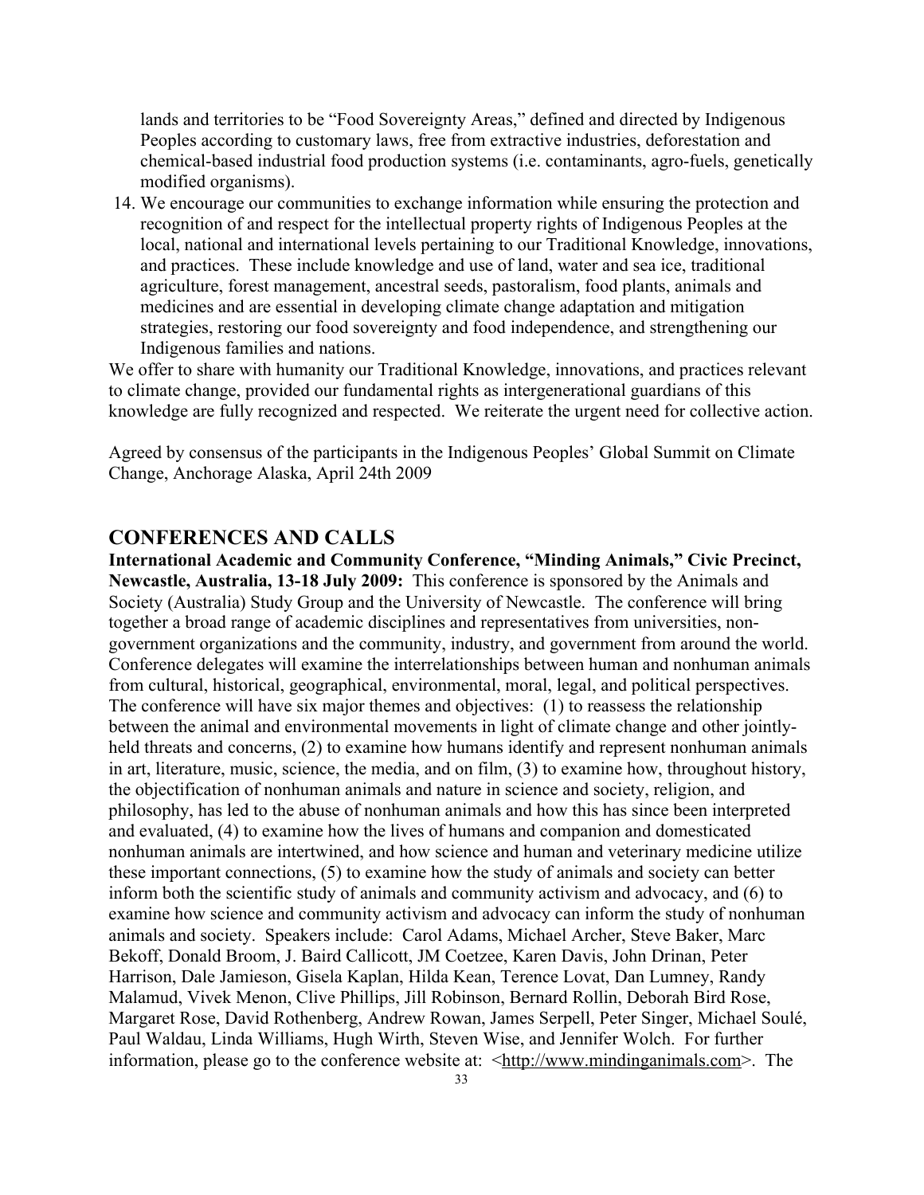lands and territories to be "Food Sovereignty Areas," defined and directed by Indigenous Peoples according to customary laws, free from extractive industries, deforestation and chemical-based industrial food production systems (i.e. contaminants, agro-fuels, genetically modified organisms).

14. We encourage our communities to exchange information while ensuring the protection and recognition of and respect for the intellectual property rights of Indigenous Peoples at the local, national and international levels pertaining to our Traditional Knowledge, innovations, and practices. These include knowledge and use of land, water and sea ice, traditional agriculture, forest management, ancestral seeds, pastoralism, food plants, animals and medicines and are essential in developing climate change adaptation and mitigation strategies, restoring our food sovereignty and food independence, and strengthening our Indigenous families and nations.

We offer to share with humanity our Traditional Knowledge, innovations, and practices relevant to climate change, provided our fundamental rights as intergenerational guardians of this knowledge are fully recognized and respected. We reiterate the urgent need for collective action.

Agreed by consensus of the participants in the Indigenous Peoples' Global Summit on Climate Change, Anchorage Alaska, April 24th 2009

## CONFERENCES AND CALLS

**International Academic and Community Conference, "Minding Animals," Civic Precinct, Newcastle, Australia, 13-18 July 2009:** This conference is sponsored by the Animals and Society (Australia) Study Group and the University of Newcastle. The conference will bring together a broad range of academic disciplines and representatives from universities, non-government organizations and the community, industry, and government from around the world. Conference delegates will examine the interrelationships between human and nonhuman animals from cultural, historical, geographical, environmental, moral, legal, and political perspectives. The conference will have six major themes and objectives: (1) to reassess the relationship between the animal and environmental movements in light of climate change and other jointly-held threats and concerns, (2) to examine how humans identify and represent nonhuman animals in art, literature, music, science, the media, and on film, (3) to examine how, throughout history, the objectification of nonhuman animals and nature in science and society, religion, and philosophy, has led to the abuse of nonhuman animals and how this has since been interpreted and evaluated, (4) to examine how the lives of humans and companion and domesticated nonhuman animals are intertwined, and how science and human and veterinary medicine utilize these important connections, (5) to examine how the study of animals and society can better inform both the scientific study of animals and community activism and advocacy, and (6) to examine how science and community activism and advocacy can inform the study of nonhuman animals and society. Speakers include: Carol Adams, Michael Archer, Steve Baker, Marc Bekoff, Donald Broom, J. Baird Callicott, JM Coetzee, Karen Davis, John Drinan, Peter Harrison, Dale Jamieson, Gisela Kaplan, Hilda Kean, Terence Lovat, Dan Lumney, Randy Malamud, Vivek Menon, Clive Phillips, Jill Robinson, Bernard Rollin, Deborah Bird Rose, Margaret Rose, David Rothenberg, Andrew Rowan, James Serpell, Peter Singer, Michael Soulé, Paul Waldau, Linda Williams, Hugh Wirth, Steven Wise, and Jennifer Wolch. For further information, please go to the conference website at: <http://www.mindinganimals.com>. The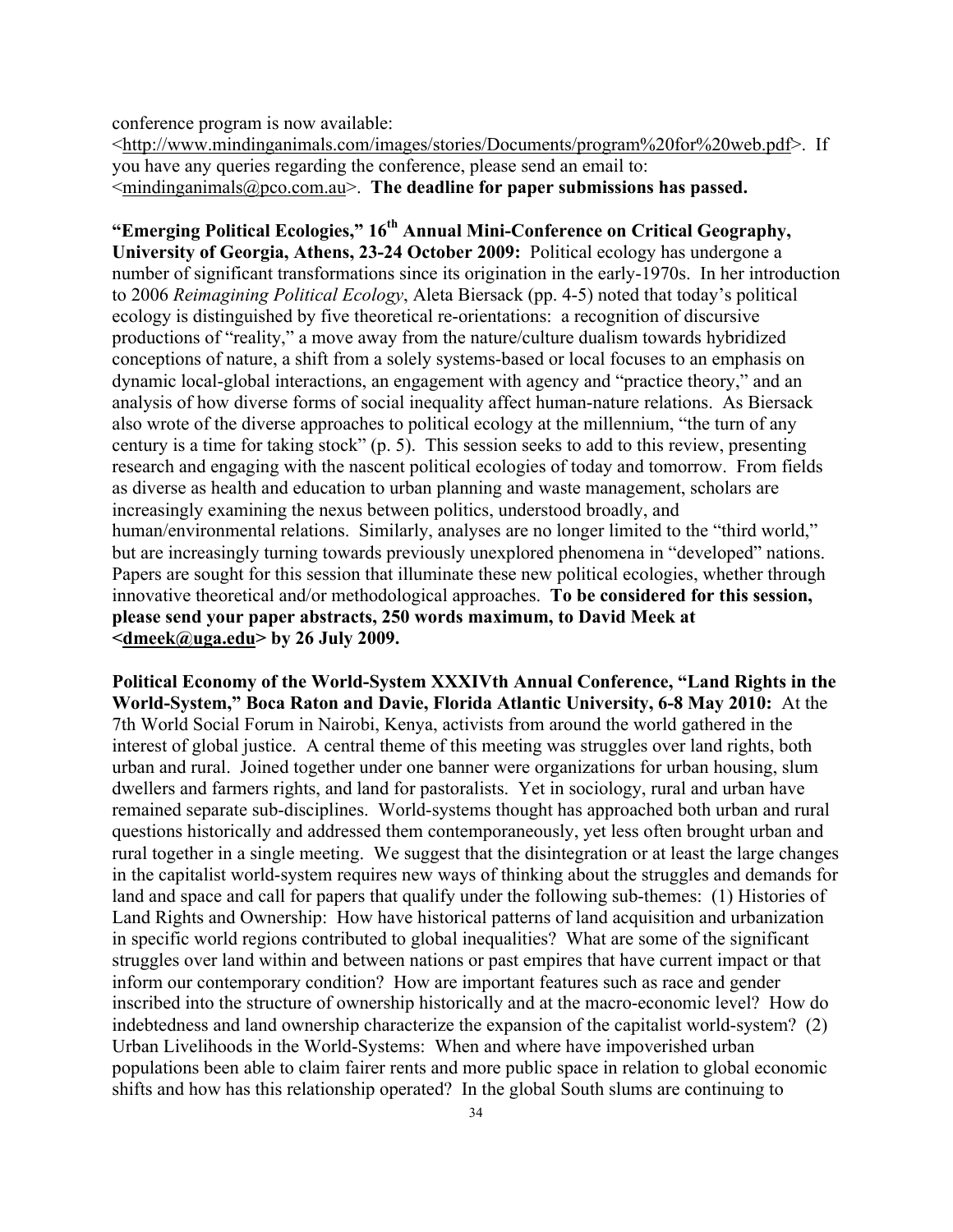conference program is now available: <http://www.mindinganimals.com/images/stories/Documents/program%20for%20web.pdf>. If you have any queries regarding the conference, please send an email to: <mindinganimals@pco.com.au>. **The deadline for paper submissions has passed.**

**"Emerging Political Ecologies," 16th Annual Mini-Conference on Critical Geography, University of Georgia, Athens, 23-24 October 2009:** Political ecology has undergone a number of significant transformations since its origination in the early-1970s. In her introduction to 2006 *Reimagining Political Ecology*, Aleta Biersack (pp. 4-5) noted that today's political ecology is distinguished by five theoretical re-orientations: a recognition of discursive productions of "reality," a move away from the nature/culture dualism towards hybridized conceptions of nature, a shift from a solely systems-based or local focuses to an emphasis on dynamic local-global interactions, an engagement with agency and "practice theory," and an analysis of how diverse forms of social inequality affect human-nature relations. As Biersack also wrote of the diverse approaches to political ecology at the millennium, "the turn of any century is a time for taking stock" (p. 5). This session seeks to add to this review, presenting research and engaging with the nascent political ecologies of today and tomorrow. From fields as diverse as health and education to urban planning and waste management, scholars are increasingly examining the nexus between politics, understood broadly, and human/environmental relations. Similarly, analyses are no longer limited to the "third world," but are increasingly turning towards previously unexplored phenomena in "developed" nations. Papers are sought for this session that illuminate these new political ecologies, whether through innovative theoretical and/or methodological approaches. **To be considered for this session, please send your paper abstracts, 250 words maximum, to David Meek at <dmeek@uga.edu> by 26 July 2009.**

**Political Economy of the World-System XXXIVth Annual Conference, "Land Rights in the World-System," Boca Raton and Davie, Florida Atlantic University, 6-8 May 2010:** At the 7th World Social Forum in Nairobi, Kenya, activists from around the world gathered in the interest of global justice. A central theme of this meeting was struggles over land rights, both urban and rural. Joined together under one banner were organizations for urban housing, slum dwellers and farmers rights, and land for pastoralists. Yet in sociology, rural and urban have remained separate sub-disciplines. World-systems thought has approached both urban and rural questions historically and addressed them contemporaneously, yet less often brought urban and rural together in a single meeting. We suggest that the disintegration or at least the large changes in the capitalist world-system requires new ways of thinking about the struggles and demands for land and space and call for papers that qualify under the following sub-themes: (1) Histories of Land Rights and Ownership: How have historical patterns of land acquisition and urbanization in specific world regions contributed to global inequalities? What are some of the significant struggles over land within and between nations or past empires that have current impact or that inform our contemporary condition? How are important features such as race and gender inscribed into the structure of ownership historically and at the macro-economic level? How do indebtedness and land ownership characterize the expansion of the capitalist world-system? (2) Urban Livelihoods in the World-Systems: When and where have impoverished urban populations been able to claim fairer rents and more public space in relation to global economic shifts and how has this relationship operated? In the global South slums are continuing to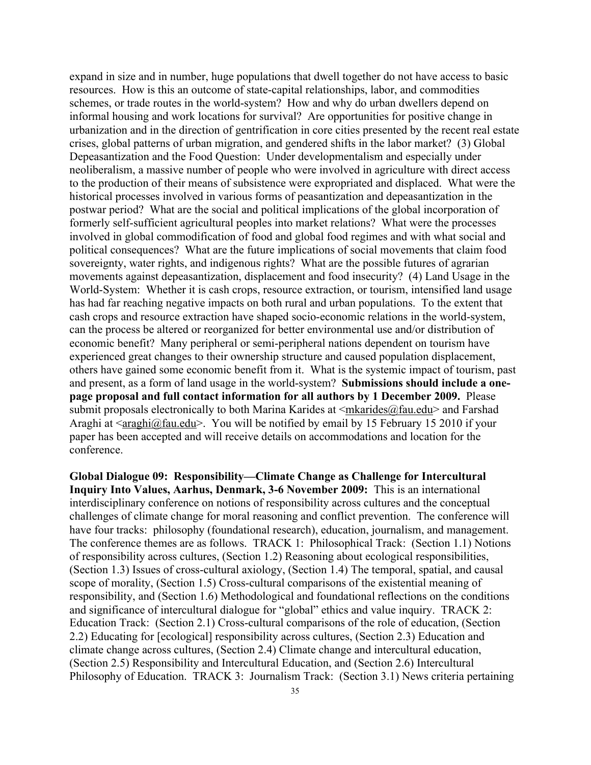expand in size and in number, huge populations that dwell together do not have access to basic resources. How is this an outcome of state-capital relationships, labor, and commodities schemes, or trade routes in the world-system? How and why do urban dwellers depend on informal housing and work locations for survival? Are opportunities for positive change in urbanization and in the direction of gentrification in core cities presented by the recent real estate crises, global patterns of urban migration, and gendered shifts in the labor market? (3) Global Depeasantization and the Food Question: Under developmentalism and especially under neoliberalism, a massive number of people who were involved in agriculture with direct access to the production of their means of subsistence were expropriated and displaced. What were the historical processes involved in various forms of peasantization and depeasantization in the postwar period? What are the social and political implications of the global incorporation of formerly self-sufficient agricultural peoples into market relations? What were the processes involved in global commodification of food and global food regimes and with what social and political consequences? What are the future implications of social movements that claim food sovereignty, water rights, and indigenous rights? What are the possible futures of agrarian movements against depeasantization, displacement and food insecurity? (4) Land Usage in the World-System: Whether it is cash crops, resource extraction, or tourism, intensified land usage has had far reaching negative impacts on both rural and urban populations. To the extent that cash crops and resource extraction have shaped socio-economic relations in the world-system, can the process be altered or reorganized for better environmental use and/or distribution of economic benefit? Many peripheral or semi-peripheral nations dependent on tourism have experienced great changes to their ownership structure and caused population displacement, others have gained some economic benefit from it. What is the systemic impact of tourism, past and present, as a form of land usage in the world-system? **Submissions should include a one-page proposal and full contact information for all authors by 1 December 2009.** Please submit proposals electronically to both Marina Karides at <mkarides@fau.edu> and Farshad Araghi at <araghi@fau.edu>. You will be notified by email by 15 February 15 2010 if your paper has been accepted and will receive details on accommodations and location for the conference.

**Global Dialogue 09: Responsibility—Climate Change as Challenge for Intercultural Inquiry Into Values, Aarhus, Denmark, 3-6 November 2009:** This is an international interdisciplinary conference on notions of responsibility across cultures and the conceptual challenges of climate change for moral reasoning and conflict prevention. The conference will have four tracks: philosophy (foundational research), education, journalism, and management. The conference themes are as follows. TRACK 1: Philosophical Track: (Section 1.1) Notions of responsibility across cultures, (Section 1.2) Reasoning about ecological responsibilities, (Section 1.3) Issues of cross-cultural axiology, (Section 1.4) The temporal, spatial, and causal scope of morality, (Section 1.5) Cross-cultural comparisons of the existential meaning of responsibility, and (Section 1.6) Methodological and foundational reflections on the conditions and significance of intercultural dialogue for "global" ethics and value inquiry. TRACK 2: Education Track: (Section 2.1) Cross-cultural comparisons of the role of education, (Section 2.2) Educating for [ecological] responsibility across cultures, (Section 2.3) Education and climate change across cultures, (Section 2.4) Climate change and intercultural education, (Section 2.5) Responsibility and Intercultural Education, and (Section 2.6) Intercultural Philosophy of Education. TRACK 3: Journalism Track: (Section 3.1) News criteria pertaining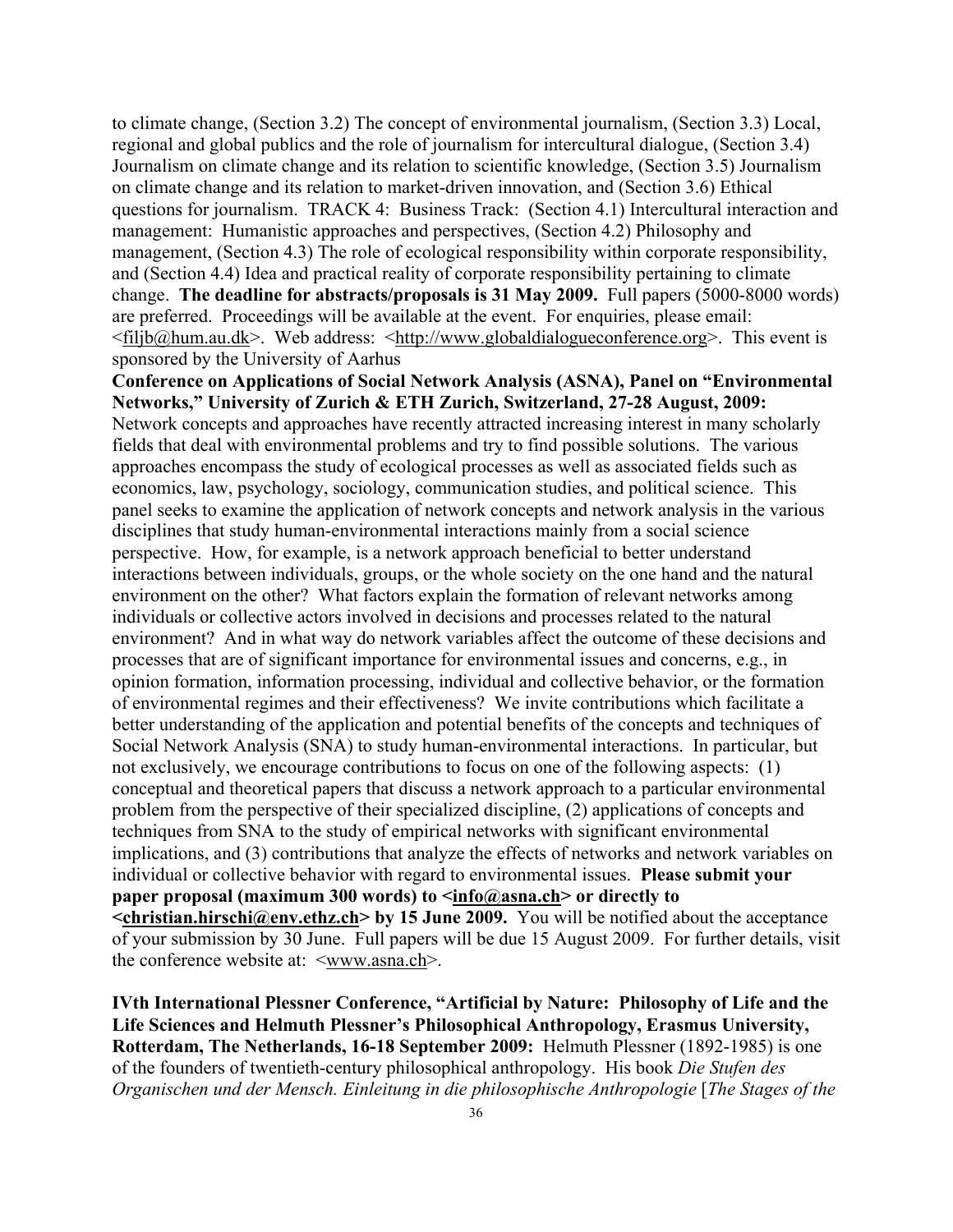to climate change, (Section 3.2) The concept of environmental journalism, (Section 3.3) Local, regional and global publics and the role of journalism for intercultural dialogue, (Section 3.4) Journalism on climate change and its relation to scientific knowledge, (Section 3.5) Journalism on climate change and its relation to market-driven innovation, and (Section 3.6) Ethical questions for journalism. TRACK 4: Business Track: (Section 4.1) Intercultural interaction and management: Humanistic approaches and perspectives, (Section 4.2) Philosophy and management, (Section 4.3) The role of ecological responsibility within corporate responsibility, and (Section 4.4) Idea and practical reality of corporate responsibility pertaining to climate change. **The deadline for abstracts/proposals is 31 May 2009.** Full papers (5000-8000 words) are preferred. Proceedings will be available at the event. For enquiries, please email: <filjb@hum.au.dk>. Web address: <http://www.globaldialogueconference.org>. This event is sponsored by the University of Aarhus

**Conference on Applications of Social Network Analysis (ASNA), Panel on "Environmental Networks," University of Zurich & ETH Zurich, Switzerland, 27-28 August, 2009:** Network concepts and approaches have recently attracted increasing interest in many scholarly fields that deal with environmental problems and try to find possible solutions. The various approaches encompass the study of ecological processes as well as associated fields such as economics, law, psychology, sociology, communication studies, and political science. This panel seeks to examine the application of network concepts and network analysis in the various disciplines that study human-environmental interactions mainly from a social science perspective. How, for example, is a network approach beneficial to better understand interactions between individuals, groups, or the whole society on the one hand and the natural environment on the other? What factors explain the formation of relevant networks among individuals or collective actors involved in decisions and processes related to the natural environment? And in what way do network variables affect the outcome of these decisions and processes that are of significant importance for environmental issues and concerns, e.g., in opinion formation, information processing, individual and collective behavior, or the formation of environmental regimes and their effectiveness? We invite contributions which facilitate a better understanding of the application and potential benefits of the concepts and techniques of Social Network Analysis (SNA) to study human-environmental interactions. In particular, but not exclusively, we encourage contributions to focus on one of the following aspects: (1) conceptual and theoretical papers that discuss a network approach to a particular environmental problem from the perspective of their specialized discipline, (2) applications of concepts and techniques from SNA to the study of empirical networks with significant environmental implications, and (3) contributions that analyze the effects of networks and network variables on individual or collective behavior with regard to environmental issues. **Please submit your paper proposal (maximum 300 words) to <info@asna.ch> or directly to <christian.hirschi@env.ethz.ch> by 15 June 2009.** You will be notified about the acceptance of your submission by 30 June. Full papers will be due 15 August 2009. For further details, visit the conference website at: <www.asna.ch>.

**IVth International Plessner Conference, "Artificial by Nature: Philosophy of Life and the Life Sciences and Helmuth Plessner's Philosophical Anthropology, Erasmus University, Rotterdam, The Netherlands, 16-18 September 2009:** Helmuth Plessner (1892-1985) is one of the founders of twentieth-century philosophical anthropology. His book *Die Stufen des Organischen und der Mensch. Einleitung in die philosophische Anthropologie* [*The Stages of the*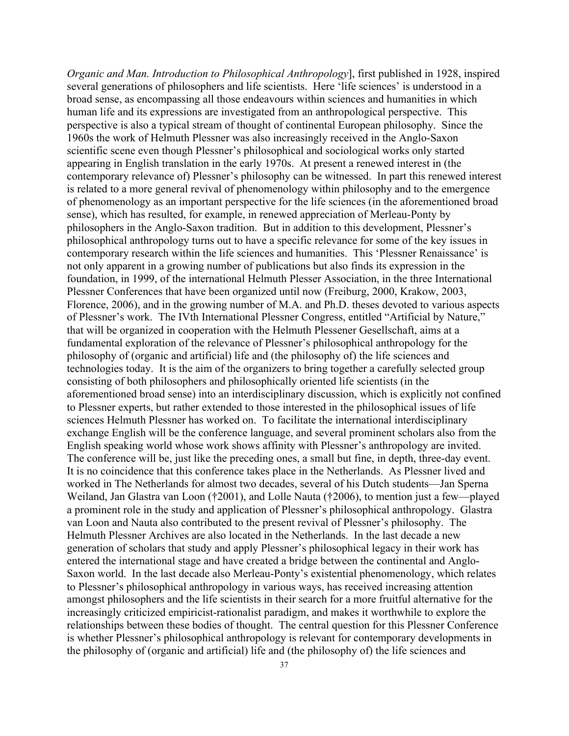*Organic and Man. Introduction to Philosophical Anthropology*], first published in 1928, inspired several generations of philosophers and life scientists. Here 'life sciences' is understood in a broad sense, as encompassing all those endeavours within sciences and humanities in which human life and its expressions are investigated from an anthropological perspective. This perspective is also a typical stream of thought of continental European philosophy. Since the 1960s the work of Helmuth Plessner was also increasingly received in the Anglo-Saxon scientific scene even though Plessner's philosophical and sociological works only started appearing in English translation in the early 1970s. At present a renewed interest in (the contemporary relevance of) Plessner's philosophy can be witnessed. In part this renewed interest is related to a more general revival of phenomenology within philosophy and to the emergence of phenomenology as an important perspective for the life sciences (in the aforementioned broad sense), which has resulted, for example, in renewed appreciation of Merleau-Ponty by philosophers in the Anglo-Saxon tradition. But in addition to this development, Plessner's philosophical anthropology turns out to have a specific relevance for some of the key issues in contemporary research within the life sciences and humanities. This 'Plessner Renaissance' is not only apparent in a growing number of publications but also finds its expression in the foundation, in 1999, of the international Helmuth Plesser Association, in the three International Plessner Conferences that have been organized until now (Freiburg, 2000, Krakow, 2003, Florence, 2006), and in the growing number of M.A. and Ph.D. theses devoted to various aspects of Plessner's work. The IVth International Plessner Congress, entitled "Artificial by Nature," that will be organized in cooperation with the Helmuth Plessener Gesellschaft, aims at a fundamental exploration of the relevance of Plessner's philosophical anthropology for the philosophy of (organic and artificial) life and (the philosophy of) the life sciences and technologies today. It is the aim of the organizers to bring together a carefully selected group consisting of both philosophers and philosophically oriented life scientists (in the aforementioned broad sense) into an interdisciplinary discussion, which is explicitly not confined to Plessner experts, but rather extended to those interested in the philosophical issues of life sciences Helmuth Plessner has worked on. To facilitate the international interdisciplinary exchange English will be the conference language, and several prominent scholars also from the English speaking world whose work shows affinity with Plessner's anthropology are invited. The conference will be, just like the preceding ones, a small but fine, in depth, three-day event. It is no coincidence that this conference takes place in the Netherlands. As Plessner lived and worked in The Netherlands for almost two decades, several of his Dutch students—Jan Sperna Weiland, Jan Glastra van Loon (†2001), and Lolle Nauta (†2006), to mention just a few—played a prominent role in the study and application of Plessner's philosophical anthropology. Glastra van Loon and Nauta also contributed to the present revival of Plessner's philosophy. The Helmuth Plessner Archives are also located in the Netherlands. In the last decade a new generation of scholars that study and apply Plessner's philosophical legacy in their work has entered the international stage and have created a bridge between the continental and Anglo-Saxon world. In the last decade also Merleau-Ponty's existential phenomenology, which relates to Plessner's philosophical anthropology in various ways, has received increasing attention amongst philosophers and the life scientists in their search for a more fruitful alternative for the increasingly criticized empiricist-rationalist paradigm, and makes it worthwhile to explore the relationships between these bodies of thought. The central question for this Plessner Conference is whether Plessner's philosophical anthropology is relevant for contemporary developments in the philosophy of (organic and artificial) life and (the philosophy of) the life sciences and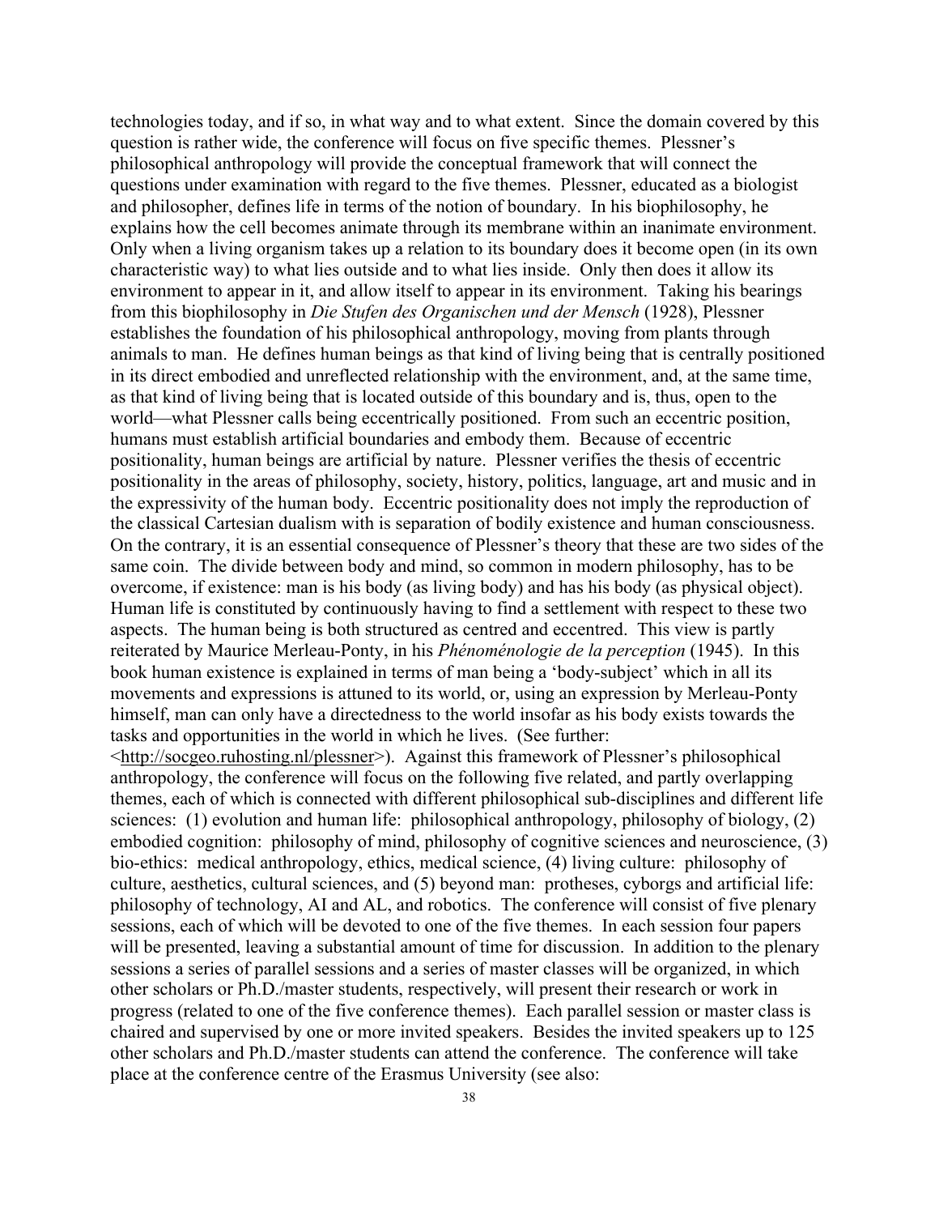technologies today, and if so, in what way and to what extent. Since the domain covered by this question is rather wide, the conference will focus on five specific themes. Plessner's philosophical anthropology will provide the conceptual framework that will connect the questions under examination with regard to the five themes. Plessner, educated as a biologist and philosopher, defines life in terms of the notion of boundary. In his biophilosophy, he explains how the cell becomes animate through its membrane within an inanimate environment. Only when a living organism takes up a relation to its boundary does it become open (in its own characteristic way) to what lies outside and to what lies inside. Only then does it allow its environment to appear in it, and allow itself to appear in its environment. Taking his bearings from this biophilosophy in *Die Stufen des Organischen und der Mensch* (1928), Plessner establishes the foundation of his philosophical anthropology, moving from plants through animals to man. He defines human beings as that kind of living being that is centrally positioned in its direct embodied and unreflected relationship with the environment, and, at the same time, as that kind of living being that is located outside of this boundary and is, thus, open to the world—what Plessner calls being eccentrically positioned. From such an eccentric position, humans must establish artificial boundaries and embody them. Because of eccentric positionality, human beings are artificial by nature. Plessner verifies the thesis of eccentric positionality in the areas of philosophy, society, history, politics, language, art and music and in the expressivity of the human body. Eccentric positionality does not imply the reproduction of the classical Cartesian dualism with is separation of bodily existence and human consciousness. On the contrary, it is an essential consequence of Plessner's theory that these are two sides of the same coin. The divide between body and mind, so common in modern philosophy, has to be overcome, if existence: man is his body (as living body) and has his body (as physical object). Human life is constituted by continuously having to find a settlement with respect to these two aspects. The human being is both structured as centred and eccentred. This view is partly reiterated by Maurice Merleau-Ponty, in his *Phénoménologie de la perception* (1945). In this book human existence is explained in terms of man being a 'body-subject' which in all its movements and expressions is attuned to its world, or, using an expression by Merleau-Ponty himself, man can only have a directedness to the world insofar as his body exists towards the tasks and opportunities in the world in which he lives. (See further: <http://socgeo.ruhosting.nl/plessner>). Against this framework of Plessner's philosophical anthropology, the conference will focus on the following five related, and partly overlapping themes, each of which is connected with different philosophical sub-disciplines and different life sciences: (1) evolution and human life: philosophical anthropology, philosophy of biology, (2) embodied cognition: philosophy of mind, philosophy of cognitive sciences and neuroscience, (3) bio-ethics: medical anthropology, ethics, medical science, (4) living culture: philosophy of culture, aesthetics, cultural sciences, and (5) beyond man: protheses, cyborgs and artificial life: philosophy of technology, AI and AL, and robotics. The conference will consist of five plenary sessions, each of which will be devoted to one of the five themes. In each session four papers will be presented, leaving a substantial amount of time for discussion. In addition to the plenary sessions a series of parallel sessions and a series of master classes will be organized, in which other scholars or Ph.D./master students, respectively, will present their research or work in progress (related to one of the five conference themes). Each parallel session or master class is chaired and supervised by one or more invited speakers. Besides the invited speakers up to 125 other scholars and Ph.D./master students can attend the conference. The conference will take place at the conference centre of the Erasmus University (see also: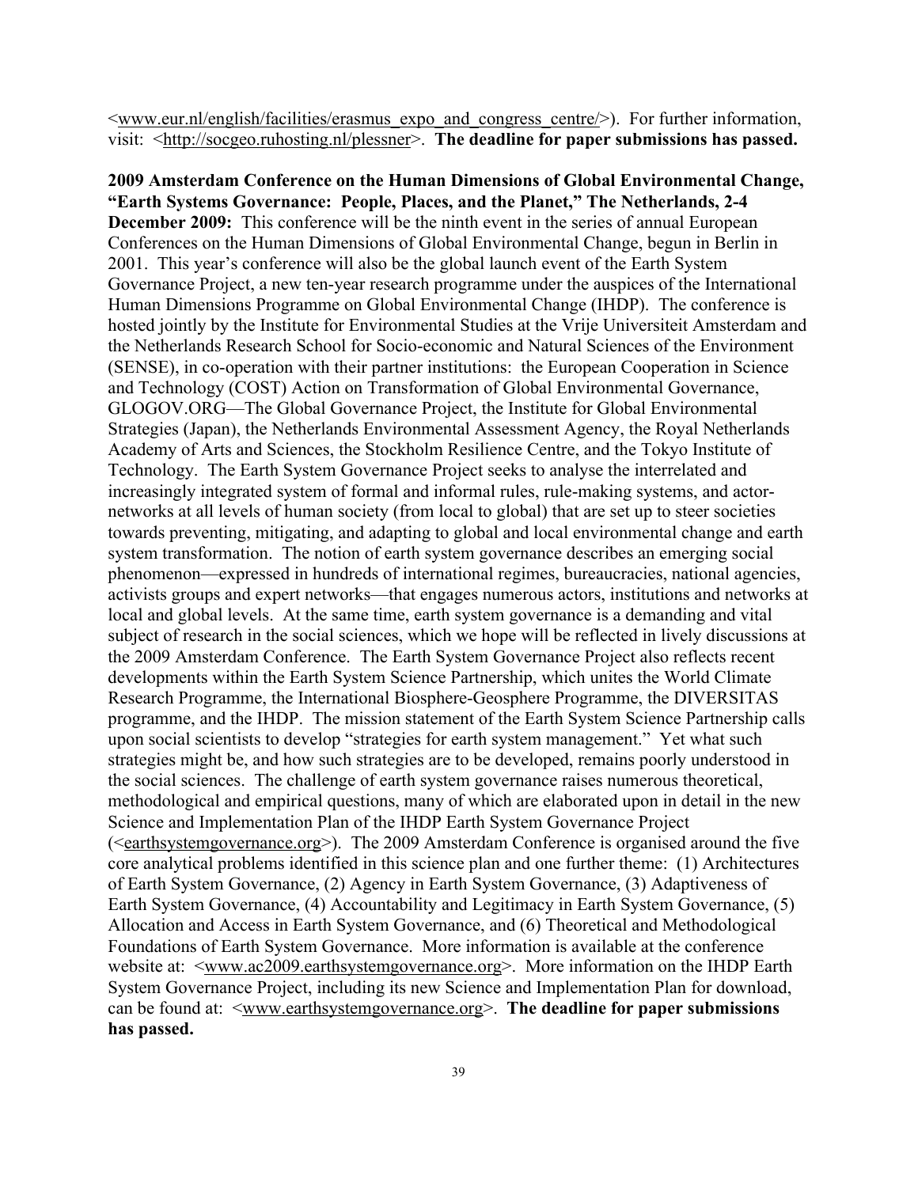<www.eur.nl/english/facilities/erasmus_expo_and_congress_centre/>). For further information, visit: <http://socgeo.ruhosting.nl/plessner>. **The deadline for paper submissions has passed.**

**2009 Amsterdam Conference on the Human Dimensions of Global Environmental Change, "Earth Systems Governance: People, Places, and the Planet," The Netherlands, 2-4 December 2009:** This conference will be the ninth event in the series of annual European Conferences on the Human Dimensions of Global Environmental Change, begun in Berlin in 2001. This year's conference will also be the global launch event of the Earth System Governance Project, a new ten-year research programme under the auspices of the International Human Dimensions Programme on Global Environmental Change (IHDP). The conference is hosted jointly by the Institute for Environmental Studies at the Vrije Universiteit Amsterdam and the Netherlands Research School for Socio-economic and Natural Sciences of the Environment (SENSE), in co-operation with their partner institutions: the European Cooperation in Science and Technology (COST) Action on Transformation of Global Environmental Governance, GLOGOV.ORG—The Global Governance Project, the Institute for Global Environmental Strategies (Japan), the Netherlands Environmental Assessment Agency, the Royal Netherlands Academy of Arts and Sciences, the Stockholm Resilience Centre, and the Tokyo Institute of Technology. The Earth System Governance Project seeks to analyse the interrelated and increasingly integrated system of formal and informal rules, rule-making systems, and actor-networks at all levels of human society (from local to global) that are set up to steer societies towards preventing, mitigating, and adapting to global and local environmental change and earth system transformation. The notion of earth system governance describes an emerging social phenomenon—expressed in hundreds of international regimes, bureaucracies, national agencies, activists groups and expert networks—that engages numerous actors, institutions and networks at local and global levels. At the same time, earth system governance is a demanding and vital subject of research in the social sciences, which we hope will be reflected in lively discussions at the 2009 Amsterdam Conference. The Earth System Governance Project also reflects recent developments within the Earth System Science Partnership, which unites the World Climate Research Programme, the International Biosphere-Geosphere Programme, the DIVERSITAS programme, and the IHDP. The mission statement of the Earth System Science Partnership calls upon social scientists to develop "strategies for earth system management." Yet what such strategies might be, and how such strategies are to be developed, remains poorly understood in the social sciences. The challenge of earth system governance raises numerous theoretical, methodological and empirical questions, many of which are elaborated upon in detail in the new Science and Implementation Plan of the IHDP Earth System Governance Project (<earthsystemgovernance.org>). The 2009 Amsterdam Conference is organised around the five core analytical problems identified in this science plan and one further theme: (1) Architectures of Earth System Governance, (2) Agency in Earth System Governance, (3) Adaptiveness of Earth System Governance, (4) Accountability and Legitimacy in Earth System Governance, (5) Allocation and Access in Earth System Governance, and (6) Theoretical and Methodological Foundations of Earth System Governance. More information is available at the conference website at: <www.ac2009.earthsystemgovernance.org>. More information on the IHDP Earth System Governance Project, including its new Science and Implementation Plan for download, can be found at: <www.earthsystemgovernance.org>. **The deadline for paper submissions has passed.**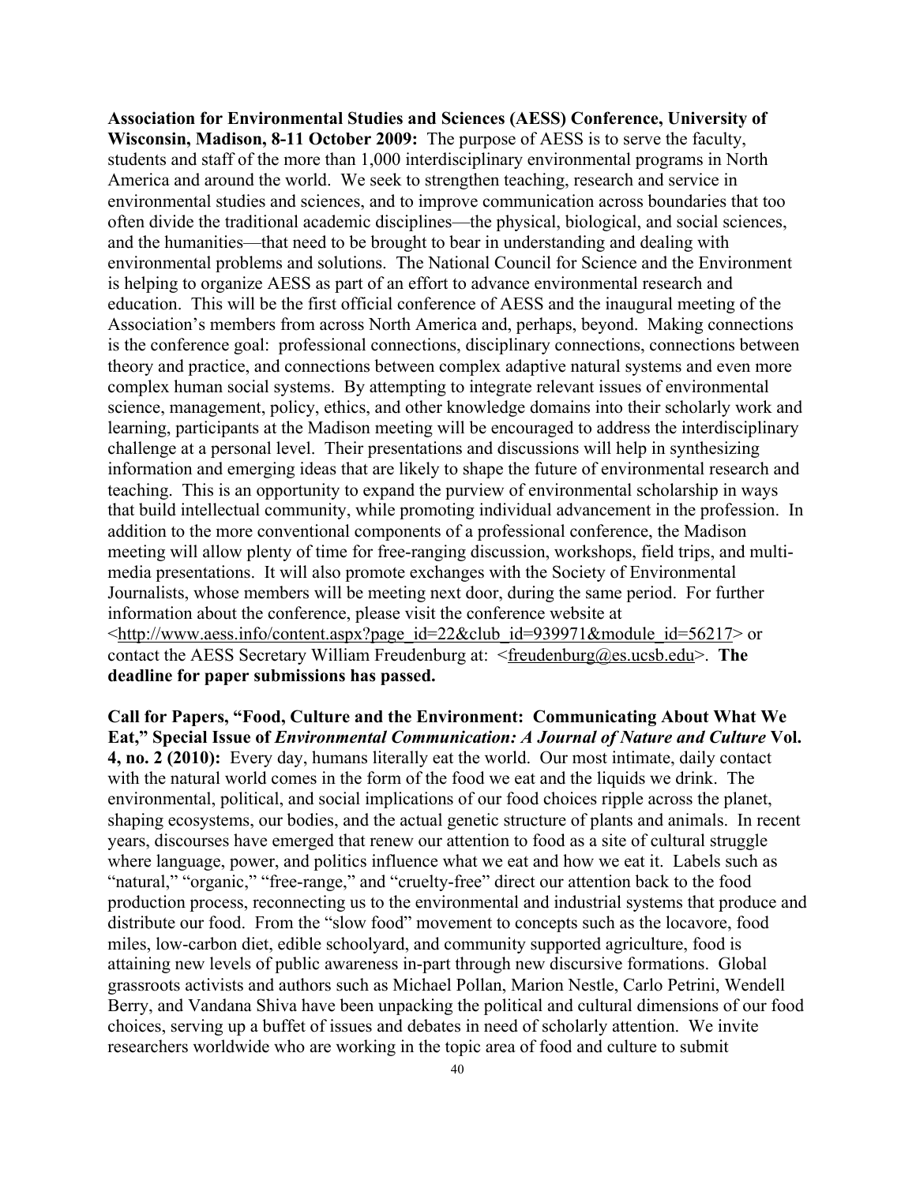**Association for Environmental Studies and Sciences (AESS) Conference, University of Wisconsin, Madison, 8-11 October 2009:** The purpose of AESS is to serve the faculty, students and staff of the more than 1,000 interdisciplinary environmental programs in North America and around the world. We seek to strengthen teaching, research and service in environmental studies and sciences, and to improve communication across boundaries that too often divide the traditional academic disciplines—the physical, biological, and social sciences, and the humanities—that need to be brought to bear in understanding and dealing with environmental problems and solutions. The National Council for Science and the Environment is helping to organize AESS as part of an effort to advance environmental research and education. This will be the first official conference of AESS and the inaugural meeting of the Association's members from across North America and, perhaps, beyond. Making connections is the conference goal: professional connections, disciplinary connections, connections between theory and practice, and connections between complex adaptive natural systems and even more complex human social systems. By attempting to integrate relevant issues of environmental science, management, policy, ethics, and other knowledge domains into their scholarly work and learning, participants at the Madison meeting will be encouraged to address the interdisciplinary challenge at a personal level. Their presentations and discussions will help in synthesizing information and emerging ideas that are likely to shape the future of environmental research and teaching. This is an opportunity to expand the purview of environmental scholarship in ways that build intellectual community, while promoting individual advancement in the profession. In addition to the more conventional components of a professional conference, the Madison meeting will allow plenty of time for free-ranging discussion, workshops, field trips, and multi-media presentations. It will also promote exchanges with the Society of Environmental Journalists, whose members will be meeting next door, during the same period. For further information about the conference, please visit the conference website at <http://www.aess.info/content.aspx?page_id=22&club_id=939971&module_id=56217> or contact the AESS Secretary William Freudenburg at: <freudenburg@es.ucsb.edu>. **The deadline for paper submissions has passed.**

**Call for Papers, "Food, Culture and the Environment: Communicating About What We Eat," Special Issue of *Environmental Communication: A Journal of Nature and Culture* Vol. 4, no. 2 (2010):** Every day, humans literally eat the world. Our most intimate, daily contact with the natural world comes in the form of the food we eat and the liquids we drink. The environmental, political, and social implications of our food choices ripple across the planet, shaping ecosystems, our bodies, and the actual genetic structure of plants and animals. In recent years, discourses have emerged that renew our attention to food as a site of cultural struggle where language, power, and politics influence what we eat and how we eat it. Labels such as "natural," "organic," "free-range," and "cruelty-free" direct our attention back to the food production process, reconnecting us to the environmental and industrial systems that produce and distribute our food. From the "slow food" movement to concepts such as the locavore, food miles, low-carbon diet, edible schoolyard, and community supported agriculture, food is attaining new levels of public awareness in-part through new discursive formations. Global grassroots activists and authors such as Michael Pollan, Marion Nestle, Carlo Petrini, Wendell Berry, and Vandana Shiva have been unpacking the political and cultural dimensions of our food choices, serving up a buffet of issues and debates in need of scholarly attention. We invite researchers worldwide who are working in the topic area of food and culture to submit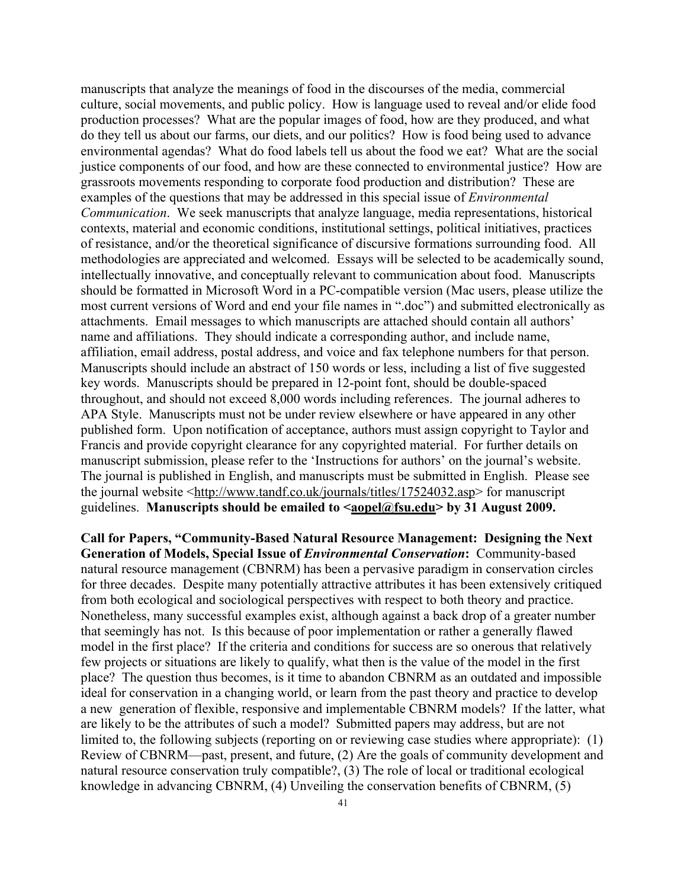manuscripts that analyze the meanings of food in the discourses of the media, commercial culture, social movements, and public policy. How is language used to reveal and/or elide food production processes? What are the popular images of food, how are they produced, and what do they tell us about our farms, our diets, and our politics? How is food being used to advance environmental agendas? What do food labels tell us about the food we eat? What are the social justice components of our food, and how are these connected to environmental justice? How are grassroots movements responding to corporate food production and distribution? These are examples of the questions that may be addressed in this special issue of *Environmental Communication*. We seek manuscripts that analyze language, media representations, historical contexts, material and economic conditions, institutional settings, political initiatives, practices of resistance, and/or the theoretical significance of discursive formations surrounding food. All methodologies are appreciated and welcomed. Essays will be selected to be academically sound, intellectually innovative, and conceptually relevant to communication about food. Manuscripts should be formatted in Microsoft Word in a PC-compatible version (Mac users, please utilize the most current versions of Word and end your file names in ".doc") and submitted electronically as attachments. Email messages to which manuscripts are attached should contain all authors' name and affiliations. They should indicate a corresponding author, and include name, affiliation, email address, postal address, and voice and fax telephone numbers for that person. Manuscripts should include an abstract of 150 words or less, including a list of five suggested key words. Manuscripts should be prepared in 12-point font, should be double-spaced throughout, and should not exceed 8,000 words including references. The journal adheres to APA Style. Manuscripts must not be under review elsewhere or have appeared in any other published form. Upon notification of acceptance, authors must assign copyright to Taylor and Francis and provide copyright clearance for any copyrighted material. For further details on manuscript submission, please refer to the 'Instructions for authors' on the journal's website. The journal is published in English, and manuscripts must be submitted in English. Please see the journal website <http://www.tandf.co.uk/journals/titles/17524032.asp> for manuscript guidelines. **Manuscripts should be emailed to <aopel@fsu.edu> by 31 August 2009.**

**Call for Papers, "Community-Based Natural Resource Management: Designing the Next Generation of Models, Special Issue of *Environmental Conservation*:** Community-based natural resource management (CBNRM) has been a pervasive paradigm in conservation circles for three decades. Despite many potentially attractive attributes it has been extensively critiqued from both ecological and sociological perspectives with respect to both theory and practice. Nonetheless, many successful examples exist, although against a back drop of a greater number that seemingly has not. Is this because of poor implementation or rather a generally flawed model in the first place? If the criteria and conditions for success are so onerous that relatively few projects or situations are likely to qualify, what then is the value of the model in the first place? The question thus becomes, is it time to abandon CBNRM as an outdated and impossible ideal for conservation in a changing world, or learn from the past theory and practice to develop a new generation of flexible, responsive and implementable CBNRM models? If the latter, what are likely to be the attributes of such a model? Submitted papers may address, but are not limited to, the following subjects (reporting on or reviewing case studies where appropriate): (1) Review of CBNRM—past, present, and future, (2) Are the goals of community development and natural resource conservation truly compatible?, (3) The role of local or traditional ecological knowledge in advancing CBNRM, (4) Unveiling the conservation benefits of CBNRM, (5)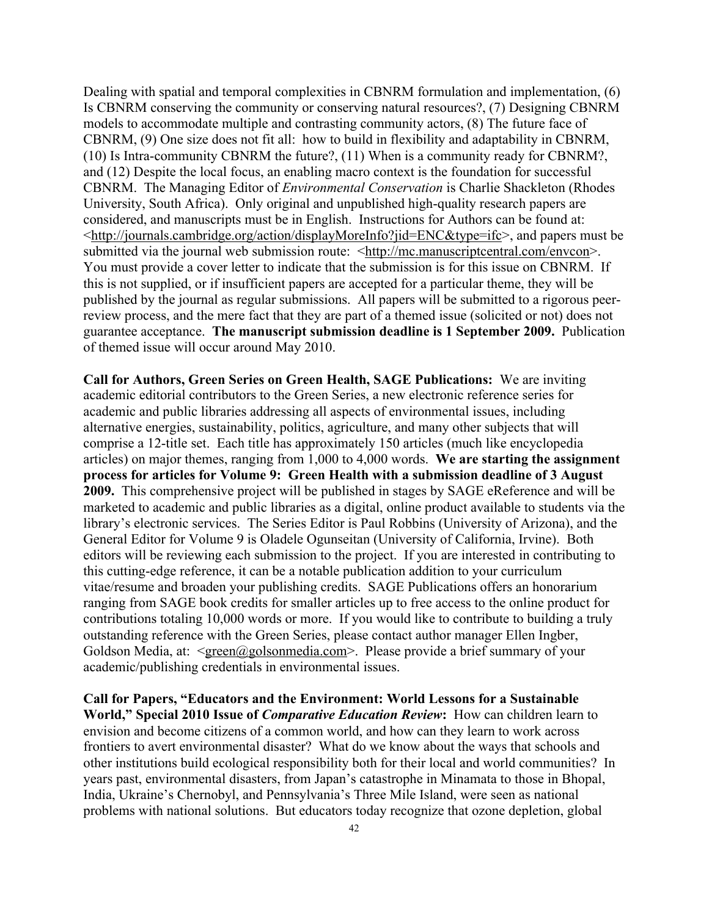Dealing with spatial and temporal complexities in CBNRM formulation and implementation, (6) Is CBNRM conserving the community or conserving natural resources?, (7) Designing CBNRM models to accommodate multiple and contrasting community actors, (8) The future face of CBNRM, (9) One size does not fit all: how to build in flexibility and adaptability in CBNRM, (10) Is Intra-community CBNRM the future?, (11) When is a community ready for CBNRM?, and (12) Despite the local focus, an enabling macro context is the foundation for successful CBNRM. The Managing Editor of *Environmental Conservation* is Charlie Shackleton (Rhodes University, South Africa). Only original and unpublished high-quality research papers are considered, and manuscripts must be in English. Instructions for Authors can be found at: <http://journals.cambridge.org/action/displayMoreInfo?jid=ENC&type=ifc>, and papers must be submitted via the journal web submission route: <http://mc.manuscriptcentral.com/envcon>. You must provide a cover letter to indicate that the submission is for this issue on CBNRM. If this is not supplied, or if insufficient papers are accepted for a particular theme, they will be published by the journal as regular submissions. All papers will be submitted to a rigorous peer-review process, and the mere fact that they are part of a themed issue (solicited or not) does not guarantee acceptance. **The manuscript submission deadline is 1 September 2009.** Publication of themed issue will occur around May 2010.

**Call for Authors, Green Series on Green Health, SAGE Publications:** We are inviting academic editorial contributors to the Green Series, a new electronic reference series for academic and public libraries addressing all aspects of environmental issues, including alternative energies, sustainability, politics, agriculture, and many other subjects that will comprise a 12-title set. Each title has approximately 150 articles (much like encyclopedia articles) on major themes, ranging from 1,000 to 4,000 words. **We are starting the assignment process for articles for Volume 9: Green Health with a submission deadline of 3 August 2009.** This comprehensive project will be published in stages by SAGE eReference and will be marketed to academic and public libraries as a digital, online product available to students via the library's electronic services. The Series Editor is Paul Robbins (University of Arizona), and the General Editor for Volume 9 is Oladele Ogunseitan (University of California, Irvine). Both editors will be reviewing each submission to the project. If you are interested in contributing to this cutting-edge reference, it can be a notable publication addition to your curriculum vitae/resume and broaden your publishing credits. SAGE Publications offers an honorarium ranging from SAGE book credits for smaller articles up to free access to the online product for contributions totaling 10,000 words or more. If you would like to contribute to building a truly outstanding reference with the Green Series, please contact author manager Ellen Ingber, Goldson Media, at: <green@golsonmedia.com>. Please provide a brief summary of your academic/publishing credentials in environmental issues.

**Call for Papers, "Educators and the Environment: World Lessons for a Sustainable World," Special 2010 Issue of *Comparative Education Review*:** How can children learn to envision and become citizens of a common world, and how can they learn to work across frontiers to avert environmental disaster? What do we know about the ways that schools and other institutions build ecological responsibility both for their local and world communities? In years past, environmental disasters, from Japan's catastrophe in Minamata to those in Bhopal, India, Ukraine's Chernobyl, and Pennsylvania's Three Mile Island, were seen as national problems with national solutions. But educators today recognize that ozone depletion, global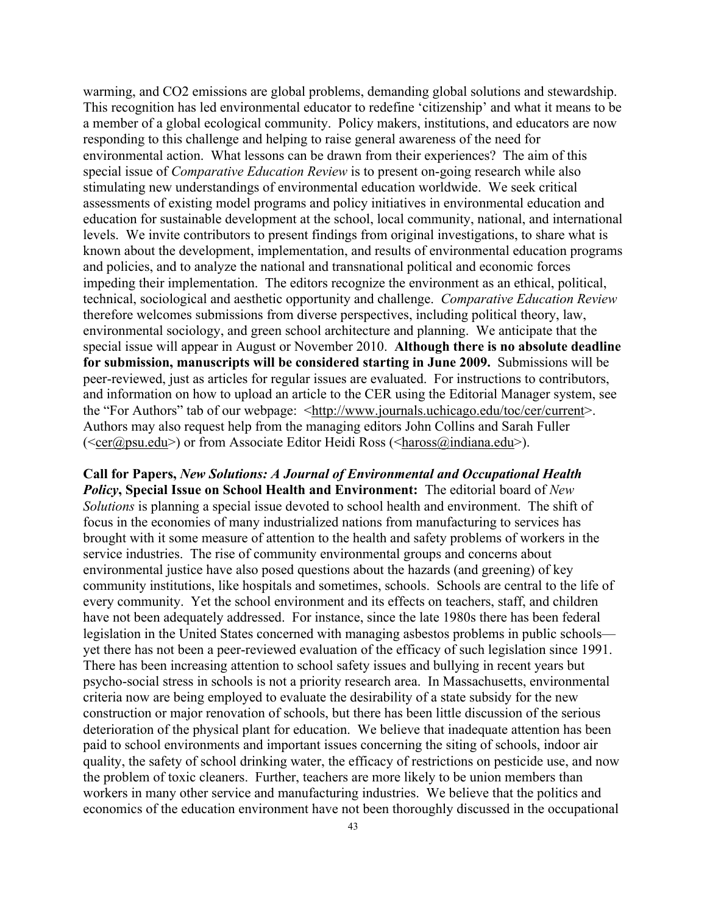warming, and $CO_2$ emissions are global problems, demanding global solutions and stewardship. This recognition has led environmental educator to redefine 'citizenship' and what it means to be a member of a global ecological community. Policy makers, institutions, and educators are now responding to this challenge and helping to raise general awareness of the need for environmental action. What lessons can be drawn from their experiences? The aim of this special issue of *Comparative Education Review* is to present on-going research while also stimulating new understandings of environmental education worldwide. We seek critical assessments of existing model programs and policy initiatives in environmental education and education for sustainable development at the school, local community, national, and international levels. We invite contributors to present findings from original investigations, to share what is known about the development, implementation, and results of environmental education programs and policies, and to analyze the national and transnational political and economic forces impeding their implementation. The editors recognize the environment as an ethical, political, technical, sociological and aesthetic opportunity and challenge. *Comparative Education Review* therefore welcomes submissions from diverse perspectives, including political theory, law, environmental sociology, and green school architecture and planning. We anticipate that the special issue will appear in August or November 2010. **Although there is no absolute deadline for submission, manuscripts will be considered starting in June 2009.** Submissions will be peer-reviewed, just as articles for regular issues are evaluated. For instructions to contributors, and information on how to upload an article to the CER using the Editorial Manager system, see the "For Authors" tab of our webpage: <http://www.journals.uchicago.edu/toc/cer/current>. Authors may also request help from the managing editors John Collins and Sarah Fuller (<cer@psu.edu>) or from Associate Editor Heidi Ross (<haross@indiana.edu>).

**Call for Papers, *New Solutions: A Journal of Environmental and Occupational Health Policy*, Special Issue on School Health and Environment:** The editorial board of *New Solutions* is planning a special issue devoted to school health and environment. The shift of focus in the economies of many industrialized nations from manufacturing to services has brought with it some measure of attention to the health and safety problems of workers in the service industries. The rise of community environmental groups and concerns about environmental justice have also posed questions about the hazards (and greening) of key community institutions, like hospitals and sometimes, schools. Schools are central to the life of every community. Yet the school environment and its effects on teachers, staff, and children have not been adequately addressed. For instance, since the late 1980s there has been federal legislation in the United States concerned with managing asbestos problems in public schools—yet there has not been a peer-reviewed evaluation of the efficacy of such legislation since 1991. There has been increasing attention to school safety issues and bullying in recent years but psycho-social stress in schools is not a priority research area. In Massachusetts, environmental criteria now are being employed to evaluate the desirability of a state subsidy for the new construction or major renovation of schools, but there has been little discussion of the serious deterioration of the physical plant for education. We believe that inadequate attention has been paid to school environments and important issues concerning the siting of schools, indoor air quality, the safety of school drinking water, the efficacy of restrictions on pesticide use, and now the problem of toxic cleaners. Further, teachers are more likely to be union members than workers in many other service and manufacturing industries. We believe that the politics and economics of the education environment have not been thoroughly discussed in the occupational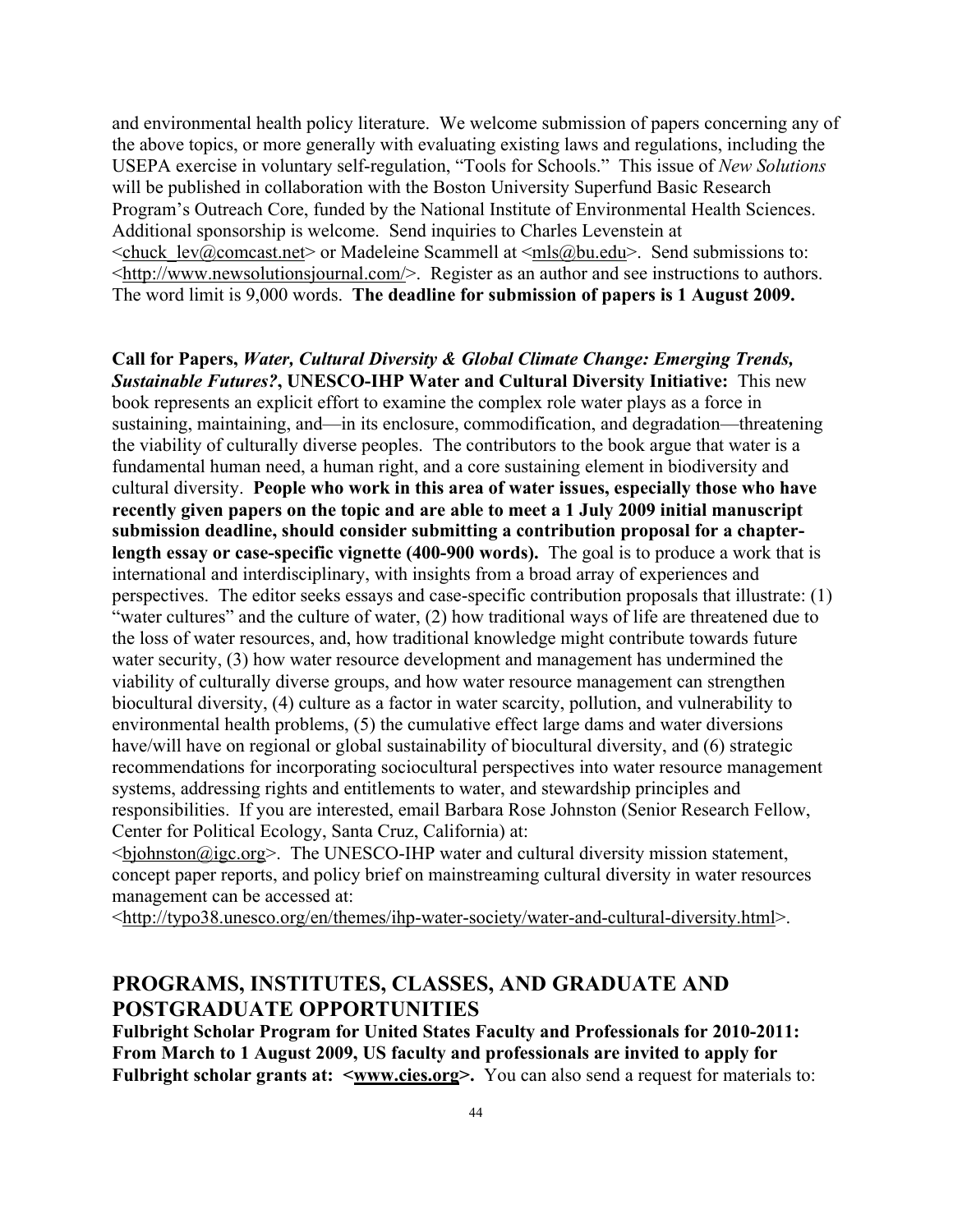and environmental health policy literature. We welcome submission of papers concerning any of the above topics, or more generally with evaluating existing laws and regulations, including the USEPA exercise in voluntary self-regulation, "Tools for Schools." This issue of *New Solutions* will be published in collaboration with the Boston University Superfund Basic Research Program's Outreach Core, funded by the National Institute of Environmental Health Sciences. Additional sponsorship is welcome. Send inquiries to Charles Levenstein at <chuck_lev@comcast.net> or Madeleine Scammell at <mls@bu.edu>. Send submissions to: <http://www.newsolutionsjournal.com/>. Register as an author and see instructions to authors. The word limit is 9,000 words. **The deadline for submission of papers is 1 August 2009.**

**Call for Papers, *Water, Cultural Diversity & Global Climate Change: Emerging Trends, Sustainable Futures?*, UNESCO-IHP Water and Cultural Diversity Initiative:** This new book represents an explicit effort to examine the complex role water plays as a force in sustaining, maintaining, and—in its enclosure, commodification, and degradation—threatening the viability of culturally diverse peoples. The contributors to the book argue that water is a fundamental human need, a human right, and a core sustaining element in biodiversity and cultural diversity. **People who work in this area of water issues, especially those who have recently given papers on the topic and are able to meet a 1 July 2009 initial manuscript submission deadline, should consider submitting a contribution proposal for a chapter-length essay or case-specific vignette (400-900 words).** The goal is to produce a work that is international and interdisciplinary, with insights from a broad array of experiences and perspectives. The editor seeks essays and case-specific contribution proposals that illustrate: (1) "water cultures" and the culture of water, (2) how traditional ways of life are threatened due to the loss of water resources, and, how traditional knowledge might contribute towards future water security, (3) how water resource development and management has undermined the viability of culturally diverse groups, and how water resource management can strengthen biocultural diversity, (4) culture as a factor in water scarcity, pollution, and vulnerability to environmental health problems, (5) the cumulative effect large dams and water diversions have/will have on regional or global sustainability of biocultural diversity, and (6) strategic recommendations for incorporating sociocultural perspectives into water resource management systems, addressing rights and entitlements to water, and stewardship principles and responsibilities. If you are interested, email Barbara Rose Johnston (Senior Research Fellow, Center for Political Ecology, Santa Cruz, California) at: <bjohnston@igc.org>. The UNESCO-IHP water and cultural diversity mission statement, concept paper reports, and policy brief on mainstreaming cultural diversity in water resources management can be accessed at: <http://typo38.unesco.org/en/themes/ihp-water-society/water-and-cultural-diversity.html>.

## PROGRAMS, INSTITUTES, CLASSES, AND GRADUATE AND POSTGRADUATE OPPORTUNITIES

**Fulbright Scholar Program for United States Faculty and Professionals for 2010-2011: From March to 1 August 2009, US faculty and professionals are invited to apply for Fulbright scholar grants at: <www.cies.org>.** You can also send a request for materials to: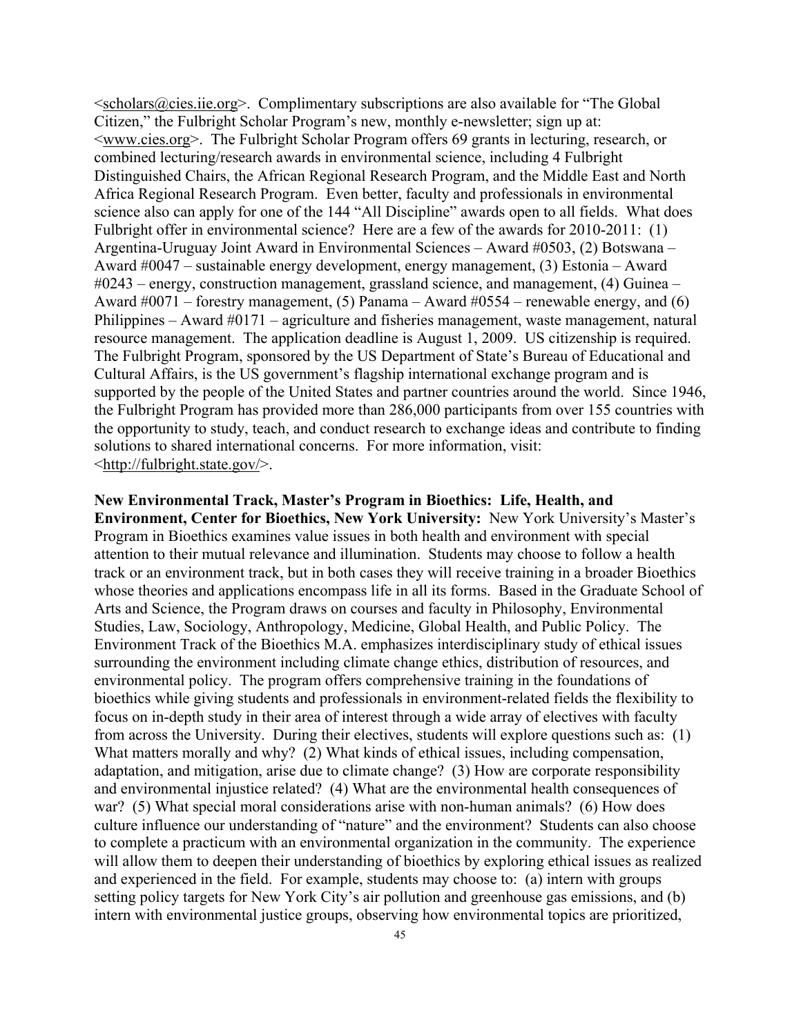<scholars@cies.iie.org>. Complimentary subscriptions are also available for "The Global Citizen," the Fulbright Scholar Program's new, monthly e-newsletter; sign up at: <www.cies.org>. The Fulbright Scholar Program offers 69 grants in lecturing, research, or combined lecturing/research awards in environmental science, including 4 Fulbright Distinguished Chairs, the African Regional Research Program, and the Middle East and North Africa Regional Research Program. Even better, faculty and professionals in environmental science also can apply for one of the 144 "All Discipline" awards open to all fields. What does Fulbright offer in environmental science? Here are a few of the awards for 2010-2011: (1) Argentina-Uruguay Joint Award in Environmental Sciences – Award #0503, (2) Botswana – Award #0047 – sustainable energy development, energy management, (3) Estonia – Award #0243 – energy, construction management, grassland science, and management, (4) Guinea – Award #0071 – forestry management, (5) Panama – Award #0554 – renewable energy, and (6) Philippines – Award #0171 – agriculture and fisheries management, waste management, natural resource management. The application deadline is August 1, 2009. US citizenship is required. The Fulbright Program, sponsored by the US Department of State's Bureau of Educational and Cultural Affairs, is the US government's flagship international exchange program and is supported by the people of the United States and partner countries around the world. Since 1946, the Fulbright Program has provided more than 286,000 participants from over 155 countries with the opportunity to study, teach, and conduct research to exchange ideas and contribute to finding solutions to shared international concerns. For more information, visit: <http://fulbright.state.gov/>.

**New Environmental Track, Master's Program in Bioethics: Life, Health, and Environment, Center for Bioethics, New York University:** New York University's Master's Program in Bioethics examines value issues in both health and environment with special attention to their mutual relevance and illumination. Students may choose to follow a health track or an environment track, but in both cases they will receive training in a broader Bioethics whose theories and applications encompass life in all its forms. Based in the Graduate School of Arts and Science, the Program draws on courses and faculty in Philosophy, Environmental Studies, Law, Sociology, Anthropology, Medicine, Global Health, and Public Policy. The Environment Track of the Bioethics M.A. emphasizes interdisciplinary study of ethical issues surrounding the environment including climate change ethics, distribution of resources, and environmental policy. The program offers comprehensive training in the foundations of bioethics while giving students and professionals in environment-related fields the flexibility to focus on in-depth study in their area of interest through a wide array of electives with faculty from across the University. During their electives, students will explore questions such as: (1) What matters morally and why? (2) What kinds of ethical issues, including compensation, adaptation, and mitigation, arise due to climate change? (3) How are corporate responsibility and environmental injustice related? (4) What are the environmental health consequences of war? (5) What special moral considerations arise with non-human animals? (6) How does culture influence our understanding of "nature" and the environment? Students can also choose to complete a practicum with an environmental organization in the community. The experience will allow them to deepen their understanding of bioethics by exploring ethical issues as realized and experienced in the field. For example, students may choose to: (a) intern with groups setting policy targets for New York City's air pollution and greenhouse gas emissions, and (b) intern with environmental justice groups, observing how environmental topics are prioritized,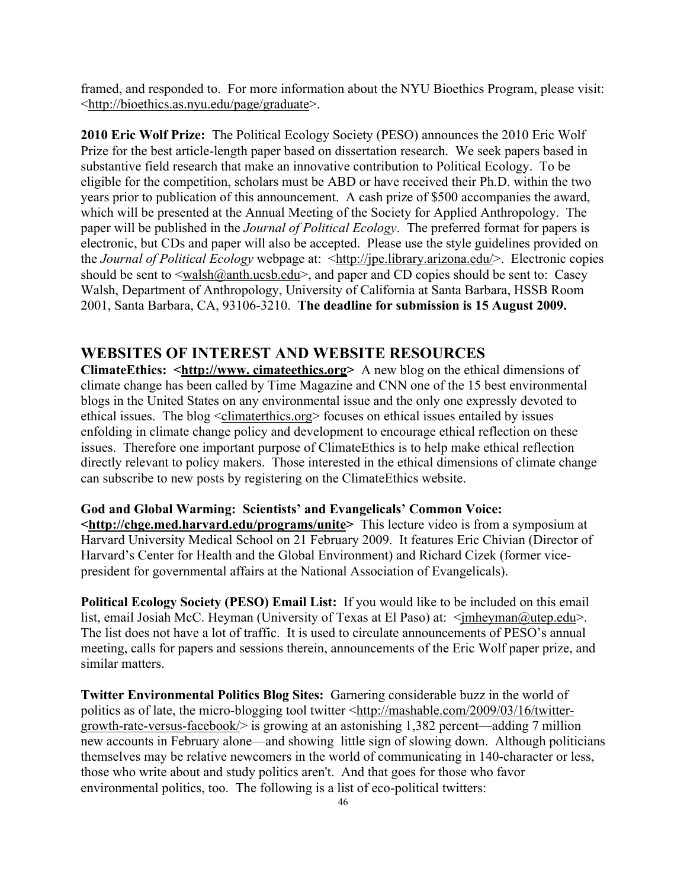framed, and responded to. For more information about the NYU Bioethics Program, please visit: <http://bioethics.as.nyu.edu/page/graduate>.

**2010 Eric Wolf Prize:** The Political Ecology Society (PESO) announces the 2010 Eric Wolf Prize for the best article-length paper based on dissertation research. We seek papers based in substantive field research that make an innovative contribution to Political Ecology. To be eligible for the competition, scholars must be ABD or have received their Ph.D. within the two years prior to publication of this announcement. A cash prize of $500 accompanies the award, which will be presented at the Annual Meeting of the Society for Applied Anthropology. The paper will be published in the *Journal of Political Ecology*. The preferred format for papers is electronic, but CDs and paper will also be accepted. Please use the style guidelines provided on the *Journal of Political Ecology* webpage at: <http://jpe.library.arizona.edu/>. Electronic copies should be sent to <walsh@anth.ucsb.edu>, and paper and CD copies should be sent to: Casey Walsh, Department of Anthropology, University of California at Santa Barbara, HSSB Room 2001, Santa Barbara, CA, 93106-3210. **The deadline for submission is 15 August 2009.**

## WEBSITES OF INTEREST AND WEBSITE RESOURCES

**ClimateEthics: <http://www. cimateethics.org>** A new blog on the ethical dimensions of climate change has been called by Time Magazine and CNN one of the 15 best environmental blogs in the United States on any environmental issue and the only one expressly devoted to ethical issues. The blog <climaterthics.org> focuses on ethical issues entailed by issues enfolding in climate change policy and development to encourage ethical reflection on these issues. Therefore one important purpose of ClimateEthics is to help make ethical reflection directly relevant to policy makers. Those interested in the ethical dimensions of climate change can subscribe to new posts by registering on the ClimateEthics website.

**God and Global Warming: Scientists' and Evangelicals' Common Voice: <http://chge.med.harvard.edu/programs/unite>** This lecture video is from a symposium at Harvard University Medical School on 21 February 2009. It features Eric Chivian (Director of Harvard's Center for Health and the Global Environment) and Richard Cizek (former vice-president for governmental affairs at the National Association of Evangelicals).

**Political Ecology Society (PESO) Email List:** If you would like to be included on this email list, email Josiah McC. Heyman (University of Texas at El Paso) at: <jmheyman@utep.edu>. The list does not have a lot of traffic. It is used to circulate announcements of PESO's annual meeting, calls for papers and sessions therein, announcements of the Eric Wolf paper prize, and similar matters.

**Twitter Environmental Politics Blog Sites:** Garnering considerable buzz in the world of politics as of late, the micro-blogging tool twitter <http://mashable.com/2009/03/16/twitter-growth-rate-versus-facebook/> is growing at an astonishing 1,382 percent—adding 7 million new accounts in February alone—and showing little sign of slowing down. Although politicians themselves may be relative newcomers in the world of communicating in 140-character or less, those who write about and study politics aren't. And that goes for those who favor environmental politics, too. The following is a list of eco-political twitters: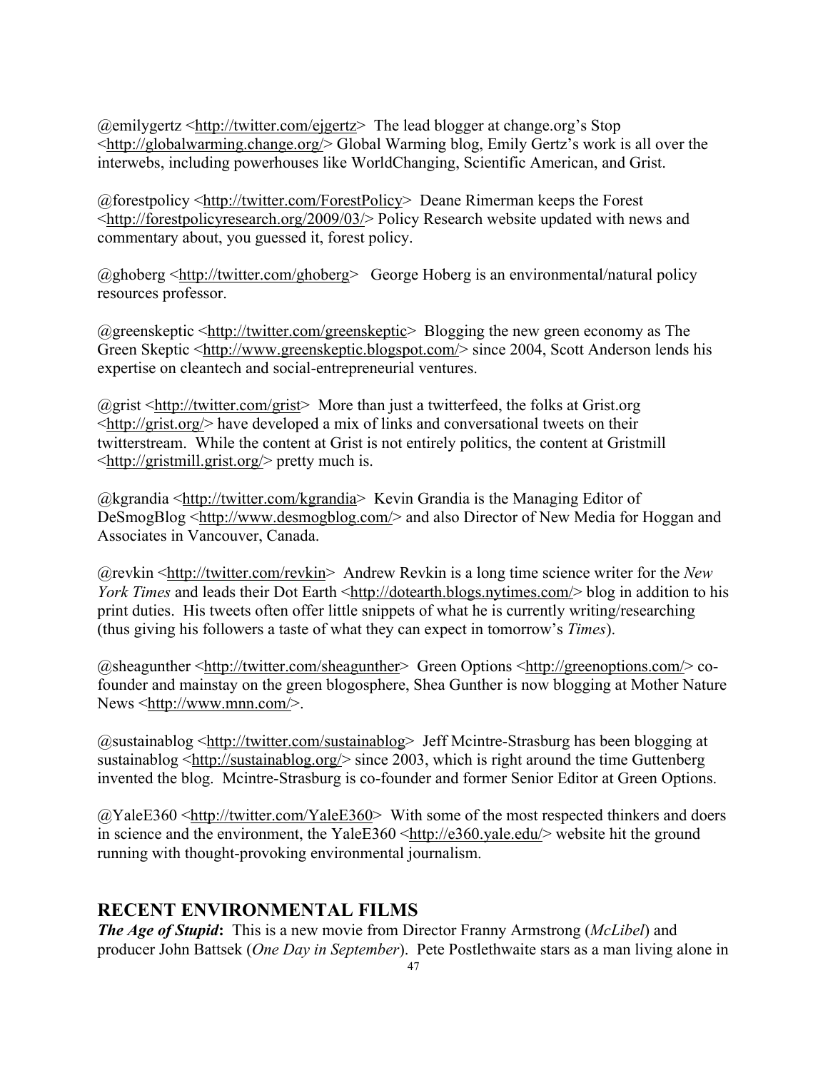@emilygertz <http://twitter.com/ejgertz> The lead blogger at change.org's Stop <http://globalwarming.change.org/> Global Warming blog, Emily Gertz's work is all over the interwebs, including powerhouses like WorldChanging, Scientific American, and Grist.

@forestpolicy <http://twitter.com/ForestPolicy> Deane Rimerman keeps the Forest <http://forestpolicyresearch.org/2009/03/> Policy Research website updated with news and commentary about, you guessed it, forest policy.

@ghoberg <http://twitter.com/ghoberg> George Hoberg is an environmental/natural policy resources professor.

@greenskeptic <http://twitter.com/greenskeptic> Blogging the new green economy as The Green Skeptic <http://www.greenskeptic.blogspot.com/> since 2004, Scott Anderson lends his expertise on cleantech and social-entrepreneurial ventures.

@grist <http://twitter.com/grist> More than just a twitterfeed, the folks at Grist.org <http://grist.org/> have developed a mix of links and conversational tweets on their twitterstream. While the content at Grist is not entirely politics, the content at Gristmill <http://gristmill.grist.org/> pretty much is.

@kgrandia <http://twitter.com/kgrandia> Kevin Grandia is the Managing Editor of DeSmogBlog <http://www.desmogblog.com/> and also Director of New Media for Hoggan and Associates in Vancouver, Canada.

@revkin <http://twitter.com/revkin> Andrew Revkin is a long time science writer for the *New York Times* and leads their Dot Earth <http://dotearth.blogs.nytimes.com/> blog in addition to his print duties. His tweets often offer little snippets of what he is currently writing/researching (thus giving his followers a taste of what they can expect in tomorrow's *Times*).

@sheagunther <http://twitter.com/sheagunther> Green Options <http://greenoptions.com/> co-founder and mainstay on the green blogosphere, Shea Gunther is now blogging at Mother Nature News <http://www.mnn.com/>.

@sustainablog <http://twitter.com/sustainablog> Jeff Mcintre-Strasburg has been blogging at sustainablog <http://sustainablog.org/> since 2003, which is right around the time Guttenberg invented the blog. Mcintre-Strasburg is co-founder and former Senior Editor at Green Options.

@YaleE360 <http://twitter.com/YaleE360> With some of the most respected thinkers and doers in science and the environment, the YaleE360 <http://e360.yale.edu/> website hit the ground running with thought-provoking environmental journalism.

## RECENT ENVIRONMENTAL FILMS

***The Age of Stupid*:** This is a new movie from Director Franny Armstrong (*McLibel*) and producer John Battsek (*One Day in September*). Pete Postlethwaite stars as a man living alone in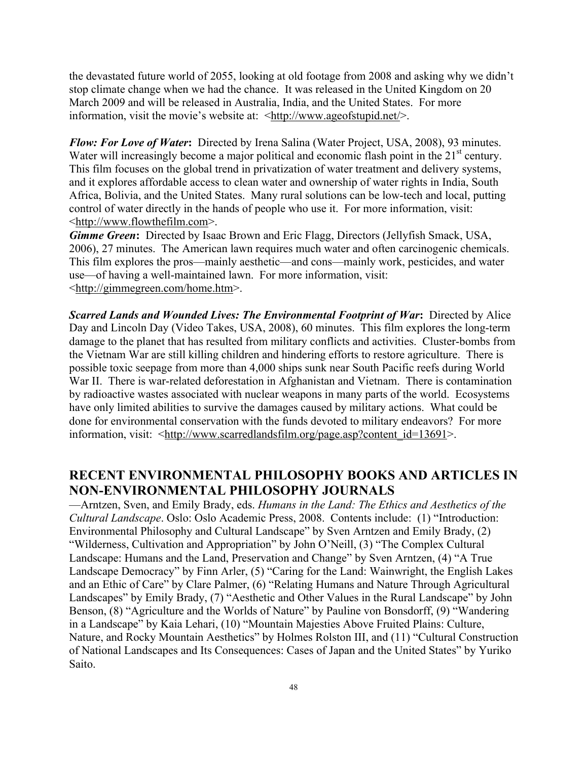the devastated future world of 2055, looking at old footage from 2008 and asking why we didn't stop climate change when we had the chance. It was released in the United Kingdom on 20 March 2009 and will be released in Australia, India, and the United States. For more information, visit the movie's website at: <http://www.ageofstupid.net/>.

***Flow: For Love of Water*:** Directed by Irena Salina (Water Project, USA, 2008), 93 minutes. Water will increasingly become a major political and economic flash point in the 21st century. This film focuses on the global trend in privatization of water treatment and delivery systems, and it explores affordable access to clean water and ownership of water rights in India, South Africa, Bolivia, and the United States. Many rural solutions can be low-tech and local, putting control of water directly in the hands of people who use it. For more information, visit: <http://www.flowthefilm.com>.

***Gimme Green*:** Directed by Isaac Brown and Eric Flagg, Directors (Jellyfish Smack, USA, 2006), 27 minutes. The American lawn requires much water and often carcinogenic chemicals. This film explores the pros—mainly aesthetic—and cons—mainly work, pesticides, and water use—of having a well-maintained lawn. For more information, visit: <http://gimmegreen.com/home.htm>.

***Scarred Lands and Wounded Lives: The Environmental Footprint of War*:** Directed by Alice Day and Lincoln Day (Video Takes, USA, 2008), 60 minutes. This film explores the long-term damage to the planet that has resulted from military conflicts and activities. Cluster-bombs from the Vietnam War are still killing children and hindering efforts to restore agriculture. There is possible toxic seepage from more than 4,000 ships sunk near South Pacific reefs during World War II. There is war-related deforestation in Afghanistan and Vietnam. There is contamination by radioactive wastes associated with nuclear weapons in many parts of the world. Ecosystems have only limited abilities to survive the damages caused by military actions. What could be done for environmental conservation with the funds devoted to military endeavors? For more information, visit: <http://www.scarredlandsfilm.org/page.asp?content_id=13691>.

## RECENT ENVIRONMENTAL PHILOSOPHY BOOKS AND ARTICLES IN NON-ENVIRONMENTAL PHILOSOPHY JOURNALS

—Arntzen, Sven, and Emily Brady, eds. *Humans in the Land: The Ethics and Aesthetics of the Cultural Landscape*. Oslo: Oslo Academic Press, 2008. Contents include: (1) "Introduction: Environmental Philosophy and Cultural Landscape" by Sven Arntzen and Emily Brady, (2) "Wilderness, Cultivation and Appropriation" by John O'Neill, (3) "The Complex Cultural Landscape: Humans and the Land, Preservation and Change" by Sven Arntzen, (4) "A True Landscape Democracy" by Finn Arler, (5) "Caring for the Land: Wainwright, the English Lakes and an Ethic of Care" by Clare Palmer, (6) "Relating Humans and Nature Through Agricultural Landscapes" by Emily Brady, (7) "Aesthetic and Other Values in the Rural Landscape" by John Benson, (8) "Agriculture and the Worlds of Nature" by Pauline von Bonsdorff, (9) "Wandering in a Landscape" by Kaia Lehari, (10) "Mountain Majesties Above Fruited Plains: Culture, Nature, and Rocky Mountain Aesthetics" by Holmes Rolston III, and (11) "Cultural Construction of National Landscapes and Its Consequences: Cases of Japan and the United States" by Yuriko Saito.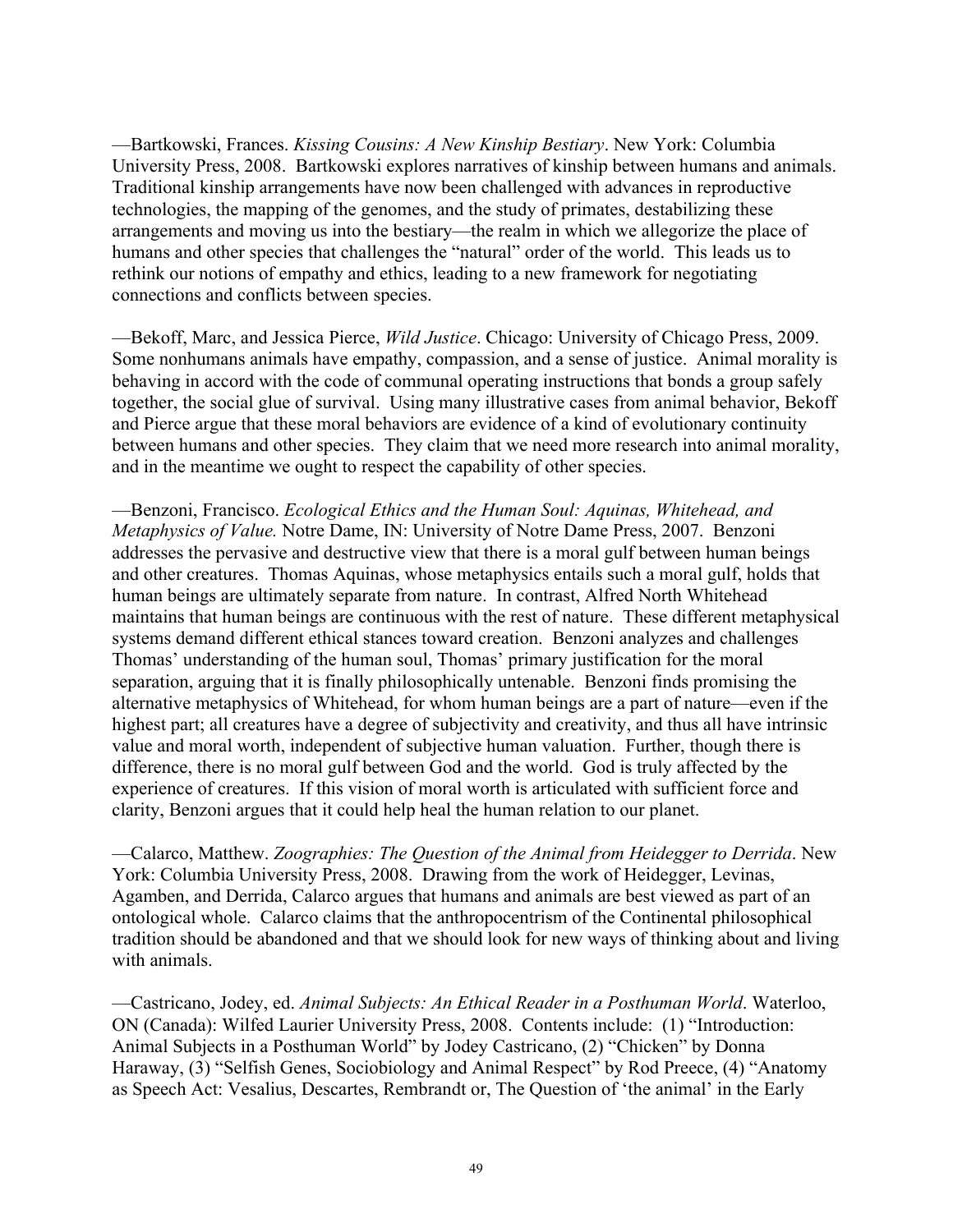—Bartkowski, Frances. *Kissing Cousins: A New Kinship Bestiary*. New York: Columbia University Press, 2008. Bartkowski explores narratives of kinship between humans and animals. Traditional kinship arrangements have now been challenged with advances in reproductive technologies, the mapping of the genomes, and the study of primates, destabilizing these arrangements and moving us into the bestiary—the realm in which we allegorize the place of humans and other species that challenges the "natural" order of the world. This leads us to rethink our notions of empathy and ethics, leading to a new framework for negotiating connections and conflicts between species.

—Bekoff, Marc, and Jessica Pierce, *Wild Justice*. Chicago: University of Chicago Press, 2009. Some nonhumans animals have empathy, compassion, and a sense of justice. Animal morality is behaving in accord with the code of communal operating instructions that bonds a group safely together, the social glue of survival. Using many illustrative cases from animal behavior, Bekoff and Pierce argue that these moral behaviors are evidence of a kind of evolutionary continuity between humans and other species. They claim that we need more research into animal morality, and in the meantime we ought to respect the capability of other species.

—Benzoni, Francisco. *Ecological Ethics and the Human Soul: Aquinas, Whitehead, and Metaphysics of Value.* Notre Dame, IN: University of Notre Dame Press, 2007. Benzoni addresses the pervasive and destructive view that there is a moral gulf between human beings and other creatures. Thomas Aquinas, whose metaphysics entails such a moral gulf, holds that human beings are ultimately separate from nature. In contrast, Alfred North Whitehead maintains that human beings are continuous with the rest of nature. These different metaphysical systems demand different ethical stances toward creation. Benzoni analyzes and challenges Thomas' understanding of the human soul, Thomas' primary justification for the moral separation, arguing that it is finally philosophically untenable. Benzoni finds promising the alternative metaphysics of Whitehead, for whom human beings are a part of nature—even if the highest part; all creatures have a degree of subjectivity and creativity, and thus all have intrinsic value and moral worth, independent of subjective human valuation. Further, though there is difference, there is no moral gulf between God and the world. God is truly affected by the experience of creatures. If this vision of moral worth is articulated with sufficient force and clarity, Benzoni argues that it could help heal the human relation to our planet.

—Calarco, Matthew. *Zoographies: The Question of the Animal from Heidegger to Derrida*. New York: Columbia University Press, 2008. Drawing from the work of Heidegger, Levinas, Agamben, and Derrida, Calarco argues that humans and animals are best viewed as part of an ontological whole. Calarco claims that the anthropocentrism of the Continental philosophical tradition should be abandoned and that we should look for new ways of thinking about and living with animals.

—Castricano, Jodey, ed. *Animal Subjects: An Ethical Reader in a Posthuman World*. Waterloo, ON (Canada): Wilfed Laurier University Press, 2008. Contents include: (1) "Introduction: Animal Subjects in a Posthuman World" by Jodey Castricano, (2) "Chicken" by Donna Haraway, (3) "Selfish Genes, Sociobiology and Animal Respect" by Rod Preece, (4) "Anatomy as Speech Act: Vesalius, Descartes, Rembrandt or, The Question of 'the animal' in the Early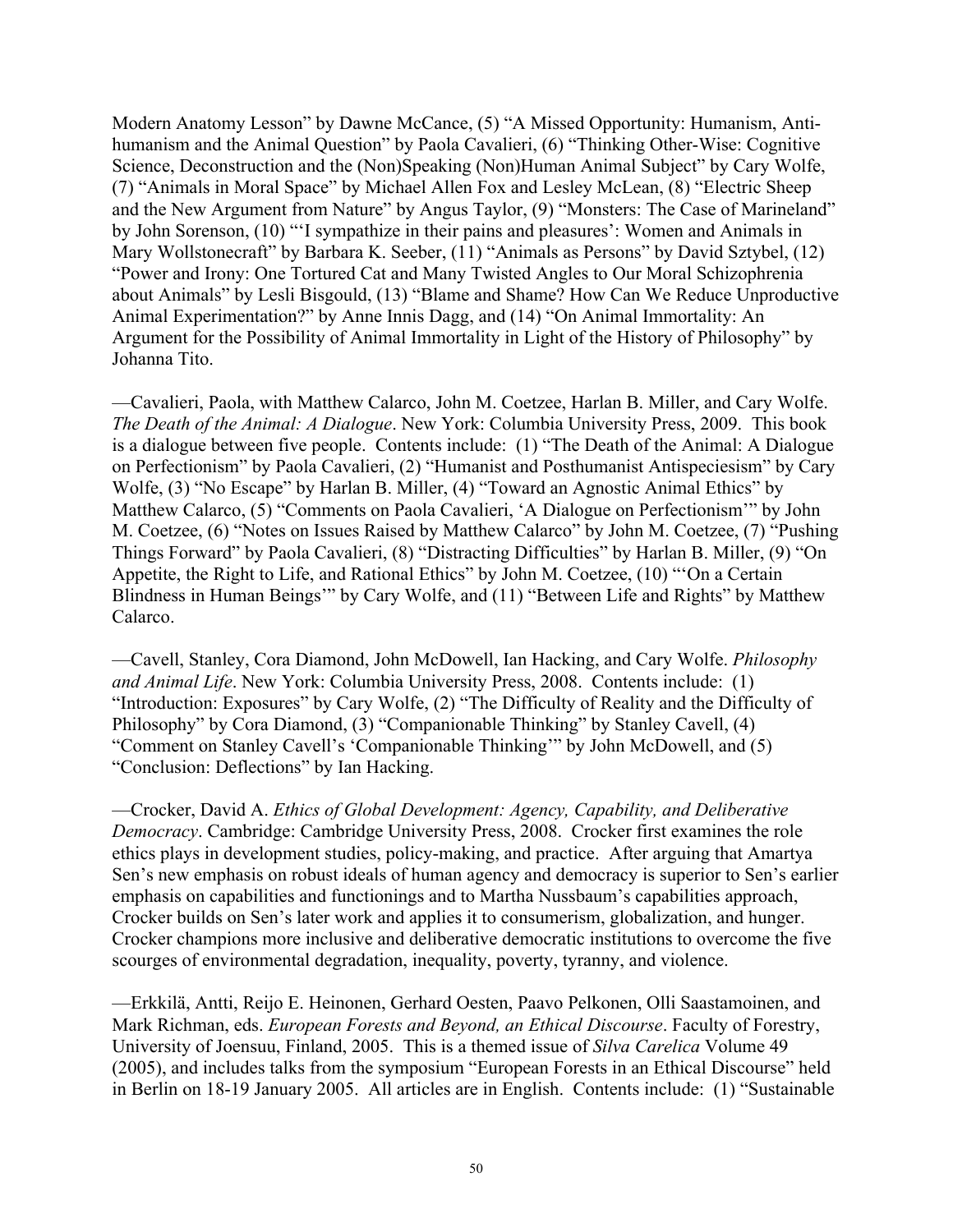Modern Anatomy Lesson" by Dawne McCance, (5) "A Missed Opportunity: Humanism, Anti-humanism and the Animal Question" by Paola Cavalieri, (6) "Thinking Other-Wise: Cognitive Science, Deconstruction and the (Non)Speaking (Non)Human Animal Subject" by Cary Wolfe, (7) "Animals in Moral Space" by Michael Allen Fox and Lesley McLean, (8) "Electric Sheep and the New Argument from Nature" by Angus Taylor, (9) "Monsters: The Case of Marineland" by John Sorenson, (10) "'I sympathize in their pains and pleasures': Women and Animals in Mary Wollstonecraft" by Barbara K. Seeber, (11) "Animals as Persons" by David Sztybel, (12) "Power and Irony: One Tortured Cat and Many Twisted Angles to Our Moral Schizophrenia about Animals" by Lesli Bisgould, (13) "Blame and Shame? How Can We Reduce Unproductive Animal Experimentation?" by Anne Innis Dagg, and (14) "On Animal Immortality: An Argument for the Possibility of Animal Immortality in Light of the History of Philosophy" by Johanna Tito.

—Cavalieri, Paola, with Matthew Calarco, John M. Coetzee, Harlan B. Miller, and Cary Wolfe. *The Death of the Animal: A Dialogue*. New York: Columbia University Press, 2009. This book is a dialogue between five people. Contents include: (1) "The Death of the Animal: A Dialogue on Perfectionism" by Paola Cavalieri, (2) "Humanist and Posthumanist Antispeciesism" by Cary Wolfe, (3) "No Escape" by Harlan B. Miller, (4) "Toward an Agnostic Animal Ethics" by Matthew Calarco, (5) "Comments on Paola Cavalieri, 'A Dialogue on Perfectionism'" by John M. Coetzee, (6) "Notes on Issues Raised by Matthew Calarco" by John M. Coetzee, (7) "Pushing Things Forward" by Paola Cavalieri, (8) "Distracting Difficulties" by Harlan B. Miller, (9) "On Appetite, the Right to Life, and Rational Ethics" by John M. Coetzee, (10) "'On a Certain Blindness in Human Beings'" by Cary Wolfe, and (11) "Between Life and Rights" by Matthew Calarco.

—Cavell, Stanley, Cora Diamond, John McDowell, Ian Hacking, and Cary Wolfe. *Philosophy and Animal Life*. New York: Columbia University Press, 2008. Contents include: (1) "Introduction: Exposures" by Cary Wolfe, (2) "The Difficulty of Reality and the Difficulty of Philosophy" by Cora Diamond, (3) "Companionable Thinking" by Stanley Cavell, (4) "Comment on Stanley Cavell's 'Companionable Thinking'" by John McDowell, and (5) "Conclusion: Deflections" by Ian Hacking.

—Crocker, David A. *Ethics of Global Development: Agency, Capability, and Deliberative Democracy*. Cambridge: Cambridge University Press, 2008. Crocker first examines the role ethics plays in development studies, policy-making, and practice. After arguing that Amartya Sen's new emphasis on robust ideals of human agency and democracy is superior to Sen's earlier emphasis on capabilities and functionings and to Martha Nussbaum's capabilities approach, Crocker builds on Sen's later work and applies it to consumerism, globalization, and hunger. Crocker champions more inclusive and deliberative democratic institutions to overcome the five scourges of environmental degradation, inequality, poverty, tyranny, and violence.

—Erkkilä, Antti, Reijo E. Heinonen, Gerhard Oesten, Paavo Pelkonen, Olli Saastamoinen, and Mark Richman, eds. *European Forests and Beyond, an Ethical Discourse*. Faculty of Forestry, University of Joensuu, Finland, 2005. This is a themed issue of *Silva Carelica* Volume 49 (2005), and includes talks from the symposium "European Forests in an Ethical Discourse" held in Berlin on 18-19 January 2005. All articles are in English. Contents include: (1) "Sustainable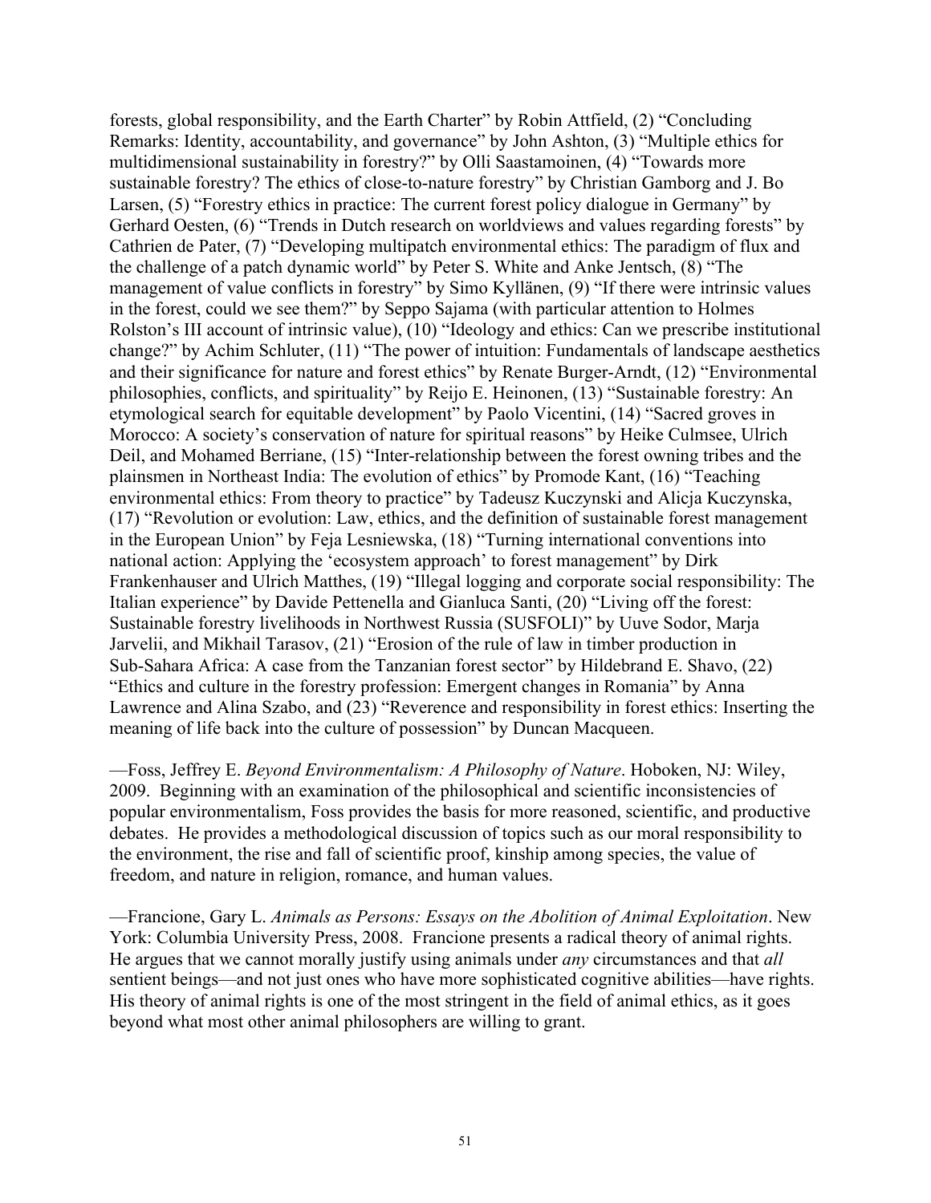forests, global responsibility, and the Earth Charter" by Robin Attfield, (2) "Concluding Remarks: Identity, accountability, and governance" by John Ashton, (3) "Multiple ethics for multidimensional sustainability in forestry?" by Olli Saastamoinen, (4) "Towards more sustainable forestry? The ethics of close-to-nature forestry" by Christian Gamborg and J. Bo Larsen, (5) "Forestry ethics in practice: The current forest policy dialogue in Germany" by Gerhard Oesten, (6) "Trends in Dutch research on worldviews and values regarding forests" by Cathrien de Pater, (7) "Developing multipatch environmental ethics: The paradigm of flux and the challenge of a patch dynamic world" by Peter S. White and Anke Jentsch, (8) "The management of value conflicts in forestry" by Simo Kyllänen, (9) "If there were intrinsic values in the forest, could we see them?" by Seppo Sajama (with particular attention to Holmes Rolston's III account of intrinsic value), (10) "Ideology and ethics: Can we prescribe institutional change?" by Achim Schluter, (11) "The power of intuition: Fundamentals of landscape aesthetics and their significance for nature and forest ethics" by Renate Burger-Arndt, (12) "Environmental philosophies, conflicts, and spirituality" by Reijo E. Heinonen, (13) "Sustainable forestry: An etymological search for equitable development" by Paolo Vicentini, (14) "Sacred groves in Morocco: A society's conservation of nature for spiritual reasons" by Heike Culmsee, Ulrich Deil, and Mohamed Berriane, (15) "Inter-relationship between the forest owning tribes and the plainsmen in Northeast India: The evolution of ethics" by Promode Kant, (16) "Teaching environmental ethics: From theory to practice" by Tadeusz Kuczynski and Alicja Kuczynska, (17) "Revolution or evolution: Law, ethics, and the definition of sustainable forest management in the European Union" by Feja Lesniewska, (18) "Turning international conventions into national action: Applying the 'ecosystem approach' to forest management" by Dirk Frankenhauser and Ulrich Matthes, (19) "Illegal logging and corporate social responsibility: The Italian experience" by Davide Pettenella and Gianluca Santi, (20) "Living off the forest: Sustainable forestry livelihoods in Northwest Russia (SUSFOLI)" by Uuve Sodor, Marja Jarvelii, and Mikhail Tarasov, (21) "Erosion of the rule of law in timber production in Sub-Sahara Africa: A case from the Tanzanian forest sector" by Hildebrand E. Shavo, (22) "Ethics and culture in the forestry profession: Emergent changes in Romania" by Anna Lawrence and Alina Szabo, and (23) "Reverence and responsibility in forest ethics: Inserting the meaning of life back into the culture of possession" by Duncan Macqueen.

—Foss, Jeffrey E. *Beyond Environmentalism: A Philosophy of Nature*. Hoboken, NJ: Wiley, 2009. Beginning with an examination of the philosophical and scientific inconsistencies of popular environmentalism, Foss provides the basis for more reasoned, scientific, and productive debates. He provides a methodological discussion of topics such as our moral responsibility to the environment, the rise and fall of scientific proof, kinship among species, the value of freedom, and nature in religion, romance, and human values.

—Francione, Gary L. *Animals as Persons: Essays on the Abolition of Animal Exploitation*. New York: Columbia University Press, 2008. Francione presents a radical theory of animal rights. He argues that we cannot morally justify using animals under *any* circumstances and that *all* sentient beings—and not just ones who have more sophisticated cognitive abilities—have rights. His theory of animal rights is one of the most stringent in the field of animal ethics, as it goes beyond what most other animal philosophers are willing to grant.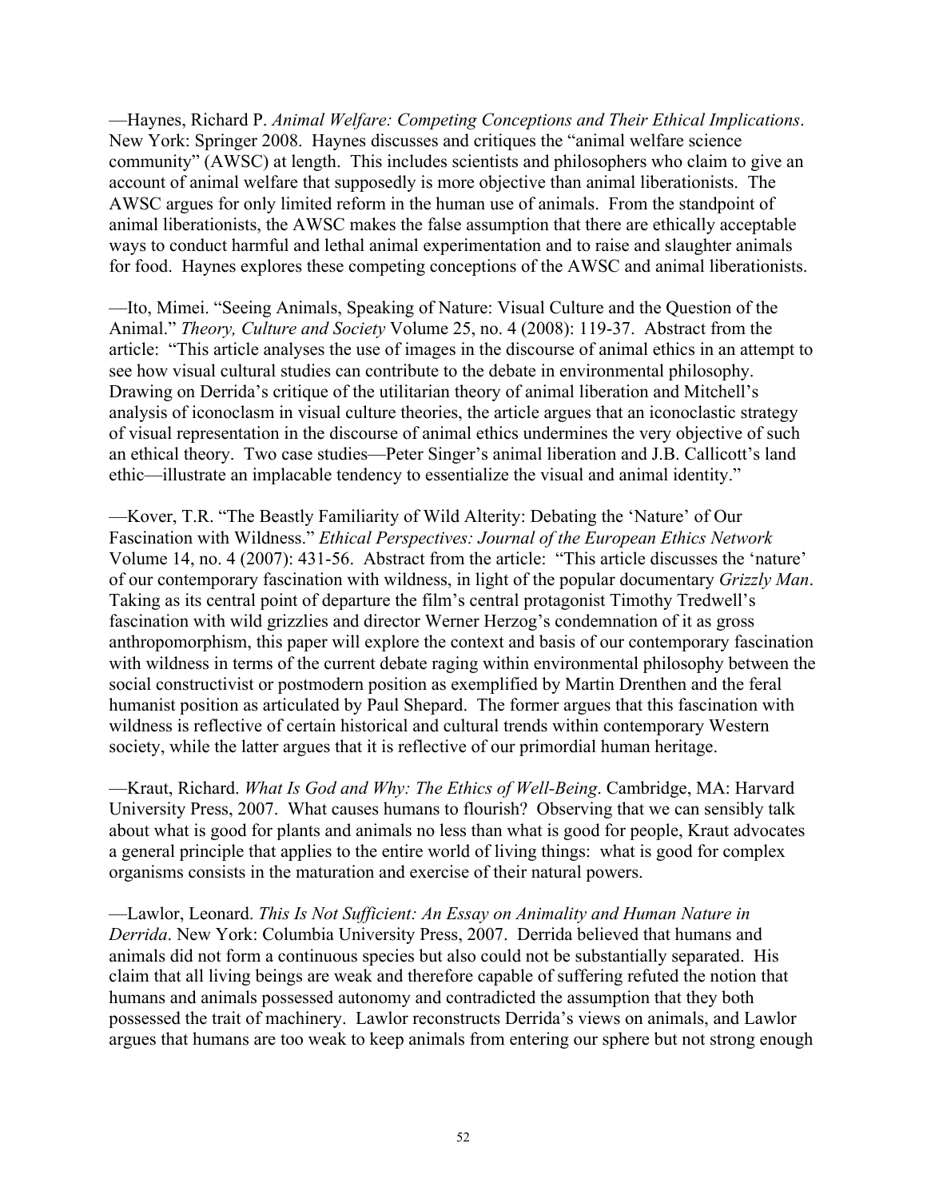—Haynes, Richard P. *Animal Welfare: Competing Conceptions and Their Ethical Implications*. New York: Springer 2008. Haynes discusses and critiques the "animal welfare science community" (AWSC) at length. This includes scientists and philosophers who claim to give an account of animal welfare that supposedly is more objective than animal liberationists. The AWSC argues for only limited reform in the human use of animals. From the standpoint of animal liberationists, the AWSC makes the false assumption that there are ethically acceptable ways to conduct harmful and lethal animal experimentation and to raise and slaughter animals for food. Haynes explores these competing conceptions of the AWSC and animal liberationists.

—Ito, Mimei. "Seeing Animals, Speaking of Nature: Visual Culture and the Question of the Animal." *Theory, Culture and Society* Volume 25, no. 4 (2008): 119-37. Abstract from the article: "This article analyses the use of images in the discourse of animal ethics in an attempt to see how visual cultural studies can contribute to the debate in environmental philosophy. Drawing on Derrida's critique of the utilitarian theory of animal liberation and Mitchell's analysis of iconoclasm in visual culture theories, the article argues that an iconoclastic strategy of visual representation in the discourse of animal ethics undermines the very objective of such an ethical theory. Two case studies—Peter Singer's animal liberation and J.B. Callicott's land ethic—illustrate an implacable tendency to essentialize the visual and animal identity."

—Kover, T.R. "The Beastly Familiarity of Wild Alterity: Debating the 'Nature' of Our Fascination with Wildness." *Ethical Perspectives: Journal of the European Ethics Network* Volume 14, no. 4 (2007): 431-56. Abstract from the article: "This article discusses the 'nature' of our contemporary fascination with wildness, in light of the popular documentary *Grizzly Man*. Taking as its central point of departure the film's central protagonist Timothy Tredwell's fascination with wild grizzlies and director Werner Herzog's condemnation of it as gross anthropomorphism, this paper will explore the context and basis of our contemporary fascination with wildness in terms of the current debate raging within environmental philosophy between the social constructivist or postmodern position as exemplified by Martin Drenthen and the feral humanist position as articulated by Paul Shepard. The former argues that this fascination with wildness is reflective of certain historical and cultural trends within contemporary Western society, while the latter argues that it is reflective of our primordial human heritage.

—Kraut, Richard. *What Is God and Why: The Ethics of Well-Being*. Cambridge, MA: Harvard University Press, 2007. What causes humans to flourish? Observing that we can sensibly talk about what is good for plants and animals no less than what is good for people, Kraut advocates a general principle that applies to the entire world of living things: what is good for complex organisms consists in the maturation and exercise of their natural powers.

—Lawlor, Leonard. *This Is Not Sufficient: An Essay on Animality and Human Nature in Derrida*. New York: Columbia University Press, 2007. Derrida believed that humans and animals did not form a continuous species but also could not be substantially separated. His claim that all living beings are weak and therefore capable of suffering refuted the notion that humans and animals possessed autonomy and contradicted the assumption that they both possessed the trait of machinery. Lawlor reconstructs Derrida's views on animals, and Lawlor argues that humans are too weak to keep animals from entering our sphere but not strong enough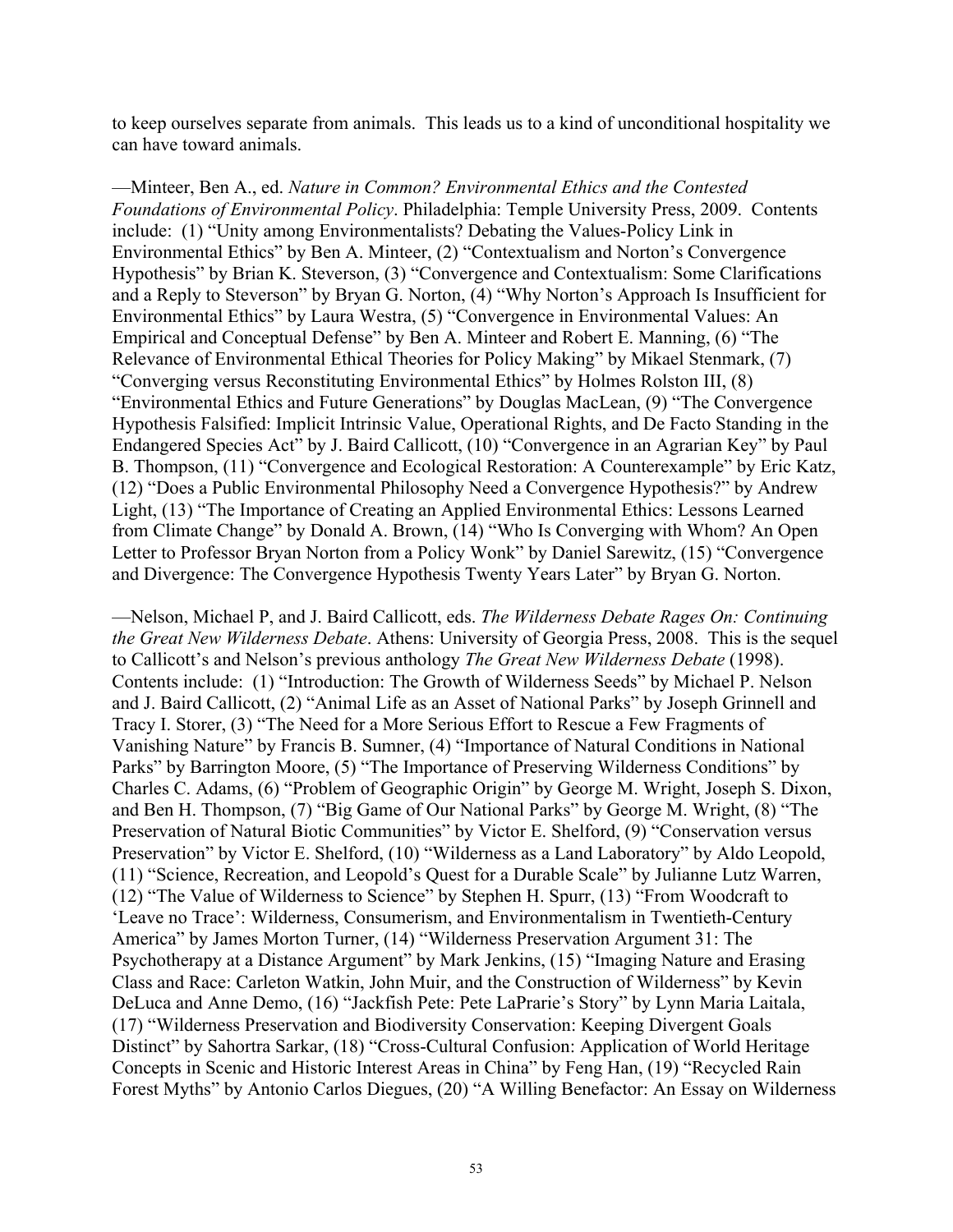to keep ourselves separate from animals. This leads us to a kind of unconditional hospitality we can have toward animals.

—Minteer, Ben A., ed. *Nature in Common? Environmental Ethics and the Contested Foundations of Environmental Policy*. Philadelphia: Temple University Press, 2009. Contents include: (1) "Unity among Environmentalists? Debating the Values-Policy Link in Environmental Ethics" by Ben A. Minteer, (2) "Contextualism and Norton's Convergence Hypothesis" by Brian K. Steverson, (3) "Convergence and Contextualism: Some Clarifications and a Reply to Steverson" by Bryan G. Norton, (4) "Why Norton's Approach Is Insufficient for Environmental Ethics" by Laura Westra, (5) "Convergence in Environmental Values: An Empirical and Conceptual Defense" by Ben A. Minteer and Robert E. Manning, (6) "The Relevance of Environmental Ethical Theories for Policy Making" by Mikael Stenmark, (7) "Converging versus Reconstituting Environmental Ethics" by Holmes Rolston III, (8) "Environmental Ethics and Future Generations" by Douglas MacLean, (9) "The Convergence Hypothesis Falsified: Implicit Intrinsic Value, Operational Rights, and De Facto Standing in the Endangered Species Act" by J. Baird Callicott, (10) "Convergence in an Agrarian Key" by Paul B. Thompson, (11) "Convergence and Ecological Restoration: A Counterexample" by Eric Katz, (12) "Does a Public Environmental Philosophy Need a Convergence Hypothesis?" by Andrew Light, (13) "The Importance of Creating an Applied Environmental Ethics: Lessons Learned from Climate Change" by Donald A. Brown, (14) "Who Is Converging with Whom? An Open Letter to Professor Bryan Norton from a Policy Wonk" by Daniel Sarewitz, (15) "Convergence and Divergence: The Convergence Hypothesis Twenty Years Later" by Bryan G. Norton.

—Nelson, Michael P, and J. Baird Callicott, eds. *The Wilderness Debate Rages On: Continuing the Great New Wilderness Debate*. Athens: University of Georgia Press, 2008. This is the sequel to Callicott's and Nelson's previous anthology *The Great New Wilderness Debate* (1998). Contents include: (1) "Introduction: The Growth of Wilderness Seeds" by Michael P. Nelson and J. Baird Callicott, (2) "Animal Life as an Asset of National Parks" by Joseph Grinnell and Tracy I. Storer, (3) "The Need for a More Serious Effort to Rescue a Few Fragments of Vanishing Nature" by Francis B. Sumner, (4) "Importance of Natural Conditions in National Parks" by Barrington Moore, (5) "The Importance of Preserving Wilderness Conditions" by Charles C. Adams, (6) "Problem of Geographic Origin" by George M. Wright, Joseph S. Dixon, and Ben H. Thompson, (7) "Big Game of Our National Parks" by George M. Wright, (8) "The Preservation of Natural Biotic Communities" by Victor E. Shelford, (9) "Conservation versus Preservation" by Victor E. Shelford, (10) "Wilderness as a Land Laboratory" by Aldo Leopold, (11) "Science, Recreation, and Leopold's Quest for a Durable Scale" by Julianne Lutz Warren, (12) "The Value of Wilderness to Science" by Stephen H. Spurr, (13) "From Woodcraft to 'Leave no Trace': Wilderness, Consumerism, and Environmentalism in Twentieth-Century America" by James Morton Turner, (14) "Wilderness Preservation Argument 31: The Psychotherapy at a Distance Argument" by Mark Jenkins, (15) "Imaging Nature and Erasing Class and Race: Carleton Watkin, John Muir, and the Construction of Wilderness" by Kevin DeLuca and Anne Demo, (16) "Jackfish Pete: Pete LaPrarie's Story" by Lynn Maria Laitala, (17) "Wilderness Preservation and Biodiversity Conservation: Keeping Divergent Goals Distinct" by Sahortra Sarkar, (18) "Cross-Cultural Confusion: Application of World Heritage Concepts in Scenic and Historic Interest Areas in China" by Feng Han, (19) "Recycled Rain Forest Myths" by Antonio Carlos Diegues, (20) "A Willing Benefactor: An Essay on Wilderness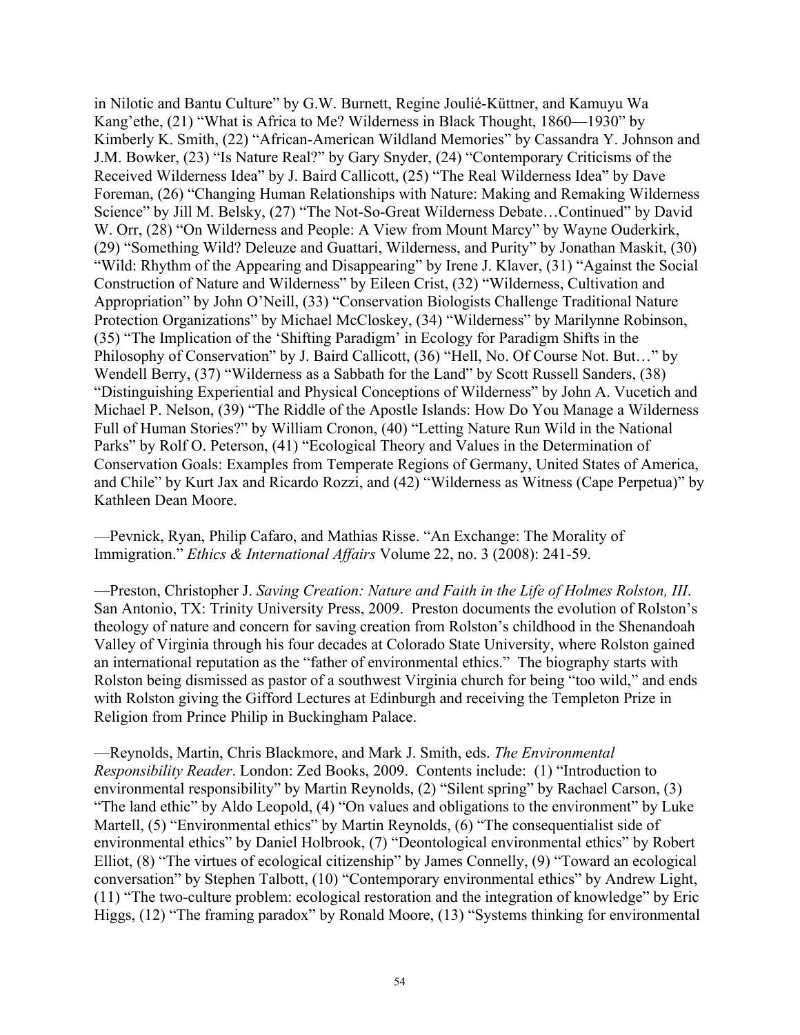in Nilotic and Bantu Culture" by G.W. Burnett, Regine Joulié-Küttner, and Kamuyu Wa Kang'ethe, (21) "What is Africa to Me? Wilderness in Black Thought, 1860—1930" by Kimberly K. Smith, (22) "African-American Wildland Memories" by Cassandra Y. Johnson and J.M. Bowker, (23) "Is Nature Real?" by Gary Snyder, (24) "Contemporary Criticisms of the Received Wilderness Idea" by J. Baird Callicott, (25) "The Real Wilderness Idea" by Dave Foreman, (26) "Changing Human Relationships with Nature: Making and Remaking Wilderness Science" by Jill M. Belsky, (27) "The Not-So-Great Wilderness Debate…Continued" by David W. Orr, (28) "On Wilderness and People: A View from Mount Marcy" by Wayne Ouderkirk, (29) "Something Wild? Deleuze and Guattari, Wilderness, and Purity" by Jonathan Maskit, (30) "Wild: Rhythm of the Appearing and Disappearing" by Irene J. Klaver, (31) "Against the Social Construction of Nature and Wilderness" by Eileen Crist, (32) "Wilderness, Cultivation and Appropriation" by John O'Neill, (33) "Conservation Biologists Challenge Traditional Nature Protection Organizations" by Michael McCloskey, (34) "Wilderness" by Marilynne Robinson, (35) "The Implication of the 'Shifting Paradigm' in Ecology for Paradigm Shifts in the Philosophy of Conservation" by J. Baird Callicott, (36) "Hell, No. Of Course Not. But…" by Wendell Berry, (37) "Wilderness as a Sabbath for the Land" by Scott Russell Sanders, (38) "Distinguishing Experiential and Physical Conceptions of Wilderness" by John A. Vucetich and Michael P. Nelson, (39) "The Riddle of the Apostle Islands: How Do You Manage a Wilderness Full of Human Stories?" by William Cronon, (40) "Letting Nature Run Wild in the National Parks" by Rolf O. Peterson, (41) "Ecological Theory and Values in the Determination of Conservation Goals: Examples from Temperate Regions of Germany, United States of America, and Chile" by Kurt Jax and Ricardo Rozzi, and (42) "Wilderness as Witness (Cape Perpetua)" by Kathleen Dean Moore.

—Pevnick, Ryan, Philip Cafaro, and Mathias Risse. "An Exchange: The Morality of Immigration." *Ethics & International Affairs* Volume 22, no. 3 (2008): 241-59.

—Preston, Christopher J. *Saving Creation: Nature and Faith in the Life of Holmes Rolston, III*. San Antonio, TX: Trinity University Press, 2009. Preston documents the evolution of Rolston's theology of nature and concern for saving creation from Rolston's childhood in the Shenandoah Valley of Virginia through his four decades at Colorado State University, where Rolston gained an international reputation as the "father of environmental ethics." The biography starts with Rolston being dismissed as pastor of a southwest Virginia church for being "too wild," and ends with Rolston giving the Gifford Lectures at Edinburgh and receiving the Templeton Prize in Religion from Prince Philip in Buckingham Palace.

—Reynolds, Martin, Chris Blackmore, and Mark J. Smith, eds. *The Environmental Responsibility Reader*. London: Zed Books, 2009. Contents include: (1) "Introduction to environmental responsibility" by Martin Reynolds, (2) "Silent spring" by Rachael Carson, (3) "The land ethic" by Aldo Leopold, (4) "On values and obligations to the environment" by Luke Martell, (5) "Environmental ethics" by Martin Reynolds, (6) "The consequentialist side of environmental ethics" by Daniel Holbrook, (7) "Deontological environmental ethics" by Robert Elliot, (8) "The virtues of ecological citizenship" by James Connelly, (9) "Toward an ecological conversation" by Stephen Talbott, (10) "Contemporary environmental ethics" by Andrew Light, (11) "The two-culture problem: ecological restoration and the integration of knowledge" by Eric Higgs, (12) "The framing paradox" by Ronald Moore, (13) "Systems thinking for environmental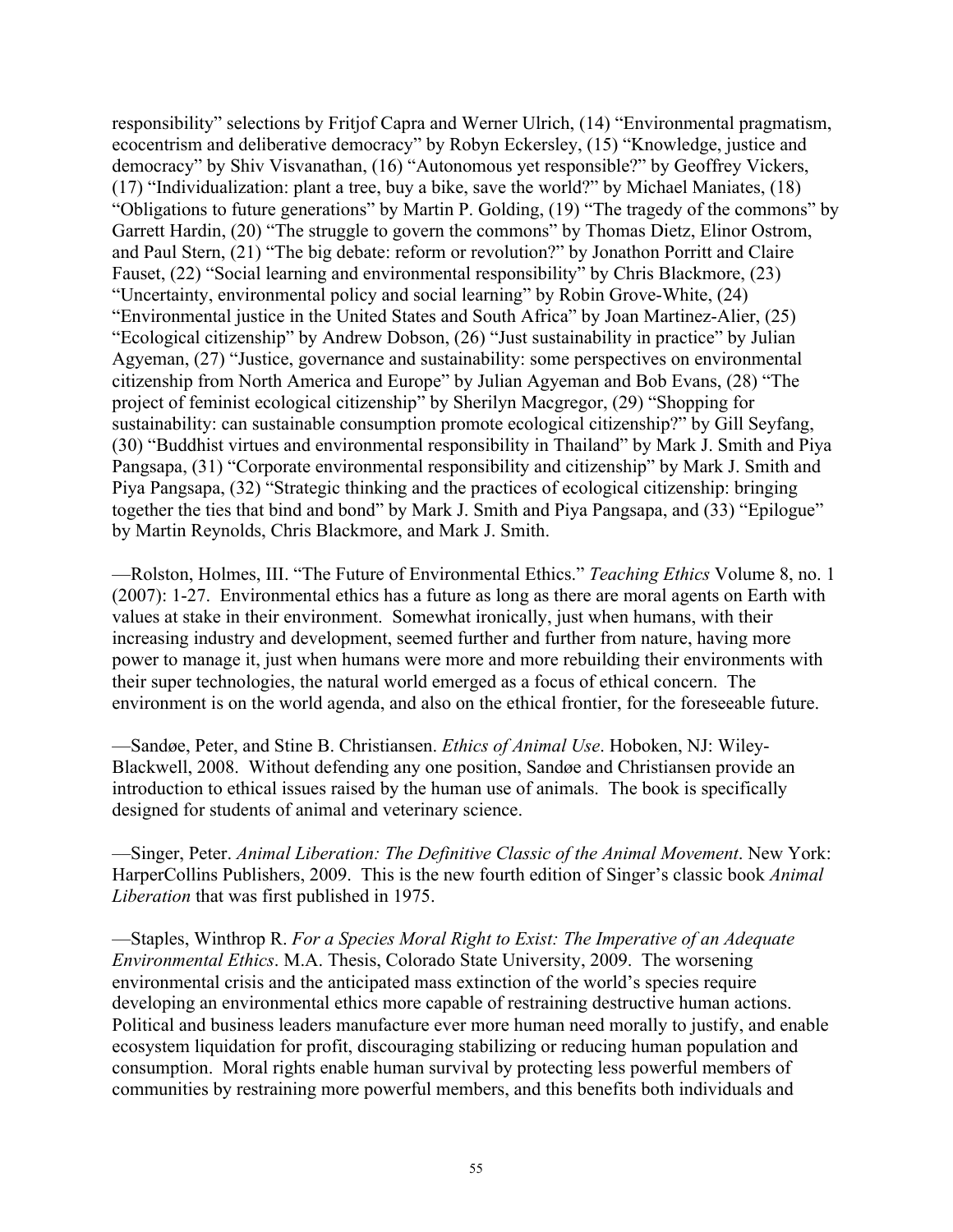responsibility" selections by Fritjof Capra and Werner Ulrich, (14) "Environmental pragmatism, ecocentrism and deliberative democracy" by Robyn Eckersley, (15) "Knowledge, justice and democracy" by Shiv Visvanathan, (16) "Autonomous yet responsible?" by Geoffrey Vickers, (17) "Individualization: plant a tree, buy a bike, save the world?" by Michael Maniates, (18) "Obligations to future generations" by Martin P. Golding, (19) "The tragedy of the commons" by Garrett Hardin, (20) "The struggle to govern the commons" by Thomas Dietz, Elinor Ostrom, and Paul Stern, (21) "The big debate: reform or revolution?" by Jonathon Porritt and Claire Fauset, (22) "Social learning and environmental responsibility" by Chris Blackmore, (23) "Uncertainty, environmental policy and social learning" by Robin Grove-White, (24) "Environmental justice in the United States and South Africa" by Joan Martinez-Alier, (25) "Ecological citizenship" by Andrew Dobson, (26) "Just sustainability in practice" by Julian Agyeman, (27) "Justice, governance and sustainability: some perspectives on environmental citizenship from North America and Europe" by Julian Agyeman and Bob Evans, (28) "The project of feminist ecological citizenship" by Sherilyn Macgregor, (29) "Shopping for sustainability: can sustainable consumption promote ecological citizenship?" by Gill Seyfang, (30) "Buddhist virtues and environmental responsibility in Thailand" by Mark J. Smith and Piya Pangsapa, (31) "Corporate environmental responsibility and citizenship" by Mark J. Smith and Piya Pangsapa, (32) "Strategic thinking and the practices of ecological citizenship: bringing together the ties that bind and bond" by Mark J. Smith and Piya Pangsapa, and (33) "Epilogue" by Martin Reynolds, Chris Blackmore, and Mark J. Smith.

—Rolston, Holmes, III. "The Future of Environmental Ethics." *Teaching Ethics* Volume 8, no. 1 (2007): 1-27. Environmental ethics has a future as long as there are moral agents on Earth with values at stake in their environment. Somewhat ironically, just when humans, with their increasing industry and development, seemed further and further from nature, having more power to manage it, just when humans were more and more rebuilding their environments with their super technologies, the natural world emerged as a focus of ethical concern. The environment is on the world agenda, and also on the ethical frontier, for the foreseeable future.

—Sandøe, Peter, and Stine B. Christiansen. *Ethics of Animal Use*. Hoboken, NJ: Wiley-Blackwell, 2008. Without defending any one position, Sandøe and Christiansen provide an introduction to ethical issues raised by the human use of animals. The book is specifically designed for students of animal and veterinary science.

—Singer, Peter. *Animal Liberation: The Definitive Classic of the Animal Movement*. New York: HarperCollins Publishers, 2009. This is the new fourth edition of Singer's classic book *Animal Liberation* that was first published in 1975.

—Staples, Winthrop R. *For a Species Moral Right to Exist: The Imperative of an Adequate Environmental Ethics*. M.A. Thesis, Colorado State University, 2009. The worsening environmental crisis and the anticipated mass extinction of the world's species require developing an environmental ethics more capable of restraining destructive human actions. Political and business leaders manufacture ever more human need morally to justify, and enable ecosystem liquidation for profit, discouraging stabilizing or reducing human population and consumption. Moral rights enable human survival by protecting less powerful members of communities by restraining more powerful members, and this benefits both individuals and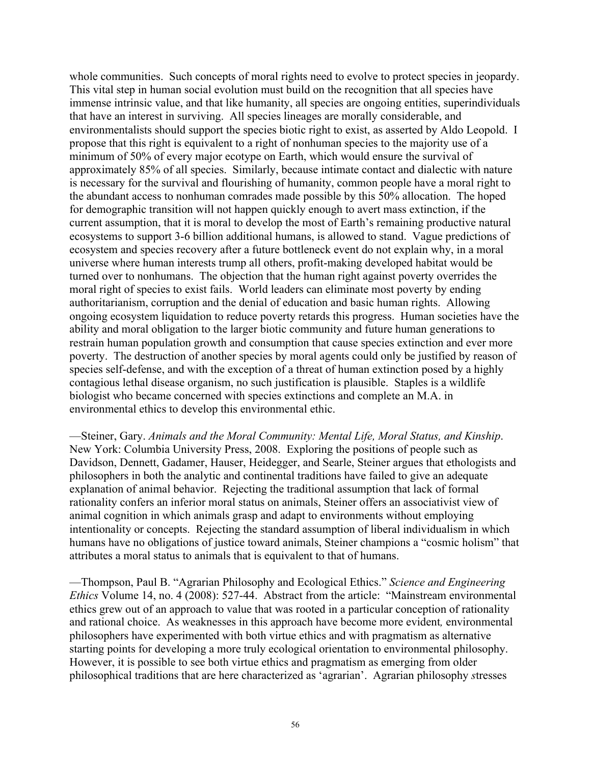whole communities. Such concepts of moral rights need to evolve to protect species in jeopardy. This vital step in human social evolution must build on the recognition that all species have immense intrinsic value, and that like humanity, all species are ongoing entities, superindividuals that have an interest in surviving. All species lineages are morally considerable, and environmentalists should support the species biotic right to exist, as asserted by Aldo Leopold. I propose that this right is equivalent to a right of nonhuman species to the majority use of a minimum of 50% of every major ecotype on Earth, which would ensure the survival of approximately 85% of all species. Similarly, because intimate contact and dialectic with nature is necessary for the survival and flourishing of humanity, common people have a moral right to the abundant access to nonhuman comrades made possible by this 50% allocation. The hoped for demographic transition will not happen quickly enough to avert mass extinction, if the current assumption, that it is moral to develop the most of Earth's remaining productive natural ecosystems to support 3-6 billion additional humans, is allowed to stand. Vague predictions of ecosystem and species recovery after a future bottleneck event do not explain why, in a moral universe where human interests trump all others, profit-making developed habitat would be turned over to nonhumans. The objection that the human right against poverty overrides the moral right of species to exist fails. World leaders can eliminate most poverty by ending authoritarianism, corruption and the denial of education and basic human rights. Allowing ongoing ecosystem liquidation to reduce poverty retards this progress. Human societies have the ability and moral obligation to the larger biotic community and future human generations to restrain human population growth and consumption that cause species extinction and ever more poverty. The destruction of another species by moral agents could only be justified by reason of species self-defense, and with the exception of a threat of human extinction posed by a highly contagious lethal disease organism, no such justification is plausible. Staples is a wildlife biologist who became concerned with species extinctions and complete an M.A. in environmental ethics to develop this environmental ethic.

—Steiner, Gary. *Animals and the Moral Community: Mental Life, Moral Status, and Kinship*. New York: Columbia University Press, 2008. Exploring the positions of people such as Davidson, Dennett, Gadamer, Hauser, Heidegger, and Searle, Steiner argues that ethologists and philosophers in both the analytic and continental traditions have failed to give an adequate explanation of animal behavior. Rejecting the traditional assumption that lack of formal rationality confers an inferior moral status on animals, Steiner offers an associativist view of animal cognition in which animals grasp and adapt to environments without employing intentionality or concepts. Rejecting the standard assumption of liberal individualism in which humans have no obligations of justice toward animals, Steiner champions a "cosmic holism" that attributes a moral status to animals that is equivalent to that of humans.

—Thompson, Paul B. "Agrarian Philosophy and Ecological Ethics." *Science and Engineering Ethics* Volume 14, no. 4 (2008): 527-44. Abstract from the article: "Mainstream environmental ethics grew out of an approach to value that was rooted in a particular conception of rationality and rational choice. As weaknesses in this approach have become more evident, environmental philosophers have experimented with both virtue ethics and with pragmatism as alternative starting points for developing a more truly ecological orientation to environmental philosophy. However, it is possible to see both virtue ethics and pragmatism as emerging from older philosophical traditions that are here characterized as 'agrarian'. Agrarian philosophy stresses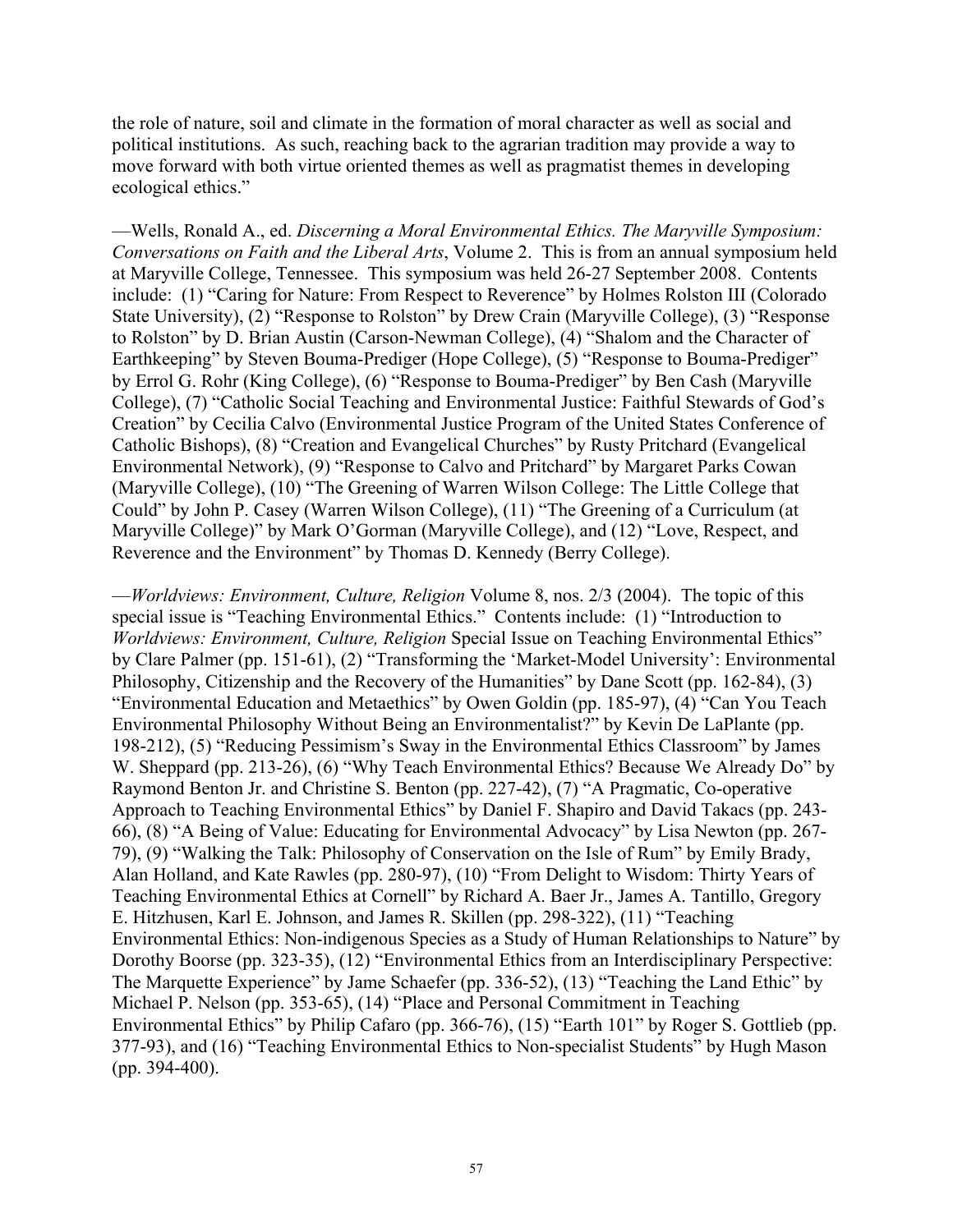the role of nature, soil and climate in the formation of moral character as well as social and political institutions. As such, reaching back to the agrarian tradition may provide a way to move forward with both virtue oriented themes as well as pragmatist themes in developing ecological ethics."

—Wells, Ronald A., ed. *Discerning a Moral Environmental Ethics. The Maryville Symposium: Conversations on Faith and the Liberal Arts*, Volume 2. This is from an annual symposium held at Maryville College, Tennessee. This symposium was held 26-27 September 2008. Contents include: (1) "Caring for Nature: From Respect to Reverence" by Holmes Rolston III (Colorado State University), (2) "Response to Rolston" by Drew Crain (Maryville College), (3) "Response to Rolston" by D. Brian Austin (Carson-Newman College), (4) "Shalom and the Character of Earthkeeping" by Steven Bouma-Prediger (Hope College), (5) "Response to Bouma-Prediger" by Errol G. Rohr (King College), (6) "Response to Bouma-Prediger" by Ben Cash (Maryville College), (7) "Catholic Social Teaching and Environmental Justice: Faithful Stewards of God's Creation" by Cecilia Calvo (Environmental Justice Program of the United States Conference of Catholic Bishops), (8) "Creation and Evangelical Churches" by Rusty Pritchard (Evangelical Environmental Network), (9) "Response to Calvo and Pritchard" by Margaret Parks Cowan (Maryville College), (10) "The Greening of Warren Wilson College: The Little College that Could" by John P. Casey (Warren Wilson College), (11) "The Greening of a Curriculum (at Maryville College)" by Mark O'Gorman (Maryville College), and (12) "Love, Respect, and Reverence and the Environment" by Thomas D. Kennedy (Berry College).

—*Worldviews: Environment, Culture, Religion* Volume 8, nos. 2/3 (2004). The topic of this special issue is "Teaching Environmental Ethics." Contents include: (1) "Introduction to *Worldviews: Environment, Culture, Religion* Special Issue on Teaching Environmental Ethics" by Clare Palmer (pp. 151-61), (2) "Transforming the 'Market-Model University': Environmental Philosophy, Citizenship and the Recovery of the Humanities" by Dane Scott (pp. 162-84), (3) "Environmental Education and Metaethics" by Owen Goldin (pp. 185-97), (4) "Can You Teach Environmental Philosophy Without Being an Environmentalist?" by Kevin De LaPlante (pp. 198-212), (5) "Reducing Pessimism's Sway in the Environmental Ethics Classroom" by James W. Sheppard (pp. 213-26), (6) "Why Teach Environmental Ethics? Because We Already Do" by Raymond Benton Jr. and Christine S. Benton (pp. 227-42), (7) "A Pragmatic, Co-operative Approach to Teaching Environmental Ethics" by Daniel F. Shapiro and David Takacs (pp. 243-66), (8) "A Being of Value: Educating for Environmental Advocacy" by Lisa Newton (pp. 267-79), (9) "Walking the Talk: Philosophy of Conservation on the Isle of Rum" by Emily Brady, Alan Holland, and Kate Rawles (pp. 280-97), (10) "From Delight to Wisdom: Thirty Years of Teaching Environmental Ethics at Cornell" by Richard A. Baer Jr., James A. Tantillo, Gregory E. Hitzhusen, Karl E. Johnson, and James R. Skillen (pp. 298-322), (11) "Teaching Environmental Ethics: Non-indigenous Species as a Study of Human Relationships to Nature" by Dorothy Boorse (pp. 323-35), (12) "Environmental Ethics from an Interdisciplinary Perspective: The Marquette Experience" by Jame Schaefer (pp. 336-52), (13) "Teaching the Land Ethic" by Michael P. Nelson (pp. 353-65), (14) "Place and Personal Commitment in Teaching Environmental Ethics" by Philip Cafaro (pp. 366-76), (15) "Earth 101" by Roger S. Gottlieb (pp. 377-93), and (16) "Teaching Environmental Ethics to Non-specialist Students" by Hugh Mason (pp. 394-400).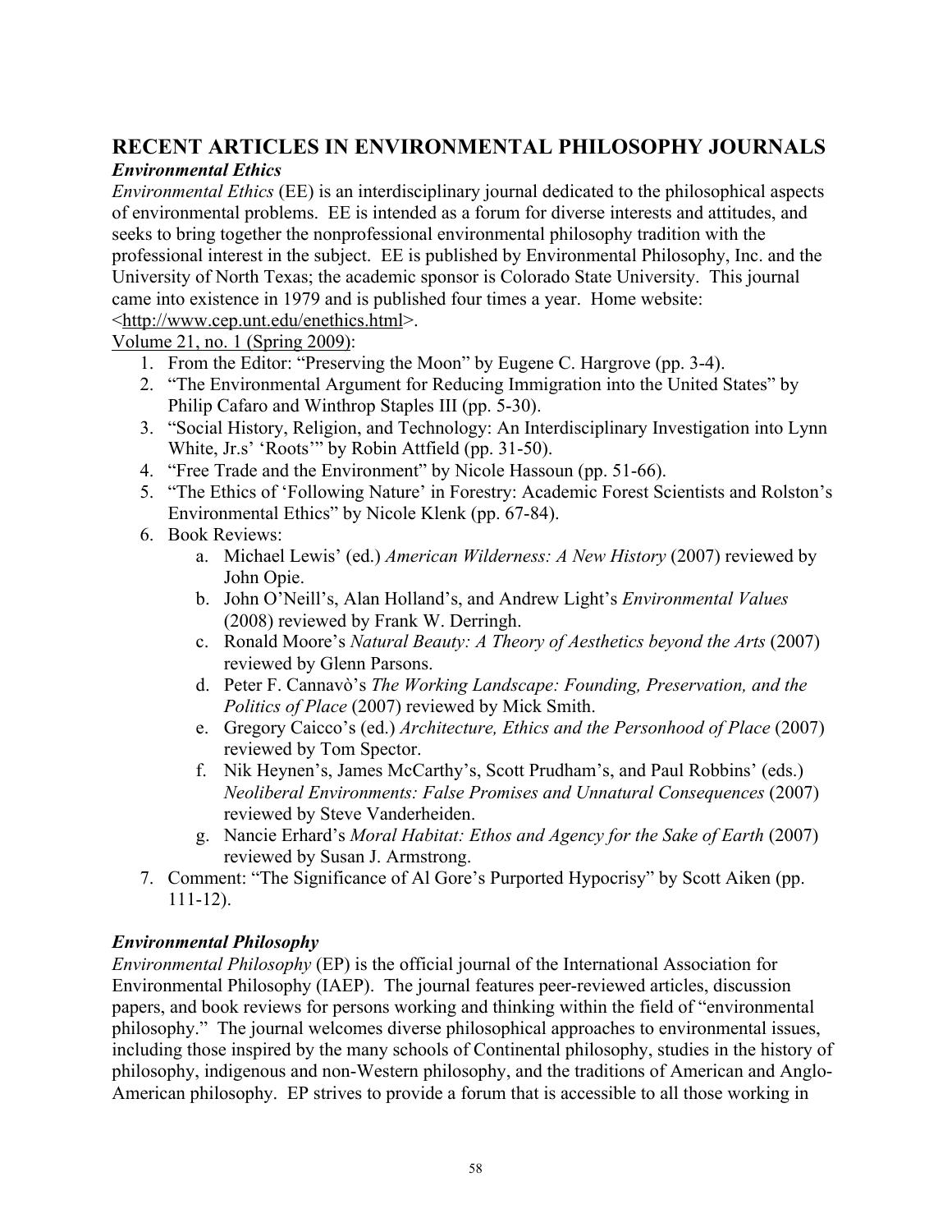## RECENT ARTICLES IN ENVIRONMENTAL PHILOSOPHY JOURNALS

### *Environmental Ethics*

*Environmental Ethics* (EE) is an interdisciplinary journal dedicated to the philosophical aspects of environmental problems. EE is intended as a forum for diverse interests and attitudes, and seeks to bring together the nonprofessional environmental philosophy tradition with the professional interest in the subject. EE is published by Environmental Philosophy, Inc. and the University of North Texas; the academic sponsor is Colorado State University. This journal came into existence in 1979 and is published four times a year. Home website: <http://www.cep.unt.edu/enethics.html>.

Volume 21, no. 1 (Spring 2009):

1. From the Editor: "Preserving the Moon" by Eugene C. Hargrove (pp. 3-4).
2. "The Environmental Argument for Reducing Immigration into the United States" by Philip Cafaro and Winthrop Staples III (pp. 5-30).
3. "Social History, Religion, and Technology: An Interdisciplinary Investigation into Lynn White, Jr.s' 'Roots'" by Robin Attfield (pp. 31-50).
4. "Free Trade and the Environment" by Nicole Hassoun (pp. 51-66).
5. "The Ethics of 'Following Nature' in Forestry: Academic Forest Scientists and Rolston's Environmental Ethics" by Nicole Klenk (pp. 67-84).
6. Book Reviews:
   a. Michael Lewis' (ed.) *American Wilderness: A New History* (2007) reviewed by John Opie.
   b. John O'Neill's, Alan Holland's, and Andrew Light's *Environmental Values* (2008) reviewed by Frank W. Derringh.
   c. Ronald Moore's *Natural Beauty: A Theory of Aesthetics beyond the Arts* (2007) reviewed by Glenn Parsons.
   d. Peter F. Cannavò's *The Working Landscape: Founding, Preservation, and the Politics of Place* (2007) reviewed by Mick Smith.
   e. Gregory Caicco's (ed.) *Architecture, Ethics and the Personhood of Place* (2007) reviewed by Tom Spector.
   f. Nik Heynen's, James McCarthy's, Scott Prudham's, and Paul Robbins' (eds.) *Neoliberal Environments: False Promises and Unnatural Consequences* (2007) reviewed by Steve Vanderheiden.
   g. Nancie Erhard's *Moral Habitat: Ethos and Agency for the Sake of Earth* (2007) reviewed by Susan J. Armstrong.
7. Comment: "The Significance of Al Gore's Purported Hypocrisy" by Scott Aiken (pp. 111-12).

### *Environmental Philosophy*

*Environmental Philosophy* (EP) is the official journal of the International Association for Environmental Philosophy (IAEP). The journal features peer-reviewed articles, discussion papers, and book reviews for persons working and thinking within the field of "environmental philosophy." The journal welcomes diverse philosophical approaches to environmental issues, including those inspired by the many schools of Continental philosophy, studies in the history of philosophy, indigenous and non-Western philosophy, and the traditions of American and Anglo-American philosophy. EP strives to provide a forum that is accessible to all those working in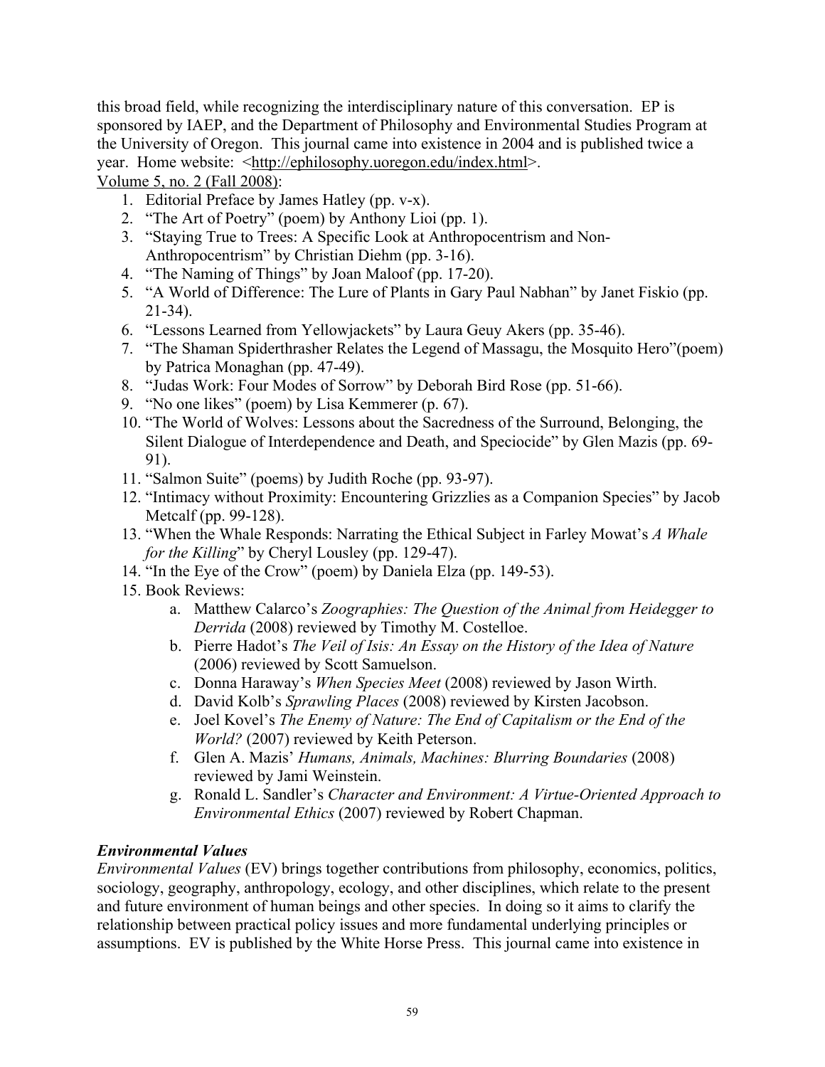this broad field, while recognizing the interdisciplinary nature of this conversation. EP is sponsored by IAEP, and the Department of Philosophy and Environmental Studies Program at the University of Oregon. This journal came into existence in 2004 and is published twice a year. Home website: <http://ephilosophy.uoregon.edu/index.html>.

Volume 5, no. 2 (Fall 2008):

1. Editorial Preface by James Hatley (pp. v-x).
2. "The Art of Poetry" (poem) by Anthony Lioi (pp. 1).
3. "Staying True to Trees: A Specific Look at Anthropocentrism and Non-Anthropocentrism" by Christian Diehm (pp. 3-16).
4. "The Naming of Things" by Joan Maloof (pp. 17-20).
5. "A World of Difference: The Lure of Plants in Gary Paul Nabhan" by Janet Fiskio (pp. 21-34).
6. "Lessons Learned from Yellowjackets" by Laura Geuy Akers (pp. 35-46).
7. "The Shaman Spiderthrasher Relates the Legend of Massagu, the Mosquito Hero"(poem) by Patrica Monaghan (pp. 47-49).
8. "Judas Work: Four Modes of Sorrow" by Deborah Bird Rose (pp. 51-66).
9. "No one likes" (poem) by Lisa Kemmerer (p. 67).
10. "The World of Wolves: Lessons about the Sacredness of the Surround, Belonging, the Silent Dialogue of Interdependence and Death, and Speciocide" by Glen Mazis (pp. 69-91).
11. "Salmon Suite" (poems) by Judith Roche (pp. 93-97).
12. "Intimacy without Proximity: Encountering Grizzlies as a Companion Species" by Jacob Metcalf (pp. 99-128).
13. "When the Whale Responds: Narrating the Ethical Subject in Farley Mowat's *A Whale for the Killing*" by Cheryl Lousley (pp. 129-47).
14. "In the Eye of the Crow" (poem) by Daniela Elza (pp. 149-53).
15. Book Reviews:
    a. Matthew Calarco's *Zoographies: The Question of the Animal from Heidegger to Derrida* (2008) reviewed by Timothy M. Costelloe.
    b. Pierre Hadot's *The Veil of Isis: An Essay on the History of the Idea of Nature* (2006) reviewed by Scott Samuelson.
    c. Donna Haraway's *When Species Meet* (2008) reviewed by Jason Wirth.
    d. David Kolb's *Sprawling Places* (2008) reviewed by Kirsten Jacobson.
    e. Joel Kovel's *The Enemy of Nature: The End of Capitalism or the End of the World?* (2007) reviewed by Keith Peterson.
    f. Glen A. Mazis' *Humans, Animals, Machines: Blurring Boundaries* (2008) reviewed by Jami Weinstein.
    g. Ronald L. Sandler's *Character and Environment: A Virtue-Oriented Approach to Environmental Ethics* (2007) reviewed by Robert Chapman.

### *Environmental Values*

*Environmental Values* (EV) brings together contributions from philosophy, economics, politics, sociology, geography, anthropology, ecology, and other disciplines, which relate to the present and future environment of human beings and other species. In doing so it aims to clarify the relationship between practical policy issues and more fundamental underlying principles or assumptions. EV is published by the White Horse Press. This journal came into existence in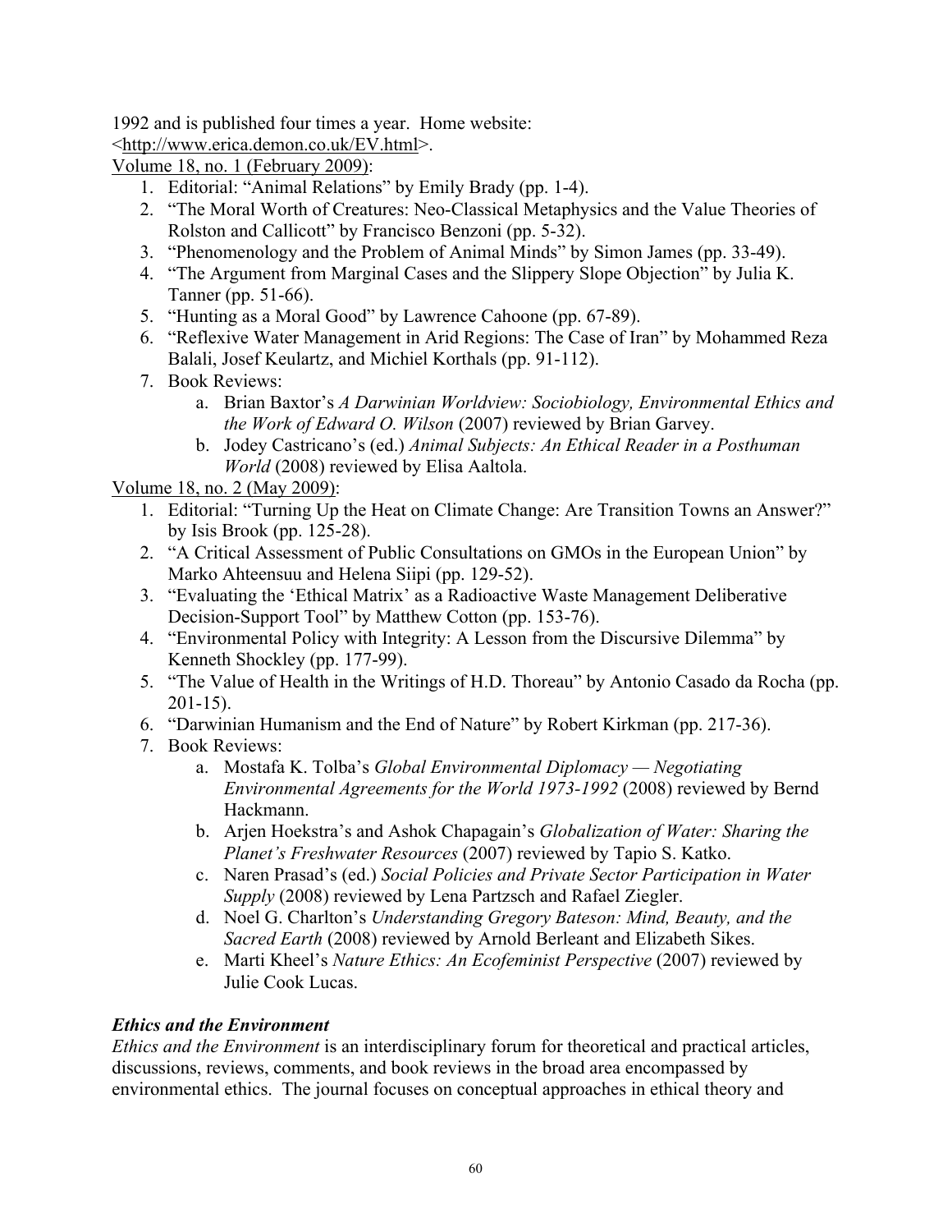1992 and is published four times a year. Home website: <http://www.erica.demon.co.uk/EV.html>.

Volume 18, no. 1 (February 2009):

1. Editorial: "Animal Relations" by Emily Brady (pp. 1-4).
2. "The Moral Worth of Creatures: Neo-Classical Metaphysics and the Value Theories of Rolston and Callicott" by Francisco Benzoni (pp. 5-32).
3. "Phenomenology and the Problem of Animal Minds" by Simon James (pp. 33-49).
4. "The Argument from Marginal Cases and the Slippery Slope Objection" by Julia K. Tanner (pp. 51-66).
5. "Hunting as a Moral Good" by Lawrence Cahoone (pp. 67-89).
6. "Reflexive Water Management in Arid Regions: The Case of Iran" by Mohammed Reza Balali, Josef Keulartz, and Michiel Korthals (pp. 91-112).
7. Book Reviews:
   a. Brian Baxtor's *A Darwinian Worldview: Sociobiology, Environmental Ethics and the Work of Edward O. Wilson* (2007) reviewed by Brian Garvey.
   b. Jodey Castricano's (ed.) *Animal Subjects: An Ethical Reader in a Posthuman World* (2008) reviewed by Elisa Aaltola.

Volume 18, no. 2 (May 2009):

1. Editorial: "Turning Up the Heat on Climate Change: Are Transition Towns an Answer?" by Isis Brook (pp. 125-28).
2. "A Critical Assessment of Public Consultations on GMOs in the European Union" by Marko Ahteensuu and Helena Siipi (pp. 129-52).
3. "Evaluating the 'Ethical Matrix' as a Radioactive Waste Management Deliberative Decision-Support Tool" by Matthew Cotton (pp. 153-76).
4. "Environmental Policy with Integrity: A Lesson from the Discursive Dilemma" by Kenneth Shockley (pp. 177-99).
5. "The Value of Health in the Writings of H.D. Thoreau" by Antonio Casado da Rocha (pp. 201-15).
6. "Darwinian Humanism and the End of Nature" by Robert Kirkman (pp. 217-36).
7. Book Reviews:
   a. Mostafa K. Tolba's *Global Environmental Diplomacy — Negotiating Environmental Agreements for the World 1973-1992* (2008) reviewed by Bernd Hackmann.
   b. Arjen Hoekstra's and Ashok Chapagain's *Globalization of Water: Sharing the Planet's Freshwater Resources* (2007) reviewed by Tapio S. Katko.
   c. Naren Prasad's (ed.) *Social Policies and Private Sector Participation in Water Supply* (2008) reviewed by Lena Partzsch and Rafael Ziegler.
   d. Noel G. Charlton's *Understanding Gregory Bateson: Mind, Beauty, and the Sacred Earth* (2008) reviewed by Arnold Berleant and Elizabeth Sikes.
   e. Marti Kheel's *Nature Ethics: An Ecofeminist Perspective* (2007) reviewed by Julie Cook Lucas.

### *Ethics and the Environment*

*Ethics and the Environment* is an interdisciplinary forum for theoretical and practical articles, discussions, reviews, comments, and book reviews in the broad area encompassed by environmental ethics. The journal focuses on conceptual approaches in ethical theory and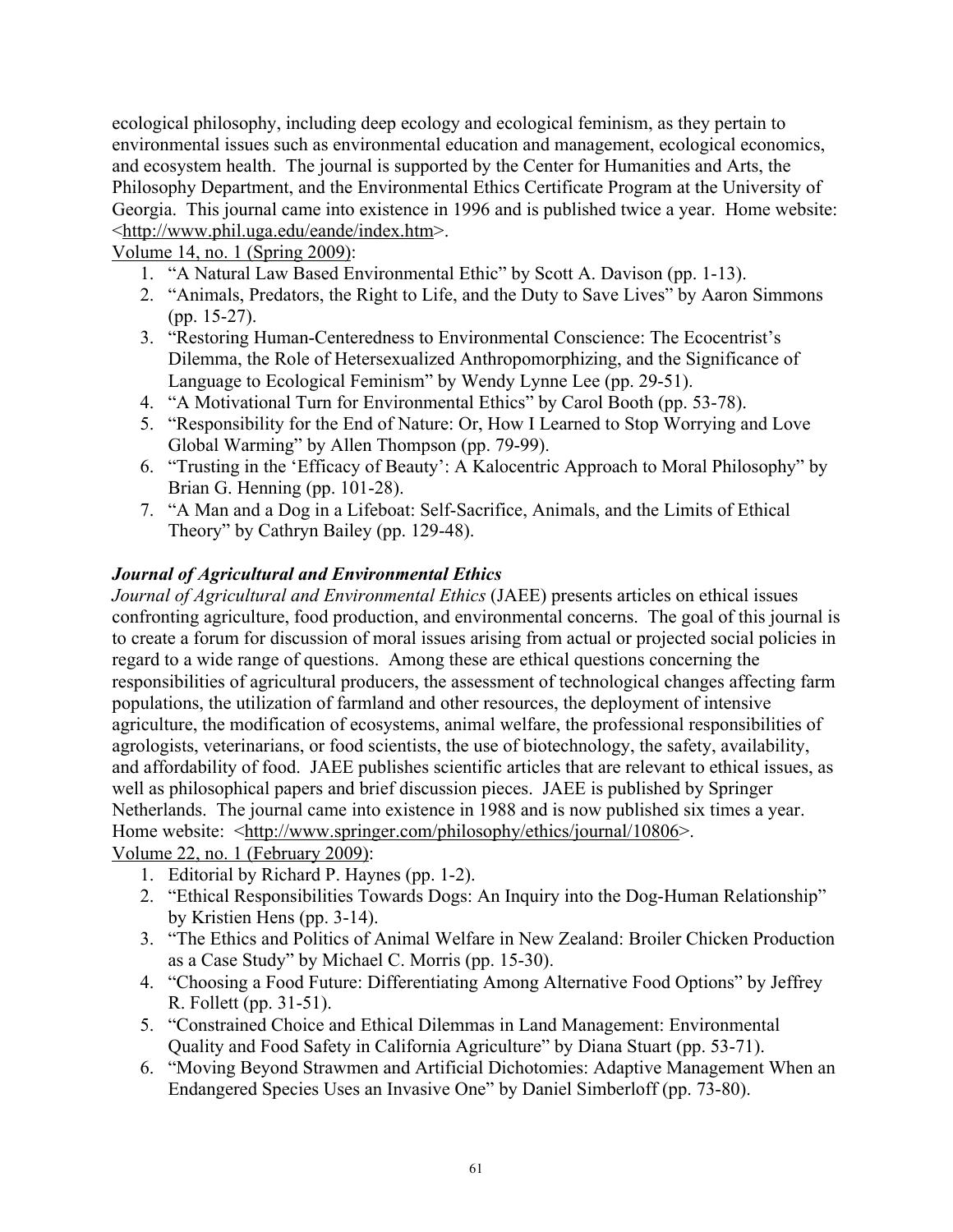ecological philosophy, including deep ecology and ecological feminism, as they pertain to environmental issues such as environmental education and management, ecological economics, and ecosystem health. The journal is supported by the Center for Humanities and Arts, the Philosophy Department, and the Environmental Ethics Certificate Program at the University of Georgia. This journal came into existence in 1996 and is published twice a year. Home website: <http://www.phil.uga.edu/eande/index.htm>.

Volume 14, no. 1 (Spring 2009):

1. "A Natural Law Based Environmental Ethic" by Scott A. Davison (pp. 1-13).
2. "Animals, Predators, the Right to Life, and the Duty to Save Lives" by Aaron Simmons (pp. 15-27).
3. "Restoring Human-Centeredness to Environmental Conscience: The Ecocentrist's Dilemma, the Role of Hetersexualized Anthropomorphizing, and the Significance of Language to Ecological Feminism" by Wendy Lynne Lee (pp. 29-51).
4. "A Motivational Turn for Environmental Ethics" by Carol Booth (pp. 53-78).
5. "Responsibility for the End of Nature: Or, How I Learned to Stop Worrying and Love Global Warming" by Allen Thompson (pp. 79-99).
6. "Trusting in the 'Efficacy of Beauty': A Kalocentric Approach to Moral Philosophy" by Brian G. Henning (pp. 101-28).
7. "A Man and a Dog in a Lifeboat: Self-Sacrifice, Animals, and the Limits of Ethical Theory" by Cathryn Bailey (pp. 129-48).

### *Journal of Agricultural and Environmental Ethics*

*Journal of Agricultural and Environmental Ethics* (JAEE) presents articles on ethical issues confronting agriculture, food production, and environmental concerns. The goal of this journal is to create a forum for discussion of moral issues arising from actual or projected social policies in regard to a wide range of questions. Among these are ethical questions concerning the responsibilities of agricultural producers, the assessment of technological changes affecting farm populations, the utilization of farmland and other resources, the deployment of intensive agriculture, the modification of ecosystems, animal welfare, the professional responsibilities of agrologists, veterinarians, or food scientists, the use of biotechnology, the safety, availability, and affordability of food. JAEE publishes scientific articles that are relevant to ethical issues, as well as philosophical papers and brief discussion pieces. JAEE is published by Springer Netherlands. The journal came into existence in 1988 and is now published six times a year. Home website: <http://www.springer.com/philosophy/ethics/journal/10806>.

Volume 22, no. 1 (February 2009):

1. Editorial by Richard P. Haynes (pp. 1-2).
2. "Ethical Responsibilities Towards Dogs: An Inquiry into the Dog-Human Relationship" by Kristien Hens (pp. 3-14).
3. "The Ethics and Politics of Animal Welfare in New Zealand: Broiler Chicken Production as a Case Study" by Michael C. Morris (pp. 15-30).
4. "Choosing a Food Future: Differentiating Among Alternative Food Options" by Jeffrey R. Follett (pp. 31-51).
5. "Constrained Choice and Ethical Dilemmas in Land Management: Environmental Quality and Food Safety in California Agriculture" by Diana Stuart (pp. 53-71).
6. "Moving Beyond Strawmen and Artificial Dichotomies: Adaptive Management When an Endangered Species Uses an Invasive One" by Daniel Simberloff (pp. 73-80).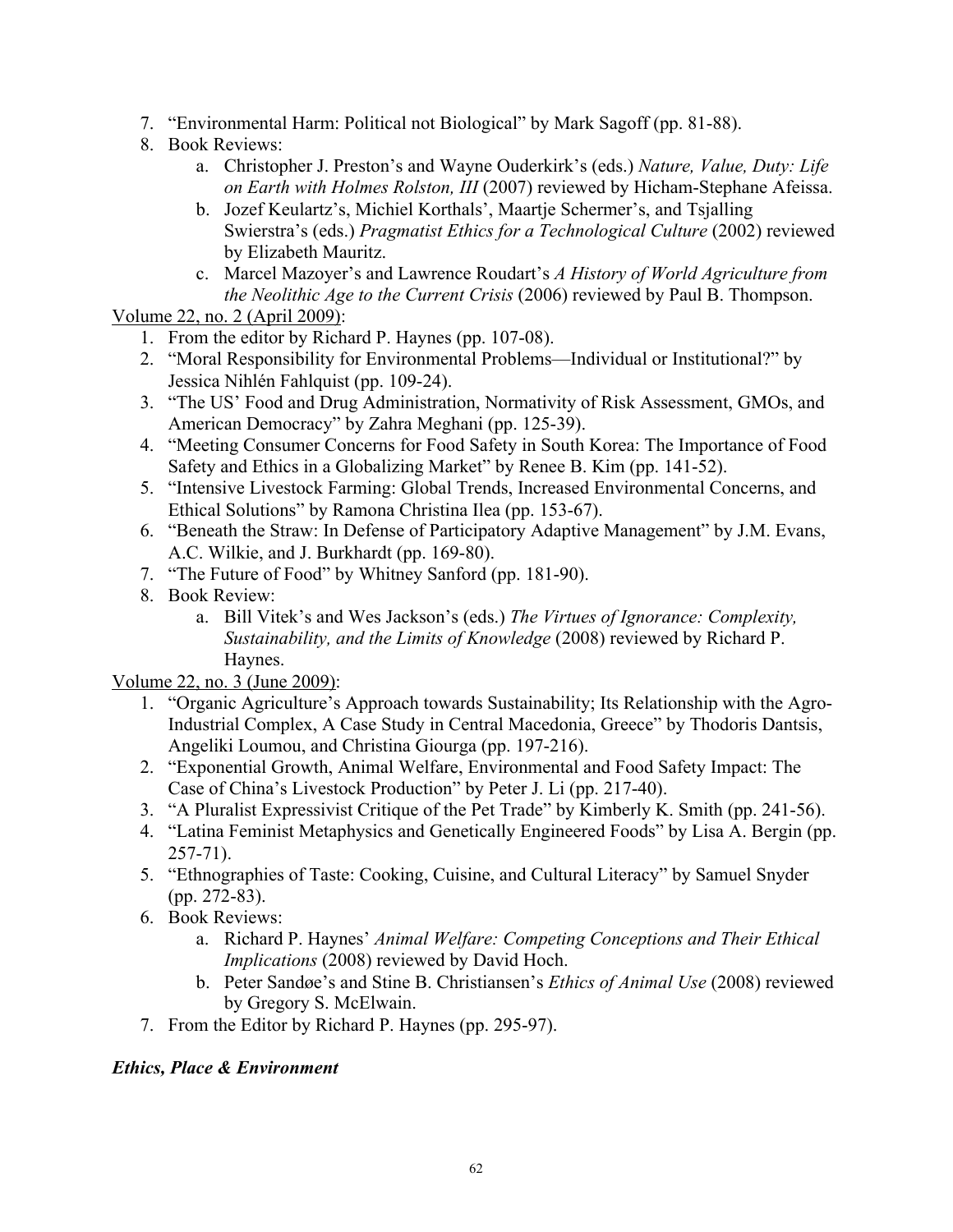7. "Environmental Harm: Political not Biological" by Mark Sagoff (pp. 81-88).
8. Book Reviews:
    a. Christopher J. Preston's and Wayne Ouderkirk's (eds.) *Nature, Value, Duty: Life on Earth with Holmes Rolston, III* (2007) reviewed by Hicham-Stephane Afeissa.
    b. Jozef Keulartz's, Michiel Korthals', Maartje Schermer's, and Tsjalling Swierstra's (eds.) *Pragmatist Ethics for a Technological Culture* (2002) reviewed by Elizabeth Mauritz.
    c. Marcel Mazoyer's and Lawrence Roudart's *A History of World Agriculture from the Neolithic Age to the Current Crisis* (2006) reviewed by Paul B. Thompson.

Volume 22, no. 2 (April 2009):

1. From the editor by Richard P. Haynes (pp. 107-08).
2. "Moral Responsibility for Environmental Problems—Individual or Institutional?" by Jessica Nihlén Fahlquist (pp. 109-24).
3. "The US' Food and Drug Administration, Normativity of Risk Assessment, GMOs, and American Democracy" by Zahra Meghani (pp. 125-39).
4. "Meeting Consumer Concerns for Food Safety in South Korea: The Importance of Food Safety and Ethics in a Globalizing Market" by Renee B. Kim (pp. 141-52).
5. "Intensive Livestock Farming: Global Trends, Increased Environmental Concerns, and Ethical Solutions" by Ramona Christina Ilea (pp. 153-67).
6. "Beneath the Straw: In Defense of Participatory Adaptive Management" by J.M. Evans, A.C. Wilkie, and J. Burkhardt (pp. 169-80).
7. "The Future of Food" by Whitney Sanford (pp. 181-90).
8. Book Review:
    a. Bill Vitek's and Wes Jackson's (eds.) *The Virtues of Ignorance: Complexity, Sustainability, and the Limits of Knowledge* (2008) reviewed by Richard P. Haynes.

Volume 22, no. 3 (June 2009):

1. "Organic Agriculture's Approach towards Sustainability; Its Relationship with the Agro-Industrial Complex, A Case Study in Central Macedonia, Greece" by Thodoris Dantsis, Angeliki Loumou, and Christina Giourga (pp. 197-216).
2. "Exponential Growth, Animal Welfare, Environmental and Food Safety Impact: The Case of China's Livestock Production" by Peter J. Li (pp. 217-40).
3. "A Pluralist Expressivist Critique of the Pet Trade" by Kimberly K. Smith (pp. 241-56).
4. "Latina Feminist Metaphysics and Genetically Engineered Foods" by Lisa A. Bergin (pp. 257-71).
5. "Ethnographies of Taste: Cooking, Cuisine, and Cultural Literacy" by Samuel Snyder (pp. 272-83).
6. Book Reviews:
    a. Richard P. Haynes' *Animal Welfare: Competing Conceptions and Their Ethical Implications* (2008) reviewed by David Hoch.
    b. Peter Sandøe's and Stine B. Christiansen's *Ethics of Animal Use* (2008) reviewed by Gregory S. McElwain.
7. From the Editor by Richard P. Haynes (pp. 295-97).

***Ethics, Place & Environment***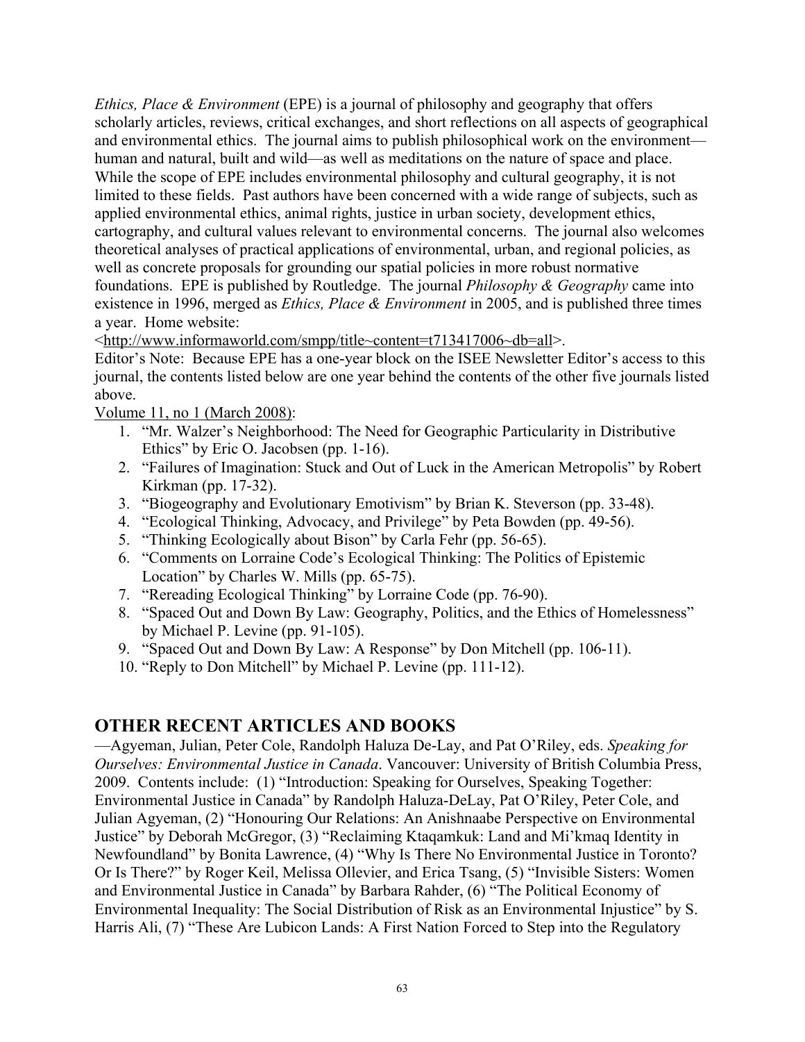*Ethics, Place & Environment* (EPE) is a journal of philosophy and geography that offers scholarly articles, reviews, critical exchanges, and short reflections on all aspects of geographical and environmental ethics. The journal aims to publish philosophical work on the environment—human and natural, built and wild—as well as meditations on the nature of space and place. While the scope of EPE includes environmental philosophy and cultural geography, it is not limited to these fields. Past authors have been concerned with a wide range of subjects, such as applied environmental ethics, animal rights, justice in urban society, development ethics, cartography, and cultural values relevant to environmental concerns. The journal also welcomes theoretical analyses of practical applications of environmental, urban, and regional policies, as well as concrete proposals for grounding our spatial policies in more robust normative foundations. EPE is published by Routledge. The journal *Philosophy & Geography* came into existence in 1996, merged as *Ethics, Place & Environment* in 2005, and is published three times a year. Home website:
<http://www.informaworld.com/smpp/title~content=t713417006~db=all>.

Editor's Note: Because EPE has a one-year block on the ISEE Newsletter Editor's access to this journal, the contents listed below are one year behind the contents of the other five journals listed above.

Volume 11, no 1 (March 2008):

1. "Mr. Walzer's Neighborhood: The Need for Geographic Particularity in Distributive Ethics" by Eric O. Jacobsen (pp. 1-16).
2. "Failures of Imagination: Stuck and Out of Luck in the American Metropolis" by Robert Kirkman (pp. 17-32).
3. "Biogeography and Evolutionary Emotivism" by Brian K. Steverson (pp. 33-48).
4. "Ecological Thinking, Advocacy, and Privilege" by Peta Bowden (pp. 49-56).
5. "Thinking Ecologically about Bison" by Carla Fehr (pp. 56-65).
6. "Comments on Lorraine Code's Ecological Thinking: The Politics of Epistemic Location" by Charles W. Mills (pp. 65-75).
7. "Rereading Ecological Thinking" by Lorraine Code (pp. 76-90).
8. "Spaced Out and Down By Law: Geography, Politics, and the Ethics of Homelessness" by Michael P. Levine (pp. 91-105).
9. "Spaced Out and Down By Law: A Response" by Don Mitchell (pp. 106-11).
10. "Reply to Don Mitchell" by Michael P. Levine (pp. 111-12).

## OTHER RECENT ARTICLES AND BOOKS

—Agyeman, Julian, Peter Cole, Randolph Haluza De-Lay, and Pat O'Riley, eds. *Speaking for Ourselves: Environmental Justice in Canada*. Vancouver: University of British Columbia Press, 2009. Contents include: (1) "Introduction: Speaking for Ourselves, Speaking Together: Environmental Justice in Canada" by Randolph Haluza-DeLay, Pat O'Riley, Peter Cole, and Julian Agyeman, (2) "Honouring Our Relations: An Anishnaabe Perspective on Environmental Justice" by Deborah McGregor, (3) "Reclaiming Ktaqamkuk: Land and Mi'kmaq Identity in Newfoundland" by Bonita Lawrence, (4) "Why Is There No Environmental Justice in Toronto? Or Is There?" by Roger Keil, Melissa Ollevier, and Erica Tsang, (5) "Invisible Sisters: Women and Environmental Justice in Canada" by Barbara Rahder, (6) "The Political Economy of Environmental Inequality: The Social Distribution of Risk as an Environmental Injustice" by S. Harris Ali, (7) "These Are Lubicon Lands: A First Nation Forced to Step into the Regulatory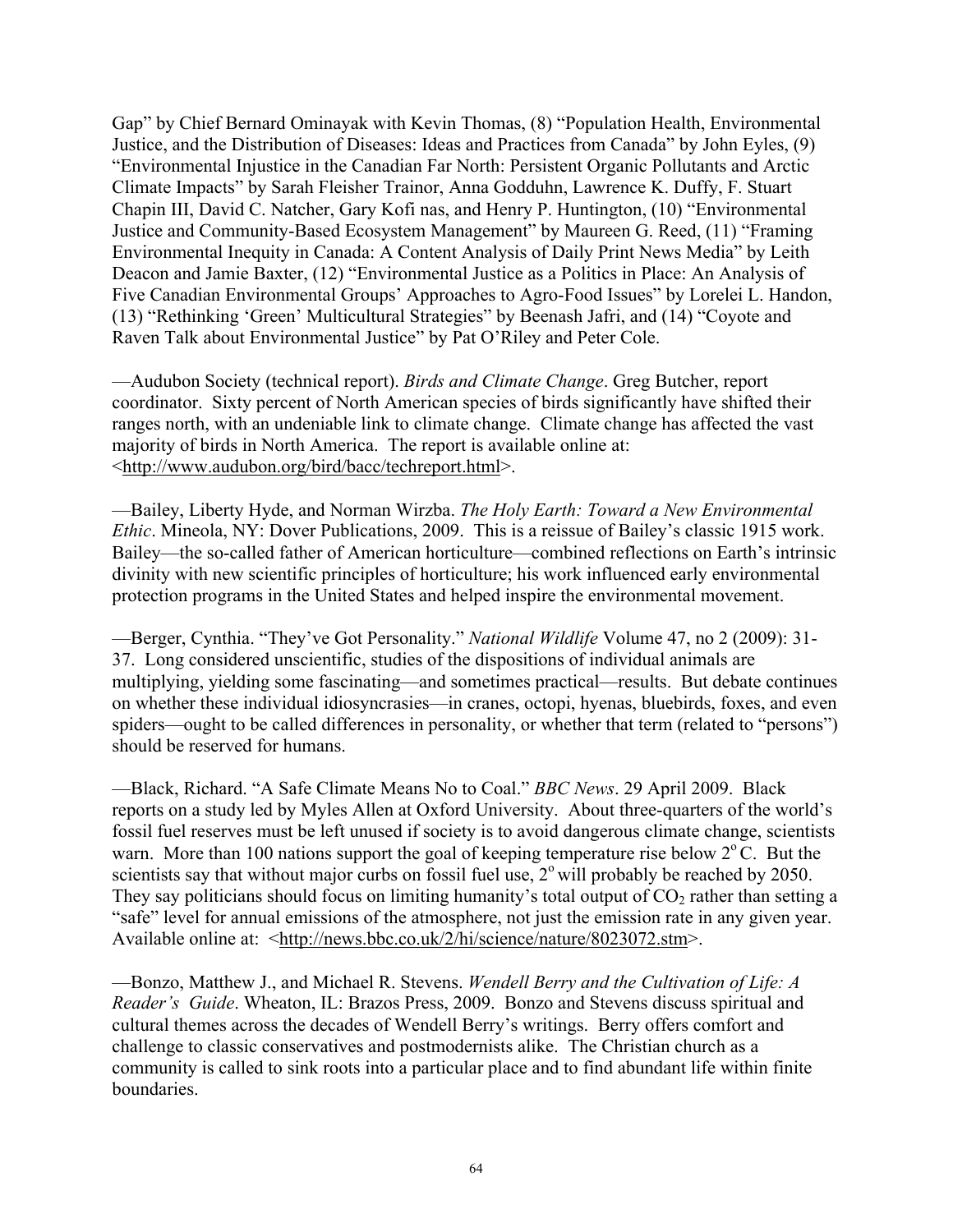Gap" by Chief Bernard Ominayak with Kevin Thomas, (8) "Population Health, Environmental Justice, and the Distribution of Diseases: Ideas and Practices from Canada" by John Eyles, (9) "Environmental Injustice in the Canadian Far North: Persistent Organic Pollutants and Arctic Climate Impacts" by Sarah Fleisher Trainor, Anna Godduhn, Lawrence K. Duffy, F. Stuart Chapin III, David C. Natcher, Gary Kofi nas, and Henry P. Huntington, (10) "Environmental Justice and Community-Based Ecosystem Management" by Maureen G. Reed, (11) "Framing Environmental Inequity in Canada: A Content Analysis of Daily Print News Media" by Leith Deacon and Jamie Baxter, (12) "Environmental Justice as a Politics in Place: An Analysis of Five Canadian Environmental Groups' Approaches to Agro-Food Issues" by Lorelei L. Handon, (13) "Rethinking 'Green' Multicultural Strategies" by Beenash Jafri, and (14) "Coyote and Raven Talk about Environmental Justice" by Pat O'Riley and Peter Cole.

—Audubon Society (technical report). *Birds and Climate Change*. Greg Butcher, report coordinator. Sixty percent of North American species of birds significantly have shifted their ranges north, with an undeniable link to climate change. Climate change has affected the vast majority of birds in North America. The report is available online at: <http://www.audubon.org/bird/bacc/techreport.html>.

—Bailey, Liberty Hyde, and Norman Wirzba. *The Holy Earth: Toward a New Environmental Ethic*. Mineola, NY: Dover Publications, 2009. This is a reissue of Bailey's classic 1915 work. Bailey—the so-called father of American horticulture—combined reflections on Earth's intrinsic divinity with new scientific principles of horticulture; his work influenced early environmental protection programs in the United States and helped inspire the environmental movement.

—Berger, Cynthia. "They've Got Personality." *National Wildlife* Volume 47, no 2 (2009): 31-37. Long considered unscientific, studies of the dispositions of individual animals are multiplying, yielding some fascinating—and sometimes practical—results. But debate continues on whether these individual idiosyncrasies—in cranes, octopi, hyenas, bluebirds, foxes, and even spiders—ought to be called differences in personality, or whether that term (related to "persons") should be reserved for humans.

—Black, Richard. "A Safe Climate Means No to Coal." *BBC News*. 29 April 2009. Black reports on a study led by Myles Allen at Oxford University. About three-quarters of the world's fossil fuel reserves must be left unused if society is to avoid dangerous climate change, scientists warn. More than 100 nations support the goal of keeping temperature rise below $2^{o}$ C. But the scientists say that without major curbs on fossil fuel use, $2^{o}$ will probably be reached by 2050. They say politicians should focus on limiting humanity's total output of $CO_2$ rather than setting a "safe" level for annual emissions of the atmosphere, not just the emission rate in any given year. Available online at: <http://news.bbc.co.uk/2/hi/science/nature/8023072.stm>.

—Bonzo, Matthew J., and Michael R. Stevens. *Wendell Berry and the Cultivation of Life: A Reader's Guide*. Wheaton, IL: Brazos Press, 2009. Bonzo and Stevens discuss spiritual and cultural themes across the decades of Wendell Berry's writings. Berry offers comfort and challenge to classic conservatives and postmodernists alike. The Christian church as a community is called to sink roots into a particular place and to find abundant life within finite boundaries.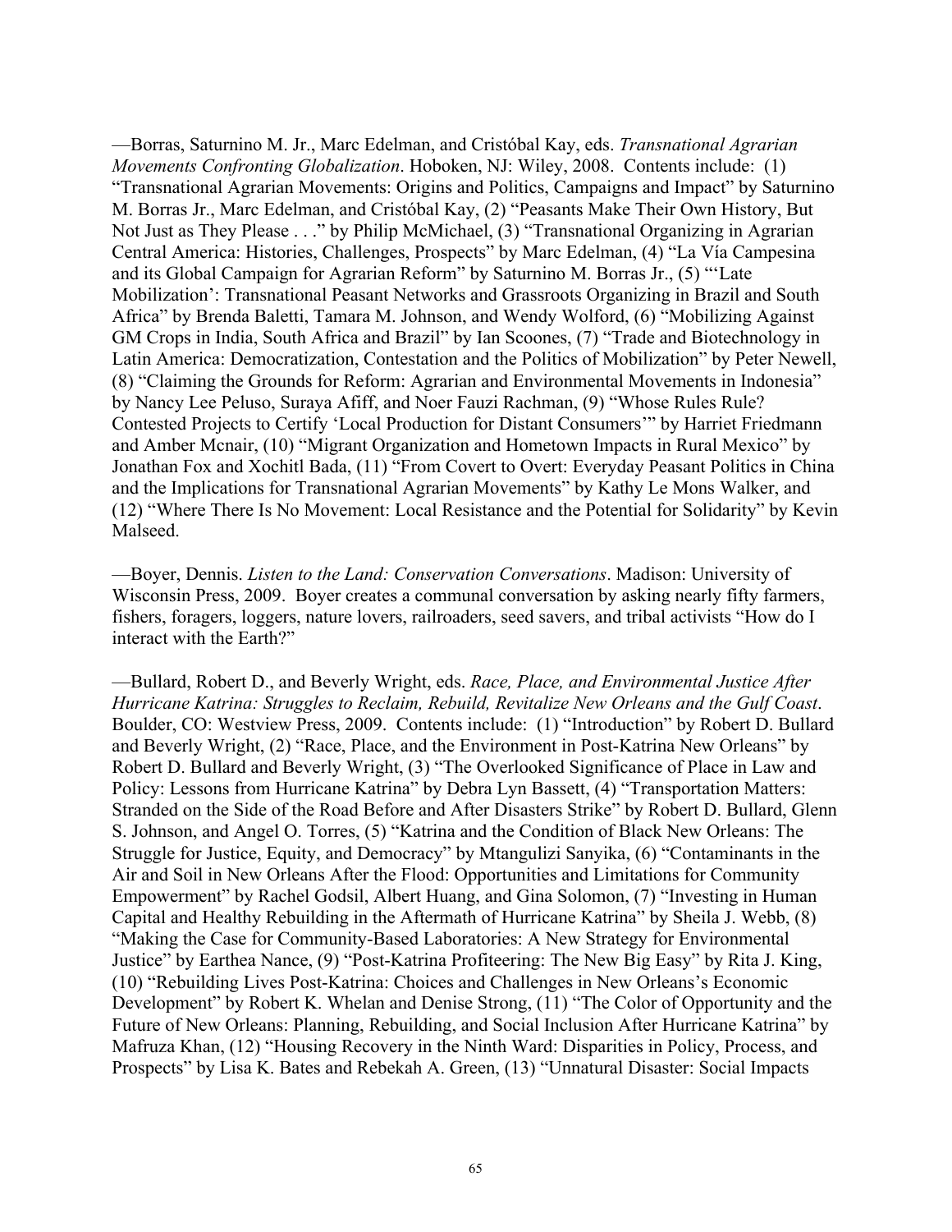—Borras, Saturnino M. Jr., Marc Edelman, and Cristóbal Kay, eds. *Transnational Agrarian Movements Confronting Globalization*. Hoboken, NJ: Wiley, 2008. Contents include: (1) "Transnational Agrarian Movements: Origins and Politics, Campaigns and Impact" by Saturnino M. Borras Jr., Marc Edelman, and Cristóbal Kay, (2) "Peasants Make Their Own History, But Not Just as They Please . . ." by Philip McMichael, (3) "Transnational Organizing in Agrarian Central America: Histories, Challenges, Prospects" by Marc Edelman, (4) "La Vía Campesina and its Global Campaign for Agrarian Reform" by Saturnino M. Borras Jr., (5) "'Late Mobilization': Transnational Peasant Networks and Grassroots Organizing in Brazil and South Africa" by Brenda Baletti, Tamara M. Johnson, and Wendy Wolford, (6) "Mobilizing Against GM Crops in India, South Africa and Brazil" by Ian Scoones, (7) "Trade and Biotechnology in Latin America: Democratization, Contestation and the Politics of Mobilization" by Peter Newell, (8) "Claiming the Grounds for Reform: Agrarian and Environmental Movements in Indonesia" by Nancy Lee Peluso, Suraya Afiff, and Noer Fauzi Rachman, (9) "Whose Rules Rule? Contested Projects to Certify 'Local Production for Distant Consumers'" by Harriet Friedmann and Amber Mcnair, (10) "Migrant Organization and Hometown Impacts in Rural Mexico" by Jonathan Fox and Xochitl Bada, (11) "From Covert to Overt: Everyday Peasant Politics in China and the Implications for Transnational Agrarian Movements" by Kathy Le Mons Walker, and (12) "Where There Is No Movement: Local Resistance and the Potential for Solidarity" by Kevin Malseed.

—Boyer, Dennis. *Listen to the Land: Conservation Conversations*. Madison: University of Wisconsin Press, 2009. Boyer creates a communal conversation by asking nearly fifty farmers, fishers, foragers, loggers, nature lovers, railroaders, seed savers, and tribal activists "How do I interact with the Earth?"

—Bullard, Robert D., and Beverly Wright, eds. *Race, Place, and Environmental Justice After Hurricane Katrina: Struggles to Reclaim, Rebuild, Revitalize New Orleans and the Gulf Coast*. Boulder, CO: Westview Press, 2009. Contents include: (1) "Introduction" by Robert D. Bullard and Beverly Wright, (2) "Race, Place, and the Environment in Post-Katrina New Orleans" by Robert D. Bullard and Beverly Wright, (3) "The Overlooked Significance of Place in Law and Policy: Lessons from Hurricane Katrina" by Debra Lyn Bassett, (4) "Transportation Matters: Stranded on the Side of the Road Before and After Disasters Strike" by Robert D. Bullard, Glenn S. Johnson, and Angel O. Torres, (5) "Katrina and the Condition of Black New Orleans: The Struggle for Justice, Equity, and Democracy" by Mtangulizi Sanyika, (6) "Contaminants in the Air and Soil in New Orleans After the Flood: Opportunities and Limitations for Community Empowerment" by Rachel Godsil, Albert Huang, and Gina Solomon, (7) "Investing in Human Capital and Healthy Rebuilding in the Aftermath of Hurricane Katrina" by Sheila J. Webb, (8) "Making the Case for Community-Based Laboratories: A New Strategy for Environmental Justice" by Earthea Nance, (9) "Post-Katrina Profiteering: The New Big Easy" by Rita J. King, (10) "Rebuilding Lives Post-Katrina: Choices and Challenges in New Orleans's Economic Development" by Robert K. Whelan and Denise Strong, (11) "The Color of Opportunity and the Future of New Orleans: Planning, Rebuilding, and Social Inclusion After Hurricane Katrina" by Mafruza Khan, (12) "Housing Recovery in the Ninth Ward: Disparities in Policy, Process, and Prospects" by Lisa K. Bates and Rebekah A. Green, (13) "Unnatural Disaster: Social Impacts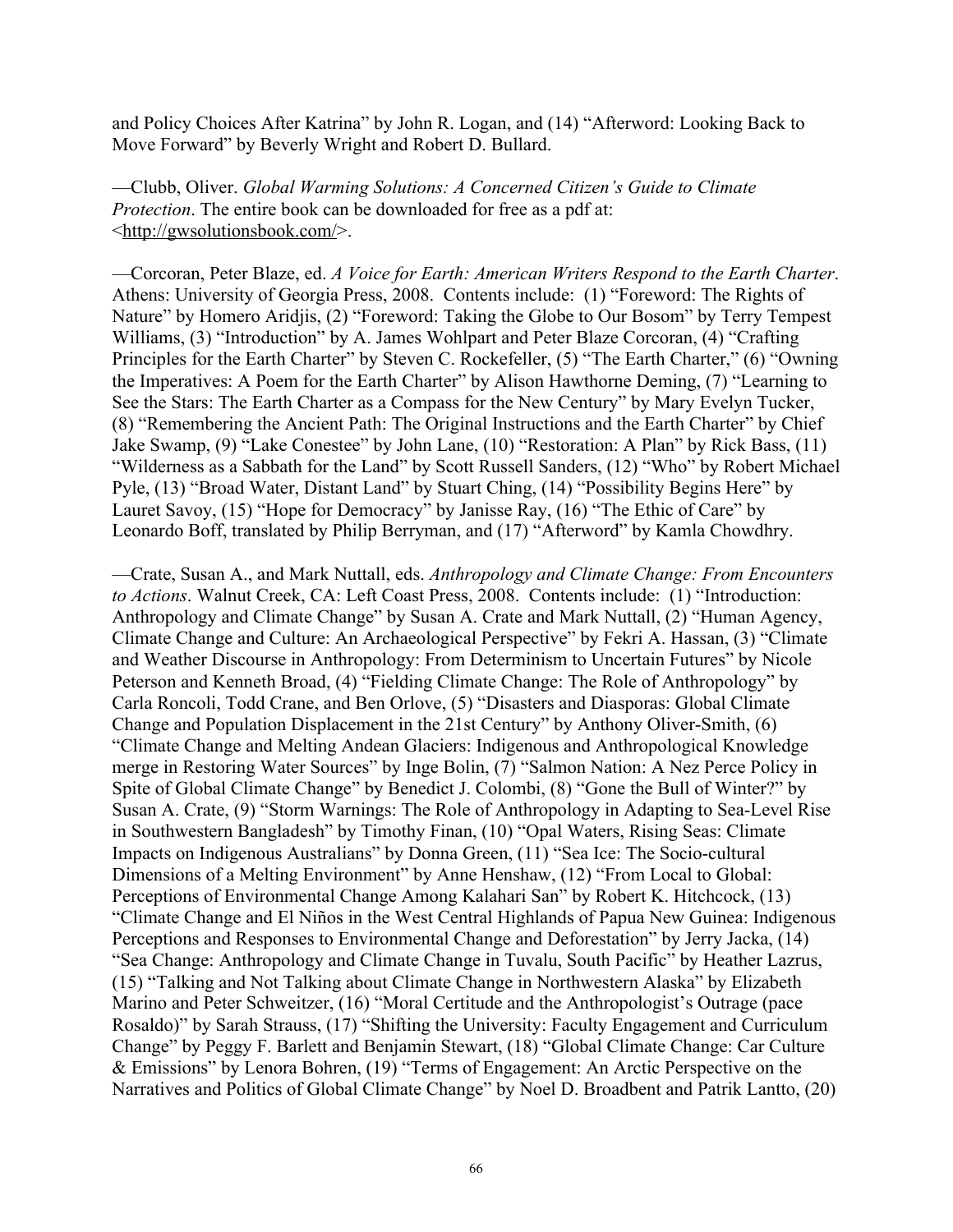and Policy Choices After Katrina" by John R. Logan, and (14) "Afterword: Looking Back to Move Forward" by Beverly Wright and Robert D. Bullard.

—Clubb, Oliver. *Global Warming Solutions: A Concerned Citizen's Guide to Climate Protection*. The entire book can be downloaded for free as a pdf at: <http://gwsolutionsbook.com/>.

—Corcoran, Peter Blaze, ed. *A Voice for Earth: American Writers Respond to the Earth Charter*. Athens: University of Georgia Press, 2008. Contents include: (1) "Foreword: The Rights of Nature" by Homero Aridjis, (2) "Foreword: Taking the Globe to Our Bosom" by Terry Tempest Williams, (3) "Introduction" by A. James Wohlpart and Peter Blaze Corcoran, (4) "Crafting Principles for the Earth Charter" by Steven C. Rockefeller, (5) "The Earth Charter," (6) "Owning the Imperatives: A Poem for the Earth Charter" by Alison Hawthorne Deming, (7) "Learning to See the Stars: The Earth Charter as a Compass for the New Century" by Mary Evelyn Tucker, (8) "Remembering the Ancient Path: The Original Instructions and the Earth Charter" by Chief Jake Swamp, (9) "Lake Conestee" by John Lane, (10) "Restoration: A Plan" by Rick Bass, (11) "Wilderness as a Sabbath for the Land" by Scott Russell Sanders, (12) "Who" by Robert Michael Pyle, (13) "Broad Water, Distant Land" by Stuart Ching, (14) "Possibility Begins Here" by Lauret Savoy, (15) "Hope for Democracy" by Janisse Ray, (16) "The Ethic of Care" by Leonardo Boff, translated by Philip Berryman, and (17) "Afterword" by Kamla Chowdhry.

—Crate, Susan A., and Mark Nuttall, eds. *Anthropology and Climate Change: From Encounters to Actions*. Walnut Creek, CA: Left Coast Press, 2008. Contents include: (1) "Introduction: Anthropology and Climate Change" by Susan A. Crate and Mark Nuttall, (2) "Human Agency, Climate Change and Culture: An Archaeological Perspective" by Fekri A. Hassan, (3) "Climate and Weather Discourse in Anthropology: From Determinism to Uncertain Futures" by Nicole Peterson and Kenneth Broad, (4) "Fielding Climate Change: The Role of Anthropology" by Carla Roncoli, Todd Crane, and Ben Orlove, (5) "Disasters and Diasporas: Global Climate Change and Population Displacement in the 21st Century" by Anthony Oliver-Smith, (6) "Climate Change and Melting Andean Glaciers: Indigenous and Anthropological Knowledge merge in Restoring Water Sources" by Inge Bolin, (7) "Salmon Nation: A Nez Perce Policy in Spite of Global Climate Change" by Benedict J. Colombi, (8) "Gone the Bull of Winter?" by Susan A. Crate, (9) "Storm Warnings: The Role of Anthropology in Adapting to Sea-Level Rise in Southwestern Bangladesh" by Timothy Finan, (10) "Opal Waters, Rising Seas: Climate Impacts on Indigenous Australians" by Donna Green, (11) "Sea Ice: The Socio-cultural Dimensions of a Melting Environment" by Anne Henshaw, (12) "From Local to Global: Perceptions of Environmental Change Among Kalahari San" by Robert K. Hitchcock, (13) "Climate Change and El Niños in the West Central Highlands of Papua New Guinea: Indigenous Perceptions and Responses to Environmental Change and Deforestation" by Jerry Jacka, (14) "Sea Change: Anthropology and Climate Change in Tuvalu, South Pacific" by Heather Lazrus, (15) "Talking and Not Talking about Climate Change in Northwestern Alaska" by Elizabeth Marino and Peter Schweitzer, (16) "Moral Certitude and the Anthropologist's Outrage (pace Rosaldo)" by Sarah Strauss, (17) "Shifting the University: Faculty Engagement and Curriculum Change" by Peggy F. Barlett and Benjamin Stewart, (18) "Global Climate Change: Car Culture & Emissions" by Lenora Bohren, (19) "Terms of Engagement: An Arctic Perspective on the Narratives and Politics of Global Climate Change" by Noel D. Broadbent and Patrik Lantto, (20)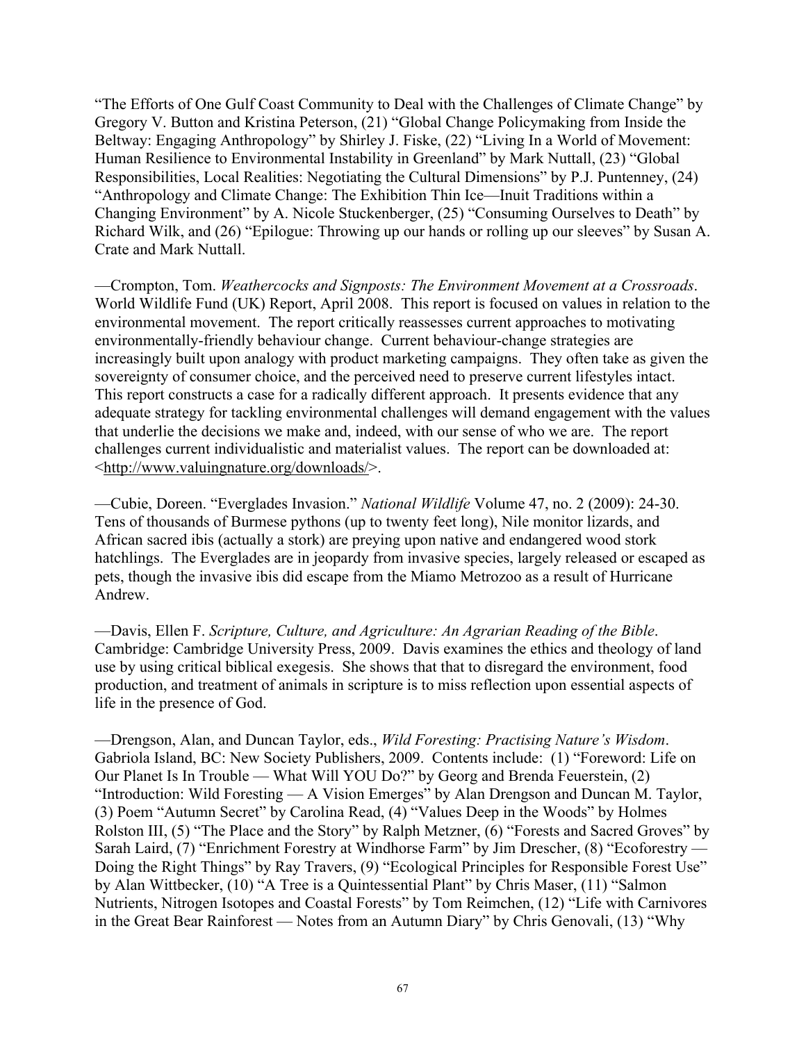"The Efforts of One Gulf Coast Community to Deal with the Challenges of Climate Change" by Gregory V. Button and Kristina Peterson, (21) "Global Change Policymaking from Inside the Beltway: Engaging Anthropology" by Shirley J. Fiske, (22) "Living In a World of Movement: Human Resilience to Environmental Instability in Greenland" by Mark Nuttall, (23) "Global Responsibilities, Local Realities: Negotiating the Cultural Dimensions" by P.J. Puntenney, (24) "Anthropology and Climate Change: The Exhibition Thin Ice—Inuit Traditions within a Changing Environment" by A. Nicole Stuckenberger, (25) "Consuming Ourselves to Death" by Richard Wilk, and (26) "Epilogue: Throwing up our hands or rolling up our sleeves" by Susan A. Crate and Mark Nuttall.

—Crompton, Tom. *Weathercocks and Signposts: The Environment Movement at a Crossroads*. World Wildlife Fund (UK) Report, April 2008. This report is focused on values in relation to the environmental movement. The report critically reassesses current approaches to motivating environmentally-friendly behaviour change. Current behaviour-change strategies are increasingly built upon analogy with product marketing campaigns. They often take as given the sovereignty of consumer choice, and the perceived need to preserve current lifestyles intact. This report constructs a case for a radically different approach. It presents evidence that any adequate strategy for tackling environmental challenges will demand engagement with the values that underlie the decisions we make and, indeed, with our sense of who we are. The report challenges current individualistic and materialist values. The report can be downloaded at: <http://www.valuingnature.org/downloads/>.

—Cubie, Doreen. "Everglades Invasion." *National Wildlife* Volume 47, no. 2 (2009): 24-30. Tens of thousands of Burmese pythons (up to twenty feet long), Nile monitor lizards, and African sacred ibis (actually a stork) are preying upon native and endangered wood stork hatchlings. The Everglades are in jeopardy from invasive species, largely released or escaped as pets, though the invasive ibis did escape from the Miamo Metrozoo as a result of Hurricane Andrew.

—Davis, Ellen F. *Scripture, Culture, and Agriculture: An Agrarian Reading of the Bible*. Cambridge: Cambridge University Press, 2009. Davis examines the ethics and theology of land use by using critical biblical exegesis. She shows that that to disregard the environment, food production, and treatment of animals in scripture is to miss reflection upon essential aspects of life in the presence of God.

—Drengson, Alan, and Duncan Taylor, eds., *Wild Foresting: Practising Nature's Wisdom*. Gabriola Island, BC: New Society Publishers, 2009. Contents include: (1) "Foreword: Life on Our Planet Is In Trouble — What Will YOU Do?" by Georg and Brenda Feuerstein, (2) "Introduction: Wild Foresting — A Vision Emerges" by Alan Drengson and Duncan M. Taylor, (3) Poem "Autumn Secret" by Carolina Read, (4) "Values Deep in the Woods" by Holmes Rolston III, (5) "The Place and the Story" by Ralph Metzner, (6) "Forests and Sacred Groves" by Sarah Laird, (7) "Enrichment Forestry at Windhorse Farm" by Jim Drescher, (8) "Ecoforestry — Doing the Right Things" by Ray Travers, (9) "Ecological Principles for Responsible Forest Use" by Alan Wittbecker, (10) "A Tree is a Quintessential Plant" by Chris Maser, (11) "Salmon Nutrients, Nitrogen Isotopes and Coastal Forests" by Tom Reimchen, (12) "Life with Carnivores in the Great Bear Rainforest — Notes from an Autumn Diary" by Chris Genovali, (13) "Why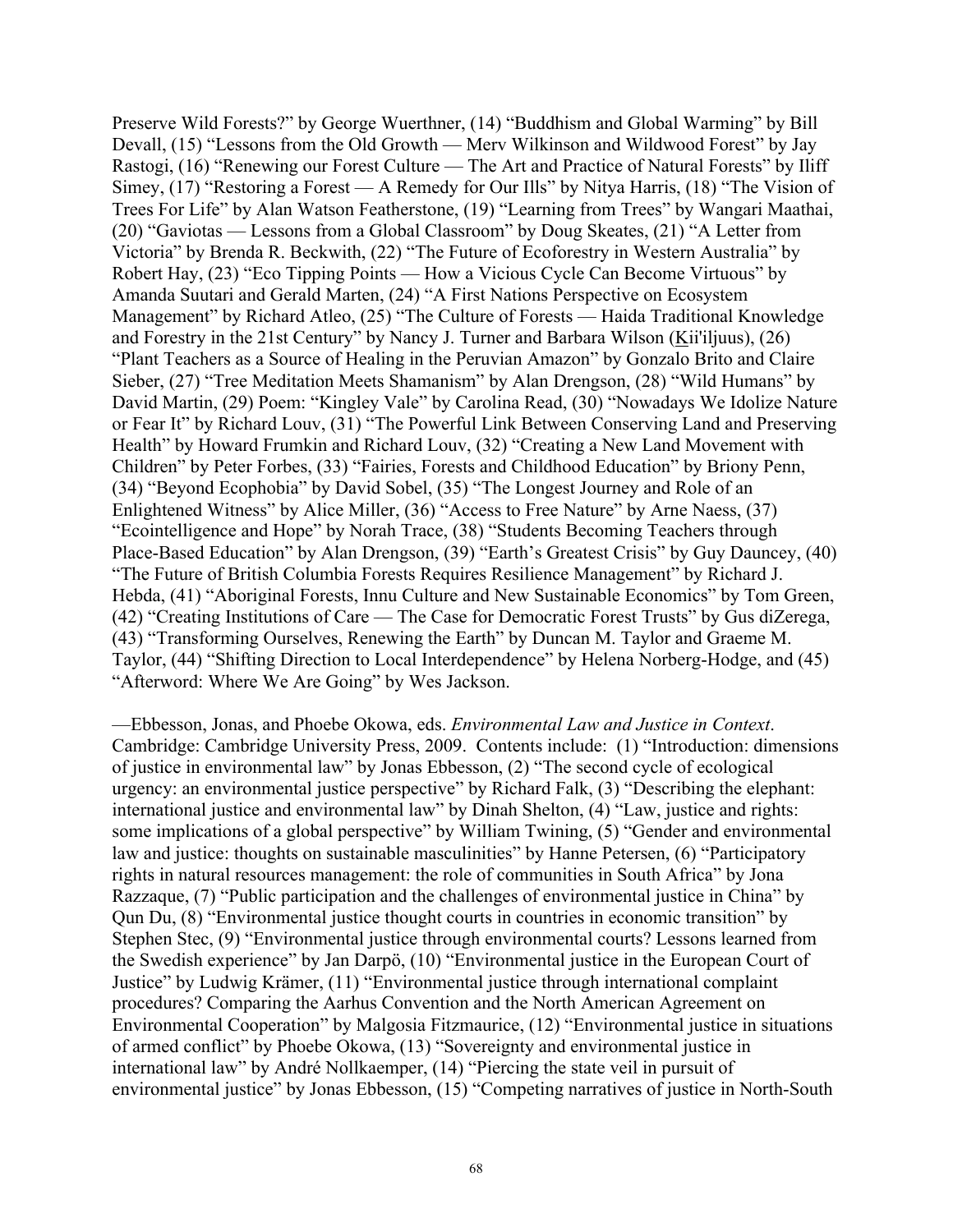Preserve Wild Forests?" by George Wuerthner, (14) "Buddhism and Global Warming" by Bill Devall, (15) "Lessons from the Old Growth — Merv Wilkinson and Wildwood Forest" by Jay Rastogi, (16) "Renewing our Forest Culture — The Art and Practice of Natural Forests" by Iliff Simey, (17) "Restoring a Forest — A Remedy for Our Ills" by Nitya Harris, (18) "The Vision of Trees For Life" by Alan Watson Featherstone, (19) "Learning from Trees" by Wangari Maathai, (20) "Gaviotas — Lessons from a Global Classroom" by Doug Skeates, (21) "A Letter from Victoria" by Brenda R. Beckwith, (22) "The Future of Ecoforestry in Western Australia" by Robert Hay, (23) "Eco Tipping Points — How a Vicious Cycle Can Become Virtuous" by Amanda Suutari and Gerald Marten, (24) "A First Nations Perspective on Ecosystem Management" by Richard Atleo, (25) "The Culture of Forests — Haida Traditional Knowledge and Forestry in the 21st Century" by Nancy J. Turner and Barbara Wilson (Kii'iljuus), (26) "Plant Teachers as a Source of Healing in the Peruvian Amazon" by Gonzalo Brito and Claire Sieber, (27) "Tree Meditation Meets Shamanism" by Alan Drengson, (28) "Wild Humans" by David Martin, (29) Poem: "Kingley Vale" by Carolina Read, (30) "Nowadays We Idolize Nature or Fear It" by Richard Louv, (31) "The Powerful Link Between Conserving Land and Preserving Health" by Howard Frumkin and Richard Louv, (32) "Creating a New Land Movement with Children" by Peter Forbes, (33) "Fairies, Forests and Childhood Education" by Briony Penn, (34) "Beyond Ecophobia" by David Sobel, (35) "The Longest Journey and Role of an Enlightened Witness" by Alice Miller, (36) "Access to Free Nature" by Arne Naess, (37) "Ecointelligence and Hope" by Norah Trace, (38) "Students Becoming Teachers through Place-Based Education" by Alan Drengson, (39) "Earth's Greatest Crisis" by Guy Dauncey, (40) "The Future of British Columbia Forests Requires Resilience Management" by Richard J. Hebda, (41) "Aboriginal Forests, Innu Culture and New Sustainable Economics" by Tom Green, (42) "Creating Institutions of Care — The Case for Democratic Forest Trusts" by Gus diZerega, (43) "Transforming Ourselves, Renewing the Earth" by Duncan M. Taylor and Graeme M. Taylor, (44) "Shifting Direction to Local Interdependence" by Helena Norberg-Hodge, and (45) "Afterword: Where We Are Going" by Wes Jackson.

—Ebbesson, Jonas, and Phoebe Okowa, eds. *Environmental Law and Justice in Context*. Cambridge: Cambridge University Press, 2009. Contents include: (1) "Introduction: dimensions of justice in environmental law" by Jonas Ebbesson, (2) "The second cycle of ecological urgency: an environmental justice perspective" by Richard Falk, (3) "Describing the elephant: international justice and environmental law" by Dinah Shelton, (4) "Law, justice and rights: some implications of a global perspective" by William Twining, (5) "Gender and environmental law and justice: thoughts on sustainable masculinities" by Hanne Petersen, (6) "Participatory rights in natural resources management: the role of communities in South Africa" by Jona Razzaque, (7) "Public participation and the challenges of environmental justice in China" by Qun Du, (8) "Environmental justice thought courts in countries in economic transition" by Stephen Stec, (9) "Environmental justice through environmental courts? Lessons learned from the Swedish experience" by Jan Darpö, (10) "Environmental justice in the European Court of Justice" by Ludwig Krämer, (11) "Environmental justice through international complaint procedures? Comparing the Aarhus Convention and the North American Agreement on Environmental Cooperation" by Malgosia Fitzmaurice, (12) "Environmental justice in situations of armed conflict" by Phoebe Okowa, (13) "Sovereignty and environmental justice in international law" by André Nollkaemper, (14) "Piercing the state veil in pursuit of environmental justice" by Jonas Ebbesson, (15) "Competing narratives of justice in North-South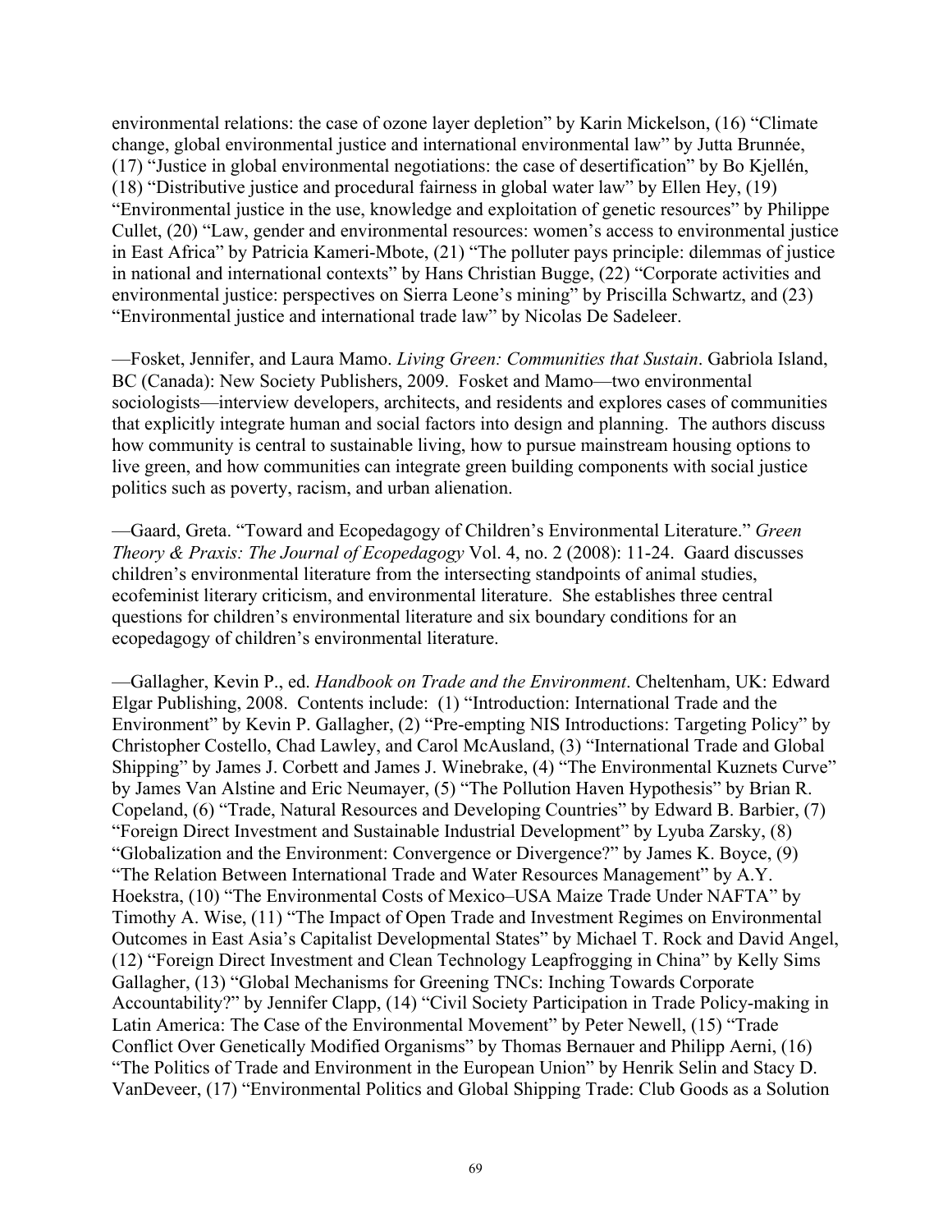environmental relations: the case of ozone layer depletion" by Karin Mickelson, (16) "Climate change, global environmental justice and international environmental law" by Jutta Brunnée, (17) "Justice in global environmental negotiations: the case of desertification" by Bo Kjellén, (18) "Distributive justice and procedural fairness in global water law" by Ellen Hey, (19) "Environmental justice in the use, knowledge and exploitation of genetic resources" by Philippe Cullet, (20) "Law, gender and environmental resources: women's access to environmental justice in East Africa" by Patricia Kameri-Mbote, (21) "The polluter pays principle: dilemmas of justice in national and international contexts" by Hans Christian Bugge, (22) "Corporate activities and environmental justice: perspectives on Sierra Leone's mining" by Priscilla Schwartz, and (23) "Environmental justice and international trade law" by Nicolas De Sadeleer.

—Fosket, Jennifer, and Laura Mamo. *Living Green: Communities that Sustain*. Gabriola Island, BC (Canada): New Society Publishers, 2009. Fosket and Mamo—two environmental sociologists—interview developers, architects, and residents and explores cases of communities that explicitly integrate human and social factors into design and planning. The authors discuss how community is central to sustainable living, how to pursue mainstream housing options to live green, and how communities can integrate green building components with social justice politics such as poverty, racism, and urban alienation.

—Gaard, Greta. "Toward and Ecopedagogy of Children's Environmental Literature." *Green Theory & Praxis: The Journal of Ecopedagogy* Vol. 4, no. 2 (2008): 11-24. Gaard discusses children's environmental literature from the intersecting standpoints of animal studies, ecofeminist literary criticism, and environmental literature. She establishes three central questions for children's environmental literature and six boundary conditions for an ecopedagogy of children's environmental literature.

—Gallagher, Kevin P., ed. *Handbook on Trade and the Environment*. Cheltenham, UK: Edward Elgar Publishing, 2008. Contents include: (1) "Introduction: International Trade and the Environment" by Kevin P. Gallagher, (2) "Pre-empting NIS Introductions: Targeting Policy" by Christopher Costello, Chad Lawley, and Carol McAusland, (3) "International Trade and Global Shipping" by James J. Corbett and James J. Winebrake, (4) "The Environmental Kuznets Curve" by James Van Alstine and Eric Neumayer, (5) "The Pollution Haven Hypothesis" by Brian R. Copeland, (6) "Trade, Natural Resources and Developing Countries" by Edward B. Barbier, (7) "Foreign Direct Investment and Sustainable Industrial Development" by Lyuba Zarsky, (8) "Globalization and the Environment: Convergence or Divergence?" by James K. Boyce, (9) "The Relation Between International Trade and Water Resources Management" by A.Y. Hoekstra, (10) "The Environmental Costs of Mexico–USA Maize Trade Under NAFTA" by Timothy A. Wise, (11) "The Impact of Open Trade and Investment Regimes on Environmental Outcomes in East Asia's Capitalist Developmental States" by Michael T. Rock and David Angel, (12) "Foreign Direct Investment and Clean Technology Leapfrogging in China" by Kelly Sims Gallagher, (13) "Global Mechanisms for Greening TNCs: Inching Towards Corporate Accountability?" by Jennifer Clapp, (14) "Civil Society Participation in Trade Policy-making in Latin America: The Case of the Environmental Movement" by Peter Newell, (15) "Trade Conflict Over Genetically Modified Organisms" by Thomas Bernauer and Philipp Aerni, (16) "The Politics of Trade and Environment in the European Union" by Henrik Selin and Stacy D. VanDeveer, (17) "Environmental Politics and Global Shipping Trade: Club Goods as a Solution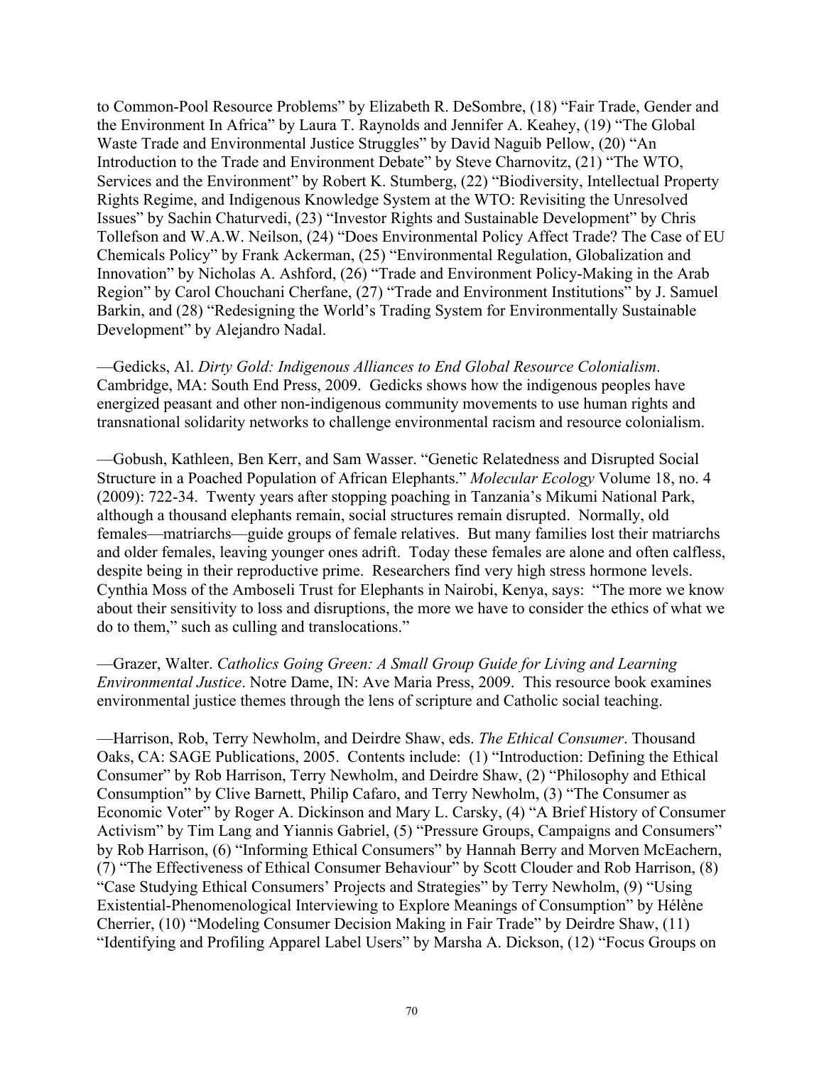to Common-Pool Resource Problems" by Elizabeth R. DeSombre, (18) "Fair Trade, Gender and the Environment In Africa" by Laura T. Raynolds and Jennifer A. Keahey, (19) "The Global Waste Trade and Environmental Justice Struggles" by David Naguib Pellow, (20) "An Introduction to the Trade and Environment Debate" by Steve Charnovitz, (21) "The WTO, Services and the Environment" by Robert K. Stumberg, (22) "Biodiversity, Intellectual Property Rights Regime, and Indigenous Knowledge System at the WTO: Revisiting the Unresolved Issues" by Sachin Chaturvedi, (23) "Investor Rights and Sustainable Development" by Chris Tollefson and W.A.W. Neilson, (24) "Does Environmental Policy Affect Trade? The Case of EU Chemicals Policy" by Frank Ackerman, (25) "Environmental Regulation, Globalization and Innovation" by Nicholas A. Ashford, (26) "Trade and Environment Policy-Making in the Arab Region" by Carol Chouchani Cherfane, (27) "Trade and Environment Institutions" by J. Samuel Barkin, and (28) "Redesigning the World's Trading System for Environmentally Sustainable Development" by Alejandro Nadal.

—Gedicks, Al. *Dirty Gold: Indigenous Alliances to End Global Resource Colonialism*. Cambridge, MA: South End Press, 2009. Gedicks shows how the indigenous peoples have energized peasant and other non-indigenous community movements to use human rights and transnational solidarity networks to challenge environmental racism and resource colonialism.

—Gobush, Kathleen, Ben Kerr, and Sam Wasser. "Genetic Relatedness and Disrupted Social Structure in a Poached Population of African Elephants." *Molecular Ecology* Volume 18, no. 4 (2009): 722-34. Twenty years after stopping poaching in Tanzania's Mikumi National Park, although a thousand elephants remain, social structures remain disrupted. Normally, old females—matriarchs—guide groups of female relatives. But many families lost their matriarchs and older females, leaving younger ones adrift. Today these females are alone and often calfless, despite being in their reproductive prime. Researchers find very high stress hormone levels. Cynthia Moss of the Amboseli Trust for Elephants in Nairobi, Kenya, says: "The more we know about their sensitivity to loss and disruptions, the more we have to consider the ethics of what we do to them," such as culling and translocations."

—Grazer, Walter. *Catholics Going Green: A Small Group Guide for Living and Learning Environmental Justice*. Notre Dame, IN: Ave Maria Press, 2009. This resource book examines environmental justice themes through the lens of scripture and Catholic social teaching.

—Harrison, Rob, Terry Newholm, and Deirdre Shaw, eds. *The Ethical Consumer*. Thousand Oaks, CA: SAGE Publications, 2005. Contents include: (1) "Introduction: Defining the Ethical Consumer" by Rob Harrison, Terry Newholm, and Deirdre Shaw, (2) "Philosophy and Ethical Consumption" by Clive Barnett, Philip Cafaro, and Terry Newholm, (3) "The Consumer as Economic Voter" by Roger A. Dickinson and Mary L. Carsky, (4) "A Brief History of Consumer Activism" by Tim Lang and Yiannis Gabriel, (5) "Pressure Groups, Campaigns and Consumers" by Rob Harrison, (6) "Informing Ethical Consumers" by Hannah Berry and Morven McEachern, (7) "The Effectiveness of Ethical Consumer Behaviour" by Scott Clouder and Rob Harrison, (8) "Case Studying Ethical Consumers' Projects and Strategies" by Terry Newholm, (9) "Using Existential-Phenomenological Interviewing to Explore Meanings of Consumption" by Hélène Cherrier, (10) "Modeling Consumer Decision Making in Fair Trade" by Deirdre Shaw, (11) "Identifying and Profiling Apparel Label Users" by Marsha A. Dickson, (12) "Focus Groups on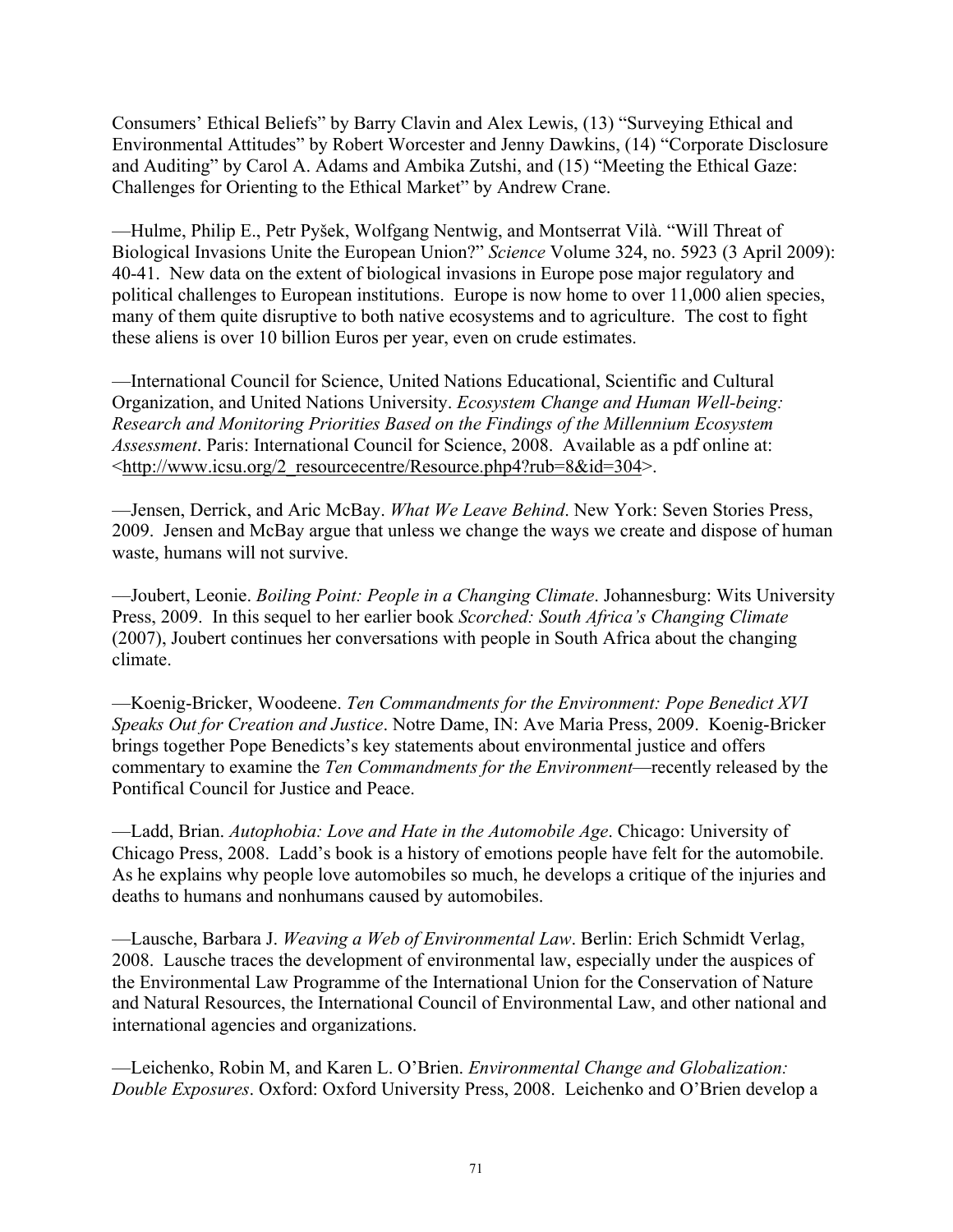Consumers' Ethical Beliefs" by Barry Clavin and Alex Lewis, (13) "Surveying Ethical and Environmental Attitudes" by Robert Worcester and Jenny Dawkins, (14) "Corporate Disclosure and Auditing" by Carol A. Adams and Ambika Zutshi, and (15) "Meeting the Ethical Gaze: Challenges for Orienting to the Ethical Market" by Andrew Crane.

—Hulme, Philip E., Petr Pyšek, Wolfgang Nentwig, and Montserrat Vilà. "Will Threat of Biological Invasions Unite the European Union?" *Science* Volume 324, no. 5923 (3 April 2009): 40-41. New data on the extent of biological invasions in Europe pose major regulatory and political challenges to European institutions. Europe is now home to over 11,000 alien species, many of them quite disruptive to both native ecosystems and to agriculture. The cost to fight these aliens is over 10 billion Euros per year, even on crude estimates.

—International Council for Science, United Nations Educational, Scientific and Cultural Organization, and United Nations University. *Ecosystem Change and Human Well-being: Research and Monitoring Priorities Based on the Findings of the Millennium Ecosystem Assessment*. Paris: International Council for Science, 2008. Available as a pdf online at: <http://www.icsu.org/2_resourcecentre/Resource.php4?rub=8&id=304>.

—Jensen, Derrick, and Aric McBay. *What We Leave Behind*. New York: Seven Stories Press, 2009. Jensen and McBay argue that unless we change the ways we create and dispose of human waste, humans will not survive.

—Joubert, Leonie. *Boiling Point: People in a Changing Climate*. Johannesburg: Wits University Press, 2009. In this sequel to her earlier book *Scorched: South Africa's Changing Climate* (2007), Joubert continues her conversations with people in South Africa about the changing climate.

—Koenig-Bricker, Woodeene. *Ten Commandments for the Environment: Pope Benedict XVI Speaks Out for Creation and Justice*. Notre Dame, IN: Ave Maria Press, 2009. Koenig-Bricker brings together Pope Benedicts's key statements about environmental justice and offers commentary to examine the *Ten Commandments for the Environment*—recently released by the Pontifical Council for Justice and Peace.

—Ladd, Brian. *Autophobia: Love and Hate in the Automobile Age*. Chicago: University of Chicago Press, 2008. Ladd's book is a history of emotions people have felt for the automobile. As he explains why people love automobiles so much, he develops a critique of the injuries and deaths to humans and nonhumans caused by automobiles.

—Lausche, Barbara J. *Weaving a Web of Environmental Law*. Berlin: Erich Schmidt Verlag, 2008. Lausche traces the development of environmental law, especially under the auspices of the Environmental Law Programme of the International Union for the Conservation of Nature and Natural Resources, the International Council of Environmental Law, and other national and international agencies and organizations.

—Leichenko, Robin M, and Karen L. O'Brien. *Environmental Change and Globalization: Double Exposures*. Oxford: Oxford University Press, 2008. Leichenko and O'Brien develop a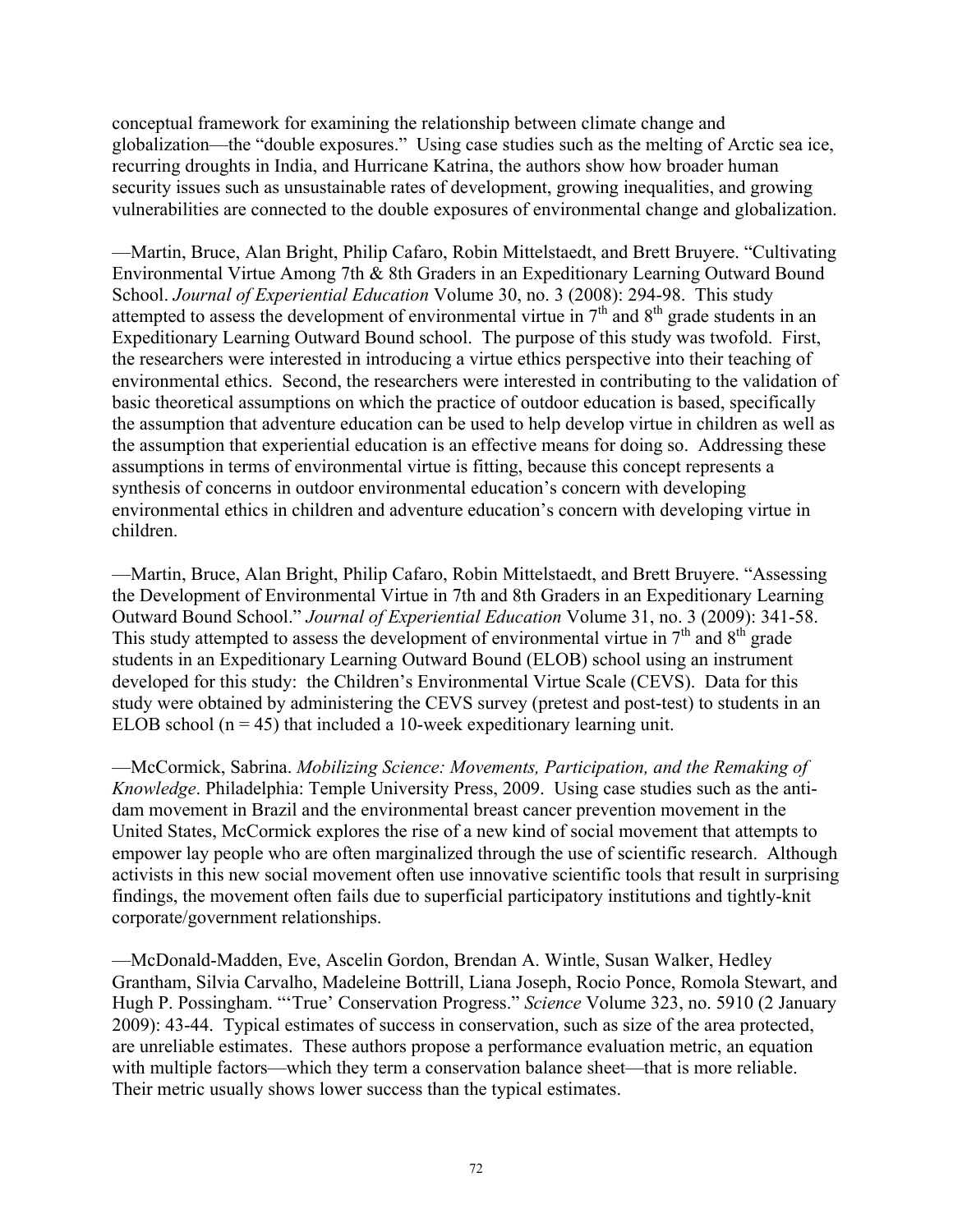conceptual framework for examining the relationship between climate change and globalization—the "double exposures." Using case studies such as the melting of Arctic sea ice, recurring droughts in India, and Hurricane Katrina, the authors show how broader human security issues such as unsustainable rates of development, growing inequalities, and growing vulnerabilities are connected to the double exposures of environmental change and globalization.

—Martin, Bruce, Alan Bright, Philip Cafaro, Robin Mittelstaedt, and Brett Bruyere. "Cultivating Environmental Virtue Among 7th & 8th Graders in an Expeditionary Learning Outward Bound School. *Journal of Experiential Education* Volume 30, no. 3 (2008): 294-98. This study attempted to assess the development of environmental virtue in 7th and 8th grade students in an Expeditionary Learning Outward Bound school. The purpose of this study was twofold. First, the researchers were interested in introducing a virtue ethics perspective into their teaching of environmental ethics. Second, the researchers were interested in contributing to the validation of basic theoretical assumptions on which the practice of outdoor education is based, specifically the assumption that adventure education can be used to help develop virtue in children as well as the assumption that experiential education is an effective means for doing so. Addressing these assumptions in terms of environmental virtue is fitting, because this concept represents a synthesis of concerns in outdoor environmental education's concern with developing environmental ethics in children and adventure education's concern with developing virtue in children.

—Martin, Bruce, Alan Bright, Philip Cafaro, Robin Mittelstaedt, and Brett Bruyere. "Assessing the Development of Environmental Virtue in 7th and 8th Graders in an Expeditionary Learning Outward Bound School." *Journal of Experiential Education* Volume 31, no. 3 (2009): 341-58. This study attempted to assess the development of environmental virtue in 7th and 8th grade students in an Expeditionary Learning Outward Bound (ELOB) school using an instrument developed for this study: the Children's Environmental Virtue Scale (CEVS). Data for this study were obtained by administering the CEVS survey (pretest and post-test) to students in an ELOB school (n = 45) that included a 10-week expeditionary learning unit.

—McCormick, Sabrina. *Mobilizing Science: Movements, Participation, and the Remaking of Knowledge*. Philadelphia: Temple University Press, 2009. Using case studies such as the anti-dam movement in Brazil and the environmental breast cancer prevention movement in the United States, McCormick explores the rise of a new kind of social movement that attempts to empower lay people who are often marginalized through the use of scientific research. Although activists in this new social movement often use innovative scientific tools that result in surprising findings, the movement often fails due to superficial participatory institutions and tightly-knit corporate/government relationships.

—McDonald-Madden, Eve, Ascelin Gordon, Brendan A. Wintle, Susan Walker, Hedley Grantham, Silvia Carvalho, Madeleine Bottrill, Liana Joseph, Rocio Ponce, Romola Stewart, and Hugh P. Possingham. "'True' Conservation Progress." *Science* Volume 323, no. 5910 (2 January 2009): 43-44. Typical estimates of success in conservation, such as size of the area protected, are unreliable estimates. These authors propose a performance evaluation metric, an equation with multiple factors—which they term a conservation balance sheet—that is more reliable. Their metric usually shows lower success than the typical estimates.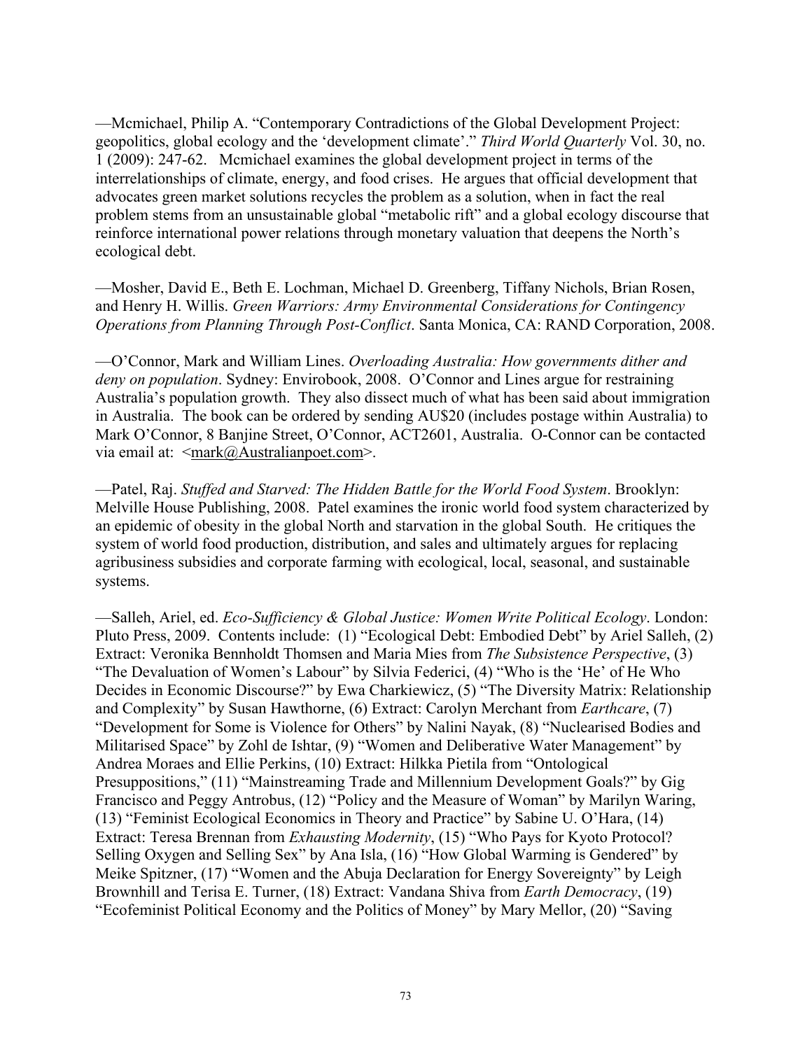—Mcmichael, Philip A. "Contemporary Contradictions of the Global Development Project: geopolitics, global ecology and the 'development climate'." *Third World Quarterly* Vol. 30, no. 1 (2009): 247-62. Mcmichael examines the global development project in terms of the interrelationships of climate, energy, and food crises. He argues that official development that advocates green market solutions recycles the problem as a solution, when in fact the real problem stems from an unsustainable global "metabolic rift" and a global ecology discourse that reinforce international power relations through monetary valuation that deepens the North's ecological debt.

—Mosher, David E., Beth E. Lochman, Michael D. Greenberg, Tiffany Nichols, Brian Rosen, and Henry H. Willis. *Green Warriors: Army Environmental Considerations for Contingency Operations from Planning Through Post-Conflict*. Santa Monica, CA: RAND Corporation, 2008.

—O'Connor, Mark and William Lines. *Overloading Australia: How governments dither and deny on population*. Sydney: Envirobook, 2008. O'Connor and Lines argue for restraining Australia's population growth. They also dissect much of what has been said about immigration in Australia. The book can be ordered by sending AU$20 (includes postage within Australia) to Mark O'Connor, 8 Banjine Street, O'Connor, ACT2601, Australia. O-Connor can be contacted via email at: <mark@Australianpoet.com>.

—Patel, Raj. *Stuffed and Starved: The Hidden Battle for the World Food System*. Brooklyn: Melville House Publishing, 2008. Patel examines the ironic world food system characterized by an epidemic of obesity in the global North and starvation in the global South. He critiques the system of world food production, distribution, and sales and ultimately argues for replacing agribusiness subsidies and corporate farming with ecological, local, seasonal, and sustainable systems.

—Salleh, Ariel, ed. *Eco-Sufficiency & Global Justice: Women Write Political Ecology*. London: Pluto Press, 2009. Contents include: (1) "Ecological Debt: Embodied Debt" by Ariel Salleh, (2) Extract: Veronika Bennholdt Thomsen and Maria Mies from *The Subsistence Perspective*, (3) "The Devaluation of Women's Labour" by Silvia Federici, (4) "Who is the 'He' of He Who Decides in Economic Discourse?" by Ewa Charkiewicz, (5) "The Diversity Matrix: Relationship and Complexity" by Susan Hawthorne, (6) Extract: Carolyn Merchant from *Earthcare*, (7) "Development for Some is Violence for Others" by Nalini Nayak, (8) "Nuclearised Bodies and Militarised Space" by Zohl de Ishtar, (9) "Women and Deliberative Water Management" by Andrea Moraes and Ellie Perkins, (10) Extract: Hilkka Pietila from "Ontological Presuppositions," (11) "Mainstreaming Trade and Millennium Development Goals?" by Gig Francisco and Peggy Antrobus, (12) "Policy and the Measure of Woman" by Marilyn Waring, (13) "Feminist Ecological Economics in Theory and Practice" by Sabine U. O'Hara, (14) Extract: Teresa Brennan from *Exhausting Modernity*, (15) "Who Pays for Kyoto Protocol? Selling Oxygen and Selling Sex" by Ana Isla, (16) "How Global Warming is Gendered" by Meike Spitzner, (17) "Women and the Abuja Declaration for Energy Sovereignty" by Leigh Brownhill and Terisa E. Turner, (18) Extract: Vandana Shiva from *Earth Democracy*, (19) "Ecofeminist Political Economy and the Politics of Money" by Mary Mellor, (20) "Saving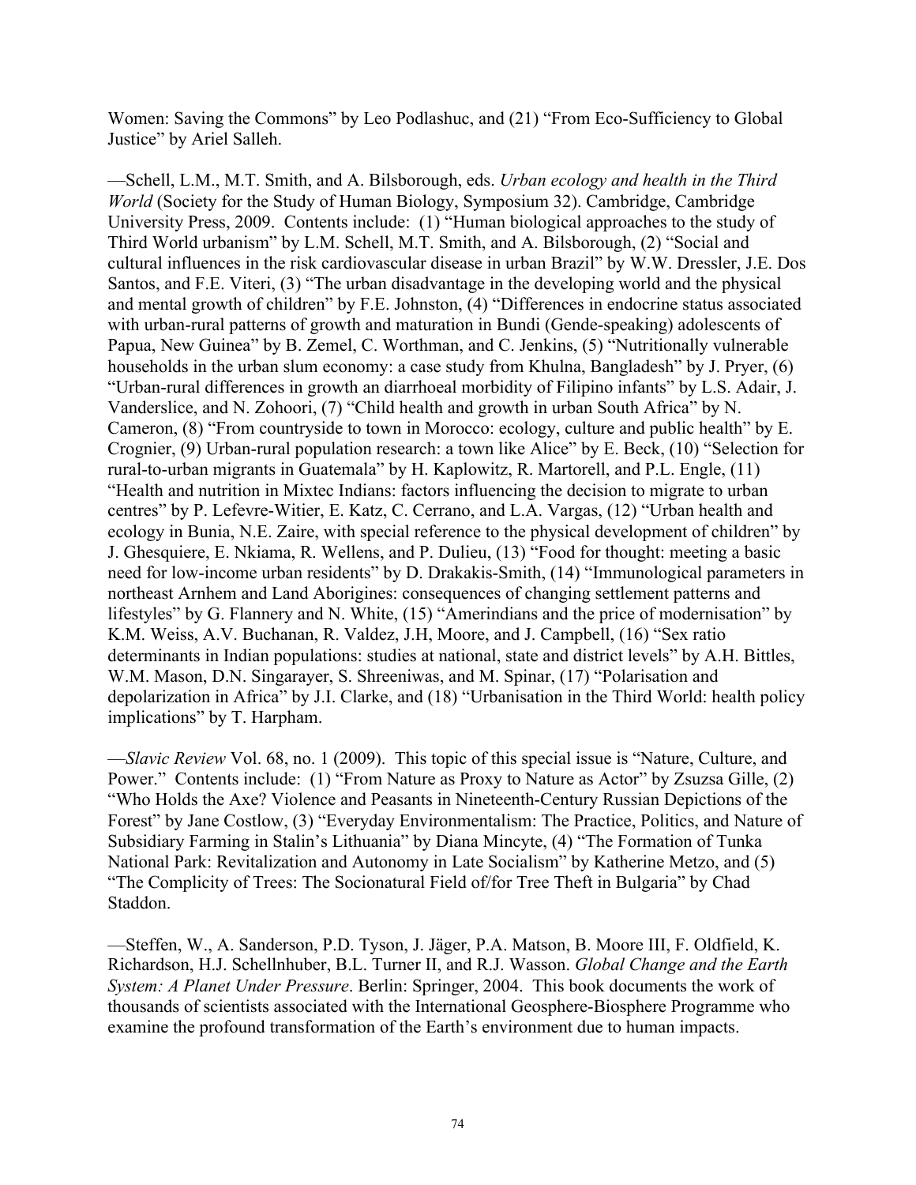Women: Saving the Commons" by Leo Podlashuc, and (21) "From Eco-Sufficiency to Global Justice" by Ariel Salleh.

—Schell, L.M., M.T. Smith, and A. Bilsborough, eds. *Urban ecology and health in the Third World* (Society for the Study of Human Biology, Symposium 32). Cambridge, Cambridge University Press, 2009. Contents include: (1) "Human biological approaches to the study of Third World urbanism" by L.M. Schell, M.T. Smith, and A. Bilsborough, (2) "Social and cultural influences in the risk cardiovascular disease in urban Brazil" by W.W. Dressler, J.E. Dos Santos, and F.E. Viteri, (3) "The urban disadvantage in the developing world and the physical and mental growth of children" by F.E. Johnston, (4) "Differences in endocrine status associated with urban-rural patterns of growth and maturation in Bundi (Gende-speaking) adolescents of Papua, New Guinea" by B. Zemel, C. Worthman, and C. Jenkins, (5) "Nutritionally vulnerable households in the urban slum economy: a case study from Khulna, Bangladesh" by J. Pryer, (6) "Urban-rural differences in growth an diarrhoeal morbidity of Filipino infants" by L.S. Adair, J. Vanderslice, and N. Zohoori, (7) "Child health and growth in urban South Africa" by N. Cameron, (8) "From countryside to town in Morocco: ecology, culture and public health" by E. Crognier, (9) Urban-rural population research: a town like Alice" by E. Beck, (10) "Selection for rural-to-urban migrants in Guatemala" by H. Kaplowitz, R. Martorell, and P.L. Engle, (11) "Health and nutrition in Mixtec Indians: factors influencing the decision to migrate to urban centres" by P. Lefevre-Witier, E. Katz, C. Cerrano, and L.A. Vargas, (12) "Urban health and ecology in Bunia, N.E. Zaire, with special reference to the physical development of children" by J. Ghesquiere, E. Nkiama, R. Wellens, and P. Dulieu, (13) "Food for thought: meeting a basic need for low-income urban residents" by D. Drakakis-Smith, (14) "Immunological parameters in northeast Arnhem and Land Aborigines: consequences of changing settlement patterns and lifestyles" by G. Flannery and N. White, (15) "Amerindians and the price of modernisation" by K.M. Weiss, A.V. Buchanan, R. Valdez, J.H, Moore, and J. Campbell, (16) "Sex ratio determinants in Indian populations: studies at national, state and district levels" by A.H. Bittles, W.M. Mason, D.N. Singarayer, S. Shreeniwas, and M. Spinar, (17) "Polarisation and depolarization in Africa" by J.I. Clarke, and (18) "Urbanisation in the Third World: health policy implications" by T. Harpham.

—*Slavic Review* Vol. 68, no. 1 (2009). This topic of this special issue is "Nature, Culture, and Power." Contents include: (1) "From Nature as Proxy to Nature as Actor" by Zsuzsa Gille, (2) "Who Holds the Axe? Violence and Peasants in Nineteenth-Century Russian Depictions of the Forest" by Jane Costlow, (3) "Everyday Environmentalism: The Practice, Politics, and Nature of Subsidiary Farming in Stalin's Lithuania" by Diana Mincyte, (4) "The Formation of Tunka National Park: Revitalization and Autonomy in Late Socialism" by Katherine Metzo, and (5) "The Complicity of Trees: The Socionatural Field of/for Tree Theft in Bulgaria" by Chad Staddon.

—Steffen, W., A. Sanderson, P.D. Tyson, J. Jäger, P.A. Matson, B. Moore III, F. Oldfield, K. Richardson, H.J. Schellnhuber, B.L. Turner II, and R.J. Wasson. *Global Change and the Earth System: A Planet Under Pressure*. Berlin: Springer, 2004. This book documents the work of thousands of scientists associated with the International Geosphere-Biosphere Programme who examine the profound transformation of the Earth's environment due to human impacts.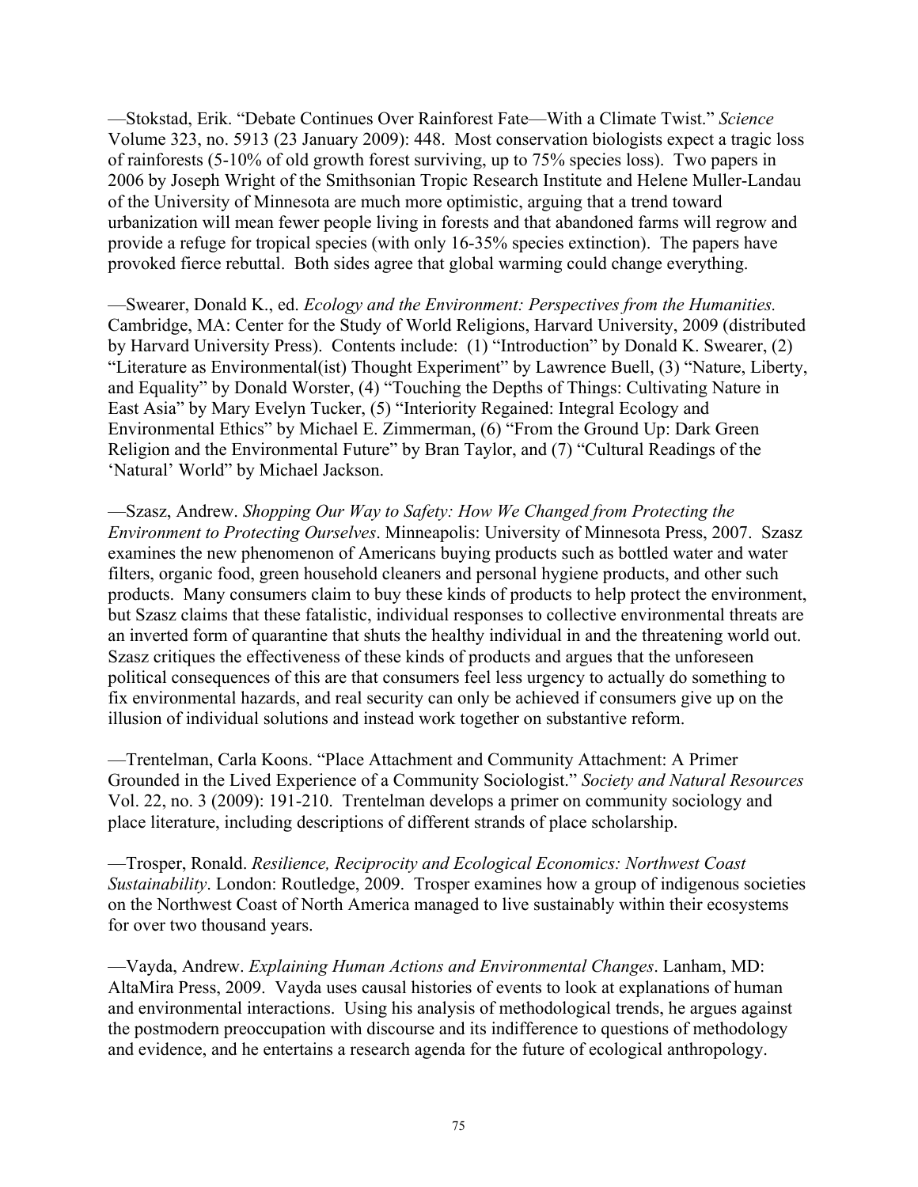—Stokstad, Erik. "Debate Continues Over Rainforest Fate—With a Climate Twist." *Science* Volume 323, no. 5913 (23 January 2009): 448. Most conservation biologists expect a tragic loss of rainforests (5-10% of old growth forest surviving, up to 75% species loss). Two papers in 2006 by Joseph Wright of the Smithsonian Tropic Research Institute and Helene Muller-Landau of the University of Minnesota are much more optimistic, arguing that a trend toward urbanization will mean fewer people living in forests and that abandoned farms will regrow and provide a refuge for tropical species (with only 16-35% species extinction). The papers have provoked fierce rebuttal. Both sides agree that global warming could change everything.

—Swearer, Donald K., ed. *Ecology and the Environment: Perspectives from the Humanities.* Cambridge, MA: Center for the Study of World Religions, Harvard University, 2009 (distributed by Harvard University Press). Contents include: (1) "Introduction" by Donald K. Swearer, (2) "Literature as Environmental(ist) Thought Experiment" by Lawrence Buell, (3) "Nature, Liberty, and Equality" by Donald Worster, (4) "Touching the Depths of Things: Cultivating Nature in East Asia" by Mary Evelyn Tucker, (5) "Interiority Regained: Integral Ecology and Environmental Ethics" by Michael E. Zimmerman, (6) "From the Ground Up: Dark Green Religion and the Environmental Future" by Bran Taylor, and (7) "Cultural Readings of the 'Natural' World" by Michael Jackson.

—Szasz, Andrew. *Shopping Our Way to Safety: How We Changed from Protecting the Environment to Protecting Ourselves*. Minneapolis: University of Minnesota Press, 2007. Szasz examines the new phenomenon of Americans buying products such as bottled water and water filters, organic food, green household cleaners and personal hygiene products, and other such products. Many consumers claim to buy these kinds of products to help protect the environment, but Szasz claims that these fatalistic, individual responses to collective environmental threats are an inverted form of quarantine that shuts the healthy individual in and the threatening world out. Szasz critiques the effectiveness of these kinds of products and argues that the unforeseen political consequences of this are that consumers feel less urgency to actually do something to fix environmental hazards, and real security can only be achieved if consumers give up on the illusion of individual solutions and instead work together on substantive reform.

—Trentelman, Carla Koons. "Place Attachment and Community Attachment: A Primer Grounded in the Lived Experience of a Community Sociologist." *Society and Natural Resources* Vol. 22, no. 3 (2009): 191-210. Trentelman develops a primer on community sociology and place literature, including descriptions of different strands of place scholarship.

—Trosper, Ronald. *Resilience, Reciprocity and Ecological Economics: Northwest Coast Sustainability*. London: Routledge, 2009. Trosper examines how a group of indigenous societies on the Northwest Coast of North America managed to live sustainably within their ecosystems for over two thousand years.

—Vayda, Andrew. *Explaining Human Actions and Environmental Changes*. Lanham, MD: AltaMira Press, 2009. Vayda uses causal histories of events to look at explanations of human and environmental interactions. Using his analysis of methodological trends, he argues against the postmodern preoccupation with discourse and its indifference to questions of methodology and evidence, and he entertains a research agenda for the future of ecological anthropology.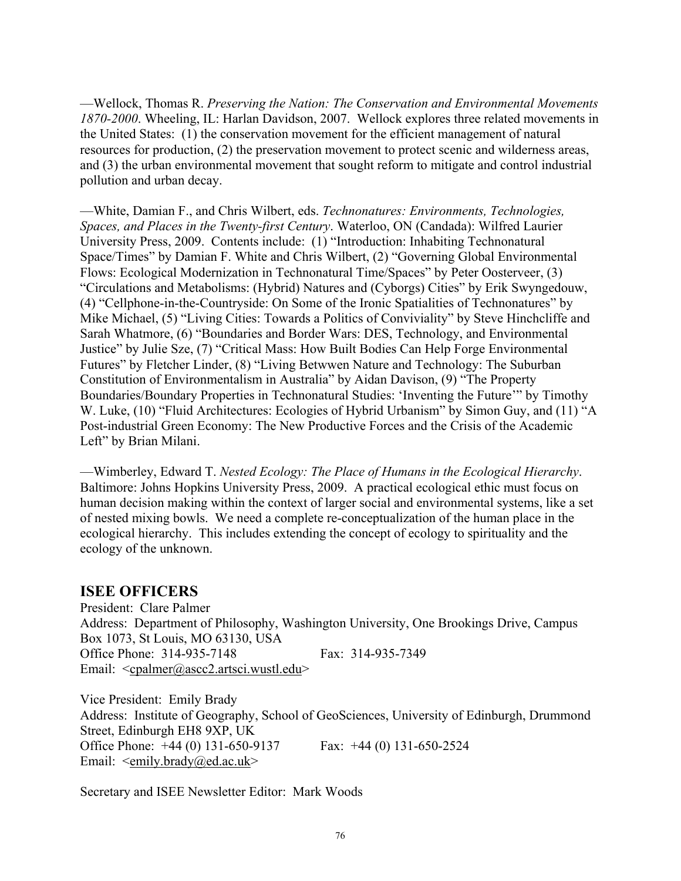—Wellock, Thomas R. *Preserving the Nation: The Conservation and Environmental Movements 1870-2000*. Wheeling, IL: Harlan Davidson, 2007. Wellock explores three related movements in the United States: (1) the conservation movement for the efficient management of natural resources for production, (2) the preservation movement to protect scenic and wilderness areas, and (3) the urban environmental movement that sought reform to mitigate and control industrial pollution and urban decay.

—White, Damian F., and Chris Wilbert, eds. *Technonatures: Environments, Technologies, Spaces, and Places in the Twenty-first Century*. Waterloo, ON (Candada): Wilfred Laurier University Press, 2009. Contents include: (1) "Introduction: Inhabiting Technonatural Space/Times" by Damian F. White and Chris Wilbert, (2) "Governing Global Environmental Flows: Ecological Modernization in Technonatural Time/Spaces" by Peter Oosterveer, (3) "Circulations and Metabolisms: (Hybrid) Natures and (Cyborgs) Cities" by Erik Swyngedouw, (4) "Cellphone-in-the-Countryside: On Some of the Ironic Spatialities of Technonatures" by Mike Michael, (5) "Living Cities: Towards a Politics of Conviviality" by Steve Hinchcliffe and Sarah Whatmore, (6) "Boundaries and Border Wars: DES, Technology, and Environmental Justice" by Julie Sze, (7) "Critical Mass: How Built Bodies Can Help Forge Environmental Futures" by Fletcher Linder, (8) "Living Betwwen Nature and Technology: The Suburban Constitution of Environmentalism in Australia" by Aidan Davison, (9) "The Property Boundaries/Boundary Properties in Technonatural Studies: 'Inventing the Future'" by Timothy W. Luke, (10) "Fluid Architectures: Ecologies of Hybrid Urbanism" by Simon Guy, and (11) "A Post-industrial Green Economy: The New Productive Forces and the Crisis of the Academic Left" by Brian Milani.

—Wimberley, Edward T. *Nested Ecology: The Place of Humans in the Ecological Hierarchy*. Baltimore: Johns Hopkins University Press, 2009. A practical ecological ethic must focus on human decision making within the context of larger social and environmental systems, like a set of nested mixing bowls. We need a complete re-conceptualization of the human place in the ecological hierarchy. This includes extending the concept of ecology to spirituality and the ecology of the unknown.

## ISEE OFFICERS

President: Clare Palmer
Address: Department of Philosophy, Washington University, One Brookings Drive, Campus Box 1073, St Louis, MO 63130, USA
Office Phone: 314-935-7148 Fax: 314-935-7349
Email: <cpalmer@ascc2.artsci.wustl.edu>

Vice President: Emily Brady
Address: Institute of Geography, School of GeoSciences, University of Edinburgh, Drummond Street, Edinburgh EH8 9XP, UK
Office Phone: +44 (0) 131-650-9137 Fax: +44 (0) 131-650-2524
Email: <emily.brady@ed.ac.uk>

Secretary and ISEE Newsletter Editor: Mark Woods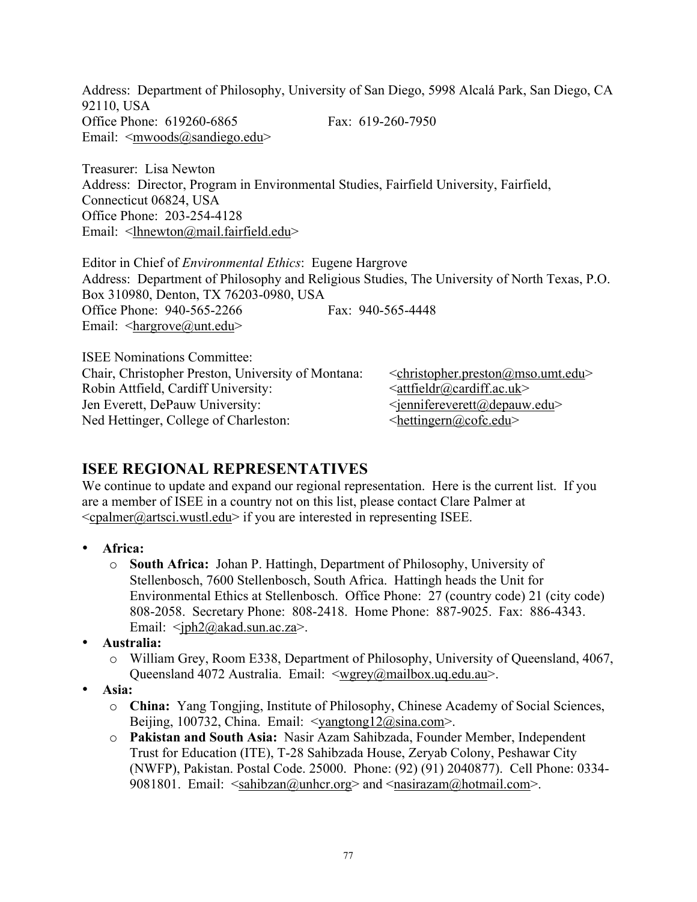Address: Department of Philosophy, University of San Diego, 5998 Alcalá Park, San Diego, CA 92110, USA
Office Phone: 619260-6865 Fax: 619-260-7950
Email: <mwoods@sandiego.edu>

Treasurer: Lisa Newton
Address: Director, Program in Environmental Studies, Fairfield University, Fairfield, Connecticut 06824, USA
Office Phone: 203-254-4128
Email: <lhnewton@mail.fairfield.edu>

Editor in Chief of *Environmental Ethics*: Eugene Hargrove
Address: Department of Philosophy and Religious Studies, The University of North Texas, P.O. Box 310980, Denton, TX 76203-0980, USA
Office Phone: 940-565-2266 Fax: 940-565-4448
Email: <hargrove@unt.edu>

ISEE Nominations Committee:
Chair, Christopher Preston, University of Montana: <christopher.preston@mso.umt.edu>
Robin Attfield, Cardiff University: <attfieldr@cardiff.ac.uk>
Jen Everett, DePauw University: <jennifereverett@depauw.edu>
Ned Hettinger, College of Charleston: <hettingern@cofc.edu>

## ISEE REGIONAL REPRESENTATIVES

We continue to update and expand our regional representation. Here is the current list. If you are a member of ISEE in a country not on this list, please contact Clare Palmer at <cpalmer@artsci.wustl.edu> if you are interested in representing ISEE.

- **Africa:**
  - **South Africa:** Johan P. Hattingh, Department of Philosophy, University of Stellenbosch, 7600 Stellenbosch, South Africa. Hattingh heads the Unit for Environmental Ethics at Stellenbosch. Office Phone: 27 (country code) 21 (city code) 808-2058. Secretary Phone: 808-2418. Home Phone: 887-9025. Fax: 886-4343. Email: <jph2@akad.sun.ac.za>.
- **Australia:**
  - William Grey, Room E338, Department of Philosophy, University of Queensland, 4067, Queensland 4072 Australia. Email: <wgrey@mailbox.uq.edu.au>.
- **Asia:**
  - **China:** Yang Tongjing, Institute of Philosophy, Chinese Academy of Social Sciences, Beijing, 100732, China. Email: <yangtong12@sina.com>.
  - **Pakistan and South Asia:** Nasir Azam Sahibzada, Founder Member, Independent Trust for Education (ITE), T-28 Sahibzada House, Zeryab Colony, Peshawar City (NWFP), Pakistan. Postal Code. 25000. Phone: (92) (91) 2040877). Cell Phone: 0334-9081801. Email: <sahibzan@unhcr.org> and <nasirazam@hotmail.com>.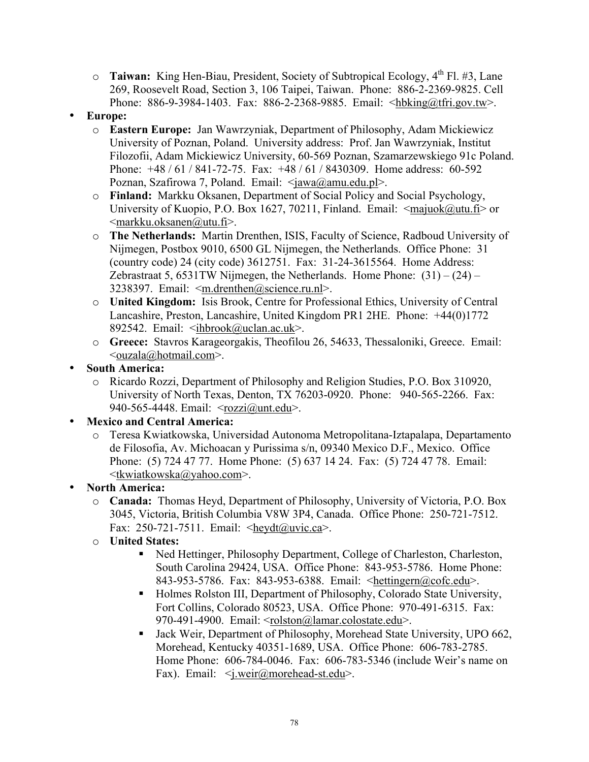- **Taiwan:** King Hen-Biau, President, Society of Subtropical Ecology, 4th Fl. #3, Lane 269, Roosevelt Road, Section 3, 106 Taipei, Taiwan. Phone: 886-2-2369-9825. Cell Phone: 886-9-3984-1403. Fax: 886-2-2368-9885. Email: <hbking@tfri.gov.tw>.

- **Europe:**
  - **Eastern Europe:** Jan Wawrzyniak, Department of Philosophy, Adam Mickiewicz University of Poznan, Poland. University address: Prof. Jan Wawrzyniak, Institut Filozofii, Adam Mickiewicz University, 60-569 Poznan, Szamarzewskiego 91c Poland. Phone: +48 / 61 / 841-72-75. Fax: +48 / 61 / 8430309. Home address: 60-592 Poznan, Szafirowa 7, Poland. Email: <jawa@amu.edu.pl>.
  - **Finland:** Markku Oksanen, Department of Social Policy and Social Psychology, University of Kuopio, P.O. Box 1627, 70211, Finland. Email: <majuok@utu.fi> or <markku.oksanen@utu.fi>.
  - **The Netherlands:** Martin Drenthen, ISIS, Faculty of Science, Radboud University of Nijmegen, Postbox 9010, 6500 GL Nijmegen, the Netherlands. Office Phone: 31 (country code) 24 (city code) 3612751. Fax: 31-24-3615564. Home Address: Zebrastraat 5, 6531TW Nijmegen, the Netherlands. Home Phone: (31) – (24) – 3238397. Email: <m.drenthen@science.ru.nl>.
  - **United Kingdom:** Isis Brook, Centre for Professional Ethics, University of Central Lancashire, Preston, Lancashire, United Kingdom PR1 2HE. Phone: +44(0)1772 892542. Email: <ihbrook@uclan.ac.uk>.
  - **Greece:** Stavros Karageorgakis, Theofilou 26, 54633, Thessaloniki, Greece. Email: <ouzala@hotmail.com>.

- **South America:**
  - Ricardo Rozzi, Department of Philosophy and Religion Studies, P.O. Box 310920, University of North Texas, Denton, TX 76203-0920. Phone: 940-565-2266. Fax: 940-565-4448. Email: <rozzi@unt.edu>.

- **Mexico and Central America:**
  - Teresa Kwiatkowska, Universidad Autonoma Metropolitana-Iztapalapa, Departamento de Filosofia, Av. Michoacan y Purissima s/n, 09340 Mexico D.F., Mexico. Office Phone: (5) 724 47 77. Home Phone: (5) 637 14 24. Fax: (5) 724 47 78. Email: <tkwiatkowska@yahoo.com>.

- **North America:**
  - **Canada:** Thomas Heyd, Department of Philosophy, University of Victoria, P.O. Box 3045, Victoria, British Columbia V8W 3P4, Canada. Office Phone: 250-721-7512. Fax: 250-721-7511. Email: <heydt@uvic.ca>.
  - **United States:**
    - Ned Hettinger, Philosophy Department, College of Charleston, Charleston, South Carolina 29424, USA. Office Phone: 843-953-5786. Home Phone: 843-953-5786. Fax: 843-953-6388. Email: <hettingern@cofc.edu>.
    - Holmes Rolston III, Department of Philosophy, Colorado State University, Fort Collins, Colorado 80523, USA. Office Phone: 970-491-6315. Fax: 970-491-4900. Email: <rolston@lamar.colostate.edu>.
    - Jack Weir, Department of Philosophy, Morehead State University, UPO 662, Morehead, Kentucky 40351-1689, USA. Office Phone: 606-783-2785. Home Phone: 606-784-0046. Fax: 606-783-5346 (include Weir's name on Fax). Email: <j.weir@morehead-st.edu>.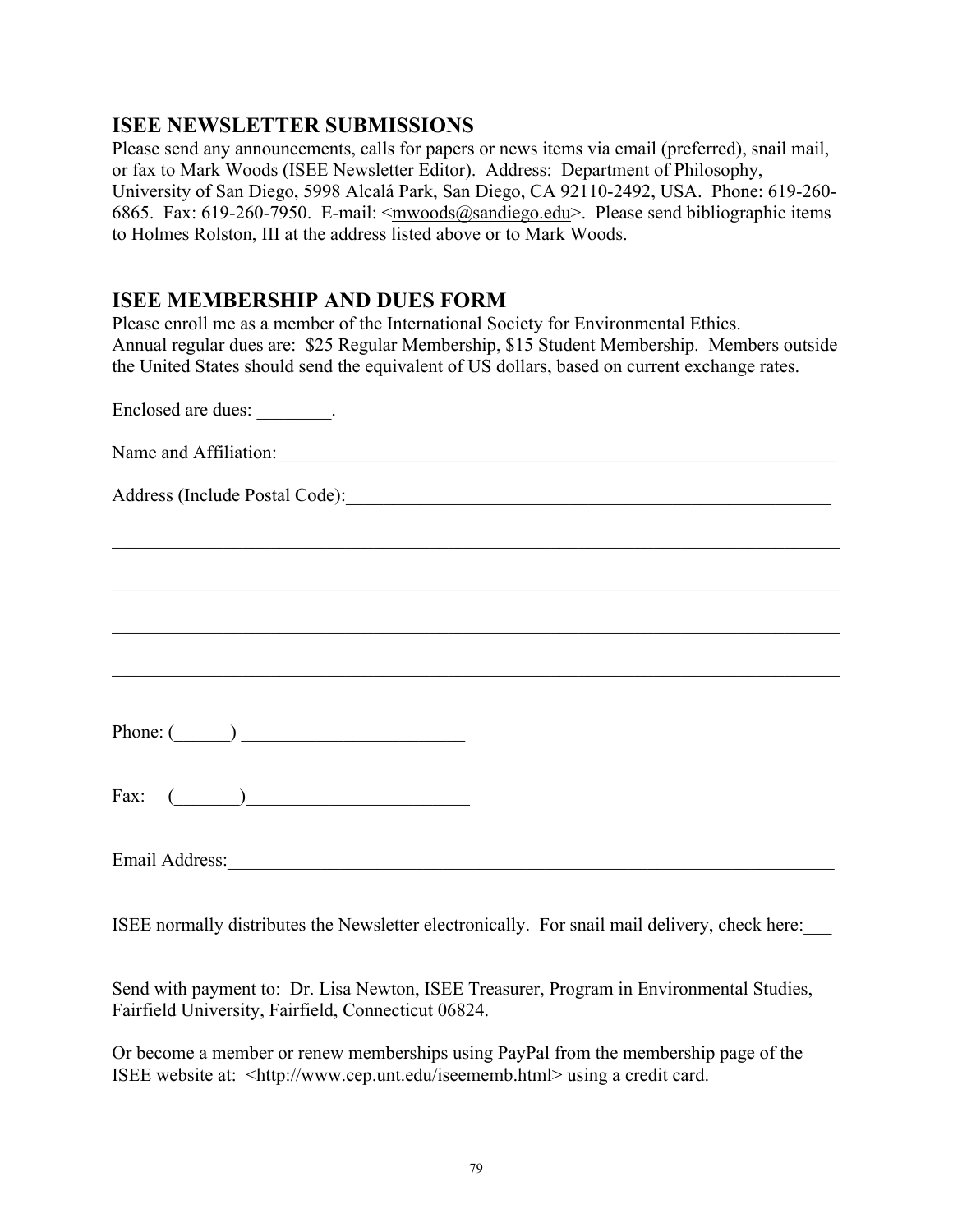## ISEE NEWSLETTER SUBMISSIONS

Please send any announcements, calls for papers or news items via email (preferred), snail mail, or fax to Mark Woods (ISEE Newsletter Editor). Address: Department of Philosophy, University of San Diego, 5998 Alcalá Park, San Diego, CA 92110-2492, USA. Phone: 619-260-6865. Fax: 619-260-7950. E-mail: <mwoods@sandiego.edu>. Please send bibliographic items to Holmes Rolston, III at the address listed above or to Mark Woods.

## ISEE MEMBERSHIP AND DUES FORM

Please enroll me as a member of the International Society for Environmental Ethics. Annual regular dues are: $25 Regular Membership, $15 Student Membership. Members outside the United States should send the equivalent of US dollars, based on current exchange rates.

Enclosed are dues: ________.

Name and Affiliation:________________________________________________________________

Address (Include Postal Code):_________________________________________________________

______________________________________________________________________________

______________________________________________________________________________

______________________________________________________________________________

______________________________________________________________________________

Phone: (______) ________________________

Fax: (_______)________________________

Email Address:________________________________________________________________

ISEE normally distributes the Newsletter electronically. For snail mail delivery, check here:___

Send with payment to: Dr. Lisa Newton, ISEE Treasurer, Program in Environmental Studies, Fairfield University, Fairfield, Connecticut 06824.

Or become a member or renew memberships using PayPal from the membership page of the ISEE website at: <http://www.cep.unt.edu/iseememb.html> using a credit card.